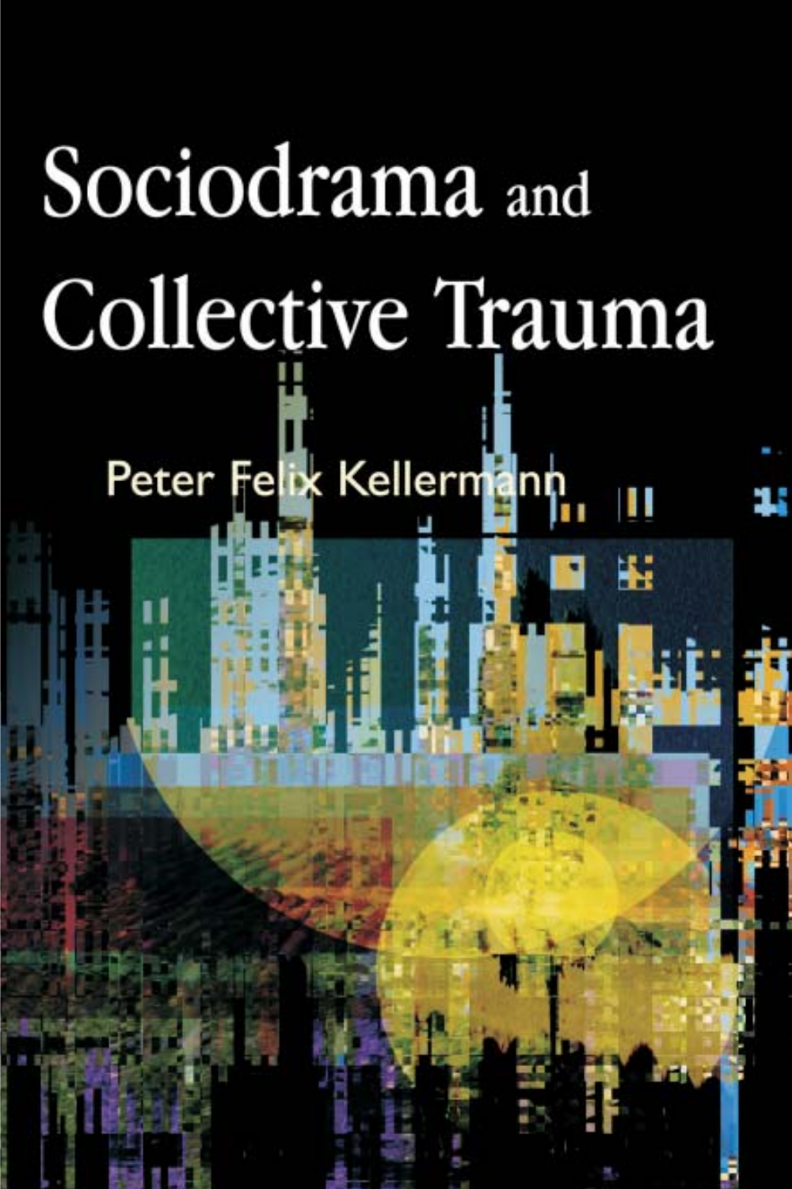# Sociodrama and Collective Trauma

Peter Felix Kellermann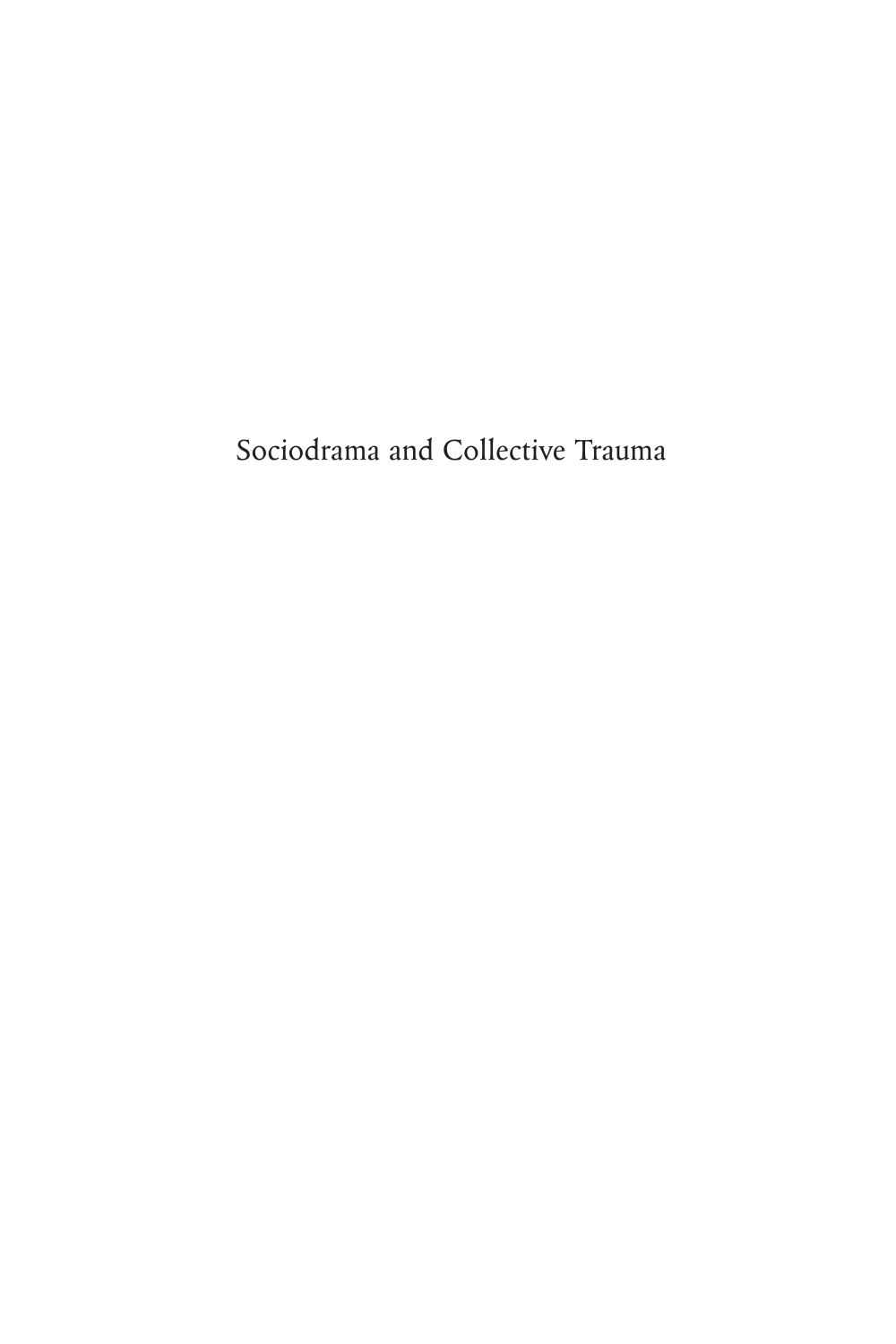Sociodrama and Collective Trauma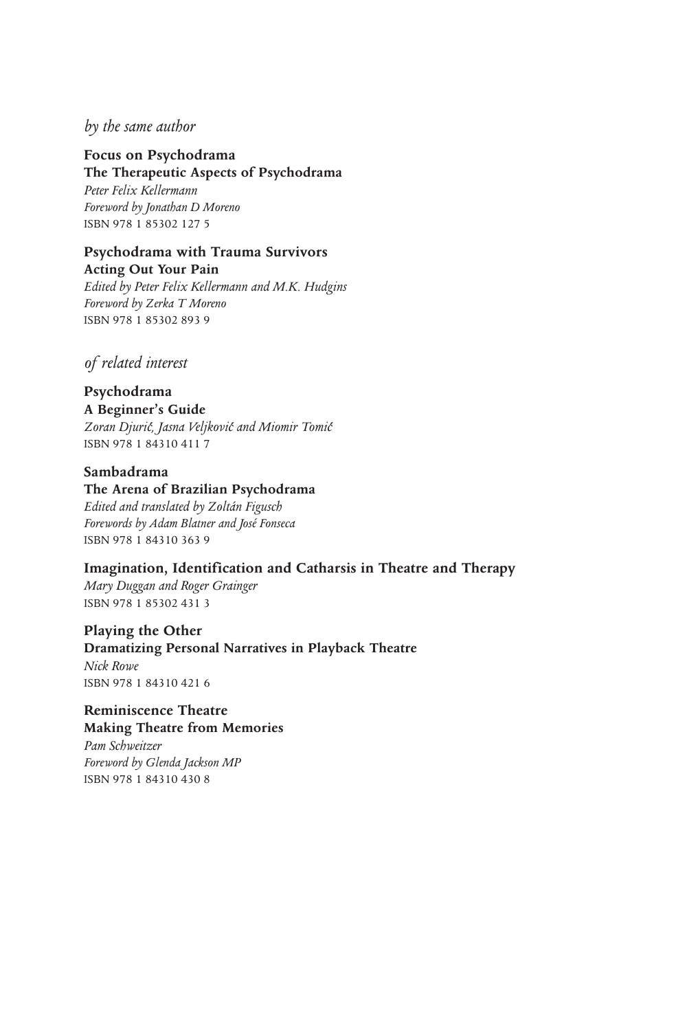*by the same author*

**Focus on Psychodrama**
**The Therapeutic Aspects of Psychodrama**
*Peter Felix Kellermann*
*Foreword by Jonathan D Moreno*
ISBN 978 1 85302 127 5

**Psychodrama with Trauma Survivors**
**Acting Out Your Pain**
*Edited by Peter Felix Kellermann and M.K. Hudgins*
*Foreword by Zerka T Moreno*
ISBN 978 1 85302 893 9

*of related interest*

**Psychodrama**
**A Beginner's Guide**
*Zoran Djurić, Jasna Veljković and Miomir Tomić*
ISBN 978 1 84310 411 7

**Sambadrama**
**The Arena of Brazilian Psychodrama**
*Edited and translated by Zoltán Figusch*
*Forewords by Adam Blatner and José Fonseca*
ISBN 978 1 84310 363 9

**Imagination, Identification and Catharsis in Theatre and Therapy**
*Mary Duggan and Roger Grainger*
ISBN 978 1 85302 431 3

**Playing the Other**
**Dramatizing Personal Narratives in Playback Theatre**
*Nick Rowe*
ISBN 978 1 84310 421 6

**Reminiscence Theatre**
**Making Theatre from Memories**
*Pam Schweitzer*
*Foreword by Glenda Jackson MP*
ISBN 978 1 84310 430 8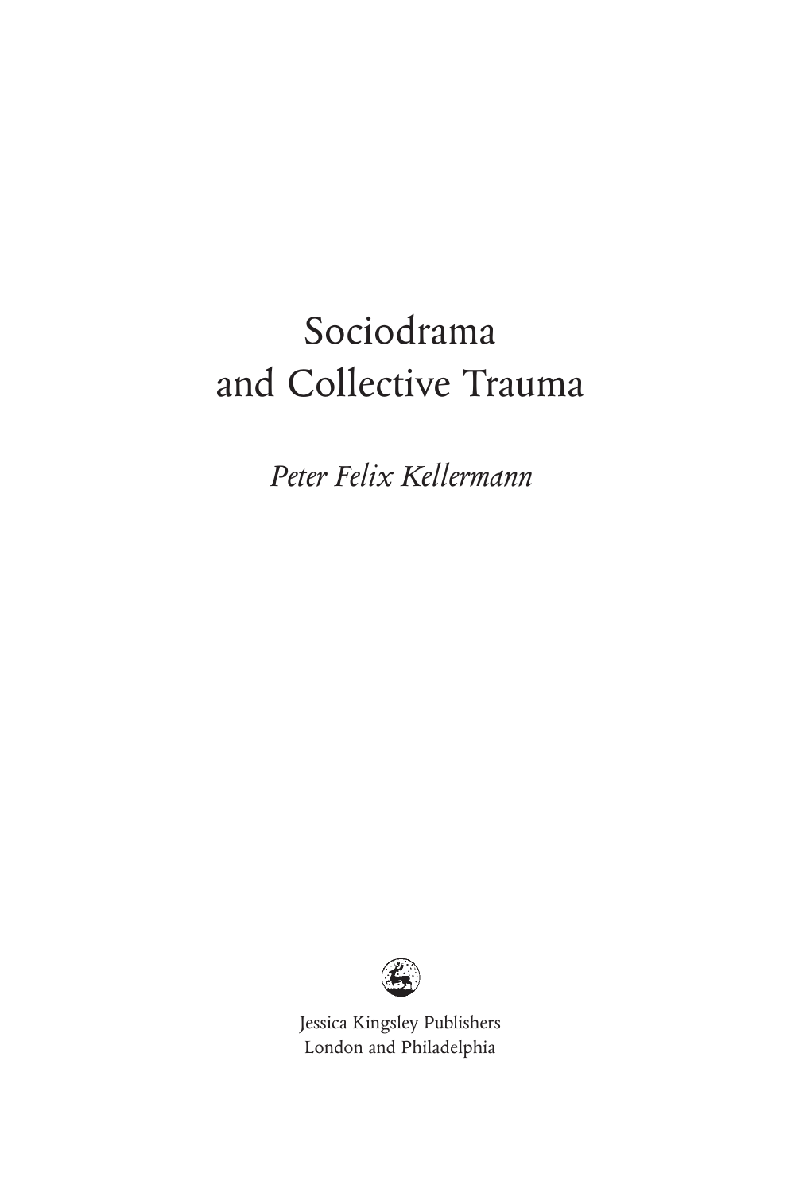# Sociodrama and Collective Trauma

*Peter Felix Kellermann*

Jessica Kingsley Publishers
London and Philadelphia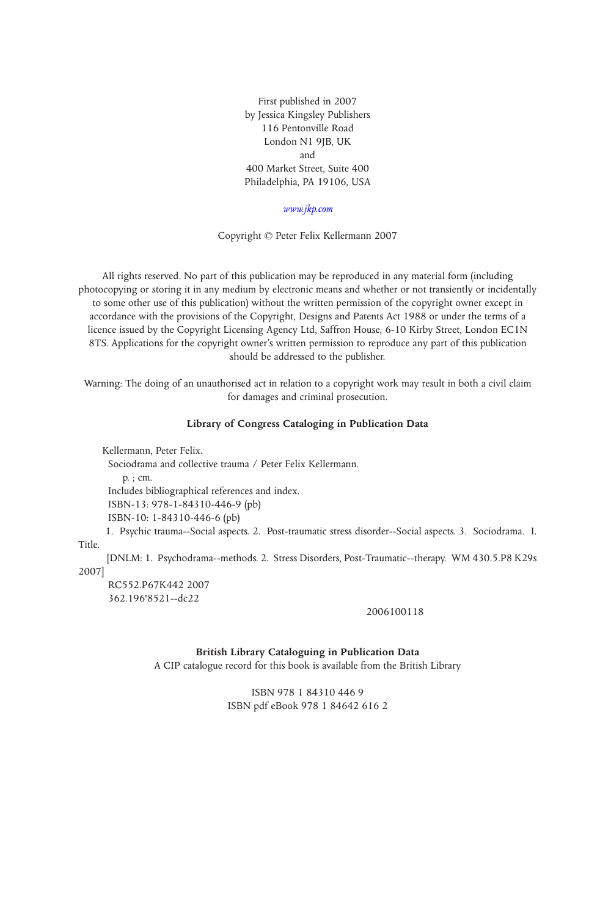First published in 2007
by Jessica Kingsley Publishers
116 Pentonville Road
London N1 9JB, UK
and
400 Market Street, Suite 400
Philadelphia, PA 19106, USA

*www.jkp.com*

Copyright © Peter Felix Kellermann 2007

All rights reserved. No part of this publication may be reproduced in any material form (including photocopying or storing it in any medium by electronic means and whether or not transiently or incidentally to some other use of this publication) without the written permission of the copyright owner except in accordance with the provisions of the Copyright, Designs and Patents Act 1988 or under the terms of a licence issued by the Copyright Licensing Agency Ltd, Saffron House, 6-10 Kirby Street, London EC1N 8TS. Applications for the copyright owner's written permission to reproduce any part of this publication should be addressed to the publisher.

Warning: The doing of an unauthorised act in relation to a copyright work may result in both a civil claim for damages and criminal prosecution.

**Library of Congress Cataloging in Publication Data**

Kellermann, Peter Felix.
Sociodrama and collective trauma / Peter Felix Kellermann.
p. ; cm.
Includes bibliographical references and index.
ISBN-13: 978-1-84310-446-9 (pb)
ISBN-10: 1-84310-446-6 (pb)
1. Psychic trauma--Social aspects. 2. Post-traumatic stress disorder--Social aspects. 3. Sociodrama. I. Title.
[DNLM: 1. Psychodrama--methods. 2. Stress Disorders, Post-Traumatic--therapy. WM 430.5.P8 K29s 2007]
RC552.P67K442 2007
362.196'8521--dc22

2006100118

**British Library Cataloguing in Publication Data**

A CIP catalogue record for this book is available from the British Library

ISBN 978 1 84310 446 9
ISBN pdf eBook 978 1 84642 616 2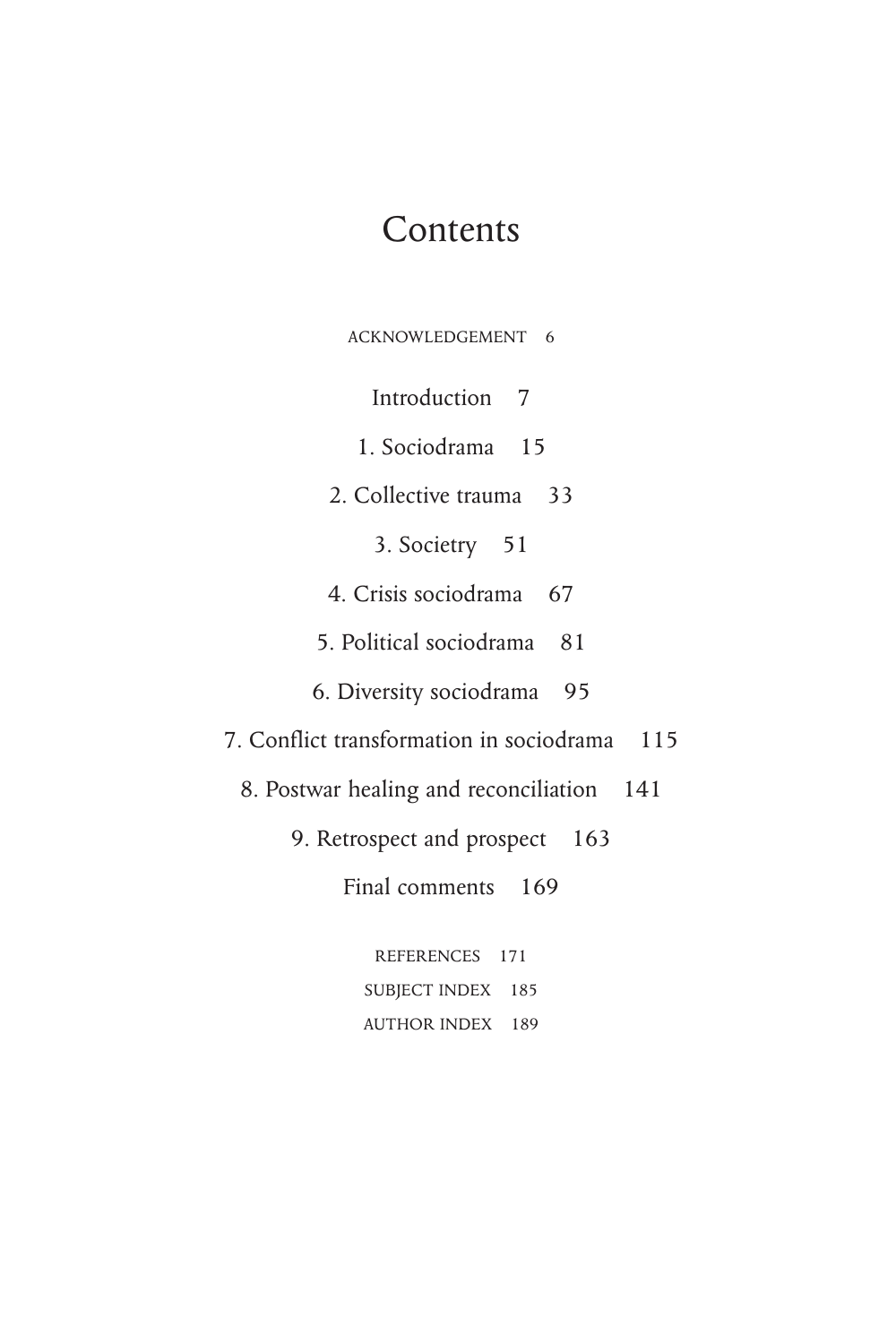# Contents

ACKNOWLEDGEMENT 6

Introduction 7

1. Sociodrama 15

2. Collective trauma 33

3. Societry 51

4. Crisis sociodrama 67

5. Political sociodrama 81

6. Diversity sociodrama 95

7. Conflict transformation in sociodrama 115

8. Postwar healing and reconciliation 141

9. Retrospect and prospect 163

Final comments 169

REFERENCES 171

SUBJECT INDEX 185

AUTHOR INDEX 189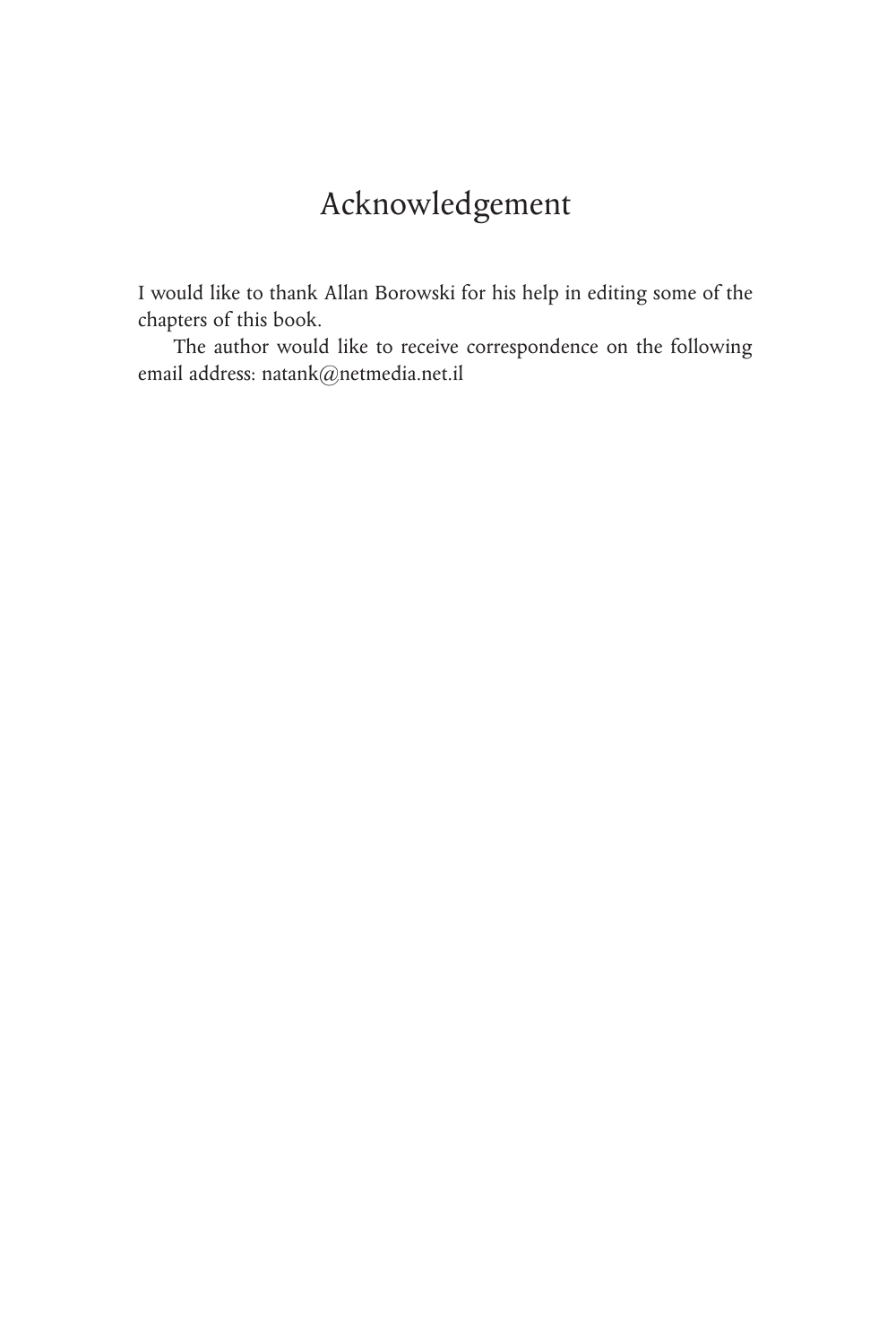# Acknowledgement

I would like to thank Allan Borowski for his help in editing some of the chapters of this book.

The author would like to receive correspondence on the following email address: natank@netmedia.net.il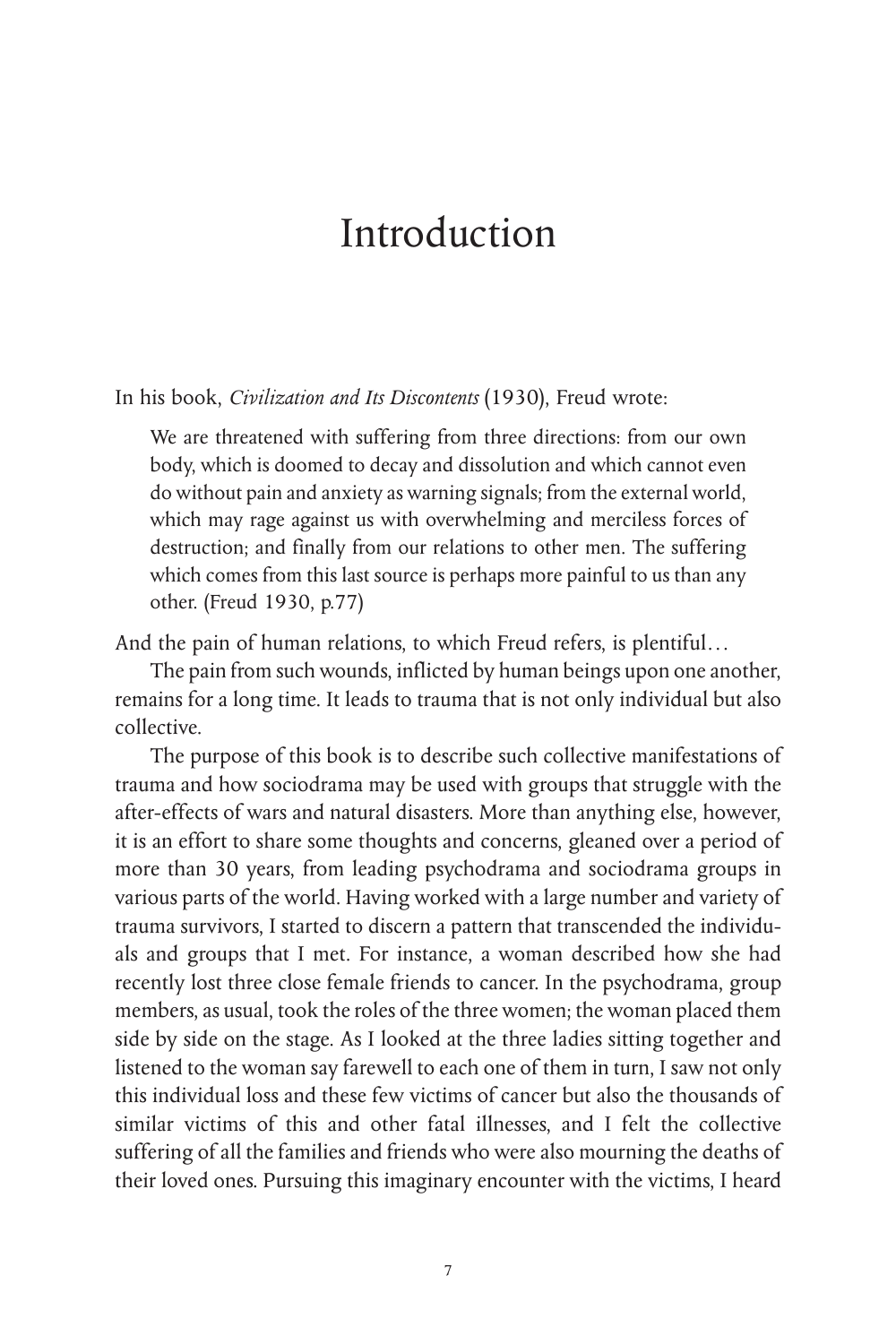# Introduction

In his book, *Civilization and Its Discontents* (1930), Freud wrote:

> We are threatened with suffering from three directions: from our own body, which is doomed to decay and dissolution and which cannot even do without pain and anxiety as warning signals; from the external world, which may rage against us with overwhelming and merciless forces of destruction; and finally from our relations to other men. The suffering which comes from this last source is perhaps more painful to us than any other. (Freud 1930, p.77)

And the pain of human relations, to which Freud refers, is plentiful…

The pain from such wounds, inflicted by human beings upon one another, remains for a long time. It leads to trauma that is not only individual but also collective.

The purpose of this book is to describe such collective manifestations of trauma and how sociodrama may be used with groups that struggle with the after-effects of wars and natural disasters. More than anything else, however, it is an effort to share some thoughts and concerns, gleaned over a period of more than 30 years, from leading psychodrama and sociodrama groups in various parts of the world. Having worked with a large number and variety of trauma survivors, I started to discern a pattern that transcended the individuals and groups that I met. For instance, a woman described how she had recently lost three close female friends to cancer. In the psychodrama, group members, as usual, took the roles of the three women; the woman placed them side by side on the stage. As I looked at the three ladies sitting together and listened to the woman say farewell to each one of them in turn, I saw not only this individual loss and these few victims of cancer but also the thousands of similar victims of this and other fatal illnesses, and I felt the collective suffering of all the families and friends who were also mourning the deaths of their loved ones. Pursuing this imaginary encounter with the victims, I heard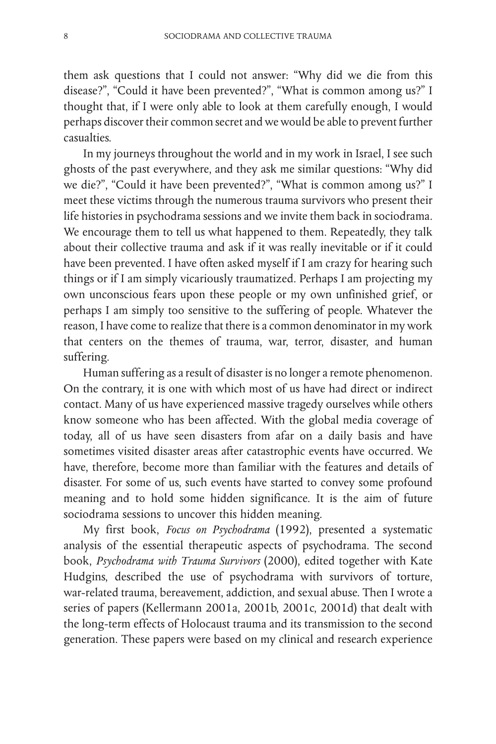them ask questions that I could not answer: "Why did we die from this disease?", "Could it have been prevented?", "What is common among us?" I thought that, if I were only able to look at them carefully enough, I would perhaps discover their common secret and we would be able to prevent further casualties.

In my journeys throughout the world and in my work in Israel, I see such ghosts of the past everywhere, and they ask me similar questions: "Why did we die?", "Could it have been prevented?", "What is common among us?" I meet these victims through the numerous trauma survivors who present their life histories in psychodrama sessions and we invite them back in sociodrama. We encourage them to tell us what happened to them. Repeatedly, they talk about their collective trauma and ask if it was really inevitable or if it could have been prevented. I have often asked myself if I am crazy for hearing such things or if I am simply vicariously traumatized. Perhaps I am projecting my own unconscious fears upon these people or my own unfinished grief, or perhaps I am simply too sensitive to the suffering of people. Whatever the reason, I have come to realize that there is a common denominator in my work that centers on the themes of trauma, war, terror, disaster, and human suffering.

Human suffering as a result of disaster is no longer a remote phenomenon. On the contrary, it is one with which most of us have had direct or indirect contact. Many of us have experienced massive tragedy ourselves while others know someone who has been affected. With the global media coverage of today, all of us have seen disasters from afar on a daily basis and have sometimes visited disaster areas after catastrophic events have occurred. We have, therefore, become more than familiar with the features and details of disaster. For some of us, such events have started to convey some profound meaning and to hold some hidden significance. It is the aim of future sociodrama sessions to uncover this hidden meaning.

My first book, *Focus on Psychodrama* (1992), presented a systematic analysis of the essential therapeutic aspects of psychodrama. The second book, *Psychodrama with Trauma Survivors* (2000), edited together with Kate Hudgins, described the use of psychodrama with survivors of torture, war-related trauma, bereavement, addiction, and sexual abuse. Then I wrote a series of papers (Kellermann 2001a, 2001b, 2001c, 2001d) that dealt with the long-term effects of Holocaust trauma and its transmission to the second generation. These papers were based on my clinical and research experience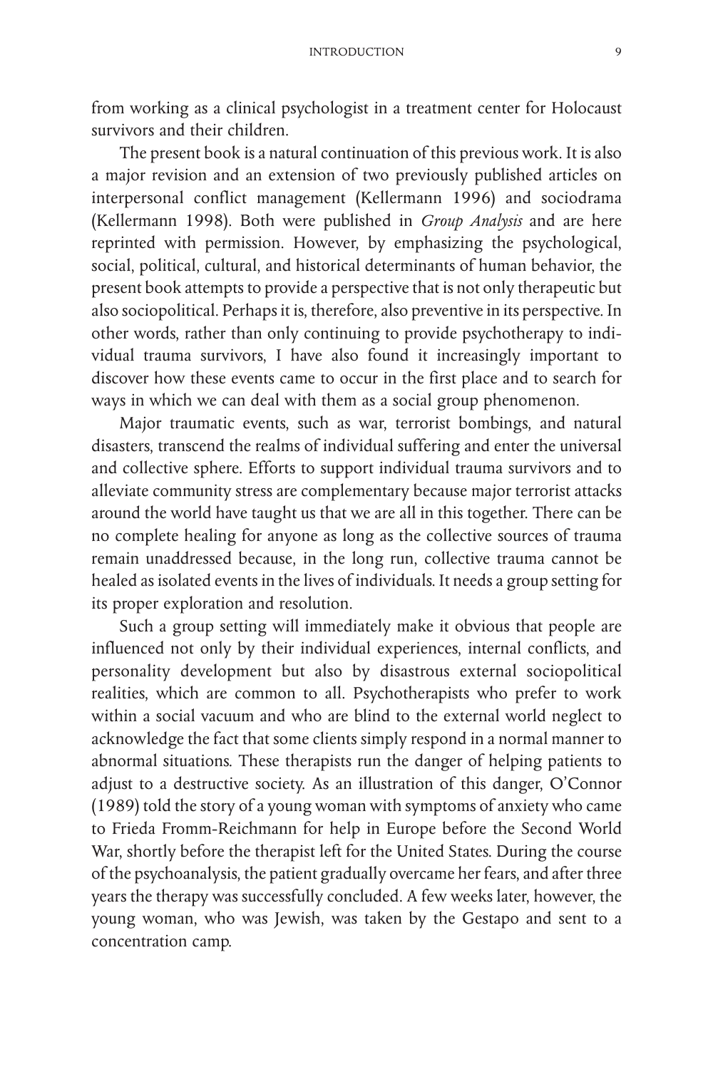from working as a clinical psychologist in a treatment center for Holocaust survivors and their children.

The present book is a natural continuation of this previous work. It is also a major revision and an extension of two previously published articles on interpersonal conflict management (Kellermann 1996) and sociodrama (Kellermann 1998). Both were published in *Group Analysis* and are here reprinted with permission. However, by emphasizing the psychological, social, political, cultural, and historical determinants of human behavior, the present book attempts to provide a perspective that is not only therapeutic but also sociopolitical. Perhaps it is, therefore, also preventive in its perspective. In other words, rather than only continuing to provide psychotherapy to individual trauma survivors, I have also found it increasingly important to discover how these events came to occur in the first place and to search for ways in which we can deal with them as a social group phenomenon.

Major traumatic events, such as war, terrorist bombings, and natural disasters, transcend the realms of individual suffering and enter the universal and collective sphere. Efforts to support individual trauma survivors and to alleviate community stress are complementary because major terrorist attacks around the world have taught us that we are all in this together. There can be no complete healing for anyone as long as the collective sources of trauma remain unaddressed because, in the long run, collective trauma cannot be healed as isolated events in the lives of individuals. It needs a group setting for its proper exploration and resolution.

Such a group setting will immediately make it obvious that people are influenced not only by their individual experiences, internal conflicts, and personality development but also by disastrous external sociopolitical realities, which are common to all. Psychotherapists who prefer to work within a social vacuum and who are blind to the external world neglect to acknowledge the fact that some clients simply respond in a normal manner to abnormal situations. These therapists run the danger of helping patients to adjust to a destructive society. As an illustration of this danger, O'Connor (1989) told the story of a young woman with symptoms of anxiety who came to Frieda Fromm-Reichmann for help in Europe before the Second World War, shortly before the therapist left for the United States. During the course of the psychoanalysis, the patient gradually overcame her fears, and after three years the therapy was successfully concluded. A few weeks later, however, the young woman, who was Jewish, was taken by the Gestapo and sent to a concentration camp.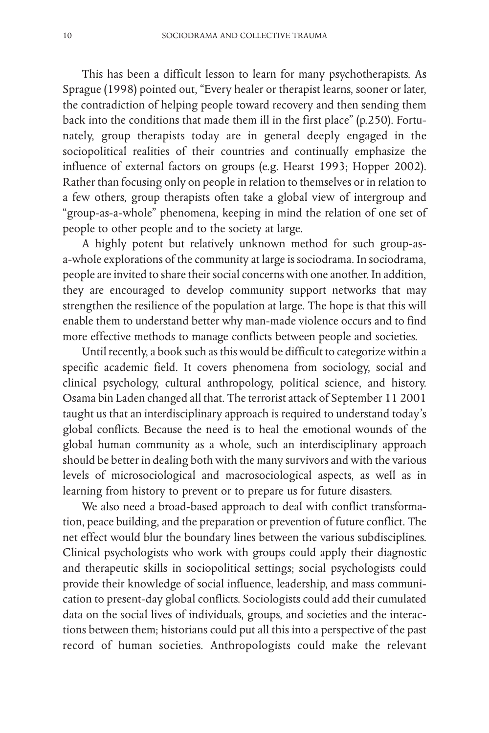This has been a difficult lesson to learn for many psychotherapists. As Sprague (1998) pointed out, "Every healer or therapist learns, sooner or later, the contradiction of helping people toward recovery and then sending them back into the conditions that made them ill in the first place" (p.250). Fortunately, group therapists today are in general deeply engaged in the sociopolitical realities of their countries and continually emphasize the influence of external factors on groups (e.g. Hearst 1993; Hopper 2002). Rather than focusing only on people in relation to themselves or in relation to a few others, group therapists often take a global view of intergroup and "group-as-a-whole" phenomena, keeping in mind the relation of one set of people to other people and to the society at large.

A highly potent but relatively unknown method for such group-as-a-whole explorations of the community at large is sociodrama. In sociodrama, people are invited to share their social concerns with one another. In addition, they are encouraged to develop community support networks that may strengthen the resilience of the population at large. The hope is that this will enable them to understand better why man-made violence occurs and to find more effective methods to manage conflicts between people and societies.

Until recently, a book such as this would be difficult to categorize within a specific academic field. It covers phenomena from sociology, social and clinical psychology, cultural anthropology, political science, and history. Osama bin Laden changed all that. The terrorist attack of September 11 2001 taught us that an interdisciplinary approach is required to understand today's global conflicts. Because the need is to heal the emotional wounds of the global human community as a whole, such an interdisciplinary approach should be better in dealing both with the many survivors and with the various levels of microsociological and macrosociological aspects, as well as in learning from history to prevent or to prepare us for future disasters.

We also need a broad-based approach to deal with conflict transformation, peace building, and the preparation or prevention of future conflict. The net effect would blur the boundary lines between the various subdisciplines. Clinical psychologists who work with groups could apply their diagnostic and therapeutic skills in sociopolitical settings; social psychologists could provide their knowledge of social influence, leadership, and mass communication to present-day global conflicts. Sociologists could add their cumulated data on the social lives of individuals, groups, and societies and the interactions between them; historians could put all this into a perspective of the past record of human societies. Anthropologists could make the relevant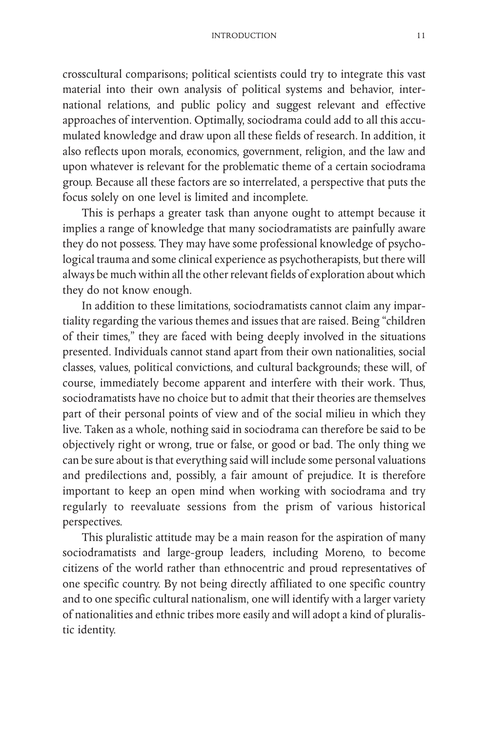crosscultural comparisons; political scientists could try to integrate this vast material into their own analysis of political systems and behavior, international relations, and public policy and suggest relevant and effective approaches of intervention. Optimally, sociodrama could add to all this accumulated knowledge and draw upon all these fields of research. In addition, it also reflects upon morals, economics, government, religion, and the law and upon whatever is relevant for the problematic theme of a certain sociodrama group. Because all these factors are so interrelated, a perspective that puts the focus solely on one level is limited and incomplete.

This is perhaps a greater task than anyone ought to attempt because it implies a range of knowledge that many sociodramatists are painfully aware they do not possess. They may have some professional knowledge of psychological trauma and some clinical experience as psychotherapists, but there will always be much within all the other relevant fields of exploration about which they do not know enough.

In addition to these limitations, sociodramatists cannot claim any impartiality regarding the various themes and issues that are raised. Being "children of their times," they are faced with being deeply involved in the situations presented. Individuals cannot stand apart from their own nationalities, social classes, values, political convictions, and cultural backgrounds; these will, of course, immediately become apparent and interfere with their work. Thus, sociodramatists have no choice but to admit that their theories are themselves part of their personal points of view and of the social milieu in which they live. Taken as a whole, nothing said in sociodrama can therefore be said to be objectively right or wrong, true or false, or good or bad. The only thing we can be sure about is that everything said will include some personal valuations and predilections and, possibly, a fair amount of prejudice. It is therefore important to keep an open mind when working with sociodrama and try regularly to reevaluate sessions from the prism of various historical perspectives.

This pluralistic attitude may be a main reason for the aspiration of many sociodramatists and large-group leaders, including Moreno, to become citizens of the world rather than ethnocentric and proud representatives of one specific country. By not being directly affiliated to one specific country and to one specific cultural nationalism, one will identify with a larger variety of nationalities and ethnic tribes more easily and will adopt a kind of pluralistic identity.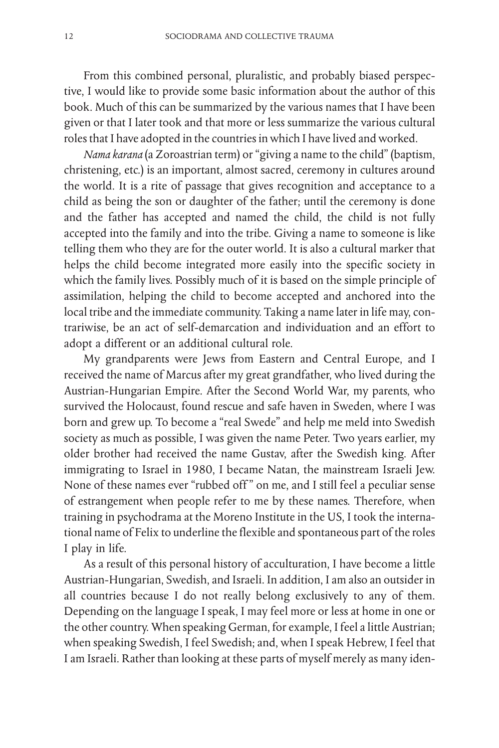From this combined personal, pluralistic, and probably biased perspective, I would like to provide some basic information about the author of this book. Much of this can be summarized by the various names that I have been given or that I later took and that more or less summarize the various cultural roles that I have adopted in the countries in which I have lived and worked.

*Nama karana* (a Zoroastrian term) or "giving a name to the child" (baptism, christening, etc.) is an important, almost sacred, ceremony in cultures around the world. It is a rite of passage that gives recognition and acceptance to a child as being the son or daughter of the father; until the ceremony is done and the father has accepted and named the child, the child is not fully accepted into the family and into the tribe. Giving a name to someone is like telling them who they are for the outer world. It is also a cultural marker that helps the child become integrated more easily into the specific society in which the family lives. Possibly much of it is based on the simple principle of assimilation, helping the child to become accepted and anchored into the local tribe and the immediate community. Taking a name later in life may, contrariwise, be an act of self-demarcation and individuation and an effort to adopt a different or an additional cultural role.

My grandparents were Jews from Eastern and Central Europe, and I received the name of Marcus after my great grandfather, who lived during the Austrian-Hungarian Empire. After the Second World War, my parents, who survived the Holocaust, found rescue and safe haven in Sweden, where I was born and grew up. To become a "real Swede" and help me meld into Swedish society as much as possible, I was given the name Peter. Two years earlier, my older brother had received the name Gustav, after the Swedish king. After immigrating to Israel in 1980, I became Natan, the mainstream Israeli Jew. None of these names ever "rubbed off" on me, and I still feel a peculiar sense of estrangement when people refer to me by these names. Therefore, when training in psychodrama at the Moreno Institute in the US, I took the international name of Felix to underline the flexible and spontaneous part of the roles I play in life.

As a result of this personal history of acculturation, I have become a little Austrian-Hungarian, Swedish, and Israeli. In addition, I am also an outsider in all countries because I do not really belong exclusively to any of them. Depending on the language I speak, I may feel more or less at home in one or the other country. When speaking German, for example, I feel a little Austrian; when speaking Swedish, I feel Swedish; and, when I speak Hebrew, I feel that I am Israeli. Rather than looking at these parts of myself merely as many iden-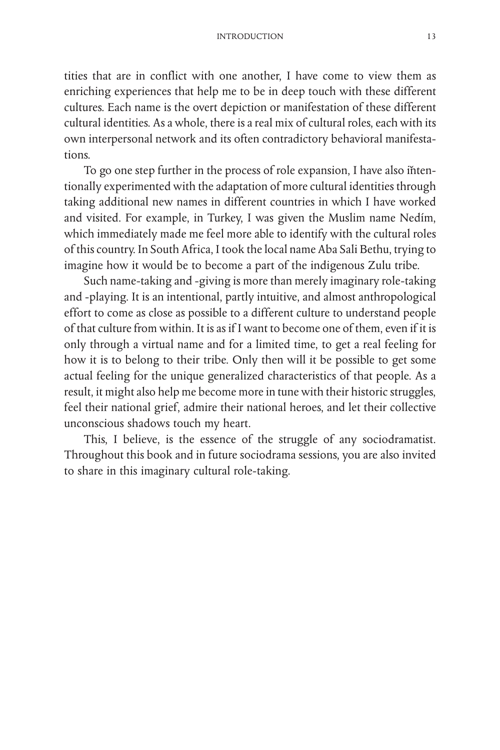tities that are in conflict with one another, I have come to view them as enriching experiences that help me to be in deep touch with these different cultures. Each name is the overt depiction or manifestation of these different cultural identities. As a whole, there is a real mix of cultural roles, each with its own interpersonal network and its often contradictory behavioral manifestations.

To go one step further in the process of role expansion, I have also intentionally experimented with the adaptation of more cultural identities through taking additional new names in different countries in which I have worked and visited. For example, in Turkey, I was given the Muslim name Nedím, which immediately made me feel more able to identify with the cultural roles of this country. In South Africa, I took the local name Aba Sali Bethu, trying to imagine how it would be to become a part of the indigenous Zulu tribe.

Such name-taking and -giving is more than merely imaginary role-taking and -playing. It is an intentional, partly intuitive, and almost anthropological effort to come as close as possible to a different culture to understand people of that culture from within. It is as if I want to become one of them, even if it is only through a virtual name and for a limited time, to get a real feeling for how it is to belong to their tribe. Only then will it be possible to get some actual feeling for the unique generalized characteristics of that people. As a result, it might also help me become more in tune with their historic struggles, feel their national grief, admire their national heroes, and let their collective unconscious shadows touch my heart.

This, I believe, is the essence of the struggle of any sociodramatist. Throughout this book and in future sociodrama sessions, you are also invited to share in this imaginary cultural role-taking.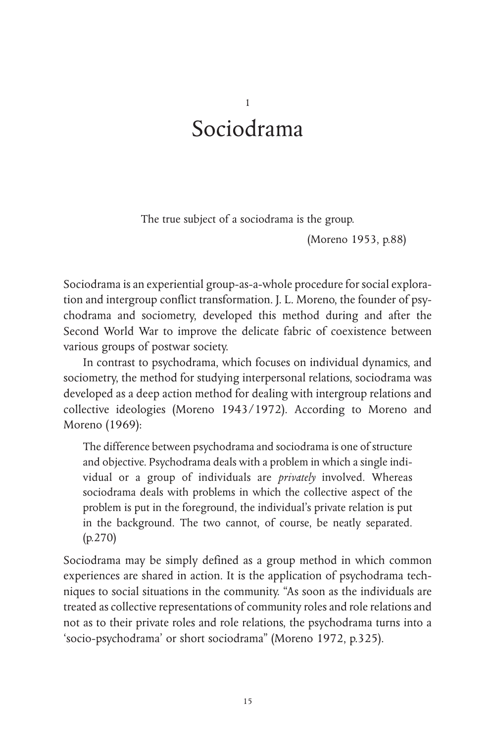# 1
# Sociodrama

> The true subject of a sociodrama is the group.
>
> (Moreno 1953, p.88)

Sociodrama is an experiential group-as-a-whole procedure for social exploration and intergroup conflict transformation. J. L. Moreno, the founder of psychodrama and sociometry, developed this method during and after the Second World War to improve the delicate fabric of coexistence between various groups of postwar society.

In contrast to psychodrama, which focuses on individual dynamics, and sociometry, the method for studying interpersonal relations, sociodrama was developed as a deep action method for dealing with intergroup relations and collective ideologies (Moreno 1943/1972). According to Moreno and Moreno (1969):

> The difference between psychodrama and sociodrama is one of structure and objective. Psychodrama deals with a problem in which a single individual or a group of individuals are *privately* involved. Whereas sociodrama deals with problems in which the collective aspect of the problem is put in the foreground, the individual's private relation is put in the background. The two cannot, of course, be neatly separated. (p.270)

Sociodrama may be simply defined as a group method in which common experiences are shared in action. It is the application of psychodrama techniques to social situations in the community. "As soon as the individuals are treated as collective representations of community roles and role relations and not as to their private roles and role relations, the psychodrama turns into a 'socio-psychodrama' or short sociodrama" (Moreno 1972, p.325).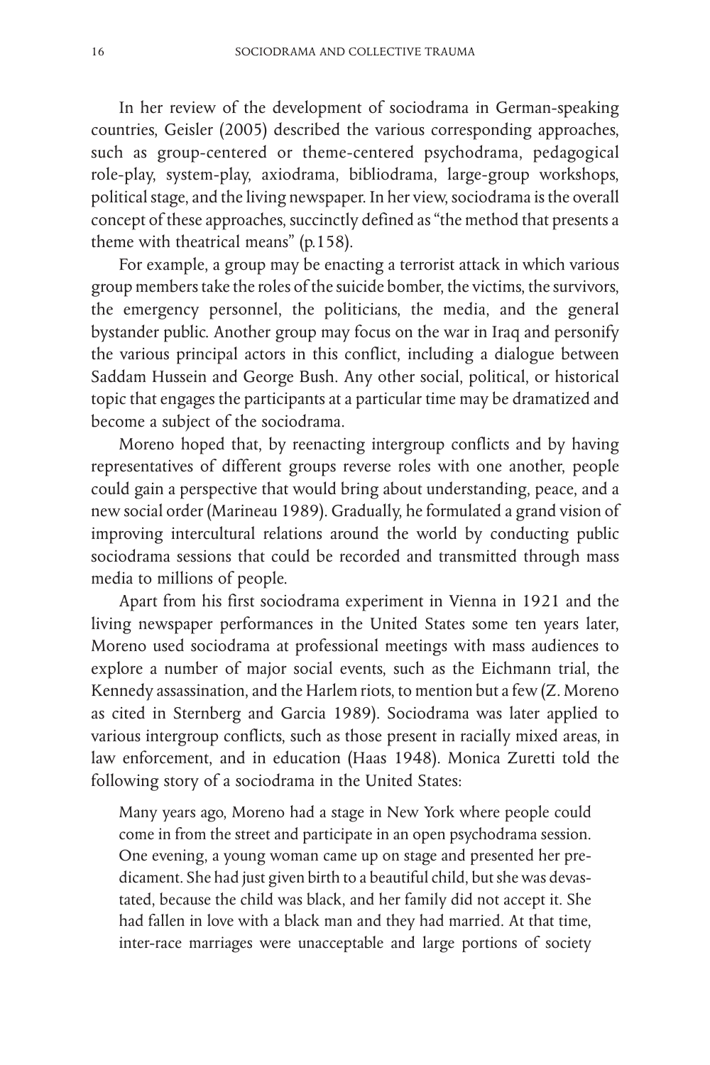In her review of the development of sociodrama in German-speaking countries, Geisler (2005) described the various corresponding approaches, such as group-centered or theme-centered psychodrama, pedagogical role-play, system-play, axiodrama, bibliodrama, large-group workshops, political stage, and the living newspaper. In her view, sociodrama is the overall concept of these approaches, succinctly defined as "the method that presents a theme with theatrical means" (p.158).

For example, a group may be enacting a terrorist attack in which various group members take the roles of the suicide bomber, the victims, the survivors, the emergency personnel, the politicians, the media, and the general bystander public. Another group may focus on the war in Iraq and personify the various principal actors in this conflict, including a dialogue between Saddam Hussein and George Bush. Any other social, political, or historical topic that engages the participants at a particular time may be dramatized and become a subject of the sociodrama.

Moreno hoped that, by reenacting intergroup conflicts and by having representatives of different groups reverse roles with one another, people could gain a perspective that would bring about understanding, peace, and a new social order (Marineau 1989). Gradually, he formulated a grand vision of improving intercultural relations around the world by conducting public sociodrama sessions that could be recorded and transmitted through mass media to millions of people.

Apart from his first sociodrama experiment in Vienna in 1921 and the living newspaper performances in the United States some ten years later, Moreno used sociodrama at professional meetings with mass audiences to explore a number of major social events, such as the Eichmann trial, the Kennedy assassination, and the Harlem riots, to mention but a few (Z. Moreno as cited in Sternberg and Garcia 1989). Sociodrama was later applied to various intergroup conflicts, such as those present in racially mixed areas, in law enforcement, and in education (Haas 1948). Monica Zuretti told the following story of a sociodrama in the United States:

> Many years ago, Moreno had a stage in New York where people could come in from the street and participate in an open psychodrama session. One evening, a young woman came up on stage and presented her predicament. She had just given birth to a beautiful child, but she was devastated, because the child was black, and her family did not accept it. She had fallen in love with a black man and they had married. At that time, inter-race marriages were unacceptable and large portions of society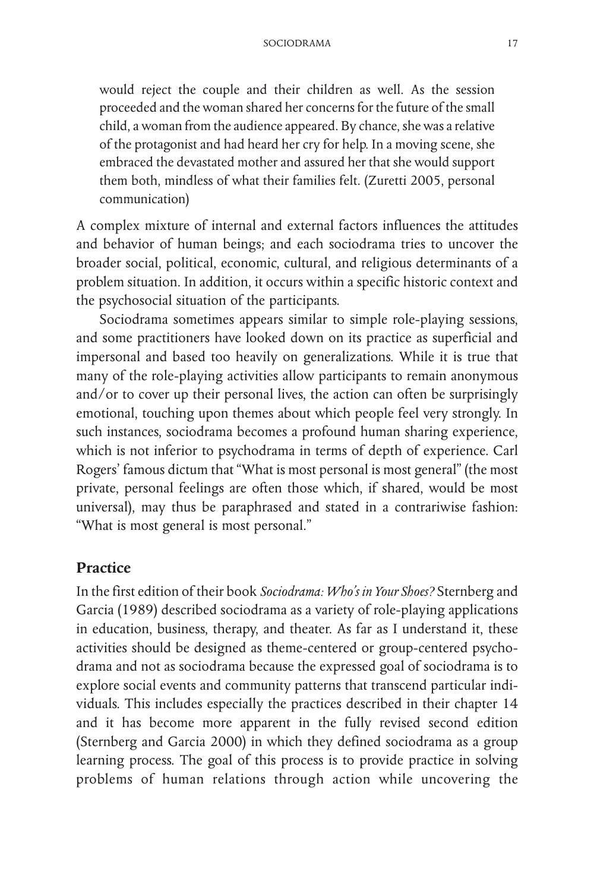> would reject the couple and their children as well. As the session proceeded and the woman shared her concerns for the future of the small child, a woman from the audience appeared. By chance, she was a relative of the protagonist and had heard her cry for help. In a moving scene, she embraced the devastated mother and assured her that she would support them both, mindless of what their families felt. (Zuretti 2005, personal communication)

A complex mixture of internal and external factors influences the attitudes and behavior of human beings; and each sociodrama tries to uncover the broader social, political, economic, cultural, and religious determinants of a problem situation. In addition, it occurs within a specific historic context and the psychosocial situation of the participants.

Sociodrama sometimes appears similar to simple role-playing sessions, and some practitioners have looked down on its practice as superficial and impersonal and based too heavily on generalizations. While it is true that many of the role-playing activities allow participants to remain anonymous and/or to cover up their personal lives, the action can often be surprisingly emotional, touching upon themes about which people feel very strongly. In such instances, sociodrama becomes a profound human sharing experience, which is not inferior to psychodrama in terms of depth of experience. Carl Rogers' famous dictum that "What is most personal is most general" (the most private, personal feelings are often those which, if shared, would be most universal), may thus be paraphrased and stated in a contrariwise fashion: "What is most general is most personal."

## Practice

In the first edition of their book *Sociodrama: Who's in Your Shoes?* Sternberg and Garcia (1989) described sociodrama as a variety of role-playing applications in education, business, therapy, and theater. As far as I understand it, these activities should be designed as theme-centered or group-centered psychodrama and not as sociodrama because the expressed goal of sociodrama is to explore social events and community patterns that transcend particular individuals. This includes especially the practices described in their chapter 14 and it has become more apparent in the fully revised second edition (Sternberg and Garcia 2000) in which they defined sociodrama as a group learning process. The goal of this process is to provide practice in solving problems of human relations through action while uncovering the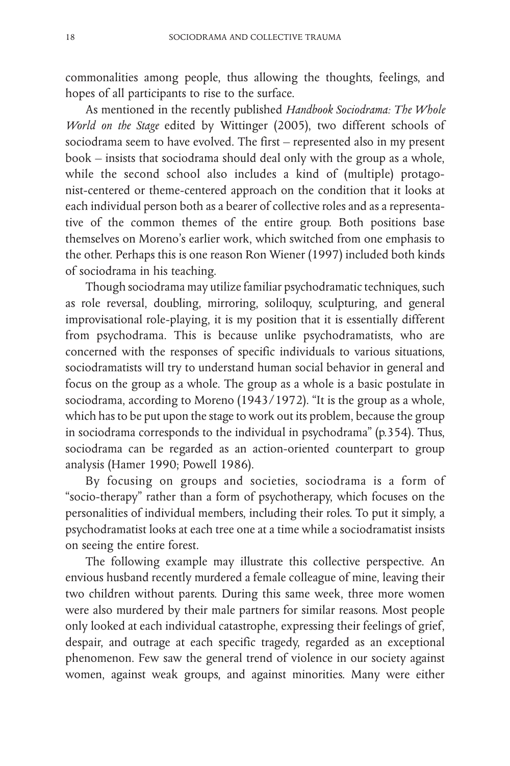commonalities among people, thus allowing the thoughts, feelings, and hopes of all participants to rise to the surface.

As mentioned in the recently published *Handbook Sociodrama: The Whole World on the Stage* edited by Wittinger (2005), two different schools of sociodrama seem to have evolved. The first – represented also in my present book – insists that sociodrama should deal only with the group as a whole, while the second school also includes a kind of (multiple) protagonist-centered or theme-centered approach on the condition that it looks at each individual person both as a bearer of collective roles and as a representative of the common themes of the entire group. Both positions base themselves on Moreno's earlier work, which switched from one emphasis to the other. Perhaps this is one reason Ron Wiener (1997) included both kinds of sociodrama in his teaching.

Though sociodrama may utilize familiar psychodramatic techniques, such as role reversal, doubling, mirroring, soliloquy, sculpturing, and general improvisational role-playing, it is my position that it is essentially different from psychodrama. This is because unlike psychodramatists, who are concerned with the responses of specific individuals to various situations, sociodramatists will try to understand human social behavior in general and focus on the group as a whole. The group as a whole is a basic postulate in sociodrama, according to Moreno (1943/1972). "It is the group as a whole, which has to be put upon the stage to work out its problem, because the group in sociodrama corresponds to the individual in psychodrama" (p.354). Thus, sociodrama can be regarded as an action-oriented counterpart to group analysis (Hamer 1990; Powell 1986).

By focusing on groups and societies, sociodrama is a form of "socio-therapy" rather than a form of psychotherapy, which focuses on the personalities of individual members, including their roles. To put it simply, a psychodramatist looks at each tree one at a time while a sociodramatist insists on seeing the entire forest.

The following example may illustrate this collective perspective. An envious husband recently murdered a female colleague of mine, leaving their two children without parents. During this same week, three more women were also murdered by their male partners for similar reasons. Most people only looked at each individual catastrophe, expressing their feelings of grief, despair, and outrage at each specific tragedy, regarded as an exceptional phenomenon. Few saw the general trend of violence in our society against women, against weak groups, and against minorities. Many were either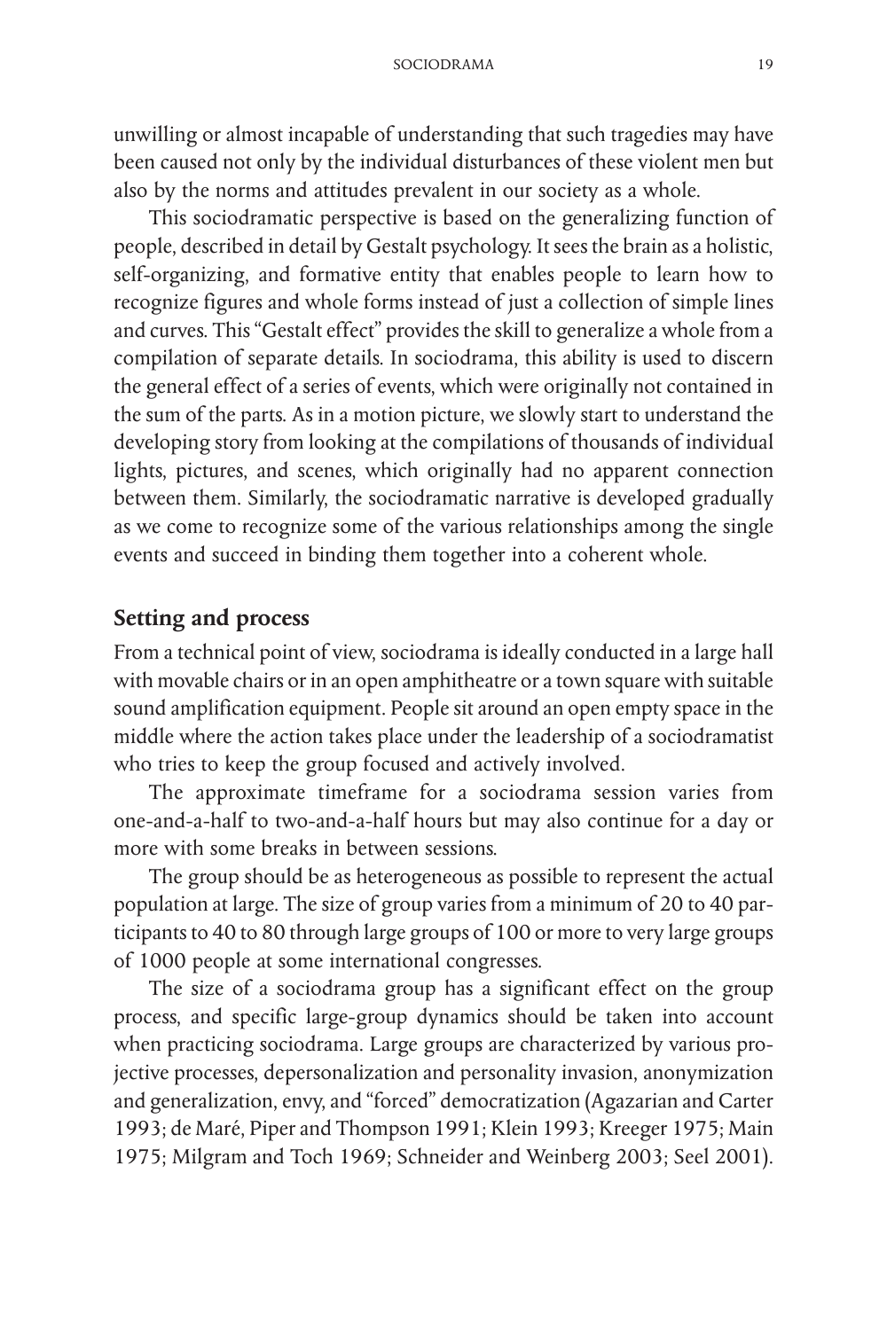unwilling or almost incapable of understanding that such tragedies may have been caused not only by the individual disturbances of these violent men but also by the norms and attitudes prevalent in our society as a whole.

This sociodramatic perspective is based on the generalizing function of people, described in detail by Gestalt psychology. It sees the brain as a holistic, self-organizing, and formative entity that enables people to learn how to recognize figures and whole forms instead of just a collection of simple lines and curves. This "Gestalt effect" provides the skill to generalize a whole from a compilation of separate details. In sociodrama, this ability is used to discern the general effect of a series of events, which were originally not contained in the sum of the parts. As in a motion picture, we slowly start to understand the developing story from looking at the compilations of thousands of individual lights, pictures, and scenes, which originally had no apparent connection between them. Similarly, the sociodramatic narrative is developed gradually as we come to recognize some of the various relationships among the single events and succeed in binding them together into a coherent whole.

## Setting and process

From a technical point of view, sociodrama is ideally conducted in a large hall with movable chairs or in an open amphitheatre or a town square with suitable sound amplification equipment. People sit around an open empty space in the middle where the action takes place under the leadership of a sociodramatist who tries to keep the group focused and actively involved.

The approximate timeframe for a sociodrama session varies from one-and-a-half to two-and-a-half hours but may also continue for a day or more with some breaks in between sessions.

The group should be as heterogeneous as possible to represent the actual population at large. The size of group varies from a minimum of 20 to 40 participants to 40 to 80 through large groups of 100 or more to very large groups of 1000 people at some international congresses.

The size of a sociodrama group has a significant effect on the group process, and specific large-group dynamics should be taken into account when practicing sociodrama. Large groups are characterized by various projective processes, depersonalization and personality invasion, anonymization and generalization, envy, and "forced" democratization (Agazarian and Carter 1993; de Maré, Piper and Thompson 1991; Klein 1993; Kreeger 1975; Main 1975; Milgram and Toch 1969; Schneider and Weinberg 2003; Seel 2001).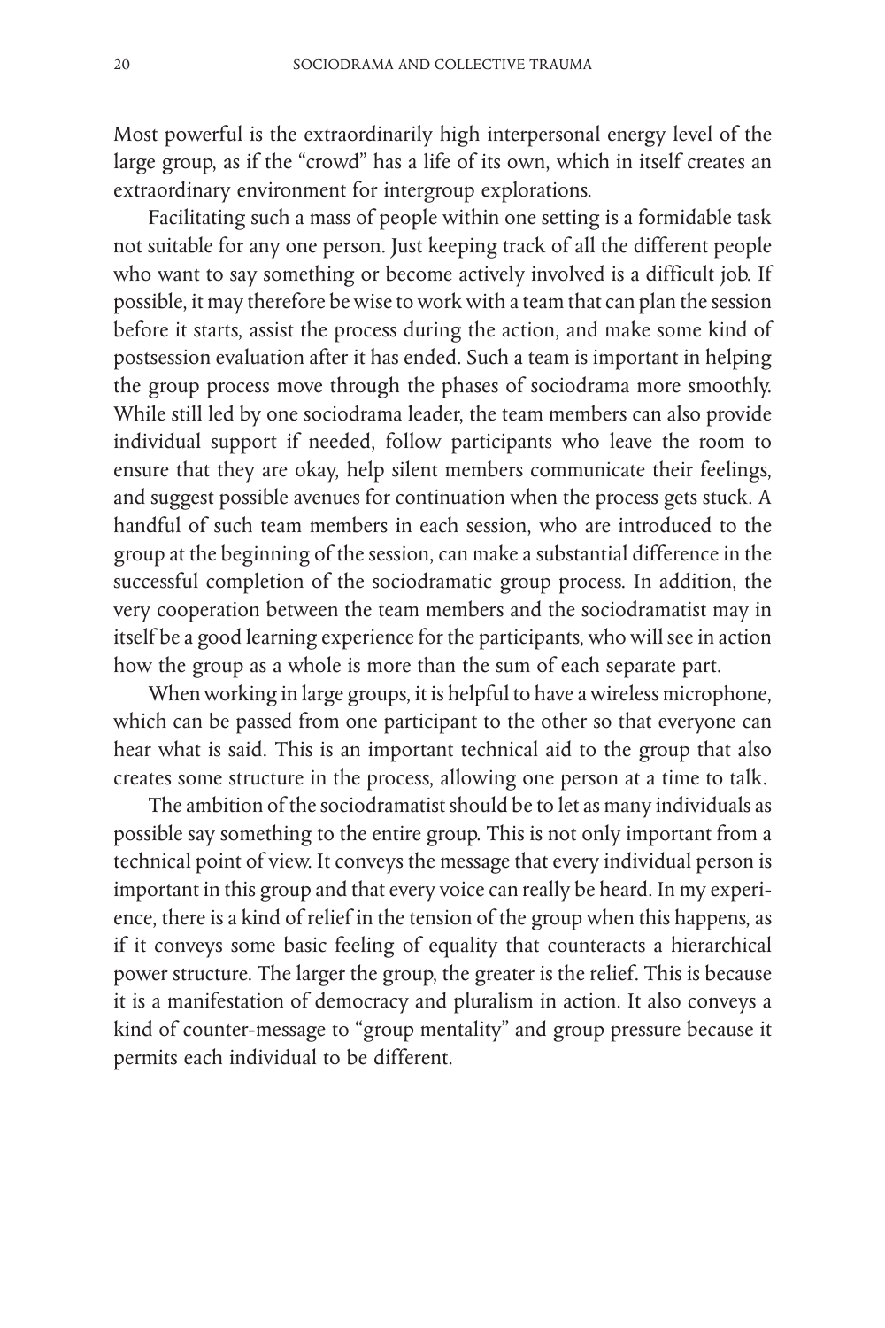Most powerful is the extraordinarily high interpersonal energy level of the large group, as if the "crowd" has a life of its own, which in itself creates an extraordinary environment for intergroup explorations.

Facilitating such a mass of people within one setting is a formidable task not suitable for any one person. Just keeping track of all the different people who want to say something or become actively involved is a difficult job. If possible, it may therefore be wise to work with a team that can plan the session before it starts, assist the process during the action, and make some kind of postsession evaluation after it has ended. Such a team is important in helping the group process move through the phases of sociodrama more smoothly. While still led by one sociodrama leader, the team members can also provide individual support if needed, follow participants who leave the room to ensure that they are okay, help silent members communicate their feelings, and suggest possible avenues for continuation when the process gets stuck. A handful of such team members in each session, who are introduced to the group at the beginning of the session, can make a substantial difference in the successful completion of the sociodramatic group process. In addition, the very cooperation between the team members and the sociodramatist may in itself be a good learning experience for the participants, who will see in action how the group as a whole is more than the sum of each separate part.

When working in large groups, it is helpful to have a wireless microphone, which can be passed from one participant to the other so that everyone can hear what is said. This is an important technical aid to the group that also creates some structure in the process, allowing one person at a time to talk.

The ambition of the sociodramatist should be to let as many individuals as possible say something to the entire group. This is not only important from a technical point of view. It conveys the message that every individual person is important in this group and that every voice can really be heard. In my experience, there is a kind of relief in the tension of the group when this happens, as if it conveys some basic feeling of equality that counteracts a hierarchical power structure. The larger the group, the greater is the relief. This is because it is a manifestation of democracy and pluralism in action. It also conveys a kind of counter-message to "group mentality" and group pressure because it permits each individual to be different.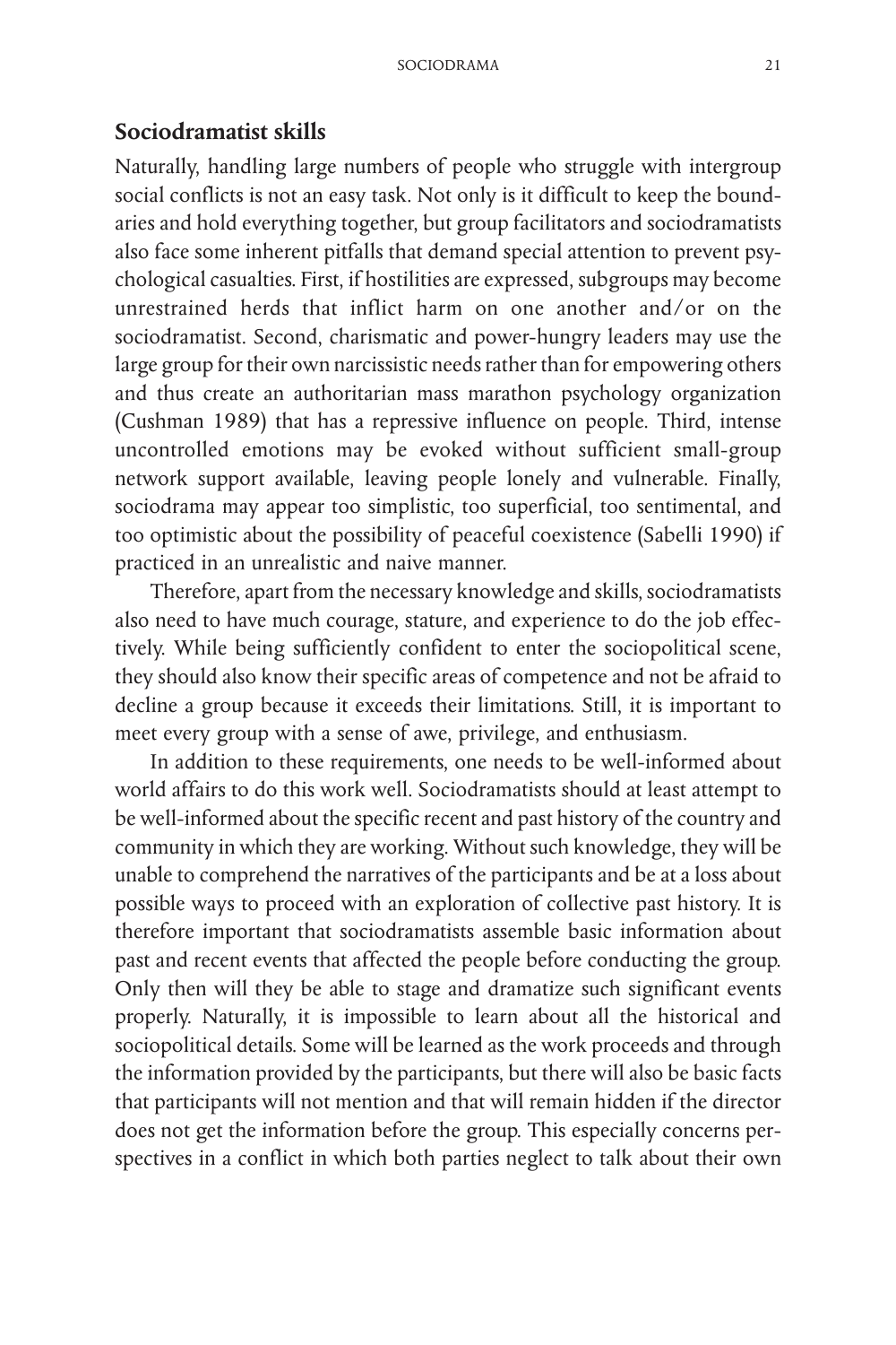## Sociodramatist skills

Naturally, handling large numbers of people who struggle with intergroup social conflicts is not an easy task. Not only is it difficult to keep the boundaries and hold everything together, but group facilitators and sociodramatists also face some inherent pitfalls that demand special attention to prevent psychological casualties. First, if hostilities are expressed, subgroups may become unrestrained herds that inflict harm on one another and/or on the sociodramatist. Second, charismatic and power-hungry leaders may use the large group for their own narcissistic needs rather than for empowering others and thus create an authoritarian mass marathon psychology organization (Cushman 1989) that has a repressive influence on people. Third, intense uncontrolled emotions may be evoked without sufficient small-group network support available, leaving people lonely and vulnerable. Finally, sociodrama may appear too simplistic, too superficial, too sentimental, and too optimistic about the possibility of peaceful coexistence (Sabelli 1990) if practiced in an unrealistic and naive manner.

Therefore, apart from the necessary knowledge and skills, sociodramatists also need to have much courage, stature, and experience to do the job effectively. While being sufficiently confident to enter the sociopolitical scene, they should also know their specific areas of competence and not be afraid to decline a group because it exceeds their limitations. Still, it is important to meet every group with a sense of awe, privilege, and enthusiasm.

In addition to these requirements, one needs to be well-informed about world affairs to do this work well. Sociodramatists should at least attempt to be well-informed about the specific recent and past history of the country and community in which they are working. Without such knowledge, they will be unable to comprehend the narratives of the participants and be at a loss about possible ways to proceed with an exploration of collective past history. It is therefore important that sociodramatists assemble basic information about past and recent events that affected the people before conducting the group. Only then will they be able to stage and dramatize such significant events properly. Naturally, it is impossible to learn about all the historical and sociopolitical details. Some will be learned as the work proceeds and through the information provided by the participants, but there will also be basic facts that participants will not mention and that will remain hidden if the director does not get the information before the group. This especially concerns perspectives in a conflict in which both parties neglect to talk about their own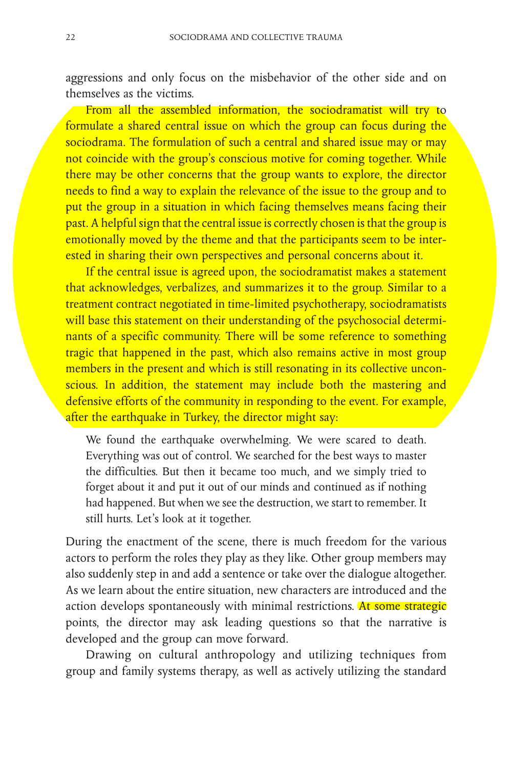aggressions and only focus on the misbehavior of the other side and on themselves as the victims.

From all the assembled information, the sociodramatist will try to formulate a shared central issue on which the group can focus during the sociodrama. The formulation of such a central and shared issue may or may not coincide with the group's conscious motive for coming together. While there may be other concerns that the group wants to explore, the director needs to find a way to explain the relevance of the issue to the group and to put the group in a situation in which facing themselves means facing their past. A helpful sign that the central issue is correctly chosen is that the group is emotionally moved by the theme and that the participants seem to be interested in sharing their own perspectives and personal concerns about it.

If the central issue is agreed upon, the sociodramatist makes a statement that acknowledges, verbalizes, and summarizes it to the group. Similar to a treatment contract negotiated in time-limited psychotherapy, sociodramatists will base this statement on their understanding of the psychosocial determinants of a specific community. There will be some reference to something tragic that happened in the past, which also remains active in most group members in the present and which is still resonating in its collective unconscious. In addition, the statement may include both the mastering and defensive efforts of the community in responding to the event. For example, after the earthquake in Turkey, the director might say:

> We found the earthquake overwhelming. We were scared to death. Everything was out of control. We searched for the best ways to master the difficulties. But then it became too much, and we simply tried to forget about it and put it out of our minds and continued as if nothing had happened. But when we see the destruction, we start to remember. It still hurts. Let's look at it together.

During the enactment of the scene, there is much freedom for the various actors to perform the roles they play as they like. Other group members may also suddenly step in and add a sentence or take over the dialogue altogether. As we learn about the entire situation, new characters are introduced and the action develops spontaneously with minimal restrictions. At some strategic points, the director may ask leading questions so that the narrative is developed and the group can move forward.

Drawing on cultural anthropology and utilizing techniques from group and family systems therapy, as well as actively utilizing the standard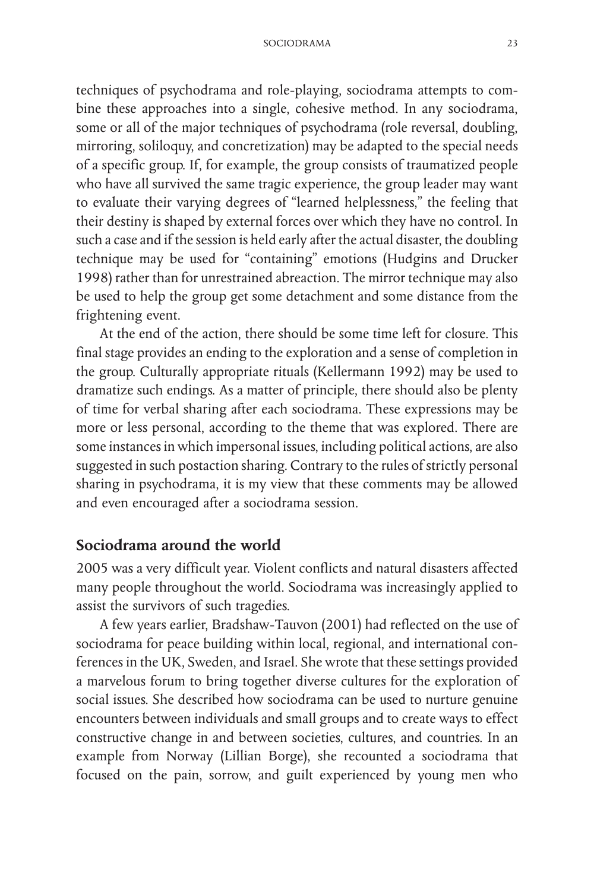techniques of psychodrama and role-playing, sociodrama attempts to combine these approaches into a single, cohesive method. In any sociodrama, some or all of the major techniques of psychodrama (role reversal, doubling, mirroring, soliloquy, and concretization) may be adapted to the special needs of a specific group. If, for example, the group consists of traumatized people who have all survived the same tragic experience, the group leader may want to evaluate their varying degrees of "learned helplessness," the feeling that their destiny is shaped by external forces over which they have no control. In such a case and if the session is held early after the actual disaster, the doubling technique may be used for "containing" emotions (Hudgins and Drucker 1998) rather than for unrestrained abreaction. The mirror technique may also be used to help the group get some detachment and some distance from the frightening event.

At the end of the action, there should be some time left for closure. This final stage provides an ending to the exploration and a sense of completion in the group. Culturally appropriate rituals (Kellermann 1992) may be used to dramatize such endings. As a matter of principle, there should also be plenty of time for verbal sharing after each sociodrama. These expressions may be more or less personal, according to the theme that was explored. There are some instances in which impersonal issues, including political actions, are also suggested in such postaction sharing. Contrary to the rules of strictly personal sharing in psychodrama, it is my view that these comments may be allowed and even encouraged after a sociodrama session.

## Sociodrama around the world

2005 was a very difficult year. Violent conflicts and natural disasters affected many people throughout the world. Sociodrama was increasingly applied to assist the survivors of such tragedies.

A few years earlier, Bradshaw-Tauvon (2001) had reflected on the use of sociodrama for peace building within local, regional, and international conferences in the UK, Sweden, and Israel. She wrote that these settings provided a marvelous forum to bring together diverse cultures for the exploration of social issues. She described how sociodrama can be used to nurture genuine encounters between individuals and small groups and to create ways to effect constructive change in and between societies, cultures, and countries. In an example from Norway (Lillian Borge), she recounted a sociodrama that focused on the pain, sorrow, and guilt experienced by young men who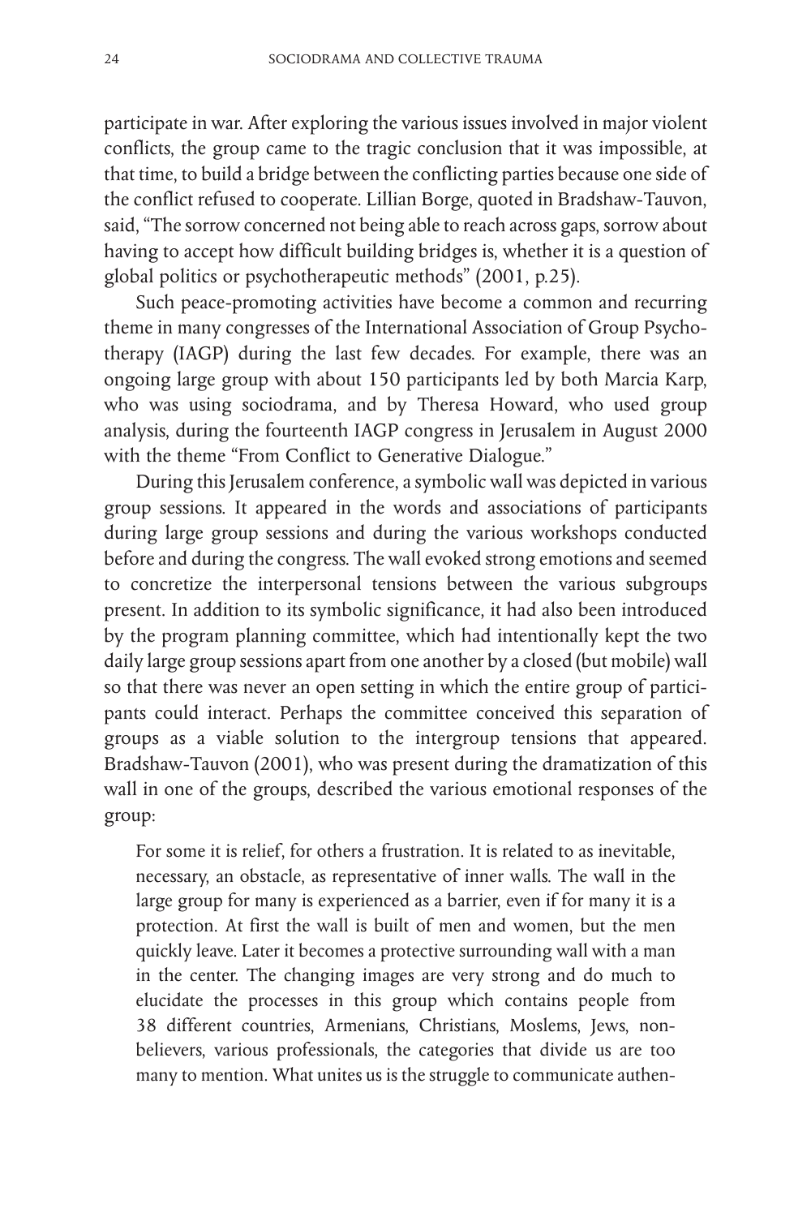participate in war. After exploring the various issues involved in major violent conflicts, the group came to the tragic conclusion that it was impossible, at that time, to build a bridge between the conflicting parties because one side of the conflict refused to cooperate. Lillian Borge, quoted in Bradshaw-Tauvon, said, "The sorrow concerned not being able to reach across gaps, sorrow about having to accept how difficult building bridges is, whether it is a question of global politics or psychotherapeutic methods" (2001, p.25).

Such peace-promoting activities have become a common and recurring theme in many congresses of the International Association of Group Psychotherapy (IAGP) during the last few decades. For example, there was an ongoing large group with about 150 participants led by both Marcia Karp, who was using sociodrama, and by Theresa Howard, who used group analysis, during the fourteenth IAGP congress in Jerusalem in August 2000 with the theme "From Conflict to Generative Dialogue."

During this Jerusalem conference, a symbolic wall was depicted in various group sessions. It appeared in the words and associations of participants during large group sessions and during the various workshops conducted before and during the congress. The wall evoked strong emotions and seemed to concretize the interpersonal tensions between the various subgroups present. In addition to its symbolic significance, it had also been introduced by the program planning committee, which had intentionally kept the two daily large group sessions apart from one another by a closed (but mobile) wall so that there was never an open setting in which the entire group of participants could interact. Perhaps the committee conceived this separation of groups as a viable solution to the intergroup tensions that appeared. Bradshaw-Tauvon (2001), who was present during the dramatization of this wall in one of the groups, described the various emotional responses of the group:

> For some it is relief, for others a frustration. It is related to as inevitable, necessary, an obstacle, as representative of inner walls. The wall in the large group for many is experienced as a barrier, even if for many it is a protection. At first the wall is built of men and women, but the men quickly leave. Later it becomes a protective surrounding wall with a man in the center. The changing images are very strong and do much to elucidate the processes in this group which contains people from 38 different countries, Armenians, Christians, Moslems, Jews, non-believers, various professionals, the categories that divide us are too many to mention. What unites us is the struggle to communicate authen-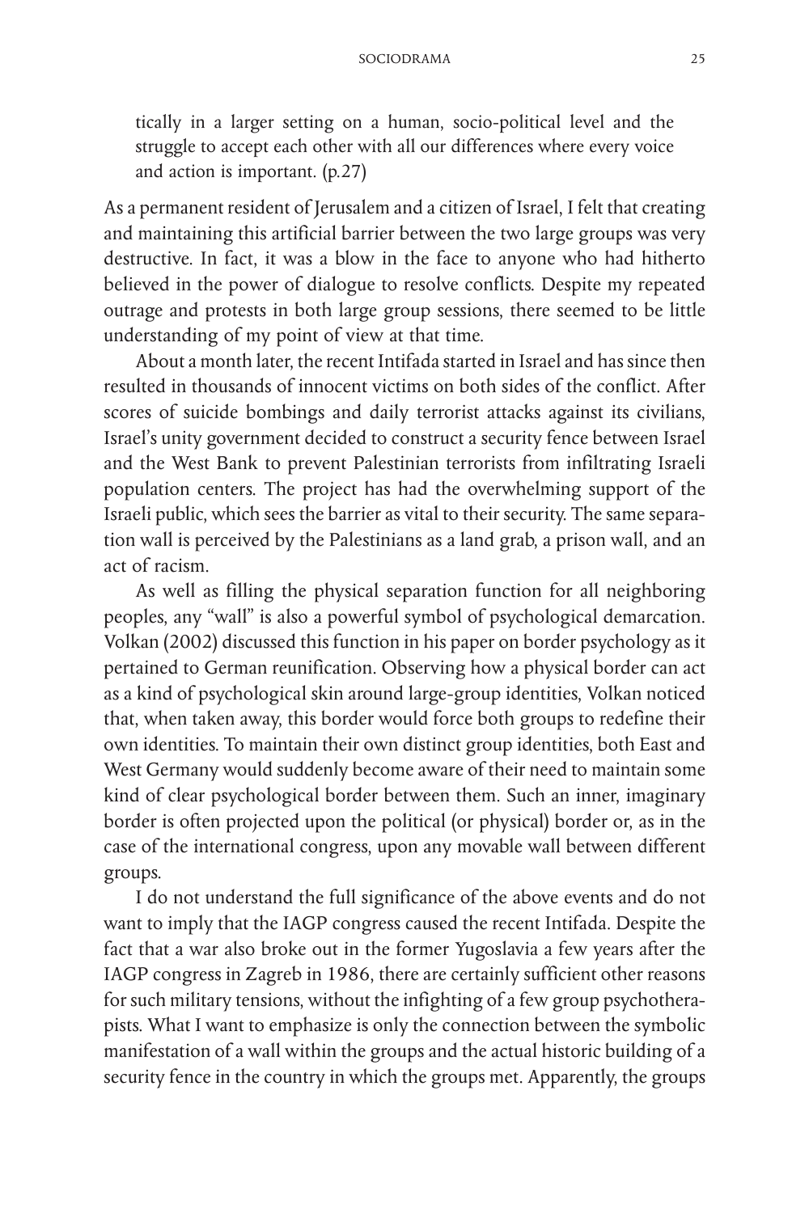tically in a larger setting on a human, socio-political level and the struggle to accept each other with all our differences where every voice and action is important. (p.27)

As a permanent resident of Jerusalem and a citizen of Israel, I felt that creating and maintaining this artificial barrier between the two large groups was very destructive. In fact, it was a blow in the face to anyone who had hitherto believed in the power of dialogue to resolve conflicts. Despite my repeated outrage and protests in both large group sessions, there seemed to be little understanding of my point of view at that time.

About a month later, the recent Intifada started in Israel and has since then resulted in thousands of innocent victims on both sides of the conflict. After scores of suicide bombings and daily terrorist attacks against its civilians, Israel's unity government decided to construct a security fence between Israel and the West Bank to prevent Palestinian terrorists from infiltrating Israeli population centers. The project has had the overwhelming support of the Israeli public, which sees the barrier as vital to their security. The same separation wall is perceived by the Palestinians as a land grab, a prison wall, and an act of racism.

As well as filling the physical separation function for all neighboring peoples, any "wall" is also a powerful symbol of psychological demarcation. Volkan (2002) discussed this function in his paper on border psychology as it pertained to German reunification. Observing how a physical border can act as a kind of psychological skin around large-group identities, Volkan noticed that, when taken away, this border would force both groups to redefine their own identities. To maintain their own distinct group identities, both East and West Germany would suddenly become aware of their need to maintain some kind of clear psychological border between them. Such an inner, imaginary border is often projected upon the political (or physical) border or, as in the case of the international congress, upon any movable wall between different groups.

I do not understand the full significance of the above events and do not want to imply that the IAGP congress caused the recent Intifada. Despite the fact that a war also broke out in the former Yugoslavia a few years after the IAGP congress in Zagreb in 1986, there are certainly sufficient other reasons for such military tensions, without the infighting of a few group psychotherapists. What I want to emphasize is only the connection between the symbolic manifestation of a wall within the groups and the actual historic building of a security fence in the country in which the groups met. Apparently, the groups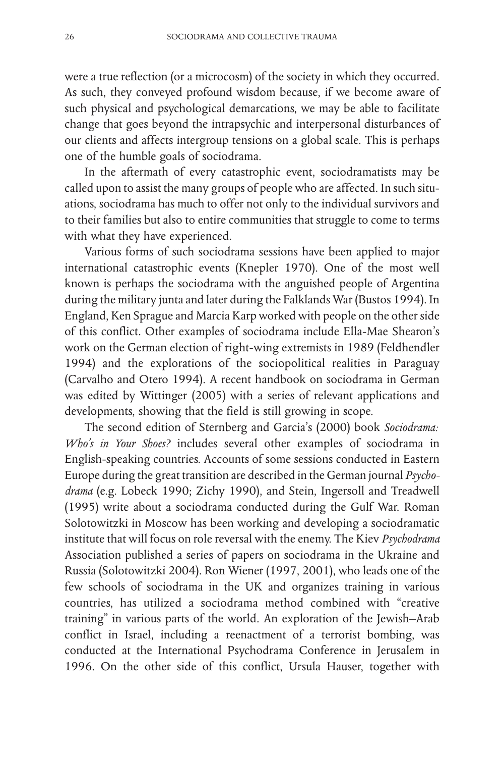were a true reflection (or a microcosm) of the society in which they occurred. As such, they conveyed profound wisdom because, if we become aware of such physical and psychological demarcations, we may be able to facilitate change that goes beyond the intrapsychic and interpersonal disturbances of our clients and affects intergroup tensions on a global scale. This is perhaps one of the humble goals of sociodrama.

In the aftermath of every catastrophic event, sociodramatists may be called upon to assist the many groups of people who are affected. In such situations, sociodrama has much to offer not only to the individual survivors and to their families but also to entire communities that struggle to come to terms with what they have experienced.

Various forms of such sociodrama sessions have been applied to major international catastrophic events (Knepler 1970). One of the most well known is perhaps the sociodrama with the anguished people of Argentina during the military junta and later during the Falklands War (Bustos 1994). In England, Ken Sprague and Marcia Karp worked with people on the other side of this conflict. Other examples of sociodrama include Ella-Mae Shearon's work on the German election of right-wing extremists in 1989 (Feldhendler 1994) and the explorations of the sociopolitical realities in Paraguay (Carvalho and Otero 1994). A recent handbook on sociodrama in German was edited by Wittinger (2005) with a series of relevant applications and developments, showing that the field is still growing in scope.

The second edition of Sternberg and Garcia's (2000) book *Sociodrama: Who's in Your Shoes?* includes several other examples of sociodrama in English-speaking countries. Accounts of some sessions conducted in Eastern Europe during the great transition are described in the German journal *Psychodrama* (e.g. Lobeck 1990; Zichy 1990), and Stein, Ingersoll and Treadwell (1995) write about a sociodrama conducted during the Gulf War. Roman Solotowitzki in Moscow has been working and developing a sociodramatic institute that will focus on role reversal with the enemy. The Kiev *Psychodrama* Association published a series of papers on sociodrama in the Ukraine and Russia (Solotowitzki 2004). Ron Wiener (1997, 2001), who leads one of the few schools of sociodrama in the UK and organizes training in various countries, has utilized a sociodrama method combined with "creative training" in various parts of the world. An exploration of the Jewish–Arab conflict in Israel, including a reenactment of a terrorist bombing, was conducted at the International Psychodrama Conference in Jerusalem in 1996. On the other side of this conflict, Ursula Hauser, together with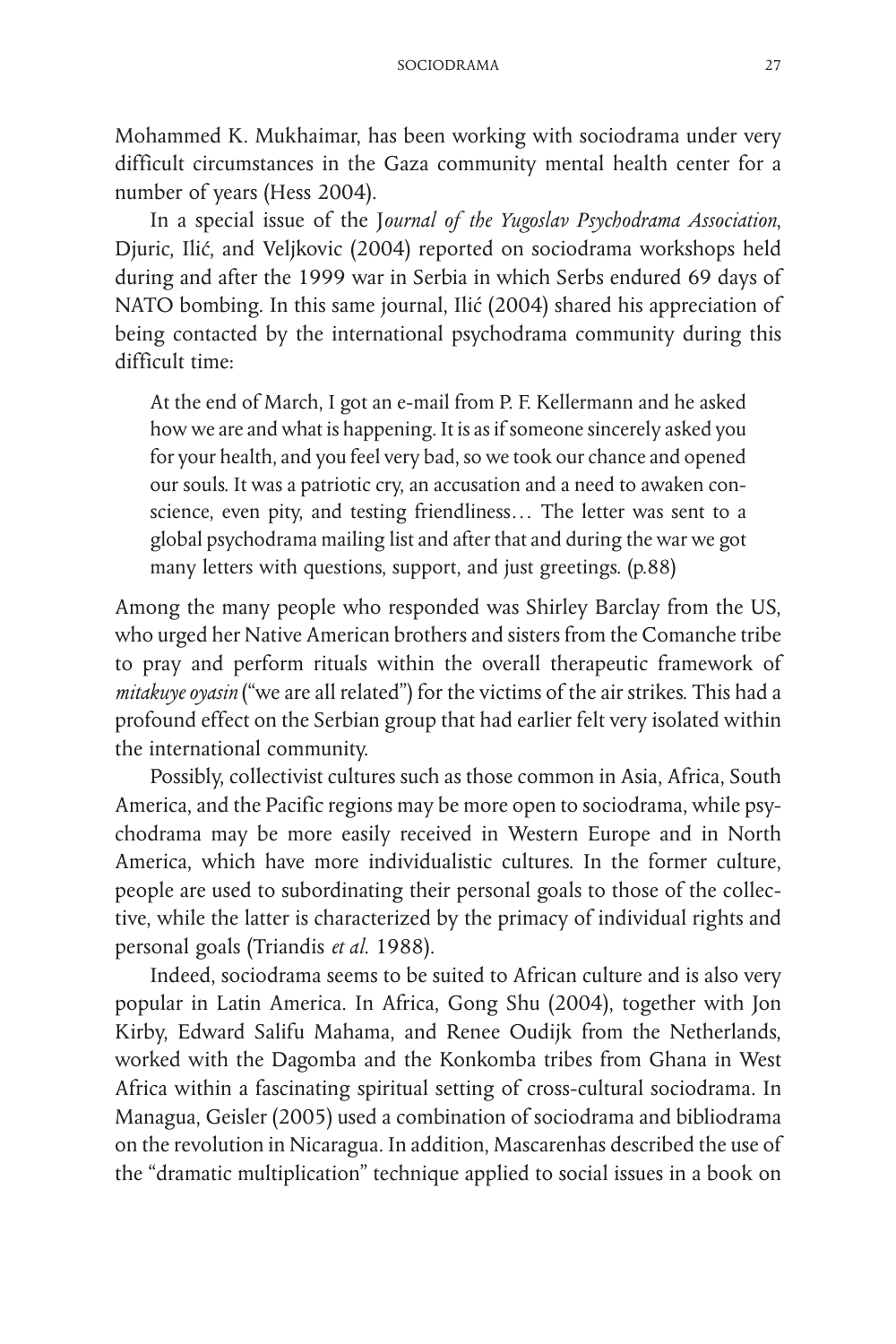Mohammed K. Mukhaimar, has been working with sociodrama under very difficult circumstances in the Gaza community mental health center for a number of years (Hess 2004).

In a special issue of the *Journal of the Yugoslav Psychodrama Association*, Djuric, Ilić, and Veljkovic (2004) reported on sociodrama workshops held during and after the 1999 war in Serbia in which Serbs endured 69 days of NATO bombing. In this same journal, Ilić (2004) shared his appreciation of being contacted by the international psychodrama community during this difficult time:

> At the end of March, I got an e-mail from P. F. Kellermann and he asked how we are and what is happening. It is as if someone sincerely asked you for your health, and you feel very bad, so we took our chance and opened our souls. It was a patriotic cry, an accusation and a need to awaken conscience, even pity, and testing friendliness… The letter was sent to a global psychodrama mailing list and after that and during the war we got many letters with questions, support, and just greetings. (p.88)

Among the many people who responded was Shirley Barclay from the US, who urged her Native American brothers and sisters from the Comanche tribe to pray and perform rituals within the overall therapeutic framework of *mitakuye oyasin* ("we are all related") for the victims of the air strikes. This had a profound effect on the Serbian group that had earlier felt very isolated within the international community.

Possibly, collectivist cultures such as those common in Asia, Africa, South America, and the Pacific regions may be more open to sociodrama, while psychodrama may be more easily received in Western Europe and in North America, which have more individualistic cultures. In the former culture, people are used to subordinating their personal goals to those of the collective, while the latter is characterized by the primacy of individual rights and personal goals (Triandis *et al.* 1988).

Indeed, sociodrama seems to be suited to African culture and is also very popular in Latin America. In Africa, Gong Shu (2004), together with Jon Kirby, Edward Salifu Mahama, and Renee Oudijk from the Netherlands, worked with the Dagomba and the Konkomba tribes from Ghana in West Africa within a fascinating spiritual setting of cross-cultural sociodrama. In Managua, Geisler (2005) used a combination of sociodrama and bibliodrama on the revolution in Nicaragua. In addition, Mascarenhas described the use of the "dramatic multiplication" technique applied to social issues in a book on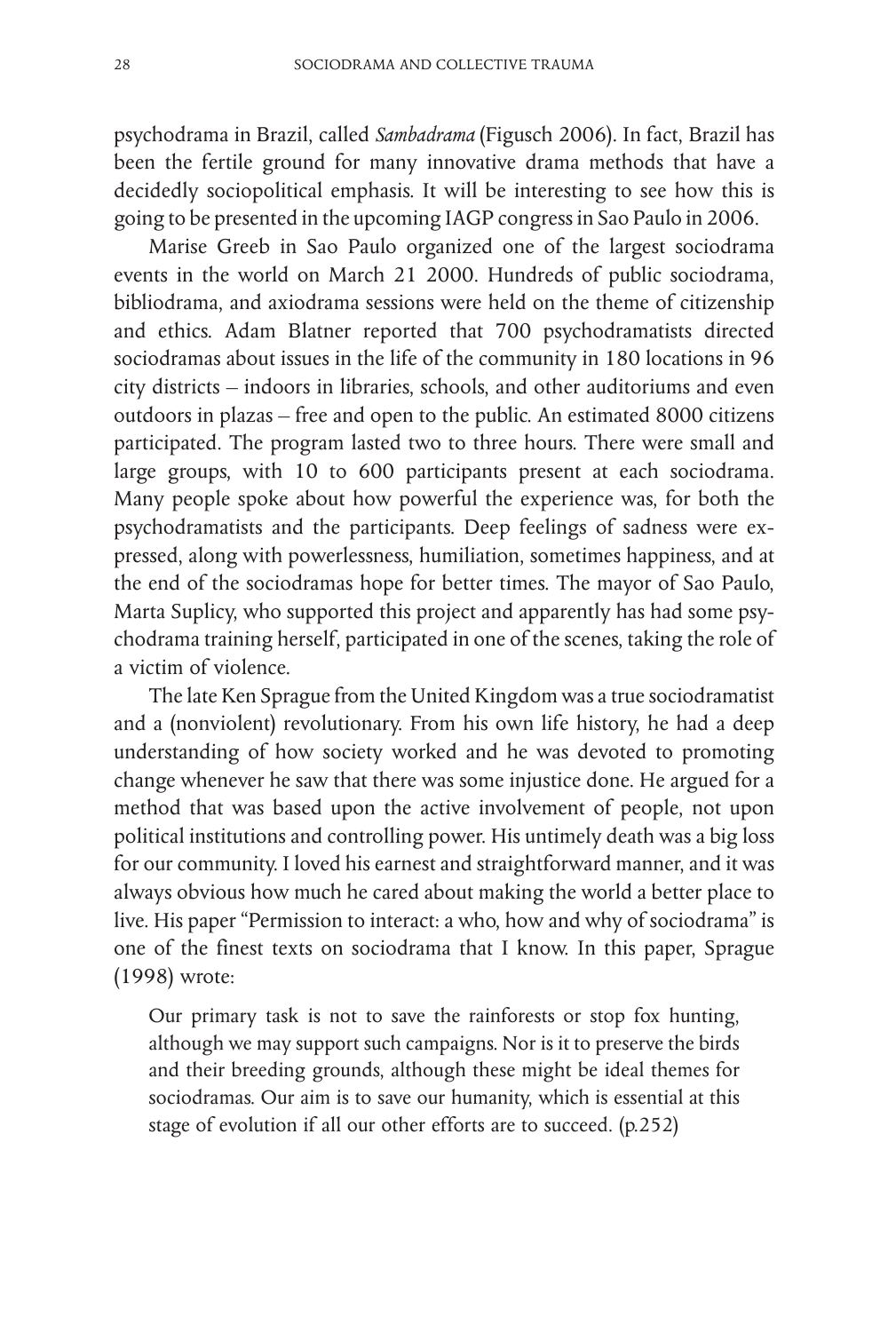psychodrama in Brazil, called *Sambadrama* (Figusch 2006). In fact, Brazil has been the fertile ground for many innovative drama methods that have a decidedly sociopolitical emphasis. It will be interesting to see how this is going to be presented in the upcoming IAGP congress in Sao Paulo in 2006.

Marise Greeb in Sao Paulo organized one of the largest sociodrama events in the world on March 21 2000. Hundreds of public sociodrama, bibliodrama, and axiodrama sessions were held on the theme of citizenship and ethics. Adam Blatner reported that 700 psychodramatists directed sociodramas about issues in the life of the community in 180 locations in 96 city districts – indoors in libraries, schools, and other auditoriums and even outdoors in plazas – free and open to the public. An estimated 8000 citizens participated. The program lasted two to three hours. There were small and large groups, with 10 to 600 participants present at each sociodrama. Many people spoke about how powerful the experience was, for both the psychodramatists and the participants. Deep feelings of sadness were expressed, along with powerlessness, humiliation, sometimes happiness, and at the end of the sociodramas hope for better times. The mayor of Sao Paulo, Marta Suplicy, who supported this project and apparently has had some psychodrama training herself, participated in one of the scenes, taking the role of a victim of violence.

The late Ken Sprague from the United Kingdom was a true sociodramatist and a (nonviolent) revolutionary. From his own life history, he had a deep understanding of how society worked and he was devoted to promoting change whenever he saw that there was some injustice done. He argued for a method that was based upon the active involvement of people, not upon political institutions and controlling power. His untimely death was a big loss for our community. I loved his earnest and straightforward manner, and it was always obvious how much he cared about making the world a better place to live. His paper "Permission to interact: a who, how and why of sociodrama" is one of the finest texts on sociodrama that I know. In this paper, Sprague (1998) wrote:

> Our primary task is not to save the rainforests or stop fox hunting, although we may support such campaigns. Nor is it to preserve the birds and their breeding grounds, although these might be ideal themes for sociodramas. Our aim is to save our humanity, which is essential at this stage of evolution if all our other efforts are to succeed. (p.252)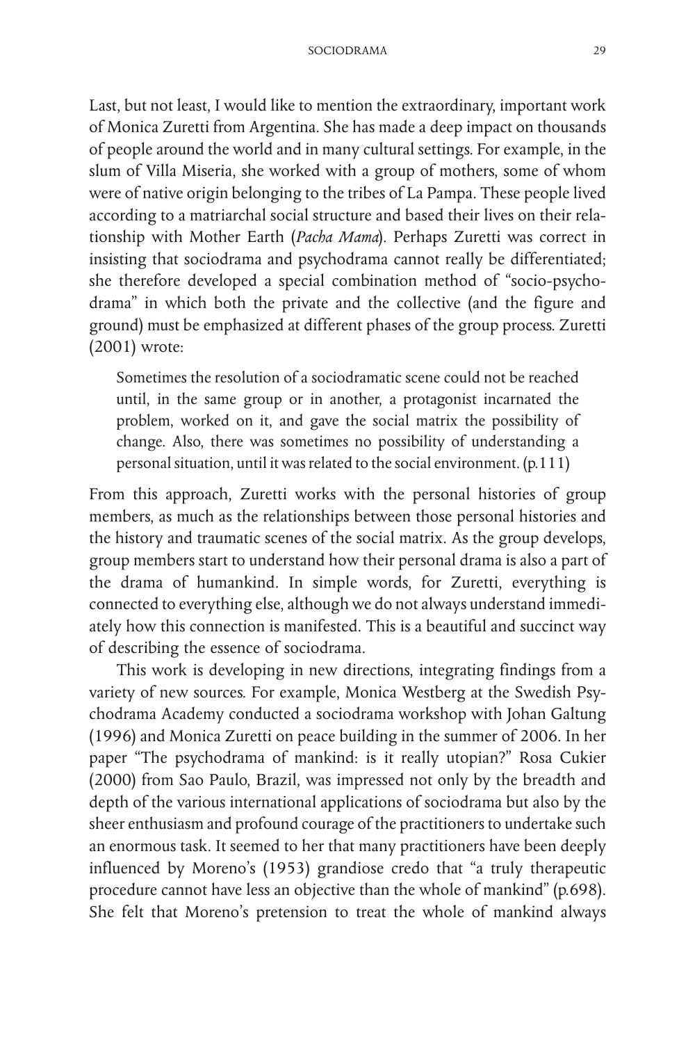Last, but not least, I would like to mention the extraordinary, important work of Monica Zuretti from Argentina. She has made a deep impact on thousands of people around the world and in many cultural settings. For example, in the slum of Villa Miseria, she worked with a group of mothers, some of whom were of native origin belonging to the tribes of La Pampa. These people lived according to a matriarchal social structure and based their lives on their relationship with Mother Earth (*Pacha Mama*). Perhaps Zuretti was correct in insisting that sociodrama and psychodrama cannot really be differentiated; she therefore developed a special combination method of "socio-psychodrama" in which both the private and the collective (and the figure and ground) must be emphasized at different phases of the group process. Zuretti (2001) wrote:

> Sometimes the resolution of a sociodramatic scene could not be reached until, in the same group or in another, a protagonist incarnated the problem, worked on it, and gave the social matrix the possibility of change. Also, there was sometimes no possibility of understanding a personal situation, until it was related to the social environment. (p.111)

From this approach, Zuretti works with the personal histories of group members, as much as the relationships between those personal histories and the history and traumatic scenes of the social matrix. As the group develops, group members start to understand how their personal drama is also a part of the drama of humankind. In simple words, for Zuretti, everything is connected to everything else, although we do not always understand immediately how this connection is manifested. This is a beautiful and succinct way of describing the essence of sociodrama.

This work is developing in new directions, integrating findings from a variety of new sources. For example, Monica Westberg at the Swedish Psychodrama Academy conducted a sociodrama workshop with Johan Galtung (1996) and Monica Zuretti on peace building in the summer of 2006. In her paper "The psychodrama of mankind: is it really utopian?" Rosa Cukier (2000) from Sao Paulo, Brazil, was impressed not only by the breadth and depth of the various international applications of sociodrama but also by the sheer enthusiasm and profound courage of the practitioners to undertake such an enormous task. It seemed to her that many practitioners have been deeply influenced by Moreno's (1953) grandiose credo that "a truly therapeutic procedure cannot have less an objective than the whole of mankind" (p.698). She felt that Moreno's pretension to treat the whole of mankind always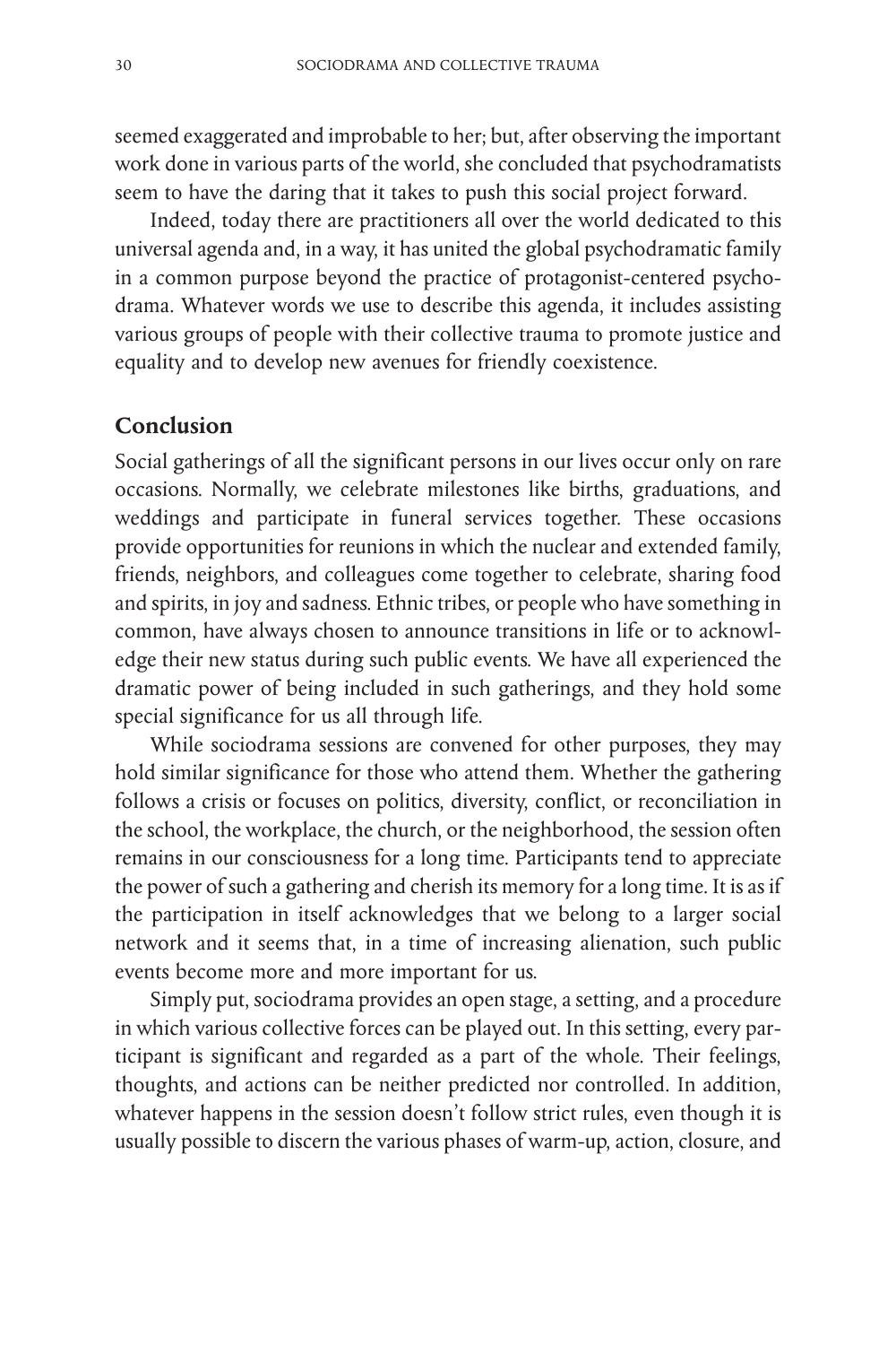seemed exaggerated and improbable to her; but, after observing the important work done in various parts of the world, she concluded that psychodramatists seem to have the daring that it takes to push this social project forward.

Indeed, today there are practitioners all over the world dedicated to this universal agenda and, in a way, it has united the global psychodramatic family in a common purpose beyond the practice of protagonist-centered psychodrama. Whatever words we use to describe this agenda, it includes assisting various groups of people with their collective trauma to promote justice and equality and to develop new avenues for friendly coexistence.

## Conclusion

Social gatherings of all the significant persons in our lives occur only on rare occasions. Normally, we celebrate milestones like births, graduations, and weddings and participate in funeral services together. These occasions provide opportunities for reunions in which the nuclear and extended family, friends, neighbors, and colleagues come together to celebrate, sharing food and spirits, in joy and sadness. Ethnic tribes, or people who have something in common, have always chosen to announce transitions in life or to acknowledge their new status during such public events. We have all experienced the dramatic power of being included in such gatherings, and they hold some special significance for us all through life.

While sociodrama sessions are convened for other purposes, they may hold similar significance for those who attend them. Whether the gathering follows a crisis or focuses on politics, diversity, conflict, or reconciliation in the school, the workplace, the church, or the neighborhood, the session often remains in our consciousness for a long time. Participants tend to appreciate the power of such a gathering and cherish its memory for a long time. It is as if the participation in itself acknowledges that we belong to a larger social network and it seems that, in a time of increasing alienation, such public events become more and more important for us.

Simply put, sociodrama provides an open stage, a setting, and a procedure in which various collective forces can be played out. In this setting, every participant is significant and regarded as a part of the whole. Their feelings, thoughts, and actions can be neither predicted nor controlled. In addition, whatever happens in the session doesn't follow strict rules, even though it is usually possible to discern the various phases of warm-up, action, closure, and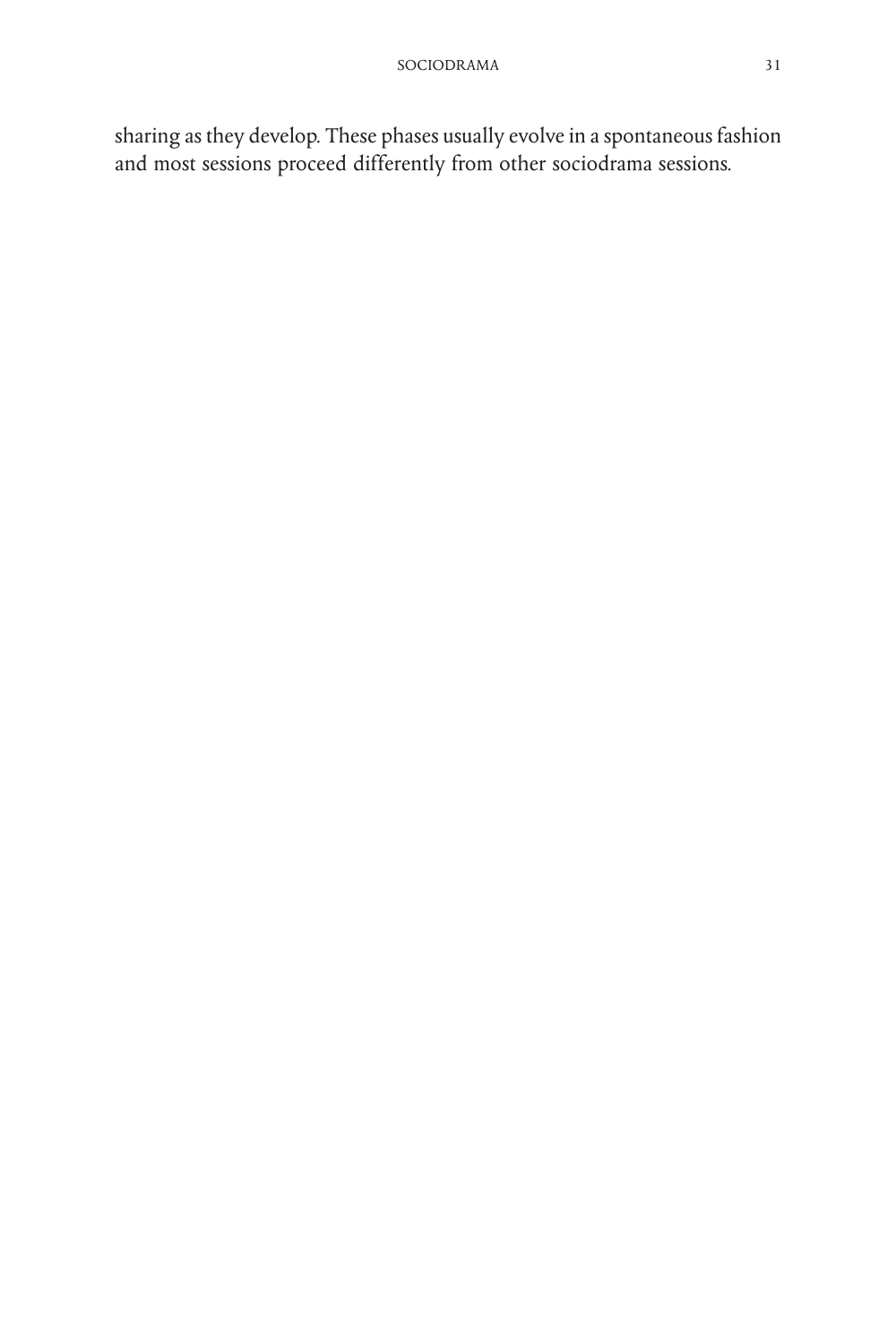sharing as they develop. These phases usually evolve in a spontaneous fashion and most sessions proceed differently from other sociodrama sessions.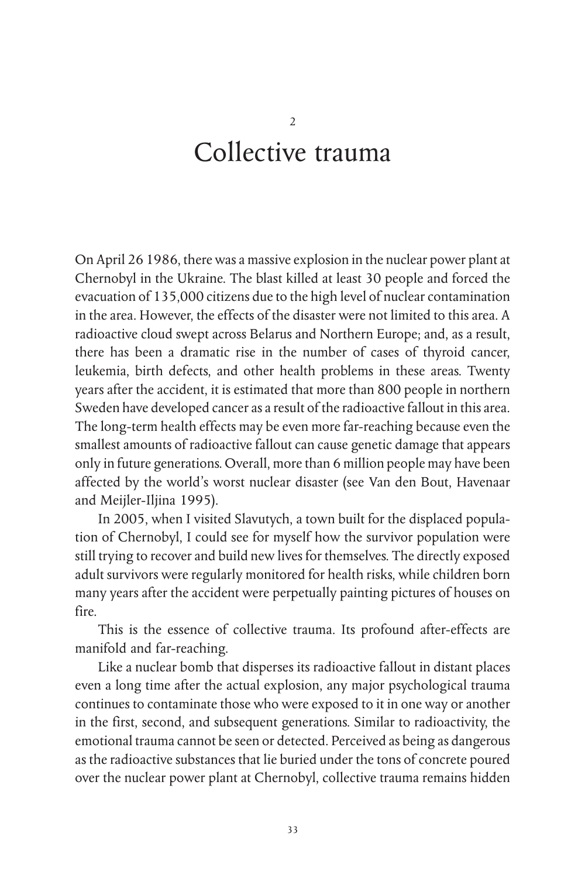# 2

# Collective trauma

On April 26 1986, there was a massive explosion in the nuclear power plant at Chernobyl in the Ukraine. The blast killed at least 30 people and forced the evacuation of 135,000 citizens due to the high level of nuclear contamination in the area. However, the effects of the disaster were not limited to this area. A radioactive cloud swept across Belarus and Northern Europe; and, as a result, there has been a dramatic rise in the number of cases of thyroid cancer, leukemia, birth defects, and other health problems in these areas. Twenty years after the accident, it is estimated that more than 800 people in northern Sweden have developed cancer as a result of the radioactive fallout in this area. The long-term health effects may be even more far-reaching because even the smallest amounts of radioactive fallout can cause genetic damage that appears only in future generations. Overall, more than 6 million people may have been affected by the world's worst nuclear disaster (see Van den Bout, Havenaar and Meijler-Iljina 1995).

In 2005, when I visited Slavutych, a town built for the displaced population of Chernobyl, I could see for myself how the survivor population were still trying to recover and build new lives for themselves. The directly exposed adult survivors were regularly monitored for health risks, while children born many years after the accident were perpetually painting pictures of houses on fire.

This is the essence of collective trauma. Its profound after-effects are manifold and far-reaching.

Like a nuclear bomb that disperses its radioactive fallout in distant places even a long time after the actual explosion, any major psychological trauma continues to contaminate those who were exposed to it in one way or another in the first, second, and subsequent generations. Similar to radioactivity, the emotional trauma cannot be seen or detected. Perceived as being as dangerous as the radioactive substances that lie buried under the tons of concrete poured over the nuclear power plant at Chernobyl, collective trauma remains hidden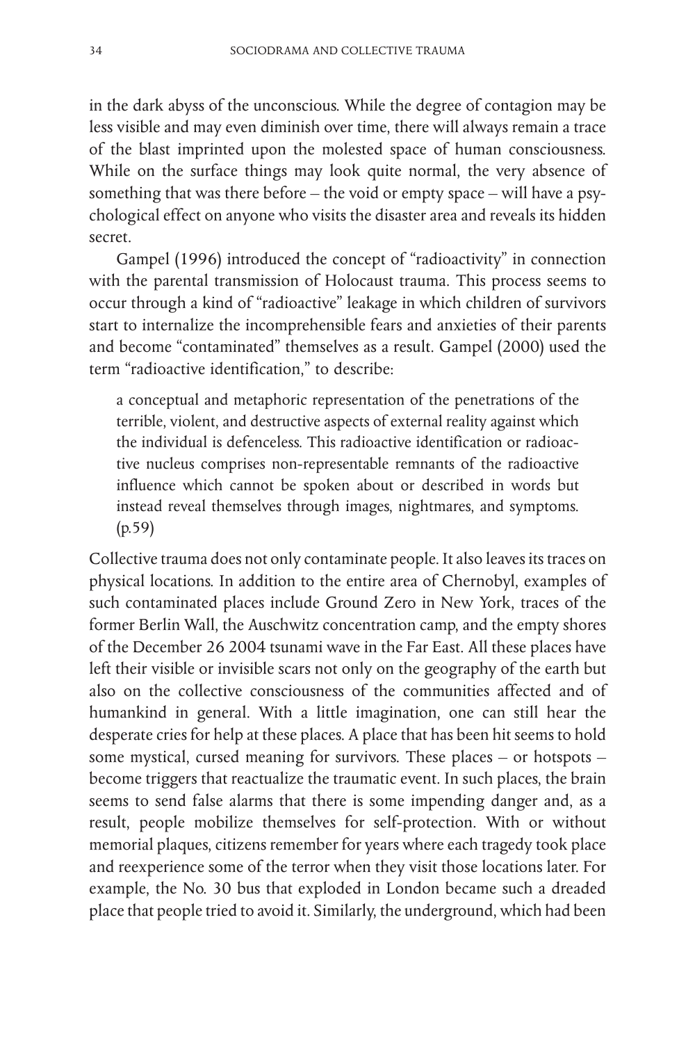in the dark abyss of the unconscious. While the degree of contagion may be less visible and may even diminish over time, there will always remain a trace of the blast imprinted upon the molested space of human consciousness. While on the surface things may look quite normal, the very absence of something that was there before – the void or empty space – will have a psychological effect on anyone who visits the disaster area and reveals its hidden secret.

Gampel (1996) introduced the concept of "radioactivity" in connection with the parental transmission of Holocaust trauma. This process seems to occur through a kind of "radioactive" leakage in which children of survivors start to internalize the incomprehensible fears and anxieties of their parents and become "contaminated" themselves as a result. Gampel (2000) used the term "radioactive identification," to describe:

> a conceptual and metaphoric representation of the penetrations of the terrible, violent, and destructive aspects of external reality against which the individual is defenceless. This radioactive identification or radioactive nucleus comprises non-representable remnants of the radioactive influence which cannot be spoken about or described in words but instead reveal themselves through images, nightmares, and symptoms. (p.59)

Collective trauma does not only contaminate people. It also leaves its traces on physical locations. In addition to the entire area of Chernobyl, examples of such contaminated places include Ground Zero in New York, traces of the former Berlin Wall, the Auschwitz concentration camp, and the empty shores of the December 26 2004 tsunami wave in the Far East. All these places have left their visible or invisible scars not only on the geography of the earth but also on the collective consciousness of the communities affected and of humankind in general. With a little imagination, one can still hear the desperate cries for help at these places. A place that has been hit seems to hold some mystical, cursed meaning for survivors. These places – or hotspots – become triggers that reactualize the traumatic event. In such places, the brain seems to send false alarms that there is some impending danger and, as a result, people mobilize themselves for self-protection. With or without memorial plaques, citizens remember for years where each tragedy took place and reexperience some of the terror when they visit those locations later. For example, the No. 30 bus that exploded in London became such a dreaded place that people tried to avoid it. Similarly, the underground, which had been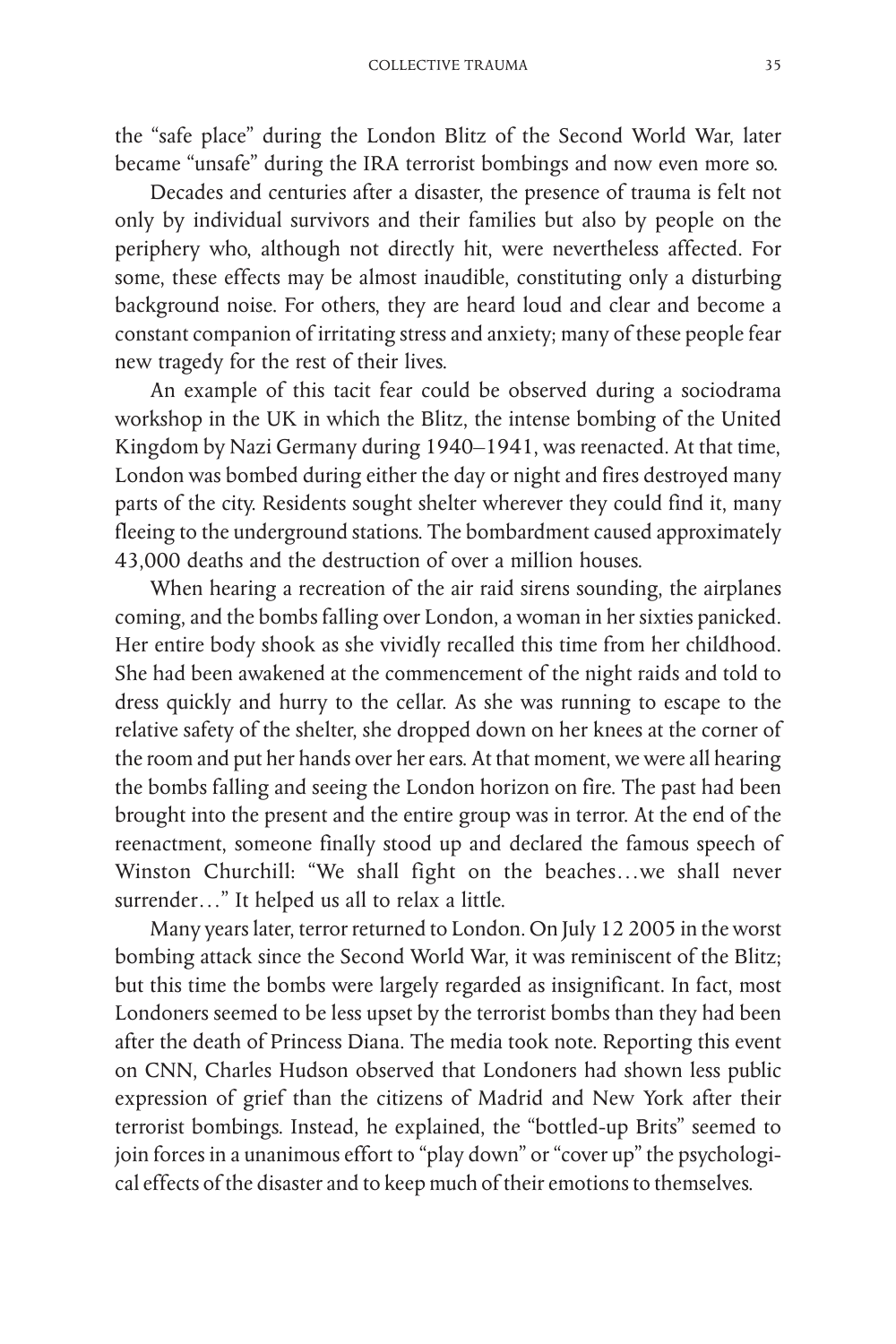the "safe place" during the London Blitz of the Second World War, later became "unsafe" during the IRA terrorist bombings and now even more so.

Decades and centuries after a disaster, the presence of trauma is felt not only by individual survivors and their families but also by people on the periphery who, although not directly hit, were nevertheless affected. For some, these effects may be almost inaudible, constituting only a disturbing background noise. For others, they are heard loud and clear and become a constant companion of irritating stress and anxiety; many of these people fear new tragedy for the rest of their lives.

An example of this tacit fear could be observed during a sociodrama workshop in the UK in which the Blitz, the intense bombing of the United Kingdom by Nazi Germany during 1940–1941, was reenacted. At that time, London was bombed during either the day or night and fires destroyed many parts of the city. Residents sought shelter wherever they could find it, many fleeing to the underground stations. The bombardment caused approximately 43,000 deaths and the destruction of over a million houses.

When hearing a recreation of the air raid sirens sounding, the airplanes coming, and the bombs falling over London, a woman in her sixties panicked. Her entire body shook as she vividly recalled this time from her childhood. She had been awakened at the commencement of the night raids and told to dress quickly and hurry to the cellar. As she was running to escape to the relative safety of the shelter, she dropped down on her knees at the corner of the room and put her hands over her ears. At that moment, we were all hearing the bombs falling and seeing the London horizon on fire. The past had been brought into the present and the entire group was in terror. At the end of the reenactment, someone finally stood up and declared the famous speech of Winston Churchill: "We shall fight on the beaches…we shall never surrender…" It helped us all to relax a little.

Many years later, terror returned to London. On July 12 2005 in the worst bombing attack since the Second World War, it was reminiscent of the Blitz; but this time the bombs were largely regarded as insignificant. In fact, most Londoners seemed to be less upset by the terrorist bombs than they had been after the death of Princess Diana. The media took note. Reporting this event on CNN, Charles Hudson observed that Londoners had shown less public expression of grief than the citizens of Madrid and New York after their terrorist bombings. Instead, he explained, the "bottled-up Brits" seemed to join forces in a unanimous effort to "play down" or "cover up" the psychological effects of the disaster and to keep much of their emotions to themselves.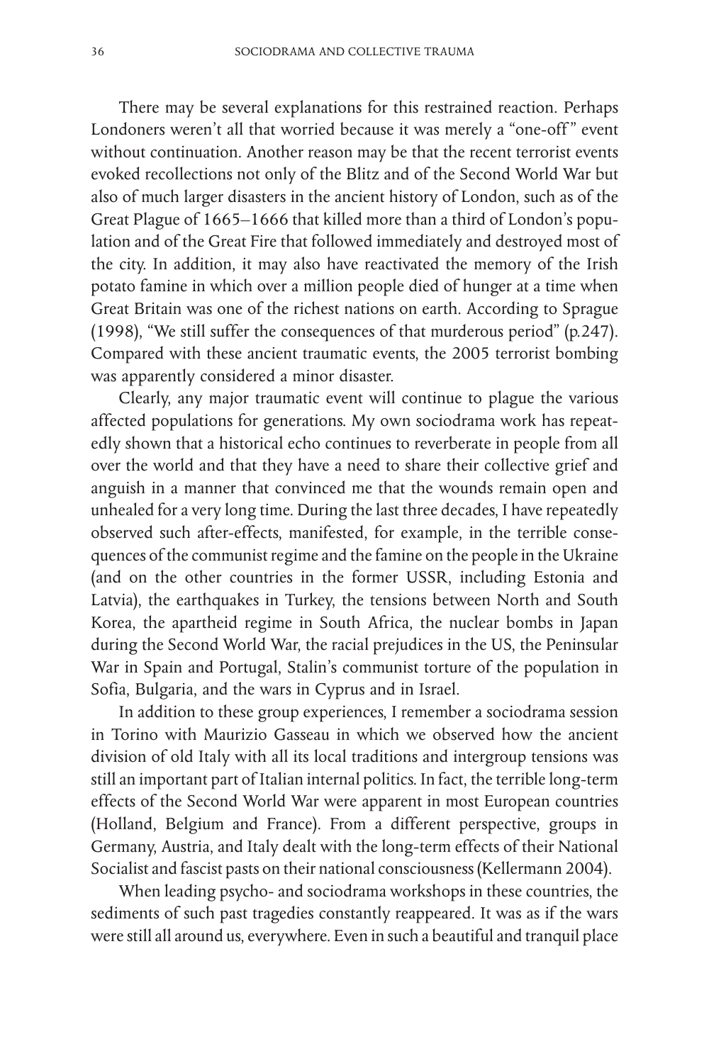There may be several explanations for this restrained reaction. Perhaps Londoners weren't all that worried because it was merely a "one-off" event without continuation. Another reason may be that the recent terrorist events evoked recollections not only of the Blitz and of the Second World War but also of much larger disasters in the ancient history of London, such as of the Great Plague of 1665–1666 that killed more than a third of London's population and of the Great Fire that followed immediately and destroyed most of the city. In addition, it may also have reactivated the memory of the Irish potato famine in which over a million people died of hunger at a time when Great Britain was one of the richest nations on earth. According to Sprague (1998), "We still suffer the consequences of that murderous period" (p.247). Compared with these ancient traumatic events, the 2005 terrorist bombing was apparently considered a minor disaster.

Clearly, any major traumatic event will continue to plague the various affected populations for generations. My own sociodrama work has repeatedly shown that a historical echo continues to reverberate in people from all over the world and that they have a need to share their collective grief and anguish in a manner that convinced me that the wounds remain open and unhealed for a very long time. During the last three decades, I have repeatedly observed such after-effects, manifested, for example, in the terrible consequences of the communist regime and the famine on the people in the Ukraine (and on the other countries in the former USSR, including Estonia and Latvia), the earthquakes in Turkey, the tensions between North and South Korea, the apartheid regime in South Africa, the nuclear bombs in Japan during the Second World War, the racial prejudices in the US, the Peninsular War in Spain and Portugal, Stalin's communist torture of the population in Sofia, Bulgaria, and the wars in Cyprus and in Israel.

In addition to these group experiences, I remember a sociodrama session in Torino with Maurizio Gasseau in which we observed how the ancient division of old Italy with all its local traditions and intergroup tensions was still an important part of Italian internal politics. In fact, the terrible long-term effects of the Second World War were apparent in most European countries (Holland, Belgium and France). From a different perspective, groups in Germany, Austria, and Italy dealt with the long-term effects of their National Socialist and fascist pasts on their national consciousness (Kellermann 2004).

When leading psycho- and sociodrama workshops in these countries, the sediments of such past tragedies constantly reappeared. It was as if the wars were still all around us, everywhere. Even in such a beautiful and tranquil place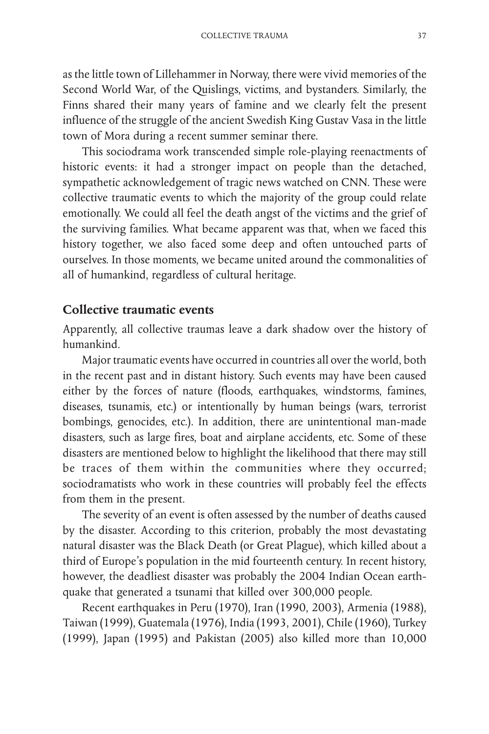as the little town of Lillehammer in Norway, there were vivid memories of the Second World War, of the Quislings, victims, and bystanders. Similarly, the Finns shared their many years of famine and we clearly felt the present influence of the struggle of the ancient Swedish King Gustav Vasa in the little town of Mora during a recent summer seminar there.

This sociodrama work transcended simple role-playing reenactments of historic events: it had a stronger impact on people than the detached, sympathetic acknowledgement of tragic news watched on CNN. These were collective traumatic events to which the majority of the group could relate emotionally. We could all feel the death angst of the victims and the grief of the surviving families. What became apparent was that, when we faced this history together, we also faced some deep and often untouched parts of ourselves. In those moments, we became united around the commonalities of all of humankind, regardless of cultural heritage.

## Collective traumatic events

Apparently, all collective traumas leave a dark shadow over the history of humankind.

Major traumatic events have occurred in countries all over the world, both in the recent past and in distant history. Such events may have been caused either by the forces of nature (floods, earthquakes, windstorms, famines, diseases, tsunamis, etc.) or intentionally by human beings (wars, terrorist bombings, genocides, etc.). In addition, there are unintentional man-made disasters, such as large fires, boat and airplane accidents, etc. Some of these disasters are mentioned below to highlight the likelihood that there may still be traces of them within the communities where they occurred; sociodramatists who work in these countries will probably feel the effects from them in the present.

The severity of an event is often assessed by the number of deaths caused by the disaster. According to this criterion, probably the most devastating natural disaster was the Black Death (or Great Plague), which killed about a third of Europe's population in the mid fourteenth century. In recent history, however, the deadliest disaster was probably the 2004 Indian Ocean earthquake that generated a tsunami that killed over 300,000 people.

Recent earthquakes in Peru (1970), Iran (1990, 2003), Armenia (1988), Taiwan (1999), Guatemala (1976), India (1993, 2001), Chile (1960), Turkey (1999), Japan (1995) and Pakistan (2005) also killed more than 10,000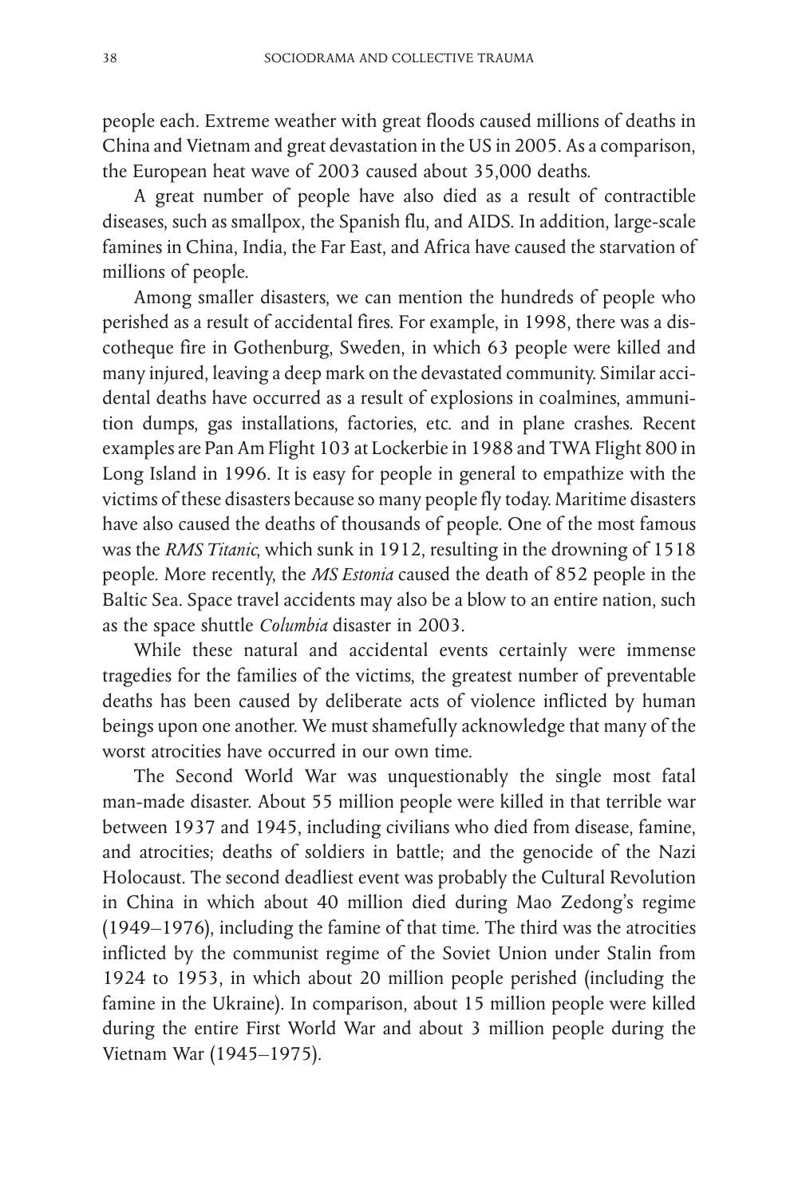people each. Extreme weather with great floods caused millions of deaths in China and Vietnam and great devastation in the US in 2005. As a comparison, the European heat wave of 2003 caused about 35,000 deaths.

A great number of people have also died as a result of contractible diseases, such as smallpox, the Spanish flu, and AIDS. In addition, large-scale famines in China, India, the Far East, and Africa have caused the starvation of millions of people.

Among smaller disasters, we can mention the hundreds of people who perished as a result of accidental fires. For example, in 1998, there was a discotheque fire in Gothenburg, Sweden, in which 63 people were killed and many injured, leaving a deep mark on the devastated community. Similar accidental deaths have occurred as a result of explosions in coalmines, ammunition dumps, gas installations, factories, etc. and in plane crashes. Recent examples are Pan Am Flight 103 at Lockerbie in 1988 and TWA Flight 800 in Long Island in 1996. It is easy for people in general to empathize with the victims of these disasters because so many people fly today. Maritime disasters have also caused the deaths of thousands of people. One of the most famous was the *RMS Titanic*, which sunk in 1912, resulting in the drowning of 1518 people. More recently, the *MS Estonia* caused the death of 852 people in the Baltic Sea. Space travel accidents may also be a blow to an entire nation, such as the space shuttle *Columbia* disaster in 2003.

While these natural and accidental events certainly were immense tragedies for the families of the victims, the greatest number of preventable deaths has been caused by deliberate acts of violence inflicted by human beings upon one another. We must shamefully acknowledge that many of the worst atrocities have occurred in our own time.

The Second World War was unquestionably the single most fatal man-made disaster. About 55 million people were killed in that terrible war between 1937 and 1945, including civilians who died from disease, famine, and atrocities; deaths of soldiers in battle; and the genocide of the Nazi Holocaust. The second deadliest event was probably the Cultural Revolution in China in which about 40 million died during Mao Zedong's regime (1949–1976), including the famine of that time. The third was the atrocities inflicted by the communist regime of the Soviet Union under Stalin from 1924 to 1953, in which about 20 million people perished (including the famine in the Ukraine). In comparison, about 15 million people were killed during the entire First World War and about 3 million people during the Vietnam War (1945–1975).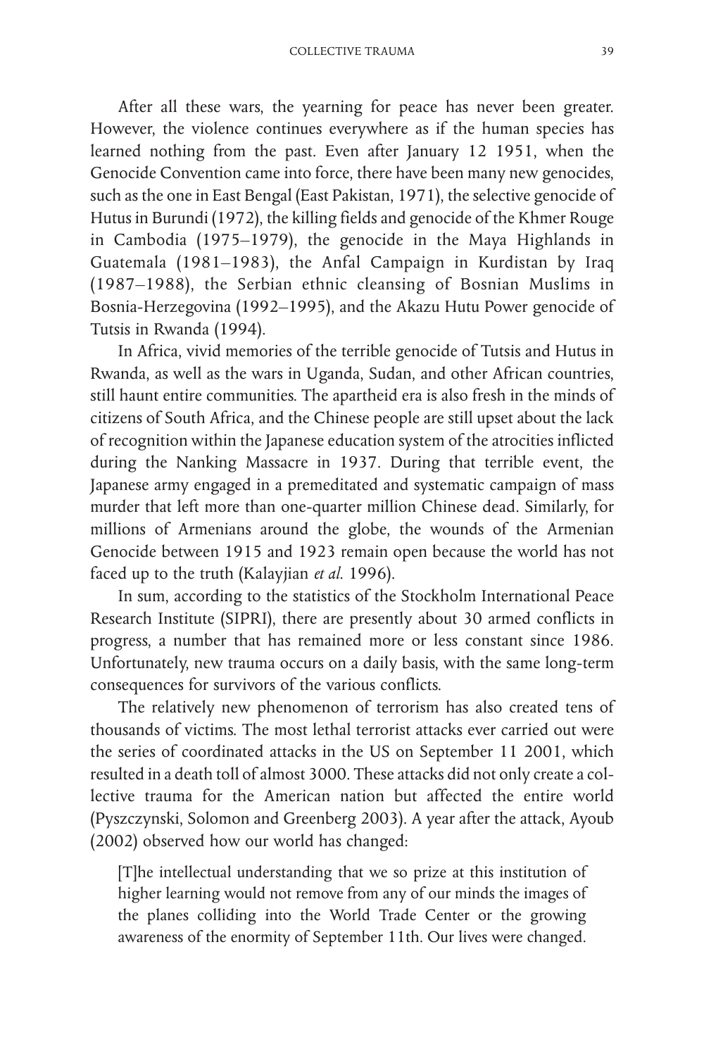After all these wars, the yearning for peace has never been greater. However, the violence continues everywhere as if the human species has learned nothing from the past. Even after January 12 1951, when the Genocide Convention came into force, there have been many new genocides, such as the one in East Bengal (East Pakistan, 1971), the selective genocide of Hutus in Burundi (1972), the killing fields and genocide of the Khmer Rouge in Cambodia (1975–1979), the genocide in the Maya Highlands in Guatemala (1981–1983), the Anfal Campaign in Kurdistan by Iraq (1987–1988), the Serbian ethnic cleansing of Bosnian Muslims in Bosnia-Herzegovina (1992–1995), and the Akazu Hutu Power genocide of Tutsis in Rwanda (1994).

In Africa, vivid memories of the terrible genocide of Tutsis and Hutus in Rwanda, as well as the wars in Uganda, Sudan, and other African countries, still haunt entire communities. The apartheid era is also fresh in the minds of citizens of South Africa, and the Chinese people are still upset about the lack of recognition within the Japanese education system of the atrocities inflicted during the Nanking Massacre in 1937. During that terrible event, the Japanese army engaged in a premeditated and systematic campaign of mass murder that left more than one-quarter million Chinese dead. Similarly, for millions of Armenians around the globe, the wounds of the Armenian Genocide between 1915 and 1923 remain open because the world has not faced up to the truth (Kalayjian *et al.* 1996).

In sum, according to the statistics of the Stockholm International Peace Research Institute (SIPRI), there are presently about 30 armed conflicts in progress, a number that has remained more or less constant since 1986. Unfortunately, new trauma occurs on a daily basis, with the same long-term consequences for survivors of the various conflicts.

The relatively new phenomenon of terrorism has also created tens of thousands of victims. The most lethal terrorist attacks ever carried out were the series of coordinated attacks in the US on September 11 2001, which resulted in a death toll of almost 3000. These attacks did not only create a collective trauma for the American nation but affected the entire world (Pyszczynski, Solomon and Greenberg 2003). A year after the attack, Ayoub (2002) observed how our world has changed:

> [T]he intellectual understanding that we so prize at this institution of higher learning would not remove from any of our minds the images of the planes colliding into the World Trade Center or the growing awareness of the enormity of September 11th. Our lives were changed.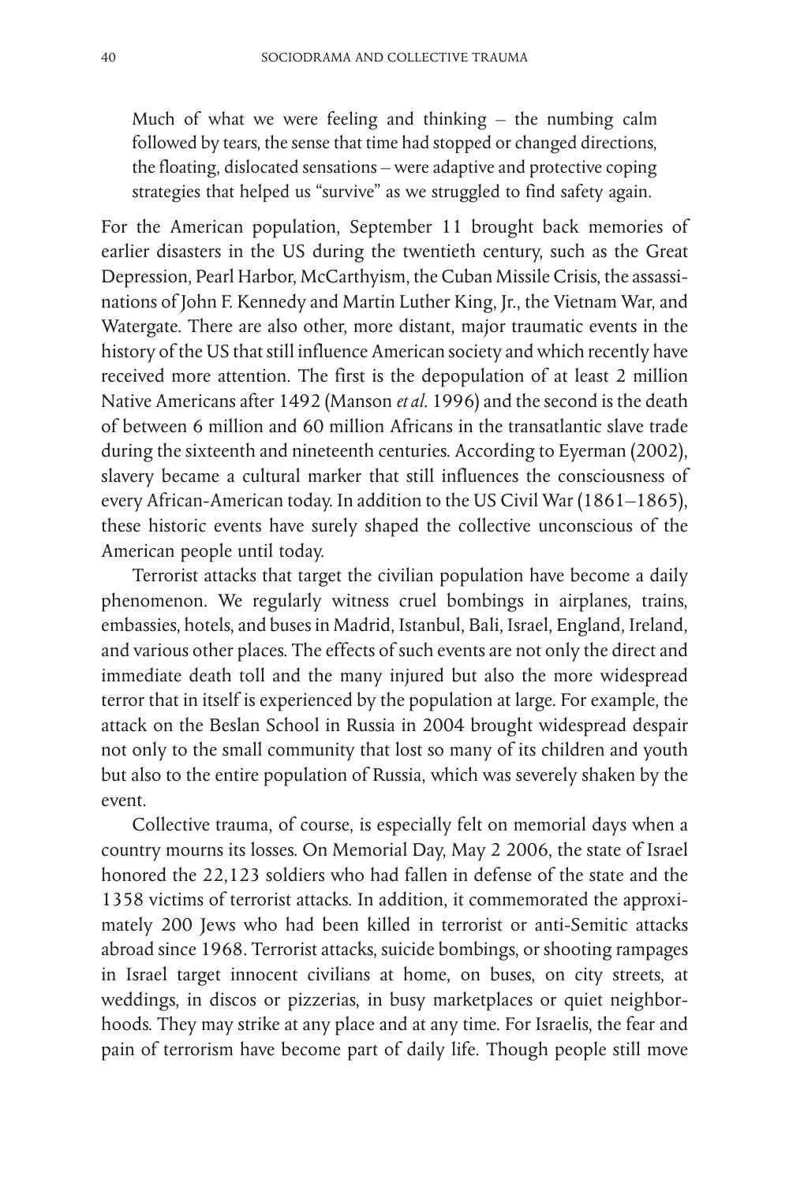> Much of what we were feeling and thinking – the numbing calm followed by tears, the sense that time had stopped or changed directions, the floating, dislocated sensations – were adaptive and protective coping strategies that helped us "survive" as we struggled to find safety again.

For the American population, September 11 brought back memories of earlier disasters in the US during the twentieth century, such as the Great Depression, Pearl Harbor, McCarthyism, the Cuban Missile Crisis, the assassinations of John F. Kennedy and Martin Luther King, Jr., the Vietnam War, and Watergate. There are also other, more distant, major traumatic events in the history of the US that still influence American society and which recently have received more attention. The first is the depopulation of at least 2 million Native Americans after 1492 (Manson *et al.* 1996) and the second is the death of between 6 million and 60 million Africans in the transatlantic slave trade during the sixteenth and nineteenth centuries. According to Eyerman (2002), slavery became a cultural marker that still influences the consciousness of every African-American today. In addition to the US Civil War (1861–1865), these historic events have surely shaped the collective unconscious of the American people until today.

Terrorist attacks that target the civilian population have become a daily phenomenon. We regularly witness cruel bombings in airplanes, trains, embassies, hotels, and buses in Madrid, Istanbul, Bali, Israel, England, Ireland, and various other places. The effects of such events are not only the direct and immediate death toll and the many injured but also the more widespread terror that in itself is experienced by the population at large. For example, the attack on the Beslan School in Russia in 2004 brought widespread despair not only to the small community that lost so many of its children and youth but also to the entire population of Russia, which was severely shaken by the event.

Collective trauma, of course, is especially felt on memorial days when a country mourns its losses. On Memorial Day, May 2 2006, the state of Israel honored the 22,123 soldiers who had fallen in defense of the state and the 1358 victims of terrorist attacks. In addition, it commemorated the approximately 200 Jews who had been killed in terrorist or anti-Semitic attacks abroad since 1968. Terrorist attacks, suicide bombings, or shooting rampages in Israel target innocent civilians at home, on buses, on city streets, at weddings, in discos or pizzerias, in busy marketplaces or quiet neighborhoods. They may strike at any place and at any time. For Israelis, the fear and pain of terrorism have become part of daily life. Though people still move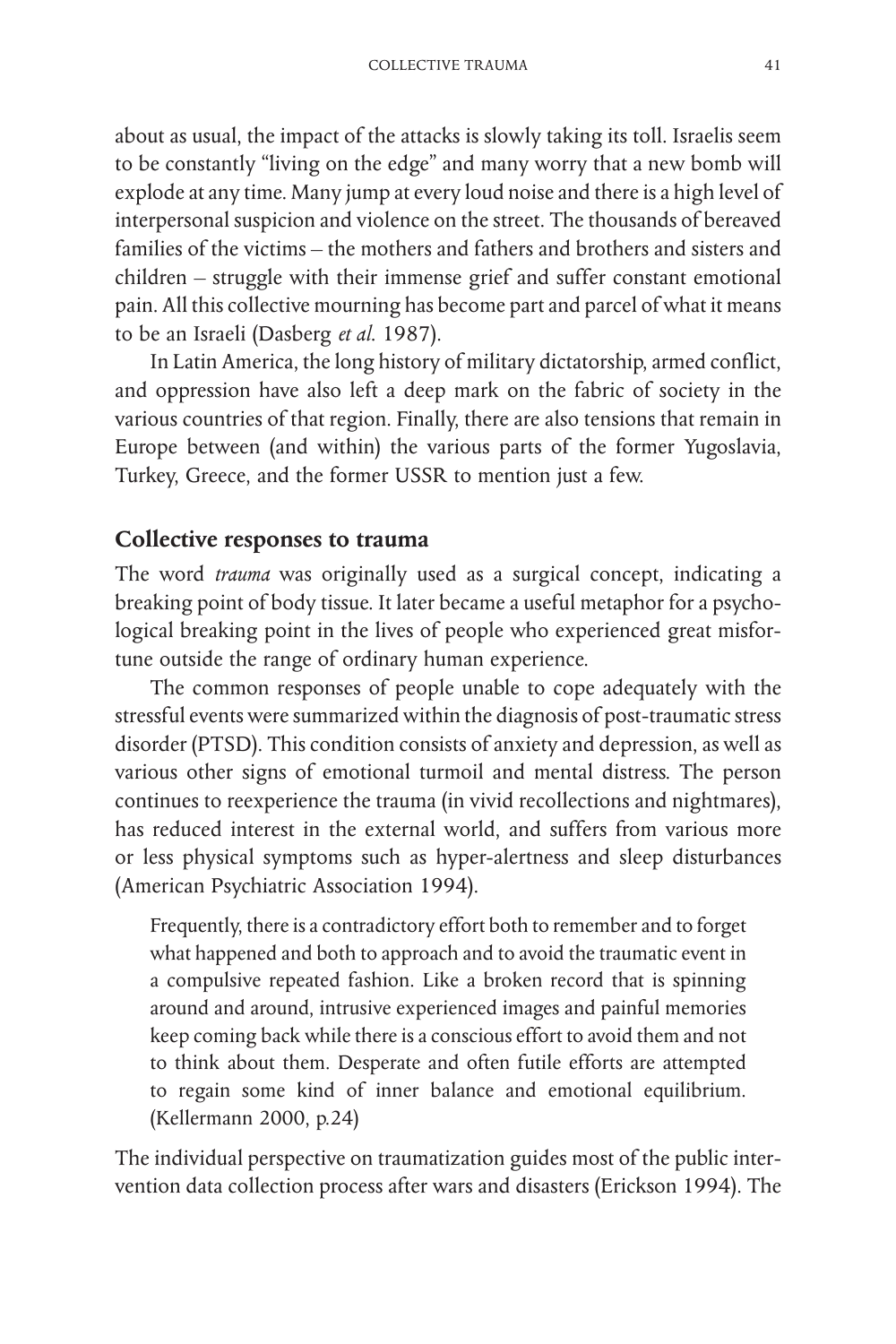about as usual, the impact of the attacks is slowly taking its toll. Israelis seem to be constantly "living on the edge" and many worry that a new bomb will explode at any time. Many jump at every loud noise and there is a high level of interpersonal suspicion and violence on the street. The thousands of bereaved families of the victims – the mothers and fathers and brothers and sisters and children – struggle with their immense grief and suffer constant emotional pain. All this collective mourning has become part and parcel of what it means to be an Israeli (Dasberg *et al.* 1987).

In Latin America, the long history of military dictatorship, armed conflict, and oppression have also left a deep mark on the fabric of society in the various countries of that region. Finally, there are also tensions that remain in Europe between (and within) the various parts of the former Yugoslavia, Turkey, Greece, and the former USSR to mention just a few.

## Collective responses to trauma

The word *trauma* was originally used as a surgical concept, indicating a breaking point of body tissue. It later became a useful metaphor for a psychological breaking point in the lives of people who experienced great misfortune outside the range of ordinary human experience.

The common responses of people unable to cope adequately with the stressful events were summarized within the diagnosis of post-traumatic stress disorder (PTSD). This condition consists of anxiety and depression, as well as various other signs of emotional turmoil and mental distress. The person continues to reexperience the trauma (in vivid recollections and nightmares), has reduced interest in the external world, and suffers from various more or less physical symptoms such as hyper-alertness and sleep disturbances (American Psychiatric Association 1994).

> Frequently, there is a contradictory effort both to remember and to forget what happened and both to approach and to avoid the traumatic event in a compulsive repeated fashion. Like a broken record that is spinning around and around, intrusive experienced images and painful memories keep coming back while there is a conscious effort to avoid them and not to think about them. Desperate and often futile efforts are attempted to regain some kind of inner balance and emotional equilibrium. (Kellermann 2000, p.24)

The individual perspective on traumatization guides most of the public intervention data collection process after wars and disasters (Erickson 1994). The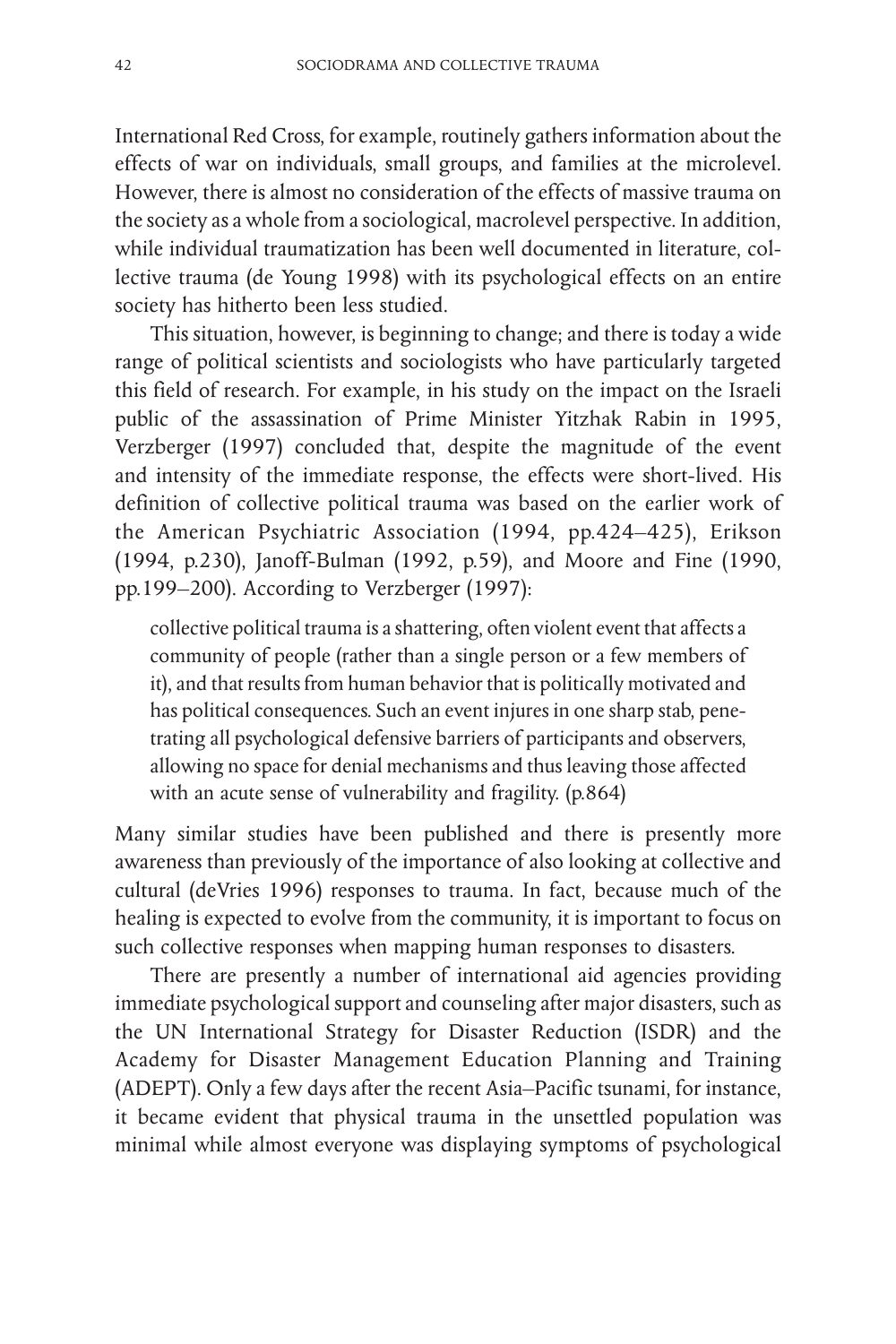International Red Cross, for example, routinely gathers information about the effects of war on individuals, small groups, and families at the microlevel. However, there is almost no consideration of the effects of massive trauma on the society as a whole from a sociological, macrolevel perspective. In addition, while individual traumatization has been well documented in literature, collective trauma (de Young 1998) with its psychological effects on an entire society has hitherto been less studied.

This situation, however, is beginning to change; and there is today a wide range of political scientists and sociologists who have particularly targeted this field of research. For example, in his study on the impact on the Israeli public of the assassination of Prime Minister Yitzhak Rabin in 1995, Verzberger (1997) concluded that, despite the magnitude of the event and intensity of the immediate response, the effects were short-lived. His definition of collective political trauma was based on the earlier work of the American Psychiatric Association (1994, pp.424–425), Erikson (1994, p.230), Janoff-Bulman (1992, p.59), and Moore and Fine (1990, pp.199–200). According to Verzberger (1997):

> collective political trauma is a shattering, often violent event that affects a community of people (rather than a single person or a few members of it), and that results from human behavior that is politically motivated and has political consequences. Such an event injures in one sharp stab, penetrating all psychological defensive barriers of participants and observers, allowing no space for denial mechanisms and thus leaving those affected with an acute sense of vulnerability and fragility. (p.864)

Many similar studies have been published and there is presently more awareness than previously of the importance of also looking at collective and cultural (deVries 1996) responses to trauma. In fact, because much of the healing is expected to evolve from the community, it is important to focus on such collective responses when mapping human responses to disasters.

There are presently a number of international aid agencies providing immediate psychological support and counseling after major disasters, such as the UN International Strategy for Disaster Reduction (ISDR) and the Academy for Disaster Management Education Planning and Training (ADEPT). Only a few days after the recent Asia–Pacific tsunami, for instance, it became evident that physical trauma in the unsettled population was minimal while almost everyone was displaying symptoms of psychological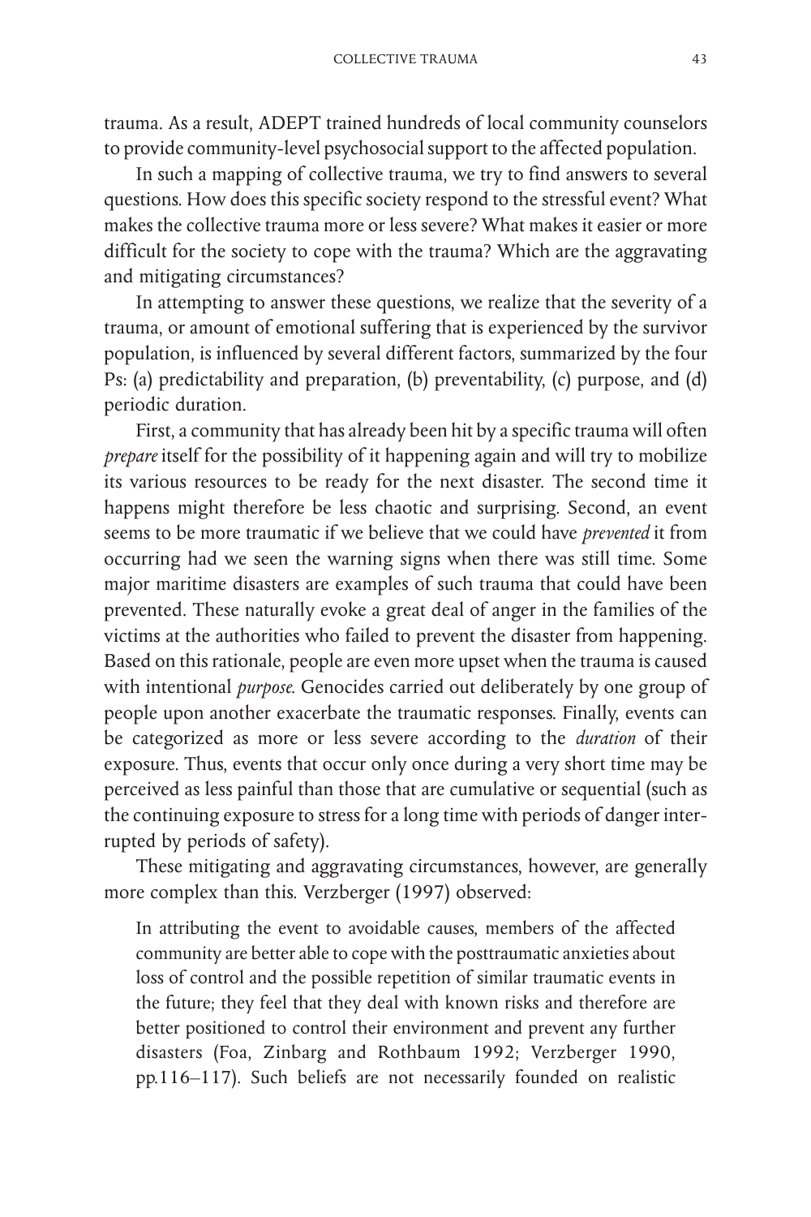trauma. As a result, ADEPT trained hundreds of local community counselors to provide community-level psychosocial support to the affected population.

In such a mapping of collective trauma, we try to find answers to several questions. How does this specific society respond to the stressful event? What makes the collective trauma more or less severe? What makes it easier or more difficult for the society to cope with the trauma? Which are the aggravating and mitigating circumstances?

In attempting to answer these questions, we realize that the severity of a trauma, or amount of emotional suffering that is experienced by the survivor population, is influenced by several different factors, summarized by the four Ps: (a) predictability and preparation, (b) preventability, (c) purpose, and (d) periodic duration.

First, a community that has already been hit by a specific trauma will often *prepare* itself for the possibility of it happening again and will try to mobilize its various resources to be ready for the next disaster. The second time it happens might therefore be less chaotic and surprising. Second, an event seems to be more traumatic if we believe that we could have *prevented* it from occurring had we seen the warning signs when there was still time. Some major maritime disasters are examples of such trauma that could have been prevented. These naturally evoke a great deal of anger in the families of the victims at the authorities who failed to prevent the disaster from happening. Based on this rationale, people are even more upset when the trauma is caused with intentional *purpose*. Genocides carried out deliberately by one group of people upon another exacerbate the traumatic responses. Finally, events can be categorized as more or less severe according to the *duration* of their exposure. Thus, events that occur only once during a very short time may be perceived as less painful than those that are cumulative or sequential (such as the continuing exposure to stress for a long time with periods of danger interrupted by periods of safety).

These mitigating and aggravating circumstances, however, are generally more complex than this. Verzberger (1997) observed:

> In attributing the event to avoidable causes, members of the affected community are better able to cope with the posttraumatic anxieties about loss of control and the possible repetition of similar traumatic events in the future; they feel that they deal with known risks and therefore are better positioned to control their environment and prevent any further disasters (Foa, Zinbarg and Rothbaum 1992; Verzberger 1990, pp.116–117). Such beliefs are not necessarily founded on realistic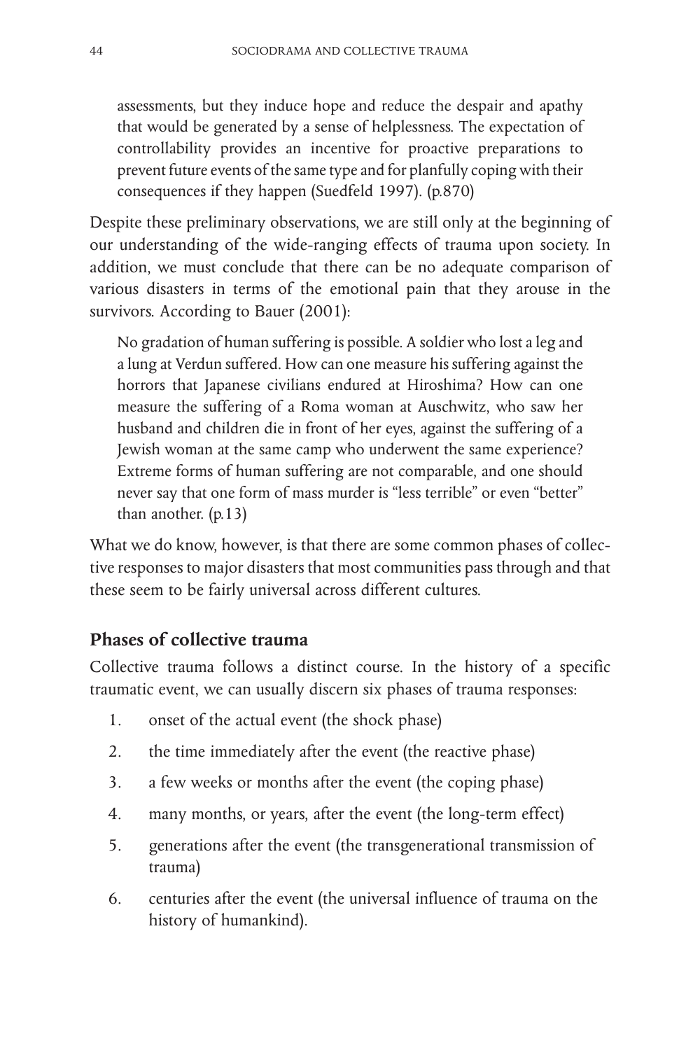> assessments, but they induce hope and reduce the despair and apathy that would be generated by a sense of helplessness. The expectation of controllability provides an incentive for proactive preparations to prevent future events of the same type and for planfully coping with their consequences if they happen (Suedfeld 1997). (p.870)

Despite these preliminary observations, we are still only at the beginning of our understanding of the wide-ranging effects of trauma upon society. In addition, we must conclude that there can be no adequate comparison of various disasters in terms of the emotional pain that they arouse in the survivors. According to Bauer (2001):

> No gradation of human suffering is possible. A soldier who lost a leg and a lung at Verdun suffered. How can one measure his suffering against the horrors that Japanese civilians endured at Hiroshima? How can one measure the suffering of a Roma woman at Auschwitz, who saw her husband and children die in front of her eyes, against the suffering of a Jewish woman at the same camp who underwent the same experience? Extreme forms of human suffering are not comparable, and one should never say that one form of mass murder is "less terrible" or even "better" than another. (p.13)

What we do know, however, is that there are some common phases of collective responses to major disasters that most communities pass through and that these seem to be fairly universal across different cultures.

## Phases of collective trauma

Collective trauma follows a distinct course. In the history of a specific traumatic event, we can usually discern six phases of trauma responses:

1. onset of the actual event (the shock phase)
2. the time immediately after the event (the reactive phase)
3. a few weeks or months after the event (the coping phase)
4. many months, or years, after the event (the long-term effect)
5. generations after the event (the transgenerational transmission of trauma)
6. centuries after the event (the universal influence of trauma on the history of humankind).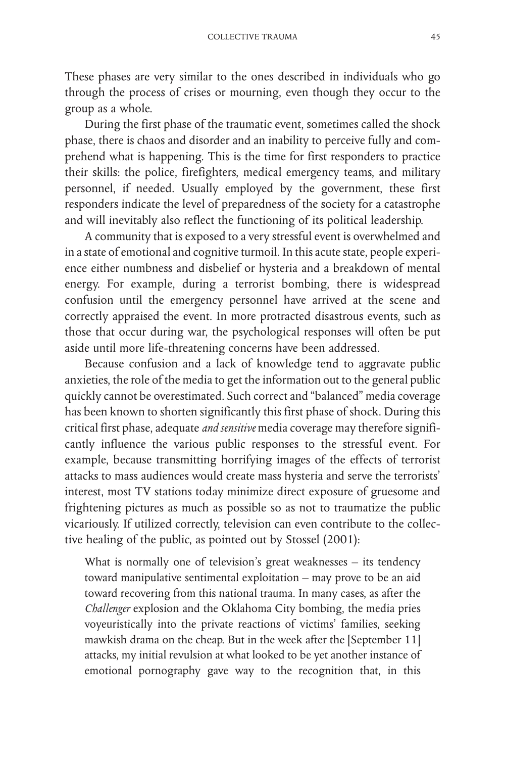These phases are very similar to the ones described in individuals who go through the process of crises or mourning, even though they occur to the group as a whole.

During the first phase of the traumatic event, sometimes called the shock phase, there is chaos and disorder and an inability to perceive fully and comprehend what is happening. This is the time for first responders to practice their skills: the police, firefighters, medical emergency teams, and military personnel, if needed. Usually employed by the government, these first responders indicate the level of preparedness of the society for a catastrophe and will inevitably also reflect the functioning of its political leadership.

A community that is exposed to a very stressful event is overwhelmed and in a state of emotional and cognitive turmoil. In this acute state, people experience either numbness and disbelief or hysteria and a breakdown of mental energy. For example, during a terrorist bombing, there is widespread confusion until the emergency personnel have arrived at the scene and correctly appraised the event. In more protracted disastrous events, such as those that occur during war, the psychological responses will often be put aside until more life-threatening concerns have been addressed.

Because confusion and a lack of knowledge tend to aggravate public anxieties, the role of the media to get the information out to the general public quickly cannot be overestimated. Such correct and "balanced" media coverage has been known to shorten significantly this first phase of shock. During this critical first phase, adequate *and sensitive* media coverage may therefore significantly influence the various public responses to the stressful event. For example, because transmitting horrifying images of the effects of terrorist attacks to mass audiences would create mass hysteria and serve the terrorists' interest, most TV stations today minimize direct exposure of gruesome and frightening pictures as much as possible so as not to traumatize the public vicariously. If utilized correctly, television can even contribute to the collective healing of the public, as pointed out by Stossel (2001):

> What is normally one of television's great weaknesses – its tendency toward manipulative sentimental exploitation – may prove to be an aid toward recovering from this national trauma. In many cases, as after the *Challenger* explosion and the Oklahoma City bombing, the media pries voyeuristically into the private reactions of victims' families, seeking mawkish drama on the cheap. But in the week after the [September 11] attacks, my initial revulsion at what looked to be yet another instance of emotional pornography gave way to the recognition that, in this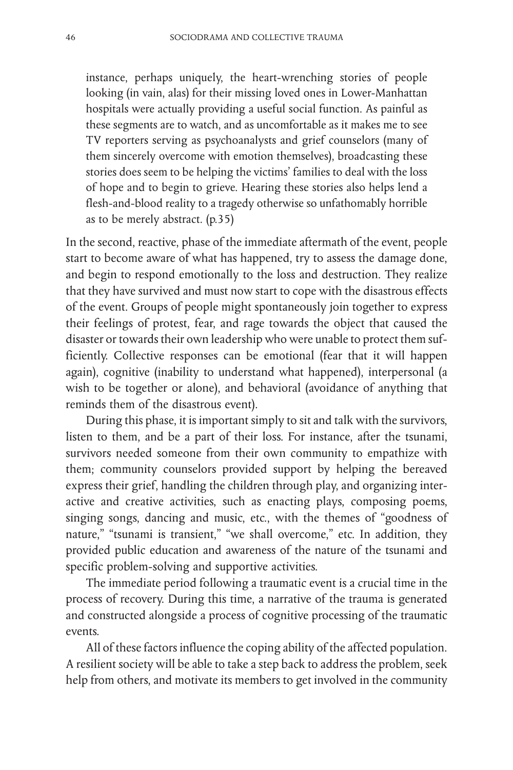> instance, perhaps uniquely, the heart-wrenching stories of people looking (in vain, alas) for their missing loved ones in Lower-Manhattan hospitals were actually providing a useful social function. As painful as these segments are to watch, and as uncomfortable as it makes me to see TV reporters serving as psychoanalysts and grief counselors (many of them sincerely overcome with emotion themselves), broadcasting these stories does seem to be helping the victims' families to deal with the loss of hope and to begin to grieve. Hearing these stories also helps lend a flesh-and-blood reality to a tragedy otherwise so unfathomably horrible as to be merely abstract. (p.35)

In the second, reactive, phase of the immediate aftermath of the event, people start to become aware of what has happened, try to assess the damage done, and begin to respond emotionally to the loss and destruction. They realize that they have survived and must now start to cope with the disastrous effects of the event. Groups of people might spontaneously join together to express their feelings of protest, fear, and rage towards the object that caused the disaster or towards their own leadership who were unable to protect them sufficiently. Collective responses can be emotional (fear that it will happen again), cognitive (inability to understand what happened), interpersonal (a wish to be together or alone), and behavioral (avoidance of anything that reminds them of the disastrous event).

During this phase, it is important simply to sit and talk with the survivors, listen to them, and be a part of their loss. For instance, after the tsunami, survivors needed someone from their own community to empathize with them; community counselors provided support by helping the bereaved express their grief, handling the children through play, and organizing interactive and creative activities, such as enacting plays, composing poems, singing songs, dancing and music, etc., with the themes of "goodness of nature," "tsunami is transient," "we shall overcome," etc. In addition, they provided public education and awareness of the nature of the tsunami and specific problem-solving and supportive activities.

The immediate period following a traumatic event is a crucial time in the process of recovery. During this time, a narrative of the trauma is generated and constructed alongside a process of cognitive processing of the traumatic events.

All of these factors influence the coping ability of the affected population. A resilient society will be able to take a step back to address the problem, seek help from others, and motivate its members to get involved in the community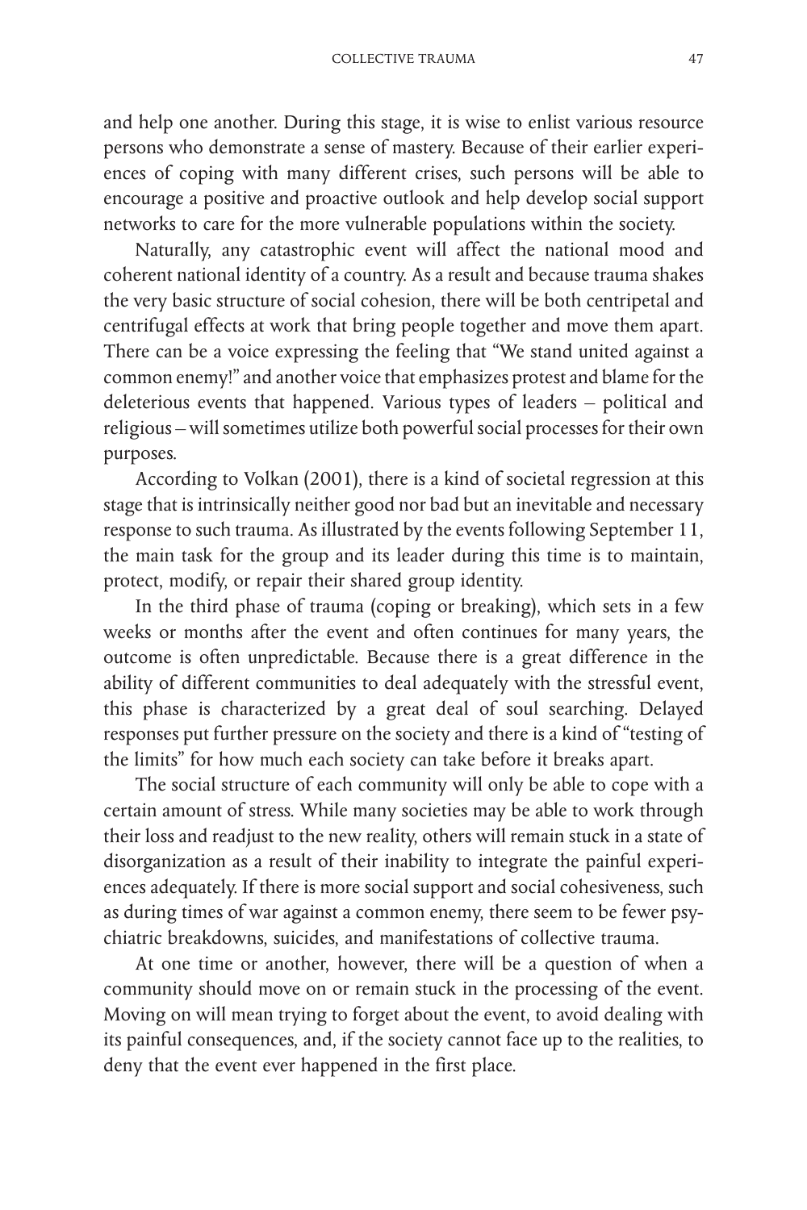and help one another. During this stage, it is wise to enlist various resource persons who demonstrate a sense of mastery. Because of their earlier experiences of coping with many different crises, such persons will be able to encourage a positive and proactive outlook and help develop social support networks to care for the more vulnerable populations within the society.

Naturally, any catastrophic event will affect the national mood and coherent national identity of a country. As a result and because trauma shakes the very basic structure of social cohesion, there will be both centripetal and centrifugal effects at work that bring people together and move them apart. There can be a voice expressing the feeling that "We stand united against a common enemy!" and another voice that emphasizes protest and blame for the deleterious events that happened. Various types of leaders – political and religious – will sometimes utilize both powerful social processes for their own purposes.

According to Volkan (2001), there is a kind of societal regression at this stage that is intrinsically neither good nor bad but an inevitable and necessary response to such trauma. As illustrated by the events following September 11, the main task for the group and its leader during this time is to maintain, protect, modify, or repair their shared group identity.

In the third phase of trauma (coping or breaking), which sets in a few weeks or months after the event and often continues for many years, the outcome is often unpredictable. Because there is a great difference in the ability of different communities to deal adequately with the stressful event, this phase is characterized by a great deal of soul searching. Delayed responses put further pressure on the society and there is a kind of "testing of the limits" for how much each society can take before it breaks apart.

The social structure of each community will only be able to cope with a certain amount of stress. While many societies may be able to work through their loss and readjust to the new reality, others will remain stuck in a state of disorganization as a result of their inability to integrate the painful experiences adequately. If there is more social support and social cohesiveness, such as during times of war against a common enemy, there seem to be fewer psychiatric breakdowns, suicides, and manifestations of collective trauma.

At one time or another, however, there will be a question of when a community should move on or remain stuck in the processing of the event. Moving on will mean trying to forget about the event, to avoid dealing with its painful consequences, and, if the society cannot face up to the realities, to deny that the event ever happened in the first place.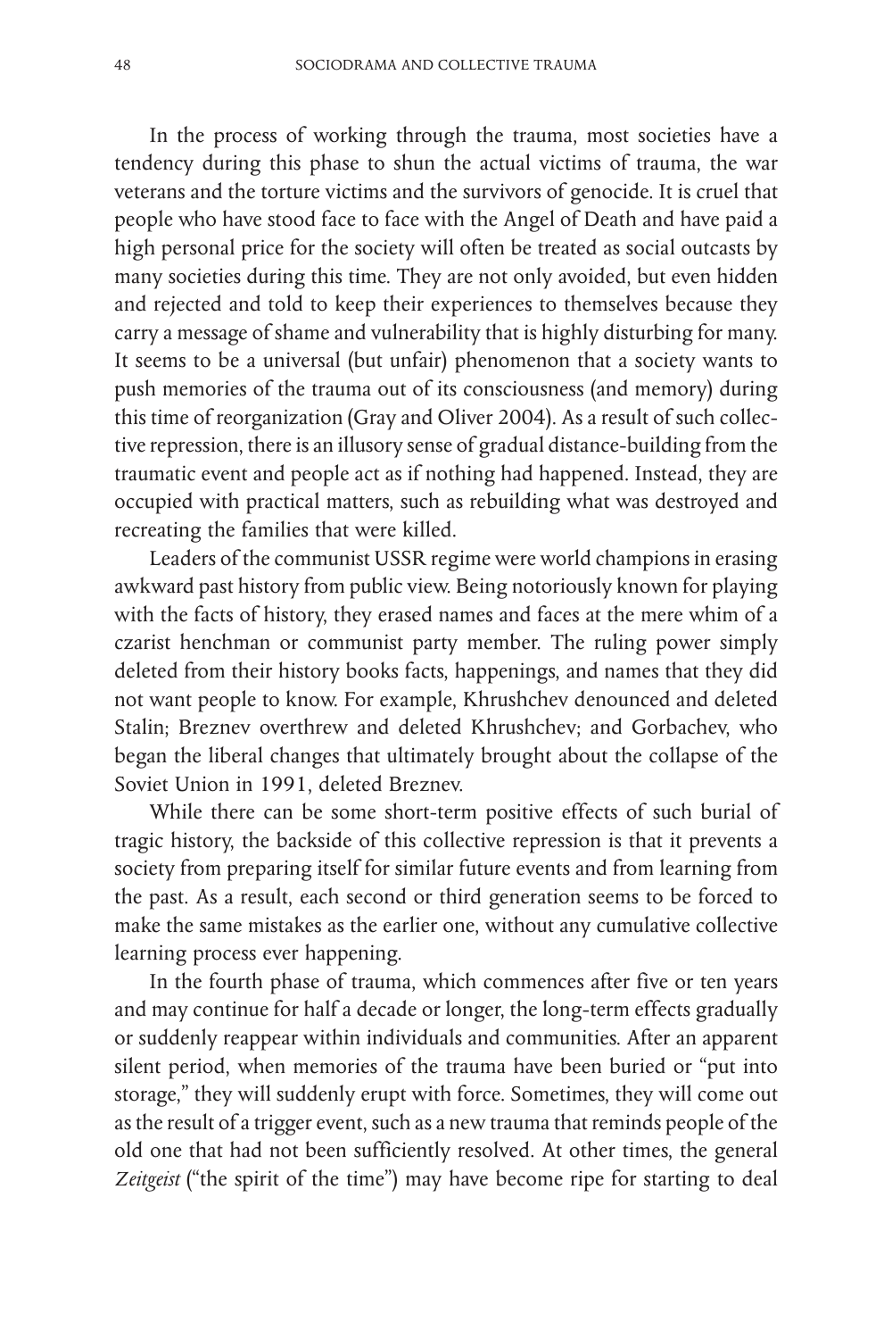In the process of working through the trauma, most societies have a tendency during this phase to shun the actual victims of trauma, the war veterans and the torture victims and the survivors of genocide. It is cruel that people who have stood face to face with the Angel of Death and have paid a high personal price for the society will often be treated as social outcasts by many societies during this time. They are not only avoided, but even hidden and rejected and told to keep their experiences to themselves because they carry a message of shame and vulnerability that is highly disturbing for many. It seems to be a universal (but unfair) phenomenon that a society wants to push memories of the trauma out of its consciousness (and memory) during this time of reorganization (Gray and Oliver 2004). As a result of such collective repression, there is an illusory sense of gradual distance-building from the traumatic event and people act as if nothing had happened. Instead, they are occupied with practical matters, such as rebuilding what was destroyed and recreating the families that were killed.

Leaders of the communist USSR regime were world champions in erasing awkward past history from public view. Being notoriously known for playing with the facts of history, they erased names and faces at the mere whim of a czarist henchman or communist party member. The ruling power simply deleted from their history books facts, happenings, and names that they did not want people to know. For example, Khrushchev denounced and deleted Stalin; Breznev overthrew and deleted Khrushchev; and Gorbachev, who began the liberal changes that ultimately brought about the collapse of the Soviet Union in 1991, deleted Breznev.

While there can be some short-term positive effects of such burial of tragic history, the backside of this collective repression is that it prevents a society from preparing itself for similar future events and from learning from the past. As a result, each second or third generation seems to be forced to make the same mistakes as the earlier one, without any cumulative collective learning process ever happening.

In the fourth phase of trauma, which commences after five or ten years and may continue for half a decade or longer, the long-term effects gradually or suddenly reappear within individuals and communities. After an apparent silent period, when memories of the trauma have been buried or "put into storage," they will suddenly erupt with force. Sometimes, they will come out as the result of a trigger event, such as a new trauma that reminds people of the old one that had not been sufficiently resolved. At other times, the general *Zeitgeist* ("the spirit of the time") may have become ripe for starting to deal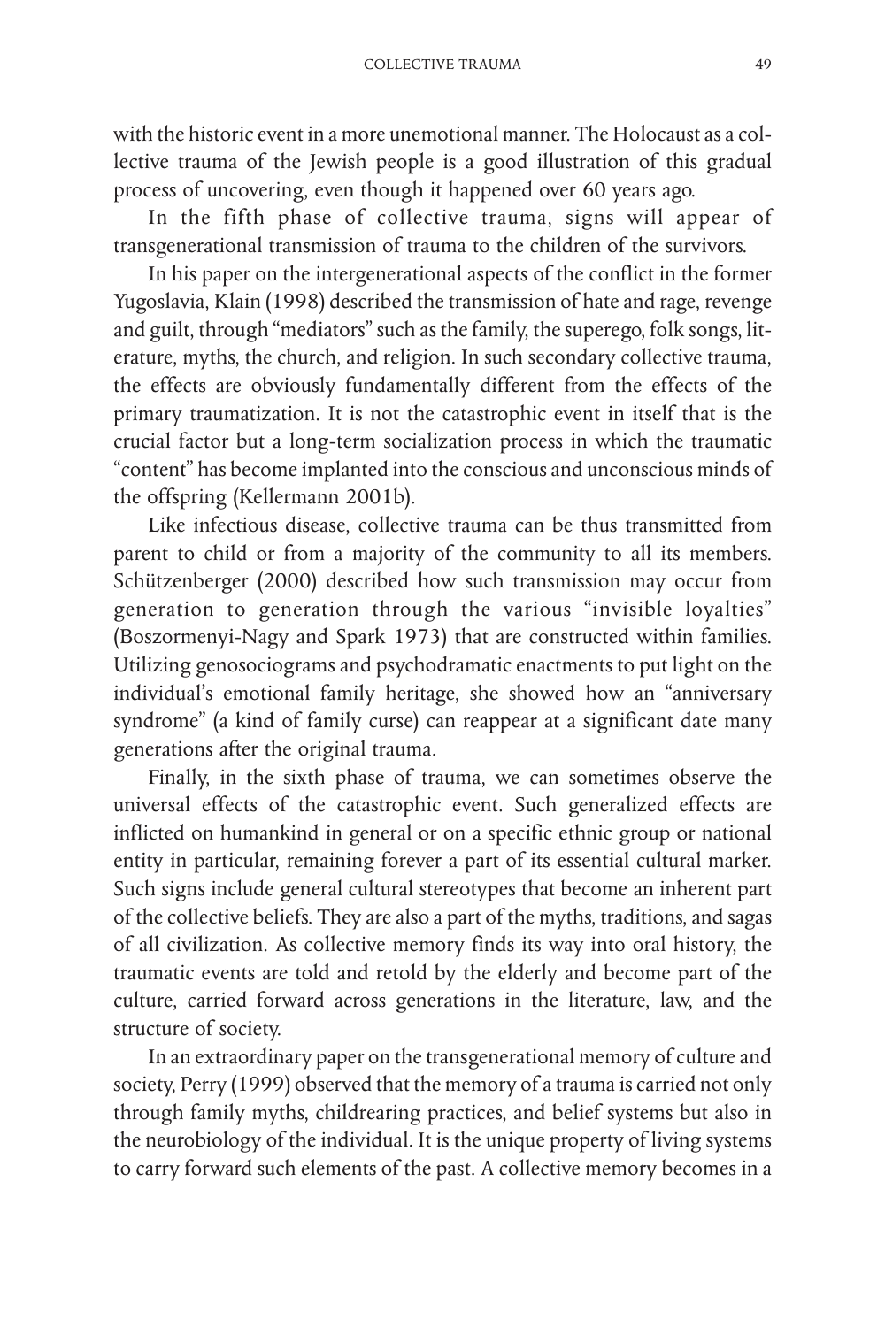with the historic event in a more unemotional manner. The Holocaust as a collective trauma of the Jewish people is a good illustration of this gradual process of uncovering, even though it happened over 60 years ago.

In the fifth phase of collective trauma, signs will appear of transgenerational transmission of trauma to the children of the survivors.

In his paper on the intergenerational aspects of the conflict in the former Yugoslavia, Klain (1998) described the transmission of hate and rage, revenge and guilt, through "mediators" such as the family, the superego, folk songs, literature, myths, the church, and religion. In such secondary collective trauma, the effects are obviously fundamentally different from the effects of the primary traumatization. It is not the catastrophic event in itself that is the crucial factor but a long-term socialization process in which the traumatic "content" has become implanted into the conscious and unconscious minds of the offspring (Kellermann 2001b).

Like infectious disease, collective trauma can be thus transmitted from parent to child or from a majority of the community to all its members. Schützenberger (2000) described how such transmission may occur from generation to generation through the various "invisible loyalties" (Boszormenyi-Nagy and Spark 1973) that are constructed within families. Utilizing genosociograms and psychodramatic enactments to put light on the individual's emotional family heritage, she showed how an "anniversary syndrome" (a kind of family curse) can reappear at a significant date many generations after the original trauma.

Finally, in the sixth phase of trauma, we can sometimes observe the universal effects of the catastrophic event. Such generalized effects are inflicted on humankind in general or on a specific ethnic group or national entity in particular, remaining forever a part of its essential cultural marker. Such signs include general cultural stereotypes that become an inherent part of the collective beliefs. They are also a part of the myths, traditions, and sagas of all civilization. As collective memory finds its way into oral history, the traumatic events are told and retold by the elderly and become part of the culture, carried forward across generations in the literature, law, and the structure of society.

In an extraordinary paper on the transgenerational memory of culture and society, Perry (1999) observed that the memory of a trauma is carried not only through family myths, childrearing practices, and belief systems but also in the neurobiology of the individual. It is the unique property of living systems to carry forward such elements of the past. A collective memory becomes in a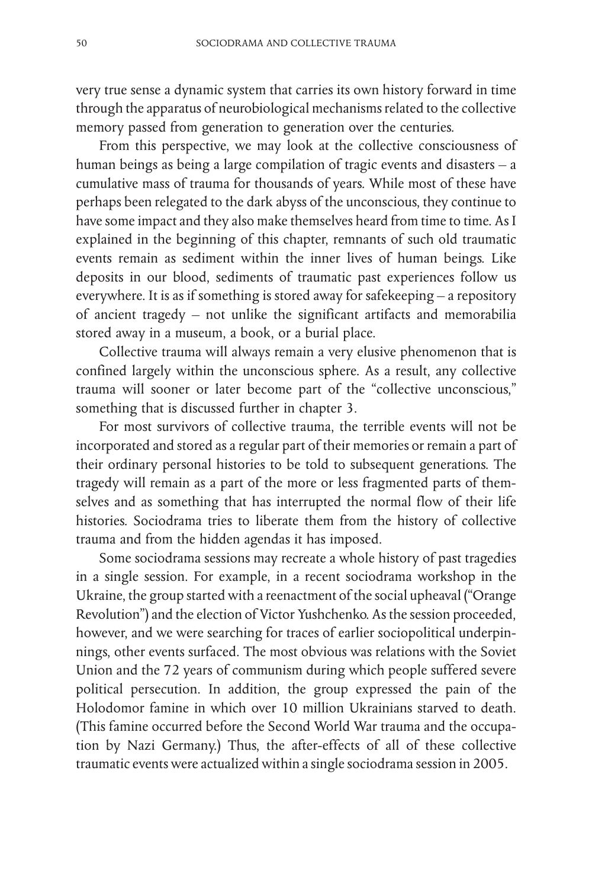very true sense a dynamic system that carries its own history forward in time through the apparatus of neurobiological mechanisms related to the collective memory passed from generation to generation over the centuries.

From this perspective, we may look at the collective consciousness of human beings as being a large compilation of tragic events and disasters – a cumulative mass of trauma for thousands of years. While most of these have perhaps been relegated to the dark abyss of the unconscious, they continue to have some impact and they also make themselves heard from time to time. As I explained in the beginning of this chapter, remnants of such old traumatic events remain as sediment within the inner lives of human beings. Like deposits in our blood, sediments of traumatic past experiences follow us everywhere. It is as if something is stored away for safekeeping – a repository of ancient tragedy – not unlike the significant artifacts and memorabilia stored away in a museum, a book, or a burial place.

Collective trauma will always remain a very elusive phenomenon that is confined largely within the unconscious sphere. As a result, any collective trauma will sooner or later become part of the "collective unconscious," something that is discussed further in chapter 3.

For most survivors of collective trauma, the terrible events will not be incorporated and stored as a regular part of their memories or remain a part of their ordinary personal histories to be told to subsequent generations. The tragedy will remain as a part of the more or less fragmented parts of themselves and as something that has interrupted the normal flow of their life histories. Sociodrama tries to liberate them from the history of collective trauma and from the hidden agendas it has imposed.

Some sociodrama sessions may recreate a whole history of past tragedies in a single session. For example, in a recent sociodrama workshop in the Ukraine, the group started with a reenactment of the social upheaval ("Orange Revolution") and the election of Victor Yushchenko. As the session proceeded, however, and we were searching for traces of earlier sociopolitical underpinnings, other events surfaced. The most obvious was relations with the Soviet Union and the 72 years of communism during which people suffered severe political persecution. In addition, the group expressed the pain of the Holodomor famine in which over 10 million Ukrainians starved to death. (This famine occurred before the Second World War trauma and the occupation by Nazi Germany.) Thus, the after-effects of all of these collective traumatic events were actualized within a single sociodrama session in 2005.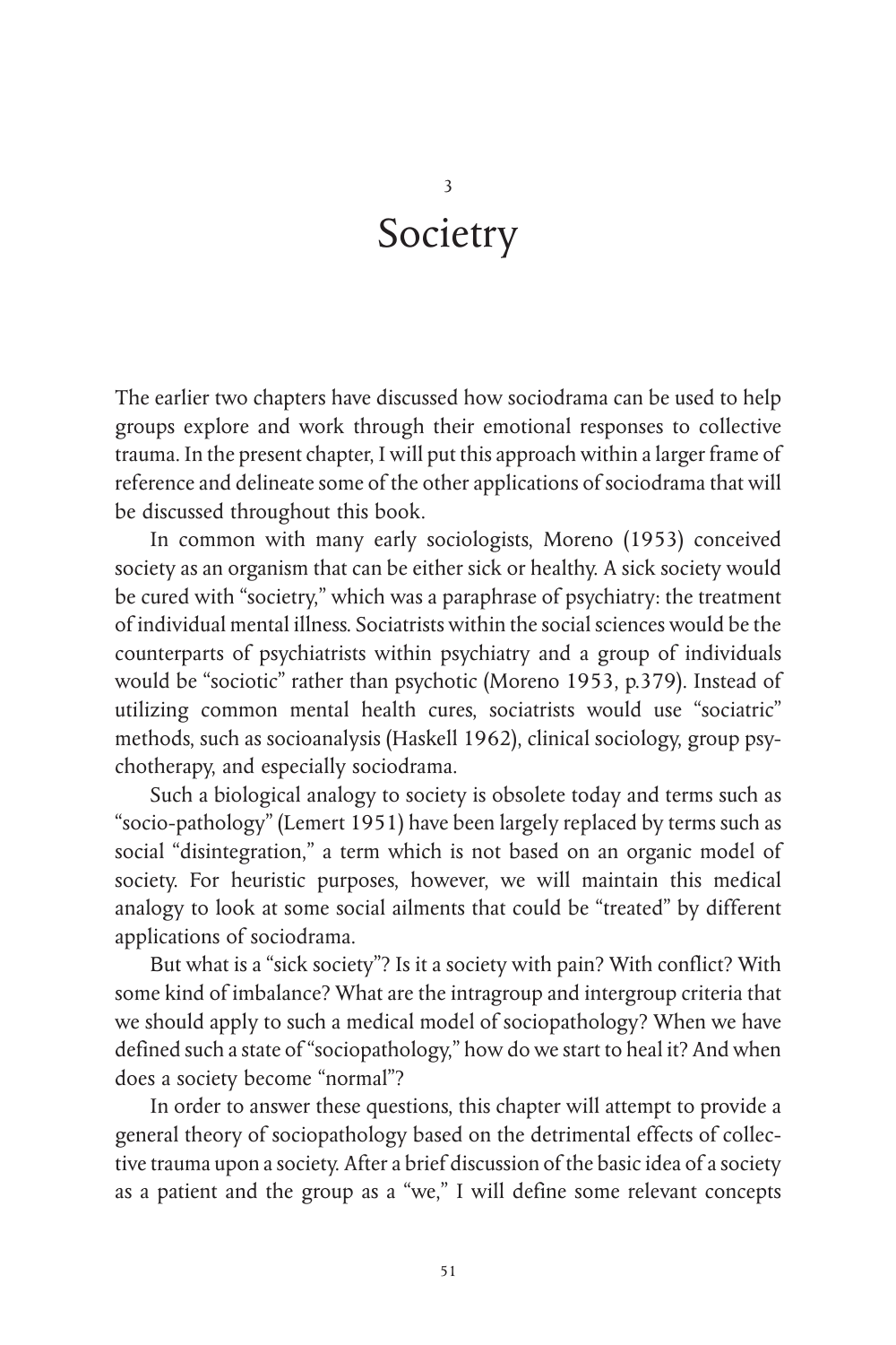# 3

# Societry

The earlier two chapters have discussed how sociodrama can be used to help groups explore and work through their emotional responses to collective trauma. In the present chapter, I will put this approach within a larger frame of reference and delineate some of the other applications of sociodrama that will be discussed throughout this book.

In common with many early sociologists, Moreno (1953) conceived society as an organism that can be either sick or healthy. A sick society would be cured with "societry," which was a paraphrase of psychiatry: the treatment of individual mental illness. Sociatrists within the social sciences would be the counterparts of psychiatrists within psychiatry and a group of individuals would be "sociotic" rather than psychotic (Moreno 1953, p.379). Instead of utilizing common mental health cures, sociatrists would use "sociatric" methods, such as socioanalysis (Haskell 1962), clinical sociology, group psychotherapy, and especially sociodrama.

Such a biological analogy to society is obsolete today and terms such as "socio-pathology" (Lemert 1951) have been largely replaced by terms such as social "disintegration," a term which is not based on an organic model of society. For heuristic purposes, however, we will maintain this medical analogy to look at some social ailments that could be "treated" by different applications of sociodrama.

But what is a "sick society"? Is it a society with pain? With conflict? With some kind of imbalance? What are the intragroup and intergroup criteria that we should apply to such a medical model of sociopathology? When we have defined such a state of "sociopathology," how do we start to heal it? And when does a society become "normal"?

In order to answer these questions, this chapter will attempt to provide a general theory of sociopathology based on the detrimental effects of collective trauma upon a society. After a brief discussion of the basic idea of a society as a patient and the group as a "we," I will define some relevant concepts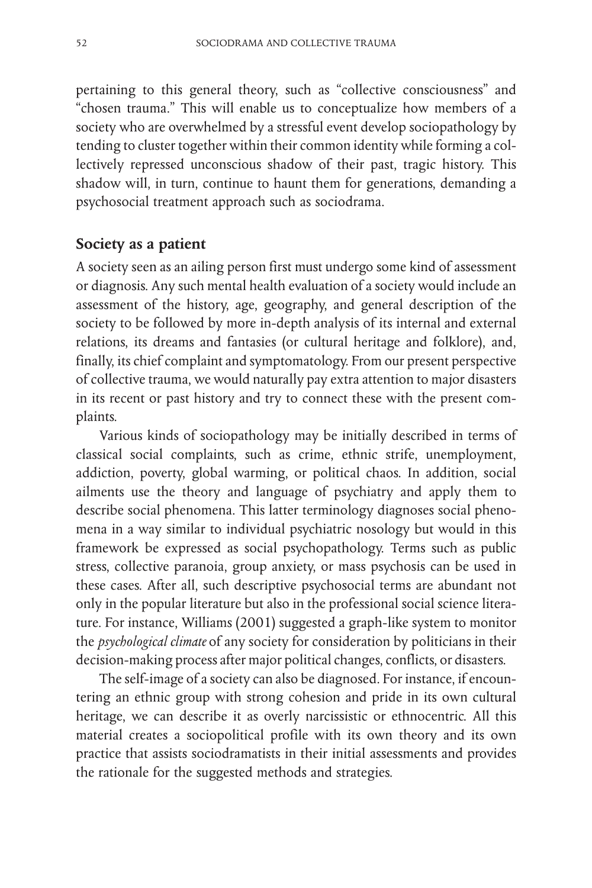pertaining to this general theory, such as "collective consciousness" and "chosen trauma." This will enable us to conceptualize how members of a society who are overwhelmed by a stressful event develop sociopathology by tending to cluster together within their common identity while forming a collectively repressed unconscious shadow of their past, tragic history. This shadow will, in turn, continue to haunt them for generations, demanding a psychosocial treatment approach such as sociodrama.

## Society as a patient

A society seen as an ailing person first must undergo some kind of assessment or diagnosis. Any such mental health evaluation of a society would include an assessment of the history, age, geography, and general description of the society to be followed by more in-depth analysis of its internal and external relations, its dreams and fantasies (or cultural heritage and folklore), and, finally, its chief complaint and symptomatology. From our present perspective of collective trauma, we would naturally pay extra attention to major disasters in its recent or past history and try to connect these with the present complaints.

Various kinds of sociopathology may be initially described in terms of classical social complaints, such as crime, ethnic strife, unemployment, addiction, poverty, global warming, or political chaos. In addition, social ailments use the theory and language of psychiatry and apply them to describe social phenomena. This latter terminology diagnoses social phenomena in a way similar to individual psychiatric nosology but would in this framework be expressed as social psychopathology. Terms such as public stress, collective paranoia, group anxiety, or mass psychosis can be used in these cases. After all, such descriptive psychosocial terms are abundant not only in the popular literature but also in the professional social science literature. For instance, Williams (2001) suggested a graph-like system to monitor the *psychological climate* of any society for consideration by politicians in their decision-making process after major political changes, conflicts, or disasters.

The self-image of a society can also be diagnosed. For instance, if encountering an ethnic group with strong cohesion and pride in its own cultural heritage, we can describe it as overly narcissistic or ethnocentric. All this material creates a sociopolitical profile with its own theory and its own practice that assists sociodramatists in their initial assessments and provides the rationale for the suggested methods and strategies.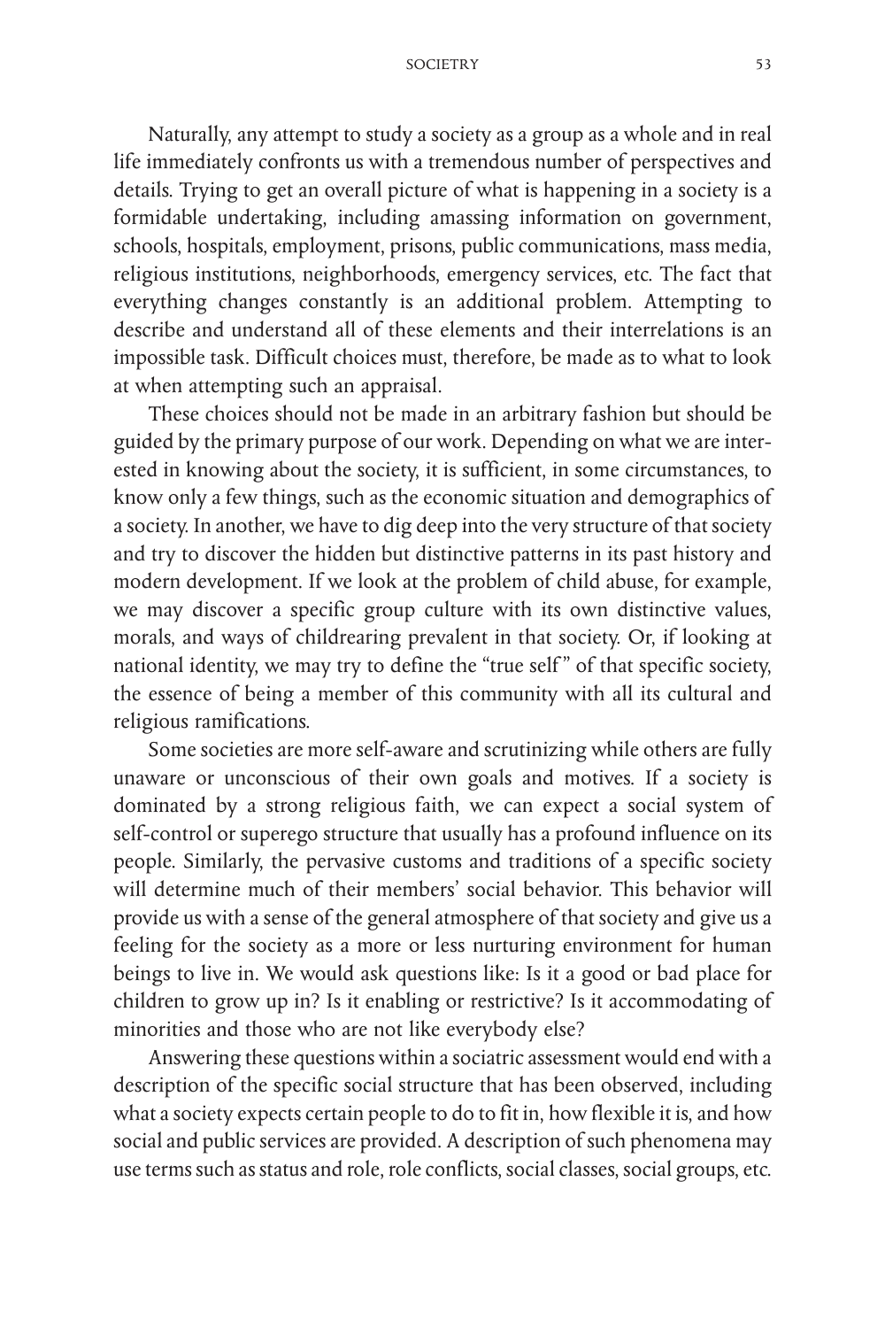Naturally, any attempt to study a society as a group as a whole and in real life immediately confronts us with a tremendous number of perspectives and details. Trying to get an overall picture of what is happening in a society is a formidable undertaking, including amassing information on government, schools, hospitals, employment, prisons, public communications, mass media, religious institutions, neighborhoods, emergency services, etc. The fact that everything changes constantly is an additional problem. Attempting to describe and understand all of these elements and their interrelations is an impossible task. Difficult choices must, therefore, be made as to what to look at when attempting such an appraisal.

These choices should not be made in an arbitrary fashion but should be guided by the primary purpose of our work. Depending on what we are interested in knowing about the society, it is sufficient, in some circumstances, to know only a few things, such as the economic situation and demographics of a society. In another, we have to dig deep into the very structure of that society and try to discover the hidden but distinctive patterns in its past history and modern development. If we look at the problem of child abuse, for example, we may discover a specific group culture with its own distinctive values, morals, and ways of childrearing prevalent in that society. Or, if looking at national identity, we may try to define the "true self" of that specific society, the essence of being a member of this community with all its cultural and religious ramifications.

Some societies are more self-aware and scrutinizing while others are fully unaware or unconscious of their own goals and motives. If a society is dominated by a strong religious faith, we can expect a social system of self-control or superego structure that usually has a profound influence on its people. Similarly, the pervasive customs and traditions of a specific society will determine much of their members' social behavior. This behavior will provide us with a sense of the general atmosphere of that society and give us a feeling for the society as a more or less nurturing environment for human beings to live in. We would ask questions like: Is it a good or bad place for children to grow up in? Is it enabling or restrictive? Is it accommodating of minorities and those who are not like everybody else?

Answering these questions within a sociatric assessment would end with a description of the specific social structure that has been observed, including what a society expects certain people to do to fit in, how flexible it is, and how social and public services are provided. A description of such phenomena may use terms such as status and role, role conflicts, social classes, social groups, etc.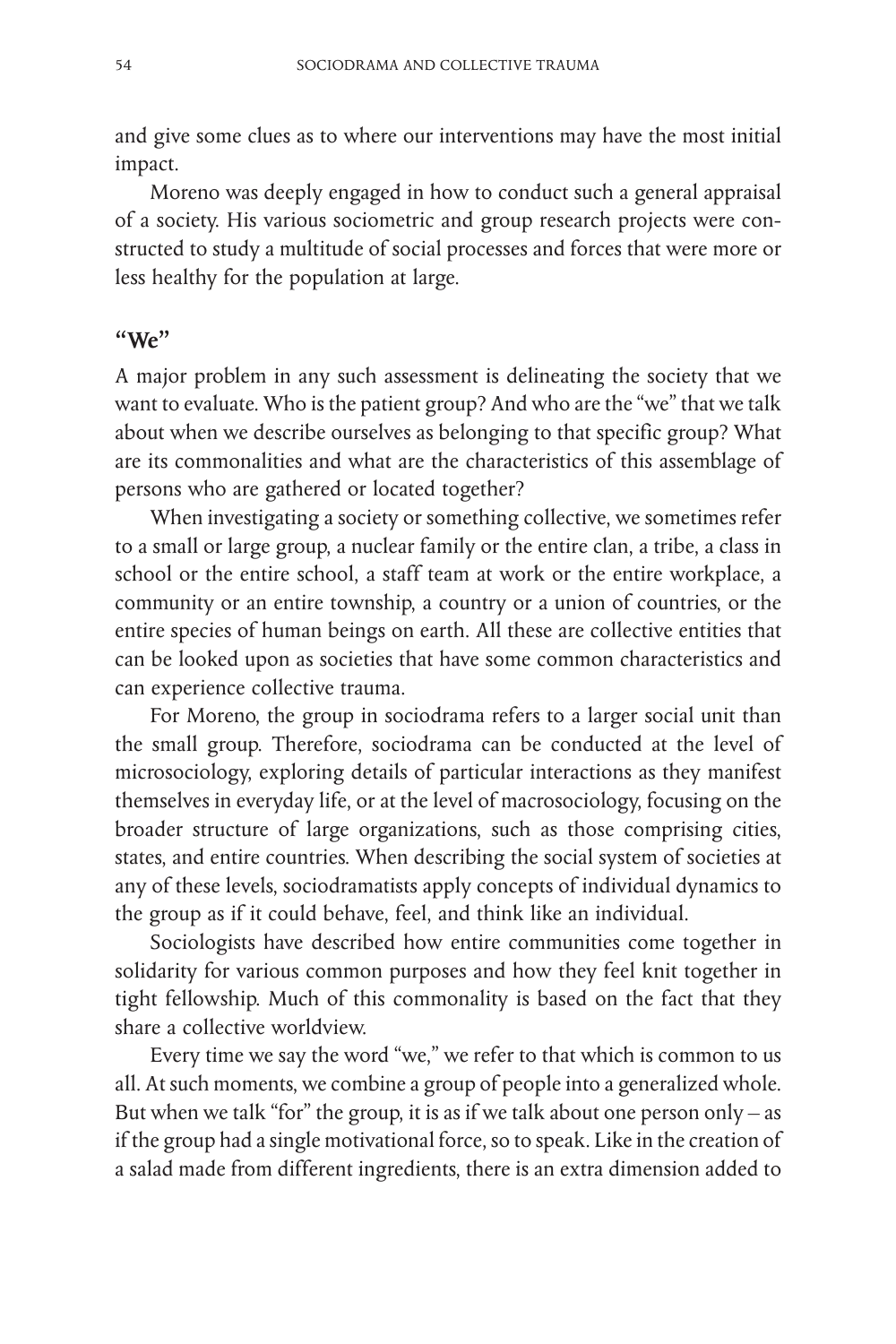and give some clues as to where our interventions may have the most initial impact.

Moreno was deeply engaged in how to conduct such a general appraisal of a society. His various sociometric and group research projects were constructed to study a multitude of social processes and forces that were more or less healthy for the population at large.

## "We"

A major problem in any such assessment is delineating the society that we want to evaluate. Who is the patient group? And who are the "we" that we talk about when we describe ourselves as belonging to that specific group? What are its commonalities and what are the characteristics of this assemblage of persons who are gathered or located together?

When investigating a society or something collective, we sometimes refer to a small or large group, a nuclear family or the entire clan, a tribe, a class in school or the entire school, a staff team at work or the entire workplace, a community or an entire township, a country or a union of countries, or the entire species of human beings on earth. All these are collective entities that can be looked upon as societies that have some common characteristics and can experience collective trauma.

For Moreno, the group in sociodrama refers to a larger social unit than the small group. Therefore, sociodrama can be conducted at the level of microsociology, exploring details of particular interactions as they manifest themselves in everyday life, or at the level of macrosociology, focusing on the broader structure of large organizations, such as those comprising cities, states, and entire countries. When describing the social system of societies at any of these levels, sociodramatists apply concepts of individual dynamics to the group as if it could behave, feel, and think like an individual.

Sociologists have described how entire communities come together in solidarity for various common purposes and how they feel knit together in tight fellowship. Much of this commonality is based on the fact that they share a collective worldview.

Every time we say the word "we," we refer to that which is common to us all. At such moments, we combine a group of people into a generalized whole. But when we talk "for" the group, it is as if we talk about one person only – as if the group had a single motivational force, so to speak. Like in the creation of a salad made from different ingredients, there is an extra dimension added to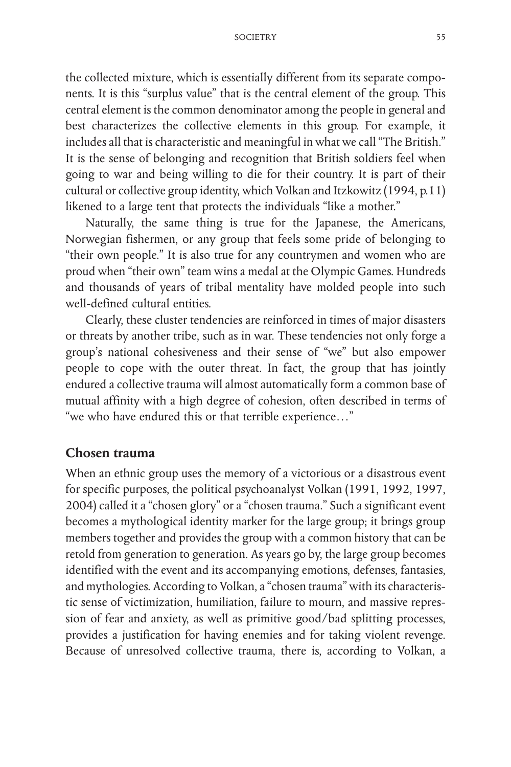the collected mixture, which is essentially different from its separate components. It is this "surplus value" that is the central element of the group. This central element is the common denominator among the people in general and best characterizes the collective elements in this group. For example, it includes all that is characteristic and meaningful in what we call "The British." It is the sense of belonging and recognition that British soldiers feel when going to war and being willing to die for their country. It is part of their cultural or collective group identity, which Volkan and Itzkowitz (1994, p.11) likened to a large tent that protects the individuals "like a mother."

Naturally, the same thing is true for the Japanese, the Americans, Norwegian fishermen, or any group that feels some pride of belonging to "their own people." It is also true for any countrymen and women who are proud when "their own" team wins a medal at the Olympic Games. Hundreds and thousands of years of tribal mentality have molded people into such well-defined cultural entities.

Clearly, these cluster tendencies are reinforced in times of major disasters or threats by another tribe, such as in war. These tendencies not only forge a group's national cohesiveness and their sense of "we" but also empower people to cope with the outer threat. In fact, the group that has jointly endured a collective trauma will almost automatically form a common base of mutual affinity with a high degree of cohesion, often described in terms of "we who have endured this or that terrible experience…"

## Chosen trauma

When an ethnic group uses the memory of a victorious or a disastrous event for specific purposes, the political psychoanalyst Volkan (1991, 1992, 1997, 2004) called it a "chosen glory" or a "chosen trauma." Such a significant event becomes a mythological identity marker for the large group; it brings group members together and provides the group with a common history that can be retold from generation to generation. As years go by, the large group becomes identified with the event and its accompanying emotions, defenses, fantasies, and mythologies. According to Volkan, a "chosen trauma" with its characteristic sense of victimization, humiliation, failure to mourn, and massive repression of fear and anxiety, as well as primitive good/bad splitting processes, provides a justification for having enemies and for taking violent revenge. Because of unresolved collective trauma, there is, according to Volkan, a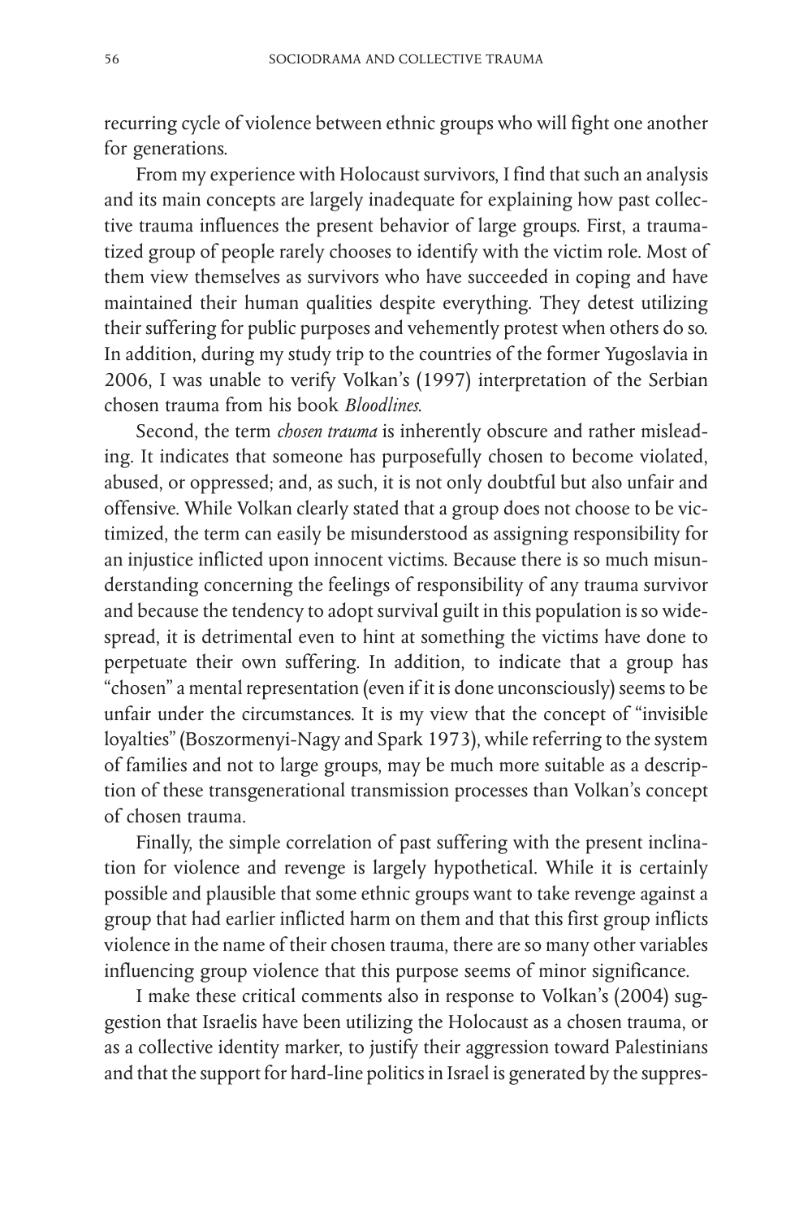recurring cycle of violence between ethnic groups who will fight one another for generations.

From my experience with Holocaust survivors, I find that such an analysis and its main concepts are largely inadequate for explaining how past collective trauma influences the present behavior of large groups. First, a traumatized group of people rarely chooses to identify with the victim role. Most of them view themselves as survivors who have succeeded in coping and have maintained their human qualities despite everything. They detest utilizing their suffering for public purposes and vehemently protest when others do so. In addition, during my study trip to the countries of the former Yugoslavia in 2006, I was unable to verify Volkan's (1997) interpretation of the Serbian chosen trauma from his book *Bloodlines*.

Second, the term *chosen trauma* is inherently obscure and rather misleading. It indicates that someone has purposefully chosen to become violated, abused, or oppressed; and, as such, it is not only doubtful but also unfair and offensive. While Volkan clearly stated that a group does not choose to be victimized, the term can easily be misunderstood as assigning responsibility for an injustice inflicted upon innocent victims. Because there is so much misunderstanding concerning the feelings of responsibility of any trauma survivor and because the tendency to adopt survival guilt in this population is so widespread, it is detrimental even to hint at something the victims have done to perpetuate their own suffering. In addition, to indicate that a group has "chosen" a mental representation (even if it is done unconsciously) seems to be unfair under the circumstances. It is my view that the concept of "invisible loyalties" (Boszormenyi-Nagy and Spark 1973), while referring to the system of families and not to large groups, may be much more suitable as a description of these transgenerational transmission processes than Volkan's concept of chosen trauma.

Finally, the simple correlation of past suffering with the present inclination for violence and revenge is largely hypothetical. While it is certainly possible and plausible that some ethnic groups want to take revenge against a group that had earlier inflicted harm on them and that this first group inflicts violence in the name of their chosen trauma, there are so many other variables influencing group violence that this purpose seems of minor significance.

I make these critical comments also in response to Volkan's (2004) suggestion that Israelis have been utilizing the Holocaust as a chosen trauma, or as a collective identity marker, to justify their aggression toward Palestinians and that the support for hard-line politics in Israel is generated by the suppres-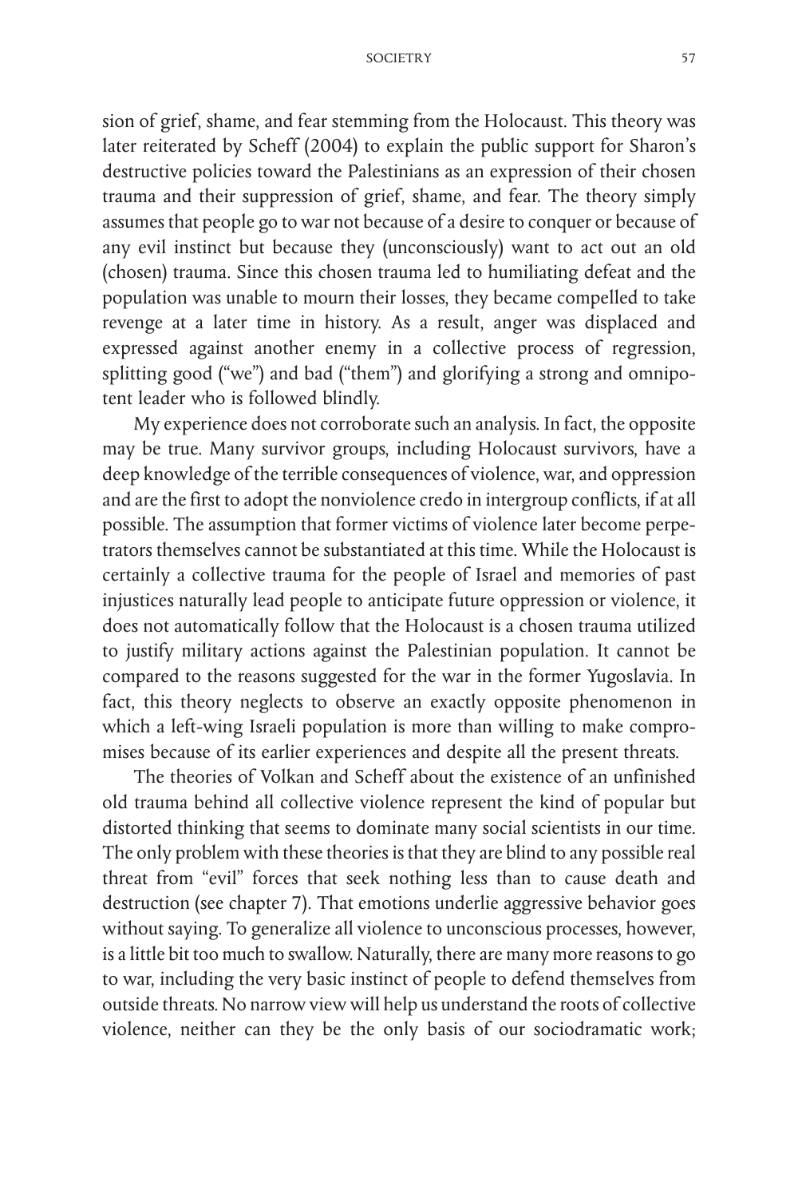sion of grief, shame, and fear stemming from the Holocaust. This theory was later reiterated by Scheff (2004) to explain the public support for Sharon's destructive policies toward the Palestinians as an expression of their chosen trauma and their suppression of grief, shame, and fear. The theory simply assumes that people go to war not because of a desire to conquer or because of any evil instinct but because they (unconsciously) want to act out an old (chosen) trauma. Since this chosen trauma led to humiliating defeat and the population was unable to mourn their losses, they became compelled to take revenge at a later time in history. As a result, anger was displaced and expressed against another enemy in a collective process of regression, splitting good ("we") and bad ("them") and glorifying a strong and omnipotent leader who is followed blindly.

My experience does not corroborate such an analysis. In fact, the opposite may be true. Many survivor groups, including Holocaust survivors, have a deep knowledge of the terrible consequences of violence, war, and oppression and are the first to adopt the nonviolence credo in intergroup conflicts, if at all possible. The assumption that former victims of violence later become perpetrators themselves cannot be substantiated at this time. While the Holocaust is certainly a collective trauma for the people of Israel and memories of past injustices naturally lead people to anticipate future oppression or violence, it does not automatically follow that the Holocaust is a chosen trauma utilized to justify military actions against the Palestinian population. It cannot be compared to the reasons suggested for the war in the former Yugoslavia. In fact, this theory neglects to observe an exactly opposite phenomenon in which a left-wing Israeli population is more than willing to make compromises because of its earlier experiences and despite all the present threats.

The theories of Volkan and Scheff about the existence of an unfinished old trauma behind all collective violence represent the kind of popular but distorted thinking that seems to dominate many social scientists in our time. The only problem with these theories is that they are blind to any possible real threat from "evil" forces that seek nothing less than to cause death and destruction (see chapter 7). That emotions underlie aggressive behavior goes without saying. To generalize all violence to unconscious processes, however, is a little bit too much to swallow. Naturally, there are many more reasons to go to war, including the very basic instinct of people to defend themselves from outside threats. No narrow view will help us understand the roots of collective violence, neither can they be the only basis of our sociodramatic work;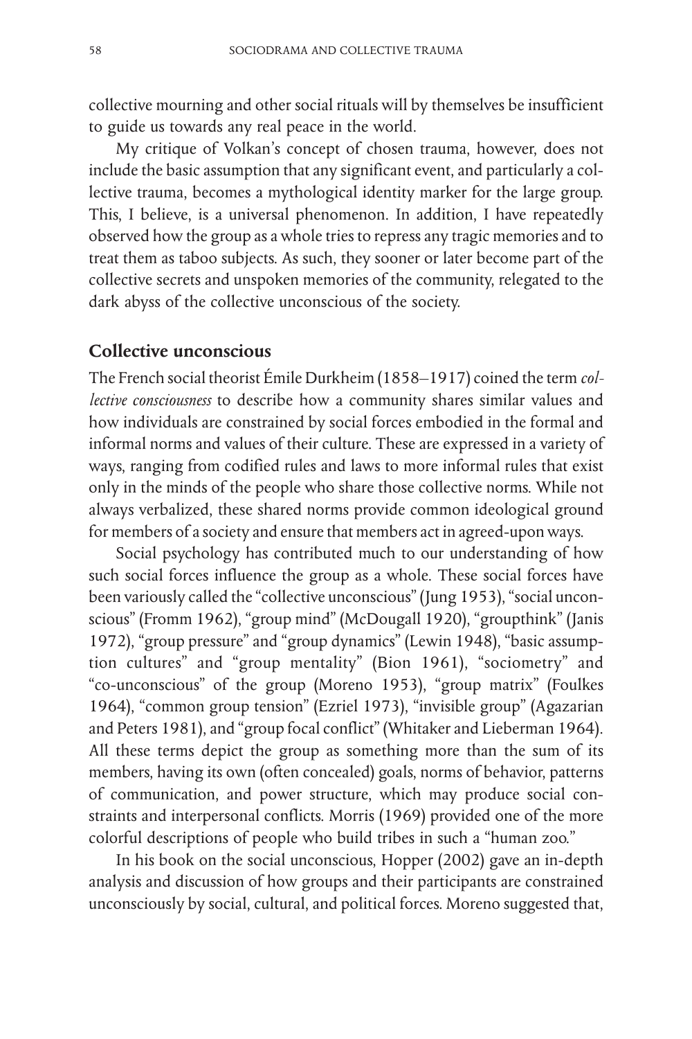collective mourning and other social rituals will by themselves be insufficient to guide us towards any real peace in the world.

My critique of Volkan's concept of chosen trauma, however, does not include the basic assumption that any significant event, and particularly a collective trauma, becomes a mythological identity marker for the large group. This, I believe, is a universal phenomenon. In addition, I have repeatedly observed how the group as a whole tries to repress any tragic memories and to treat them as taboo subjects. As such, they sooner or later become part of the collective secrets and unspoken memories of the community, relegated to the dark abyss of the collective unconscious of the society.

## Collective unconscious

The French social theorist Émile Durkheim (1858–1917) coined the term *collective consciousness* to describe how a community shares similar values and how individuals are constrained by social forces embodied in the formal and informal norms and values of their culture. These are expressed in a variety of ways, ranging from codified rules and laws to more informal rules that exist only in the minds of the people who share those collective norms. While not always verbalized, these shared norms provide common ideological ground for members of a society and ensure that members act in agreed-upon ways.

Social psychology has contributed much to our understanding of how such social forces influence the group as a whole. These social forces have been variously called the "collective unconscious" (Jung 1953), "social unconscious" (Fromm 1962), "group mind" (McDougall 1920), "groupthink" (Janis 1972), "group pressure" and "group dynamics" (Lewin 1948), "basic assumption cultures" and "group mentality" (Bion 1961), "sociometry" and "co-unconscious" of the group (Moreno 1953), "group matrix" (Foulkes 1964), "common group tension" (Ezriel 1973), "invisible group" (Agazarian and Peters 1981), and "group focal conflict" (Whitaker and Lieberman 1964). All these terms depict the group as something more than the sum of its members, having its own (often concealed) goals, norms of behavior, patterns of communication, and power structure, which may produce social constraints and interpersonal conflicts. Morris (1969) provided one of the more colorful descriptions of people who build tribes in such a "human zoo."

In his book on the social unconscious, Hopper (2002) gave an in-depth analysis and discussion of how groups and their participants are constrained unconsciously by social, cultural, and political forces. Moreno suggested that,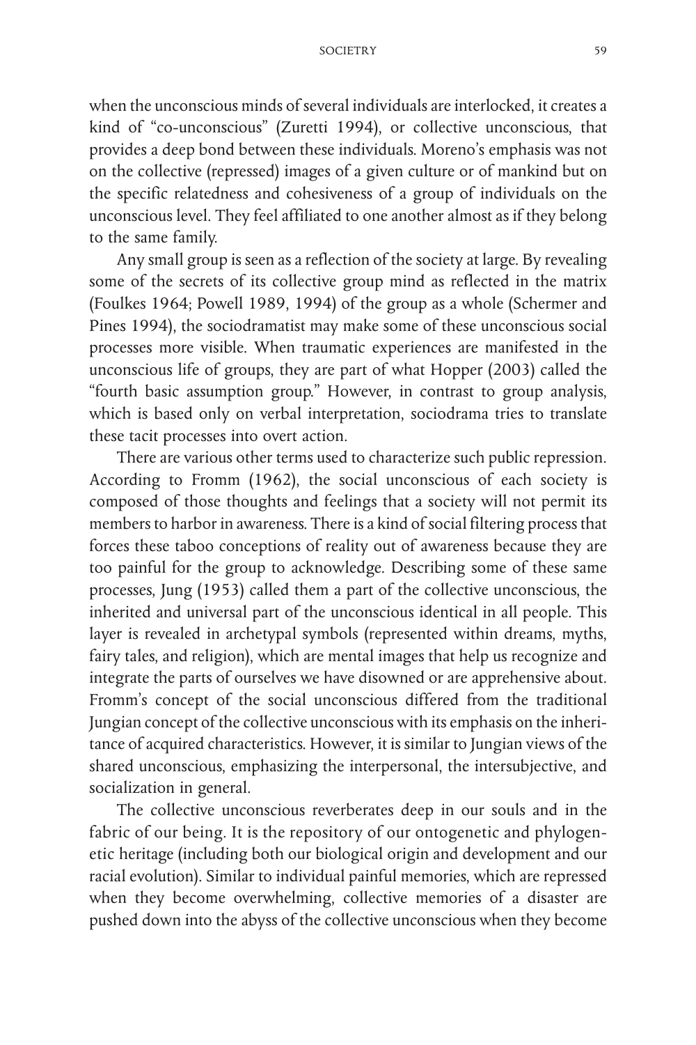when the unconscious minds of several individuals are interlocked, it creates a kind of "co-unconscious" (Zuretti 1994), or collective unconscious, that provides a deep bond between these individuals. Moreno's emphasis was not on the collective (repressed) images of a given culture or of mankind but on the specific relatedness and cohesiveness of a group of individuals on the unconscious level. They feel affiliated to one another almost as if they belong to the same family.

Any small group is seen as a reflection of the society at large. By revealing some of the secrets of its collective group mind as reflected in the matrix (Foulkes 1964; Powell 1989, 1994) of the group as a whole (Schermer and Pines 1994), the sociodramatist may make some of these unconscious social processes more visible. When traumatic experiences are manifested in the unconscious life of groups, they are part of what Hopper (2003) called the "fourth basic assumption group." However, in contrast to group analysis, which is based only on verbal interpretation, sociodrama tries to translate these tacit processes into overt action.

There are various other terms used to characterize such public repression. According to Fromm (1962), the social unconscious of each society is composed of those thoughts and feelings that a society will not permit its members to harbor in awareness. There is a kind of social filtering process that forces these taboo conceptions of reality out of awareness because they are too painful for the group to acknowledge. Describing some of these same processes, Jung (1953) called them a part of the collective unconscious, the inherited and universal part of the unconscious identical in all people. This layer is revealed in archetypal symbols (represented within dreams, myths, fairy tales, and religion), which are mental images that help us recognize and integrate the parts of ourselves we have disowned or are apprehensive about. Fromm's concept of the social unconscious differed from the traditional Jungian concept of the collective unconscious with its emphasis on the inheritance of acquired characteristics. However, it is similar to Jungian views of the shared unconscious, emphasizing the interpersonal, the intersubjective, and socialization in general.

The collective unconscious reverberates deep in our souls and in the fabric of our being. It is the repository of our ontogenetic and phylogenetic heritage (including both our biological origin and development and our racial evolution). Similar to individual painful memories, which are repressed when they become overwhelming, collective memories of a disaster are pushed down into the abyss of the collective unconscious when they become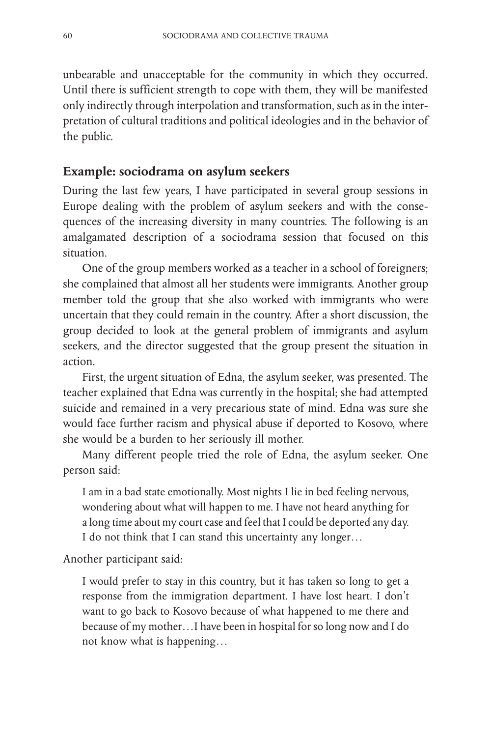unbearable and unacceptable for the community in which they occurred. Until there is sufficient strength to cope with them, they will be manifested only indirectly through interpolation and transformation, such as in the interpretation of cultural traditions and political ideologies and in the behavior of the public.

## Example: sociodrama on asylum seekers

During the last few years, I have participated in several group sessions in Europe dealing with the problem of asylum seekers and with the consequences of the increasing diversity in many countries. The following is an amalgamated description of a sociodrama session that focused on this situation.

One of the group members worked as a teacher in a school of foreigners; she complained that almost all her students were immigrants. Another group member told the group that she also worked with immigrants who were uncertain that they could remain in the country. After a short discussion, the group decided to look at the general problem of immigrants and asylum seekers, and the director suggested that the group present the situation in action.

First, the urgent situation of Edna, the asylum seeker, was presented. The teacher explained that Edna was currently in the hospital; she had attempted suicide and remained in a very precarious state of mind. Edna was sure she would face further racism and physical abuse if deported to Kosovo, where she would be a burden to her seriously ill mother.

Many different people tried the role of Edna, the asylum seeker. One person said:

> I am in a bad state emotionally. Most nights I lie in bed feeling nervous, wondering about what will happen to me. I have not heard anything for a long time about my court case and feel that I could be deported any day. I do not think that I can stand this uncertainty any longer…

Another participant said:

> I would prefer to stay in this country, but it has taken so long to get a response from the immigration department. I have lost heart. I don't want to go back to Kosovo because of what happened to me there and because of my mother…I have been in hospital for so long now and I do not know what is happening…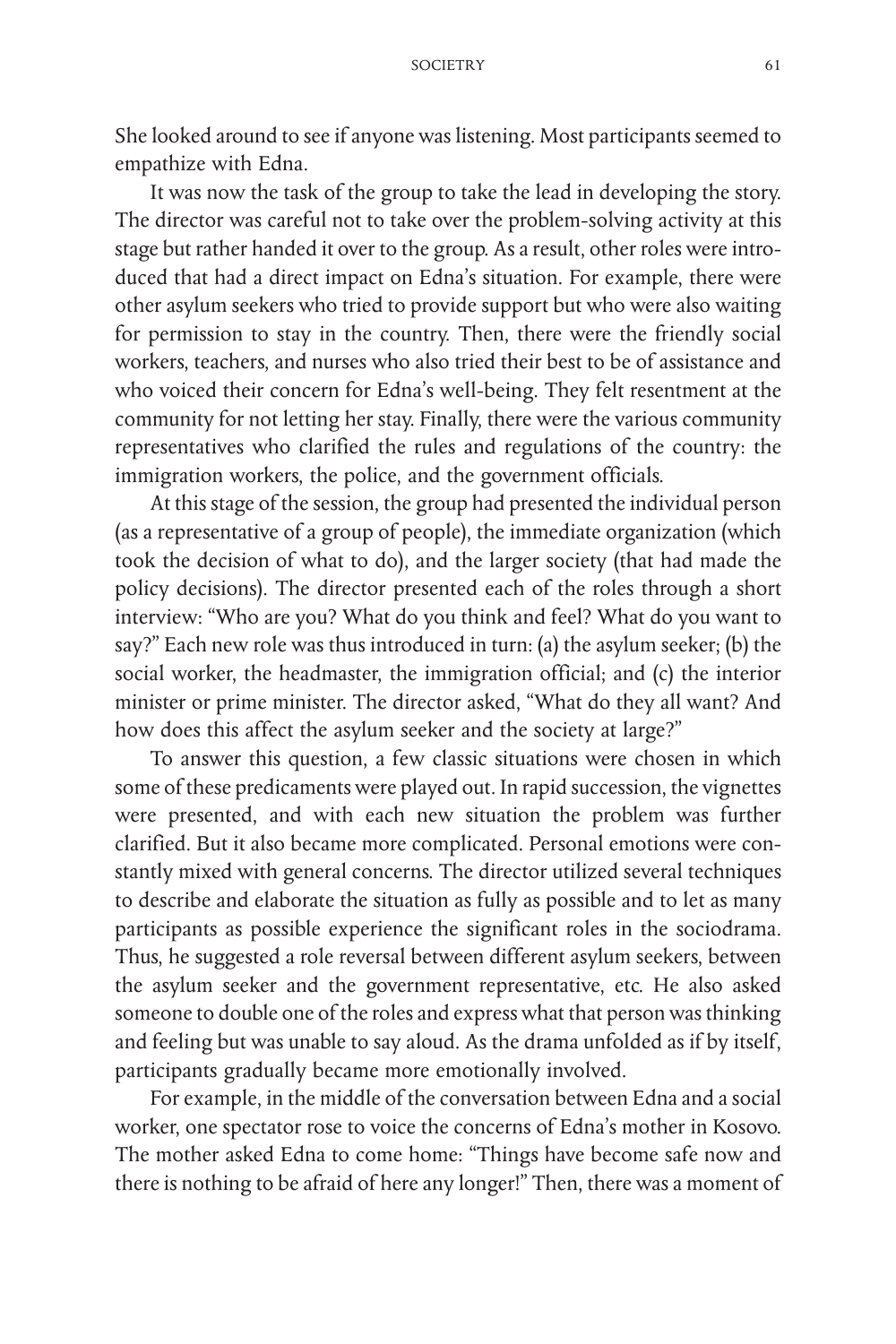She looked around to see if anyone was listening. Most participants seemed to empathize with Edna.

It was now the task of the group to take the lead in developing the story. The director was careful not to take over the problem-solving activity at this stage but rather handed it over to the group. As a result, other roles were introduced that had a direct impact on Edna's situation. For example, there were other asylum seekers who tried to provide support but who were also waiting for permission to stay in the country. Then, there were the friendly social workers, teachers, and nurses who also tried their best to be of assistance and who voiced their concern for Edna's well-being. They felt resentment at the community for not letting her stay. Finally, there were the various community representatives who clarified the rules and regulations of the country: the immigration workers, the police, and the government officials.

At this stage of the session, the group had presented the individual person (as a representative of a group of people), the immediate organization (which took the decision of what to do), and the larger society (that had made the policy decisions). The director presented each of the roles through a short interview: "Who are you? What do you think and feel? What do you want to say?" Each new role was thus introduced in turn: (a) the asylum seeker; (b) the social worker, the headmaster, the immigration official; and (c) the interior minister or prime minister. The director asked, "What do they all want? And how does this affect the asylum seeker and the society at large?"

To answer this question, a few classic situations were chosen in which some of these predicaments were played out. In rapid succession, the vignettes were presented, and with each new situation the problem was further clarified. But it also became more complicated. Personal emotions were constantly mixed with general concerns. The director utilized several techniques to describe and elaborate the situation as fully as possible and to let as many participants as possible experience the significant roles in the sociodrama. Thus, he suggested a role reversal between different asylum seekers, between the asylum seeker and the government representative, etc. He also asked someone to double one of the roles and express what that person was thinking and feeling but was unable to say aloud. As the drama unfolded as if by itself, participants gradually became more emotionally involved.

For example, in the middle of the conversation between Edna and a social worker, one spectator rose to voice the concerns of Edna's mother in Kosovo. The mother asked Edna to come home: "Things have become safe now and there is nothing to be afraid of here any longer!" Then, there was a moment of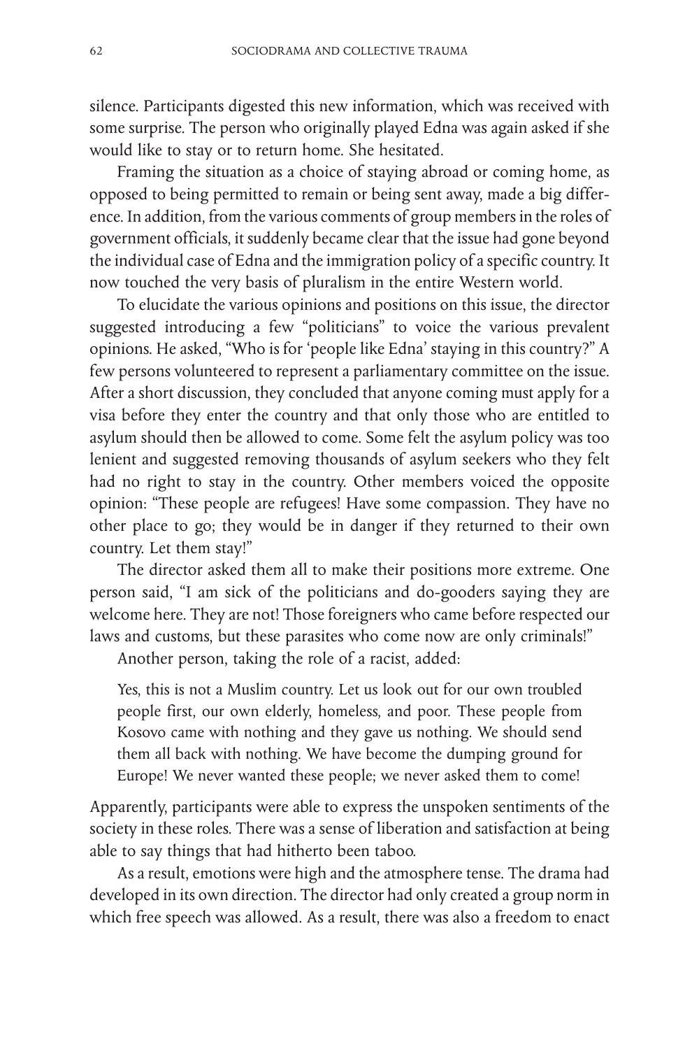silence. Participants digested this new information, which was received with some surprise. The person who originally played Edna was again asked if she would like to stay or to return home. She hesitated.

Framing the situation as a choice of staying abroad or coming home, as opposed to being permitted to remain or being sent away, made a big difference. In addition, from the various comments of group members in the roles of government officials, it suddenly became clear that the issue had gone beyond the individual case of Edna and the immigration policy of a specific country. It now touched the very basis of pluralism in the entire Western world.

To elucidate the various opinions and positions on this issue, the director suggested introducing a few "politicians" to voice the various prevalent opinions. He asked, "Who is for 'people like Edna' staying in this country?" A few persons volunteered to represent a parliamentary committee on the issue. After a short discussion, they concluded that anyone coming must apply for a visa before they enter the country and that only those who are entitled to asylum should then be allowed to come. Some felt the asylum policy was too lenient and suggested removing thousands of asylum seekers who they felt had no right to stay in the country. Other members voiced the opposite opinion: "These people are refugees! Have some compassion. They have no other place to go; they would be in danger if they returned to their own country. Let them stay!"

The director asked them all to make their positions more extreme. One person said, "I am sick of the politicians and do-gooders saying they are welcome here. They are not! Those foreigners who came before respected our laws and customs, but these parasites who come now are only criminals!"

Another person, taking the role of a racist, added:

> Yes, this is not a Muslim country. Let us look out for our own troubled people first, our own elderly, homeless, and poor. These people from Kosovo came with nothing and they gave us nothing. We should send them all back with nothing. We have become the dumping ground for Europe! We never wanted these people; we never asked them to come!

Apparently, participants were able to express the unspoken sentiments of the society in these roles. There was a sense of liberation and satisfaction at being able to say things that had hitherto been taboo.

As a result, emotions were high and the atmosphere tense. The drama had developed in its own direction. The director had only created a group norm in which free speech was allowed. As a result, there was also a freedom to enact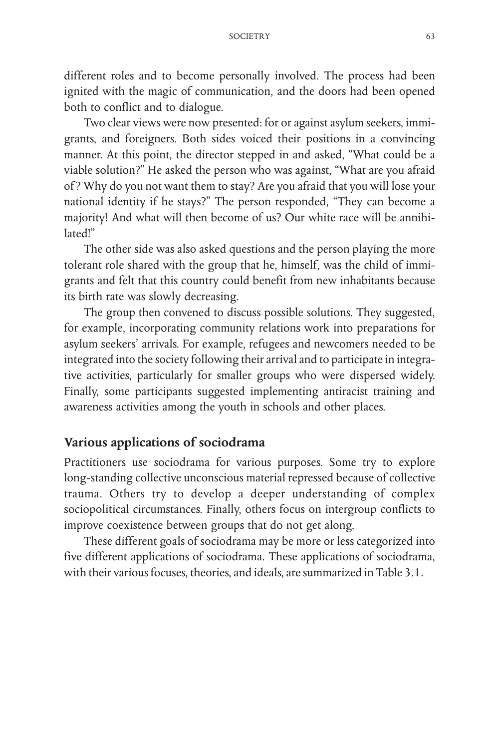different roles and to become personally involved. The process had been ignited with the magic of communication, and the doors had been opened both to conflict and to dialogue.

Two clear views were now presented: for or against asylum seekers, immigrants, and foreigners. Both sides voiced their positions in a convincing manner. At this point, the director stepped in and asked, "What could be a viable solution?" He asked the person who was against, "What are you afraid of? Why do you not want them to stay? Are you afraid that you will lose your national identity if he stays?" The person responded, "They can become a majority! And what will then become of us? Our white race will be annihilated!"

The other side was also asked questions and the person playing the more tolerant role shared with the group that he, himself, was the child of immigrants and felt that this country could benefit from new inhabitants because its birth rate was slowly decreasing.

The group then convened to discuss possible solutions. They suggested, for example, incorporating community relations work into preparations for asylum seekers' arrivals. For example, refugees and newcomers needed to be integrated into the society following their arrival and to participate in integrative activities, particularly for smaller groups who were dispersed widely. Finally, some participants suggested implementing antiracist training and awareness activities among the youth in schools and other places.

## Various applications of sociodrama

Practitioners use sociodrama for various purposes. Some try to explore long-standing collective unconscious material repressed because of collective trauma. Others try to develop a deeper understanding of complex sociopolitical circumstances. Finally, others focus on intergroup conflicts to improve coexistence between groups that do not get along.

These different goals of sociodrama may be more or less categorized into five different applications of sociodrama. These applications of sociodrama, with their various focuses, theories, and ideals, are summarized in Table 3.1.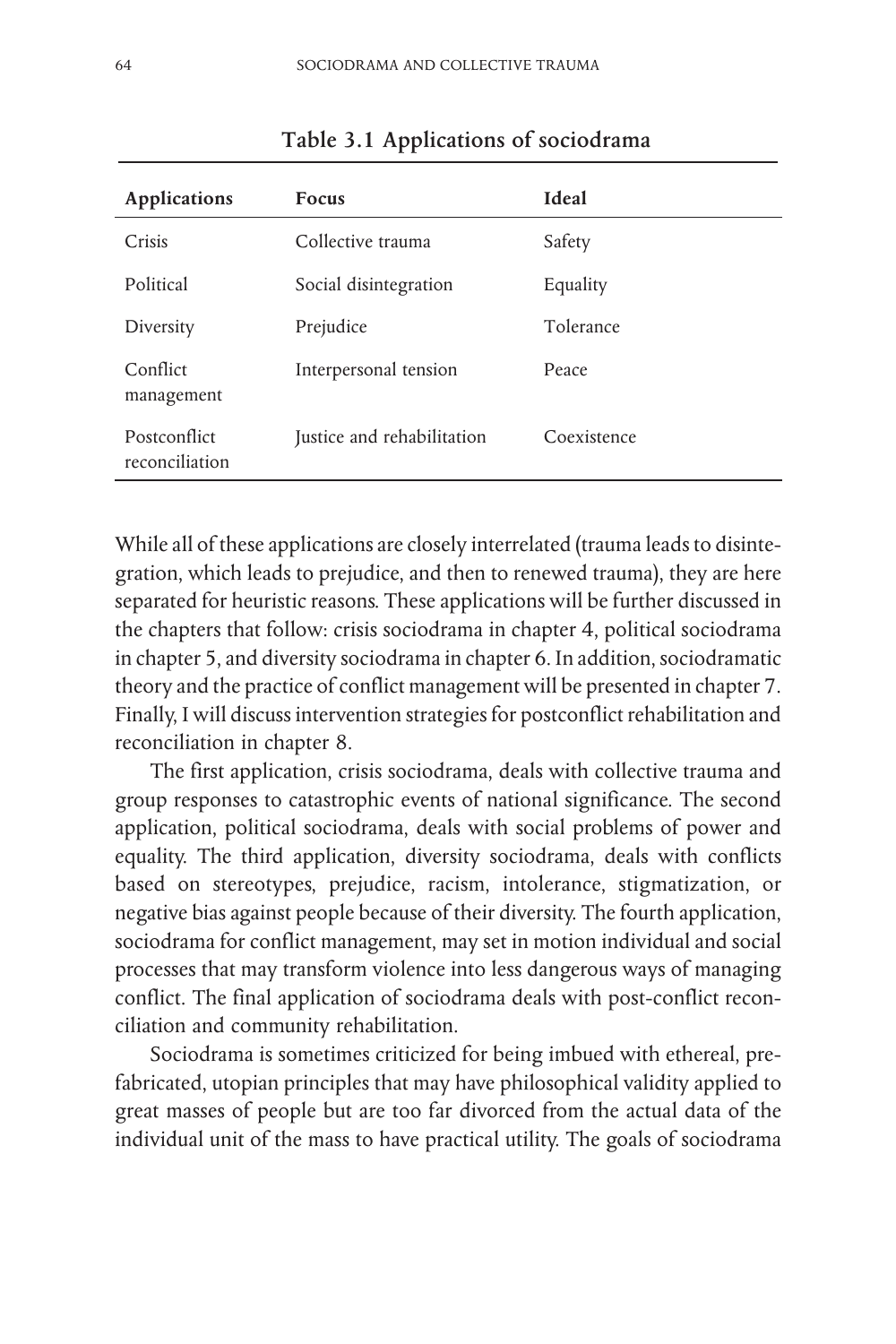**Table 3.1 Applications of sociodrama**

| Applications | Focus | Ideal |
|---|---|---|
| Crisis | Collective trauma | Safety |
| Political | Social disintegration | Equality |
| Diversity | Prejudice | Tolerance |
| Conflict management | Interpersonal tension | Peace |
| Postconflict reconciliation | Justice and rehabilitation | Coexistence |

While all of these applications are closely interrelated (trauma leads to disintegration, which leads to prejudice, and then to renewed trauma), they are here separated for heuristic reasons. These applications will be further discussed in the chapters that follow: crisis sociodrama in chapter 4, political sociodrama in chapter 5, and diversity sociodrama in chapter 6. In addition, sociodramatic theory and the practice of conflict management will be presented in chapter 7. Finally, I will discuss intervention strategies for postconflict rehabilitation and reconciliation in chapter 8.

The first application, crisis sociodrama, deals with collective trauma and group responses to catastrophic events of national significance. The second application, political sociodrama, deals with social problems of power and equality. The third application, diversity sociodrama, deals with conflicts based on stereotypes, prejudice, racism, intolerance, stigmatization, or negative bias against people because of their diversity. The fourth application, sociodrama for conflict management, may set in motion individual and social processes that may transform violence into less dangerous ways of managing conflict. The final application of sociodrama deals with post-conflict reconciliation and community rehabilitation.

Sociodrama is sometimes criticized for being imbued with ethereal, prefabricated, utopian principles that may have philosophical validity applied to great masses of people but are too far divorced from the actual data of the individual unit of the mass to have practical utility. The goals of sociodrama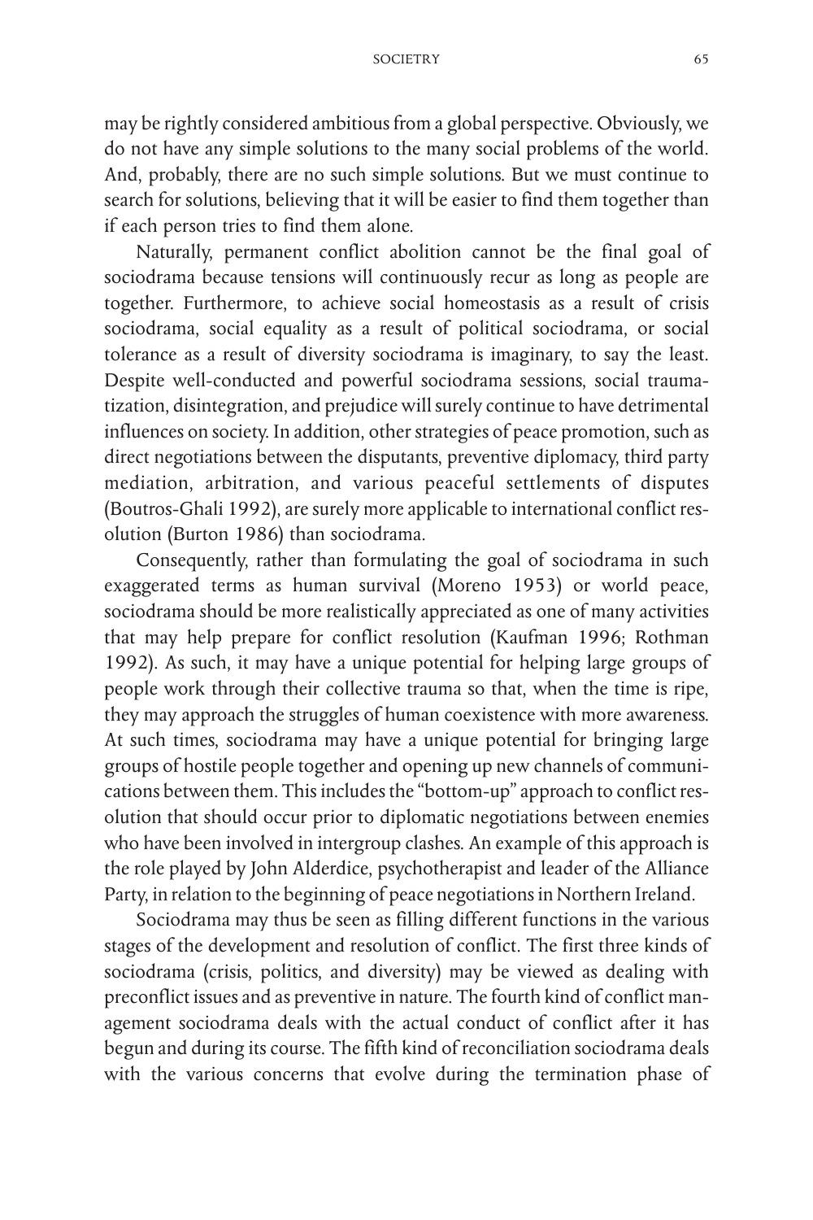may be rightly considered ambitious from a global perspective. Obviously, we do not have any simple solutions to the many social problems of the world. And, probably, there are no such simple solutions. But we must continue to search for solutions, believing that it will be easier to find them together than if each person tries to find them alone.

Naturally, permanent conflict abolition cannot be the final goal of sociodrama because tensions will continuously recur as long as people are together. Furthermore, to achieve social homeostasis as a result of crisis sociodrama, social equality as a result of political sociodrama, or social tolerance as a result of diversity sociodrama is imaginary, to say the least. Despite well-conducted and powerful sociodrama sessions, social traumatization, disintegration, and prejudice will surely continue to have detrimental influences on society. In addition, other strategies of peace promotion, such as direct negotiations between the disputants, preventive diplomacy, third party mediation, arbitration, and various peaceful settlements of disputes (Boutros-Ghali 1992), are surely more applicable to international conflict resolution (Burton 1986) than sociodrama.

Consequently, rather than formulating the goal of sociodrama in such exaggerated terms as human survival (Moreno 1953) or world peace, sociodrama should be more realistically appreciated as one of many activities that may help prepare for conflict resolution (Kaufman 1996; Rothman 1992). As such, it may have a unique potential for helping large groups of people work through their collective trauma so that, when the time is ripe, they may approach the struggles of human coexistence with more awareness. At such times, sociodrama may have a unique potential for bringing large groups of hostile people together and opening up new channels of communications between them. This includes the "bottom-up" approach to conflict resolution that should occur prior to diplomatic negotiations between enemies who have been involved in intergroup clashes. An example of this approach is the role played by John Alderdice, psychotherapist and leader of the Alliance Party, in relation to the beginning of peace negotiations in Northern Ireland.

Sociodrama may thus be seen as filling different functions in the various stages of the development and resolution of conflict. The first three kinds of sociodrama (crisis, politics, and diversity) may be viewed as dealing with preconflict issues and as preventive in nature. The fourth kind of conflict management sociodrama deals with the actual conduct of conflict after it has begun and during its course. The fifth kind of reconciliation sociodrama deals with the various concerns that evolve during the termination phase of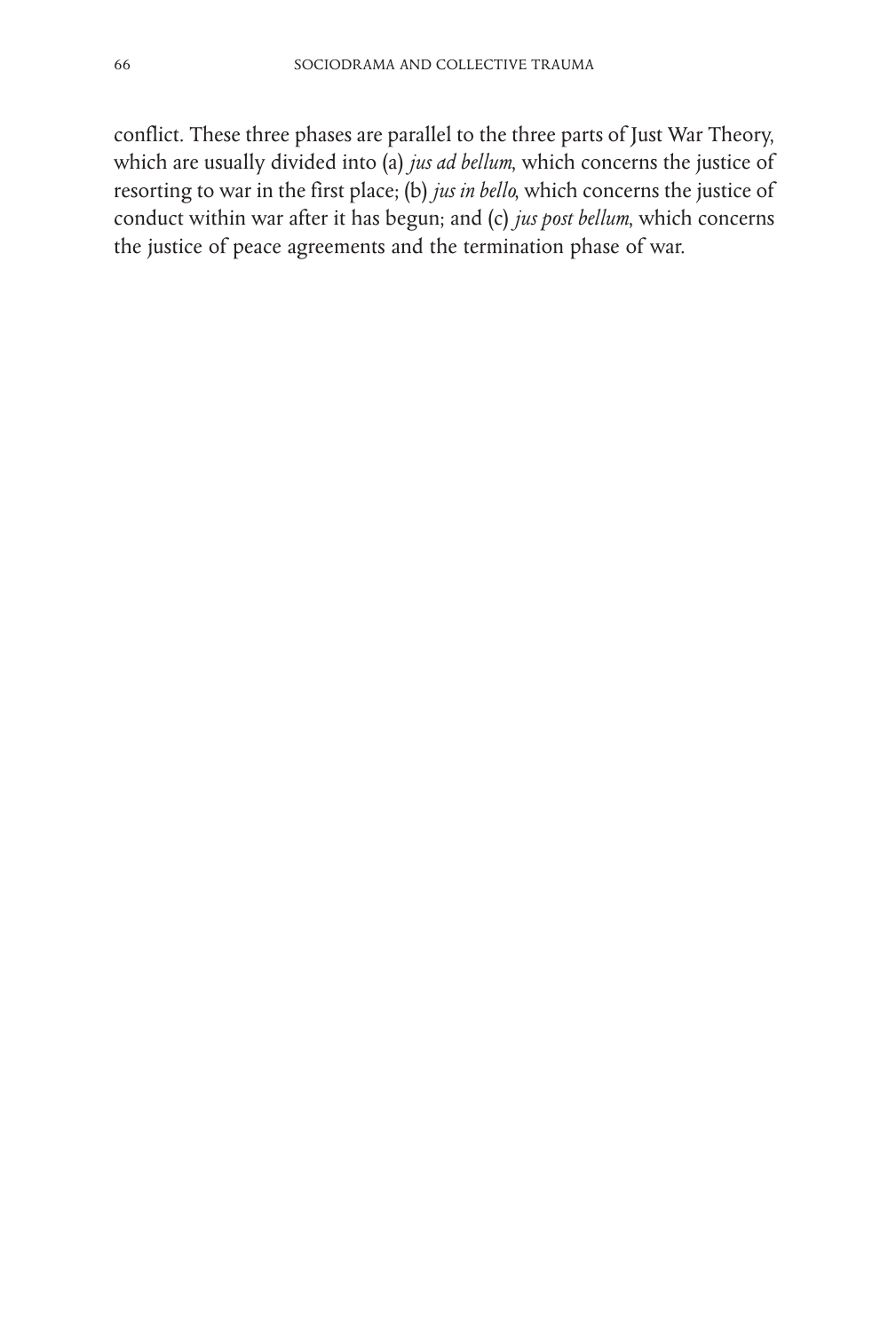conflict. These three phases are parallel to the three parts of Just War Theory, which are usually divided into (a) *jus ad bellum*, which concerns the justice of resorting to war in the first place; (b) *jus in bello*, which concerns the justice of conduct within war after it has begun; and (c) *jus post bellum*, which concerns the justice of peace agreements and the termination phase of war.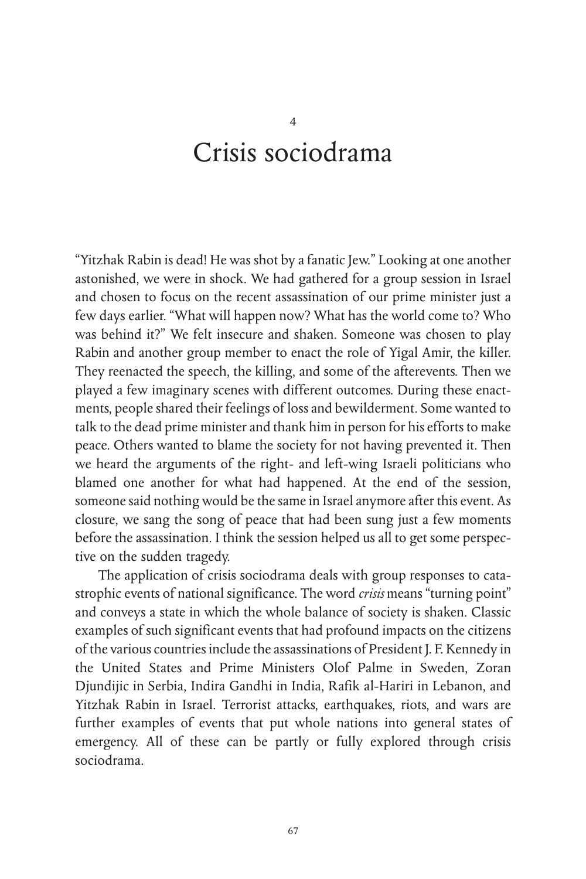4

# Crisis sociodrama

"Yitzhak Rabin is dead! He was shot by a fanatic Jew." Looking at one another astonished, we were in shock. We had gathered for a group session in Israel and chosen to focus on the recent assassination of our prime minister just a few days earlier. "What will happen now? What has the world come to? Who was behind it?" We felt insecure and shaken. Someone was chosen to play Rabin and another group member to enact the role of Yigal Amir, the killer. They reenacted the speech, the killing, and some of the afterevents. Then we played a few imaginary scenes with different outcomes. During these enactments, people shared their feelings of loss and bewilderment. Some wanted to talk to the dead prime minister and thank him in person for his efforts to make peace. Others wanted to blame the society for not having prevented it. Then we heard the arguments of the right- and left-wing Israeli politicians who blamed one another for what had happened. At the end of the session, someone said nothing would be the same in Israel anymore after this event. As closure, we sang the song of peace that had been sung just a few moments before the assassination. I think the session helped us all to get some perspective on the sudden tragedy.

The application of crisis sociodrama deals with group responses to catastrophic events of national significance. The word *crisis* means "turning point" and conveys a state in which the whole balance of society is shaken. Classic examples of such significant events that had profound impacts on the citizens of the various countries include the assassinations of President J. F. Kennedy in the United States and Prime Ministers Olof Palme in Sweden, Zoran Djundijic in Serbia, Indira Gandhi in India, Rafik al-Hariri in Lebanon, and Yitzhak Rabin in Israel. Terrorist attacks, earthquakes, riots, and wars are further examples of events that put whole nations into general states of emergency. All of these can be partly or fully explored through crisis sociodrama.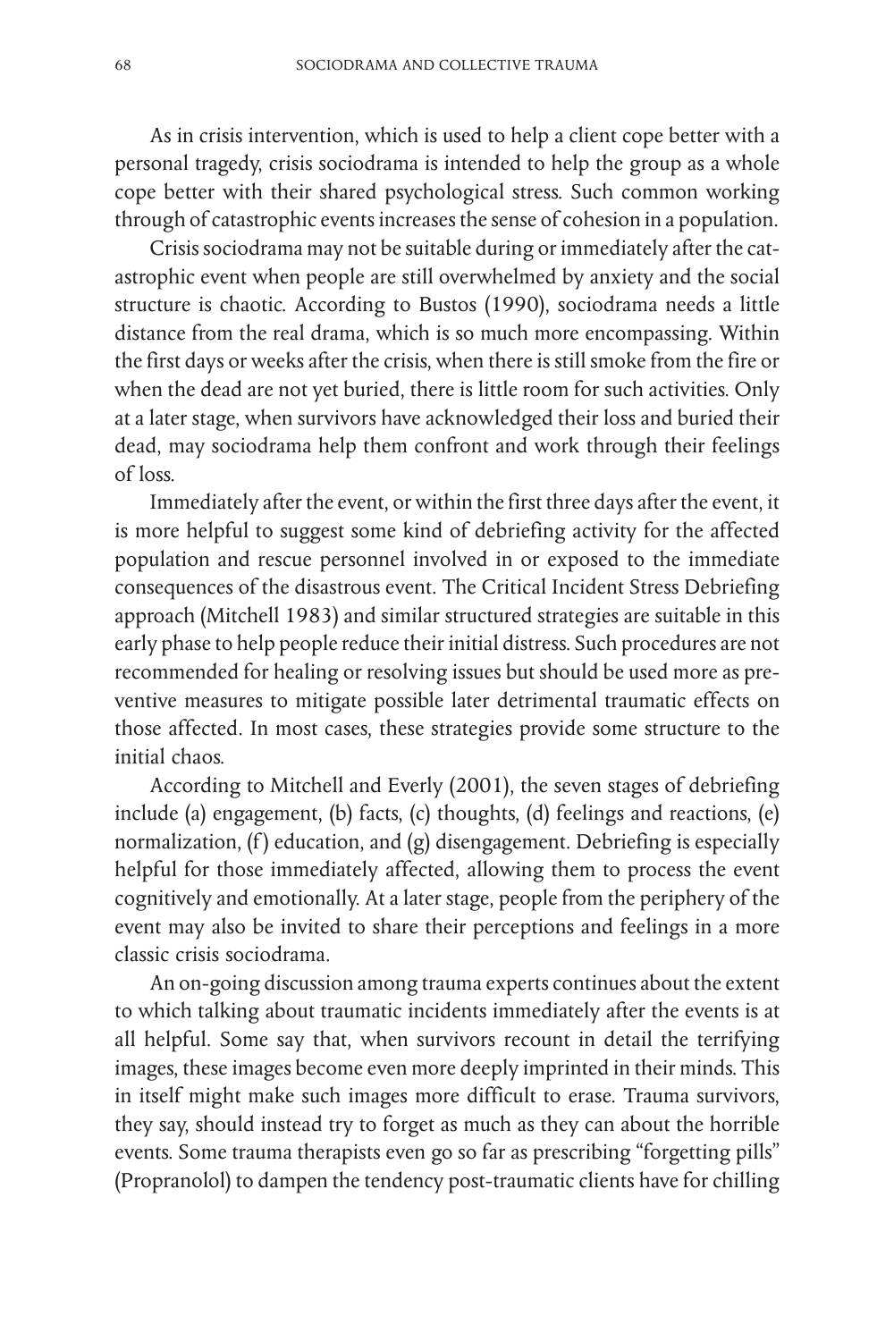As in crisis intervention, which is used to help a client cope better with a personal tragedy, crisis sociodrama is intended to help the group as a whole cope better with their shared psychological stress. Such common working through of catastrophic events increases the sense of cohesion in a population.

Crisis sociodrama may not be suitable during or immediately after the catastrophic event when people are still overwhelmed by anxiety and the social structure is chaotic. According to Bustos (1990), sociodrama needs a little distance from the real drama, which is so much more encompassing. Within the first days or weeks after the crisis, when there is still smoke from the fire or when the dead are not yet buried, there is little room for such activities. Only at a later stage, when survivors have acknowledged their loss and buried their dead, may sociodrama help them confront and work through their feelings of loss.

Immediately after the event, or within the first three days after the event, it is more helpful to suggest some kind of debriefing activity for the affected population and rescue personnel involved in or exposed to the immediate consequences of the disastrous event. The Critical Incident Stress Debriefing approach (Mitchell 1983) and similar structured strategies are suitable in this early phase to help people reduce their initial distress. Such procedures are not recommended for healing or resolving issues but should be used more as preventive measures to mitigate possible later detrimental traumatic effects on those affected. In most cases, these strategies provide some structure to the initial chaos.

According to Mitchell and Everly (2001), the seven stages of debriefing include (a) engagement, (b) facts, (c) thoughts, (d) feelings and reactions, (e) normalization, (f) education, and (g) disengagement. Debriefing is especially helpful for those immediately affected, allowing them to process the event cognitively and emotionally. At a later stage, people from the periphery of the event may also be invited to share their perceptions and feelings in a more classic crisis sociodrama.

An on-going discussion among trauma experts continues about the extent to which talking about traumatic incidents immediately after the events is at all helpful. Some say that, when survivors recount in detail the terrifying images, these images become even more deeply imprinted in their minds. This in itself might make such images more difficult to erase. Trauma survivors, they say, should instead try to forget as much as they can about the horrible events. Some trauma therapists even go so far as prescribing "forgetting pills" (Propranolol) to dampen the tendency post-traumatic clients have for chilling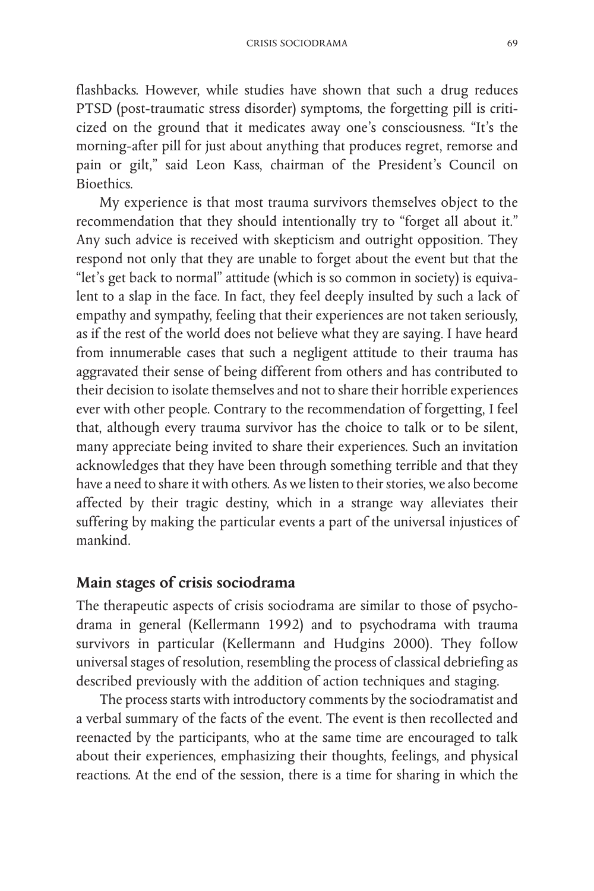flashbacks. However, while studies have shown that such a drug reduces PTSD (post-traumatic stress disorder) symptoms, the forgetting pill is criticized on the ground that it medicates away one's consciousness. "It's the morning-after pill for just about anything that produces regret, remorse and pain or gilt," said Leon Kass, chairman of the President's Council on Bioethics.

My experience is that most trauma survivors themselves object to the recommendation that they should intentionally try to "forget all about it." Any such advice is received with skepticism and outright opposition. They respond not only that they are unable to forget about the event but that the "let's get back to normal" attitude (which is so common in society) is equivalent to a slap in the face. In fact, they feel deeply insulted by such a lack of empathy and sympathy, feeling that their experiences are not taken seriously, as if the rest of the world does not believe what they are saying. I have heard from innumerable cases that such a negligent attitude to their trauma has aggravated their sense of being different from others and has contributed to their decision to isolate themselves and not to share their horrible experiences ever with other people. Contrary to the recommendation of forgetting, I feel that, although every trauma survivor has the choice to talk or to be silent, many appreciate being invited to share their experiences. Such an invitation acknowledges that they have been through something terrible and that they have a need to share it with others. As we listen to their stories, we also become affected by their tragic destiny, which in a strange way alleviates their suffering by making the particular events a part of the universal injustices of mankind.

## Main stages of crisis sociodrama

The therapeutic aspects of crisis sociodrama are similar to those of psychodrama in general (Kellermann 1992) and to psychodrama with trauma survivors in particular (Kellermann and Hudgins 2000). They follow universal stages of resolution, resembling the process of classical debriefing as described previously with the addition of action techniques and staging.

The process starts with introductory comments by the sociodramatist and a verbal summary of the facts of the event. The event is then recollected and reenacted by the participants, who at the same time are encouraged to talk about their experiences, emphasizing their thoughts, feelings, and physical reactions. At the end of the session, there is a time for sharing in which the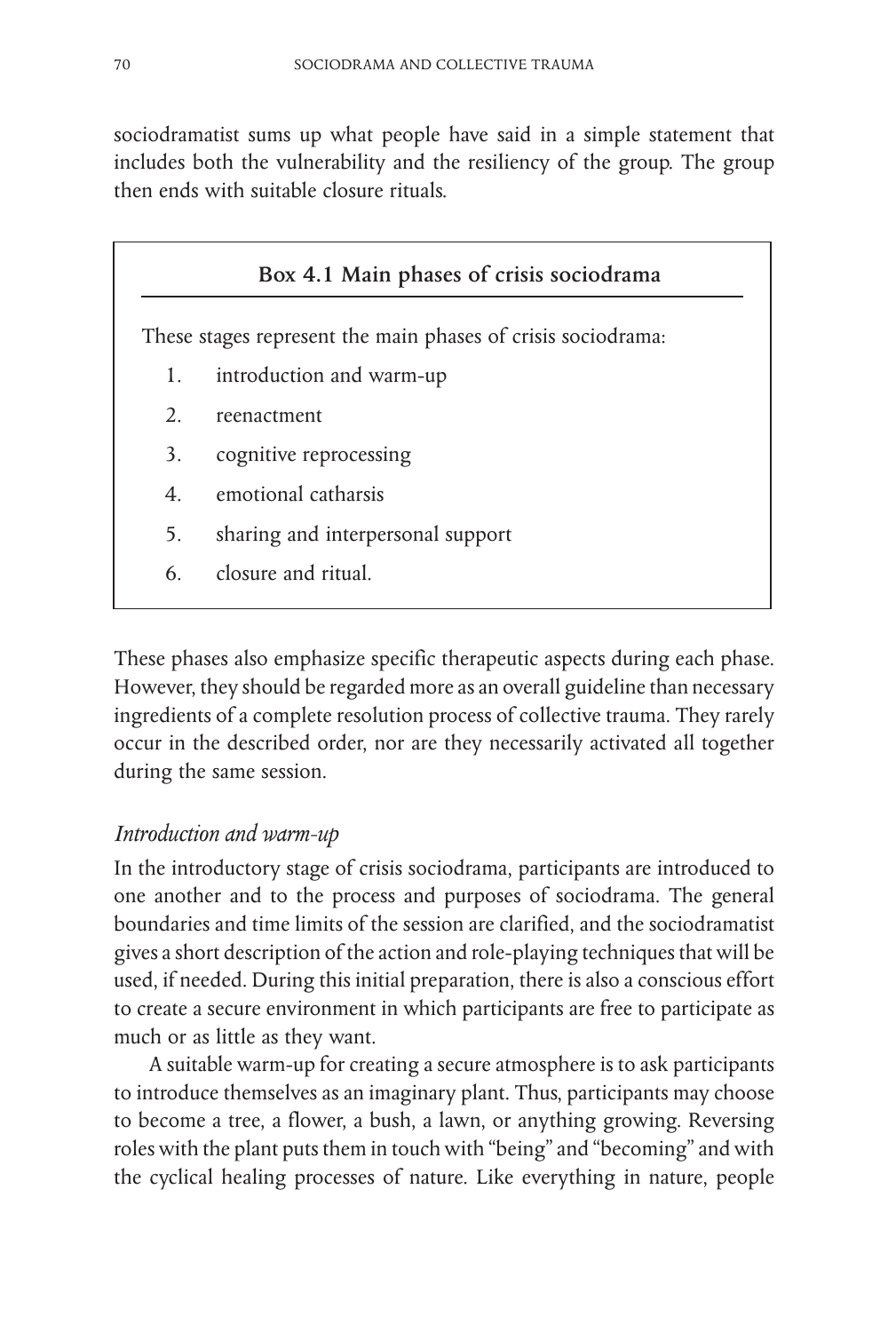sociodramatist sums up what people have said in a simple statement that includes both the vulnerability and the resiliency of the group. The group then ends with suitable closure rituals.

**Box 4.1 Main phases of crisis sociodrama**

These stages represent the main phases of crisis sociodrama:

1. introduction and warm-up
2. reenactment
3. cognitive reprocessing
4. emotional catharsis
5. sharing and interpersonal support
6. closure and ritual.

These phases also emphasize specific therapeutic aspects during each phase. However, they should be regarded more as an overall guideline than necessary ingredients of a complete resolution process of collective trauma. They rarely occur in the described order, nor are they necessarily activated all together during the same session.

### *Introduction and warm-up*

In the introductory stage of crisis sociodrama, participants are introduced to one another and to the process and purposes of sociodrama. The general boundaries and time limits of the session are clarified, and the sociodramatist gives a short description of the action and role-playing techniques that will be used, if needed. During this initial preparation, there is also a conscious effort to create a secure environment in which participants are free to participate as much or as little as they want.

A suitable warm-up for creating a secure atmosphere is to ask participants to introduce themselves as an imaginary plant. Thus, participants may choose to become a tree, a flower, a bush, a lawn, or anything growing. Reversing roles with the plant puts them in touch with "being" and "becoming" and with the cyclical healing processes of nature. Like everything in nature, people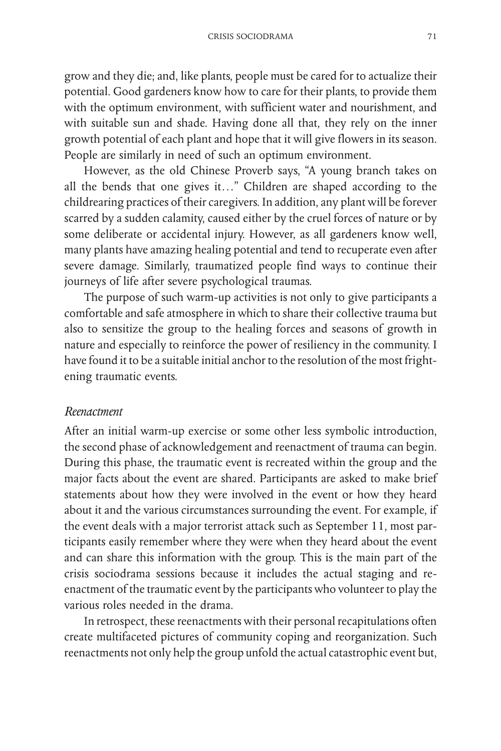grow and they die; and, like plants, people must be cared for to actualize their potential. Good gardeners know how to care for their plants, to provide them with the optimum environment, with sufficient water and nourishment, and with suitable sun and shade. Having done all that, they rely on the inner growth potential of each plant and hope that it will give flowers in its season. People are similarly in need of such an optimum environment.

However, as the old Chinese Proverb says, "A young branch takes on all the bends that one gives it…" Children are shaped according to the childrearing practices of their caregivers. In addition, any plant will be forever scarred by a sudden calamity, caused either by the cruel forces of nature or by some deliberate or accidental injury. However, as all gardeners know well, many plants have amazing healing potential and tend to recuperate even after severe damage. Similarly, traumatized people find ways to continue their journeys of life after severe psychological traumas.

The purpose of such warm-up activities is not only to give participants a comfortable and safe atmosphere in which to share their collective trauma but also to sensitize the group to the healing forces and seasons of growth in nature and especially to reinforce the power of resiliency in the community. I have found it to be a suitable initial anchor to the resolution of the most frightening traumatic events.

### *Reenactment*

After an initial warm-up exercise or some other less symbolic introduction, the second phase of acknowledgement and reenactment of trauma can begin. During this phase, the traumatic event is recreated within the group and the major facts about the event are shared. Participants are asked to make brief statements about how they were involved in the event or how they heard about it and the various circumstances surrounding the event. For example, if the event deals with a major terrorist attack such as September 11, most participants easily remember where they were when they heard about the event and can share this information with the group. This is the main part of the crisis sociodrama sessions because it includes the actual staging and reenactment of the traumatic event by the participants who volunteer to play the various roles needed in the drama.

In retrospect, these reenactments with their personal recapitulations often create multifaceted pictures of community coping and reorganization. Such reenactments not only help the group unfold the actual catastrophic event but,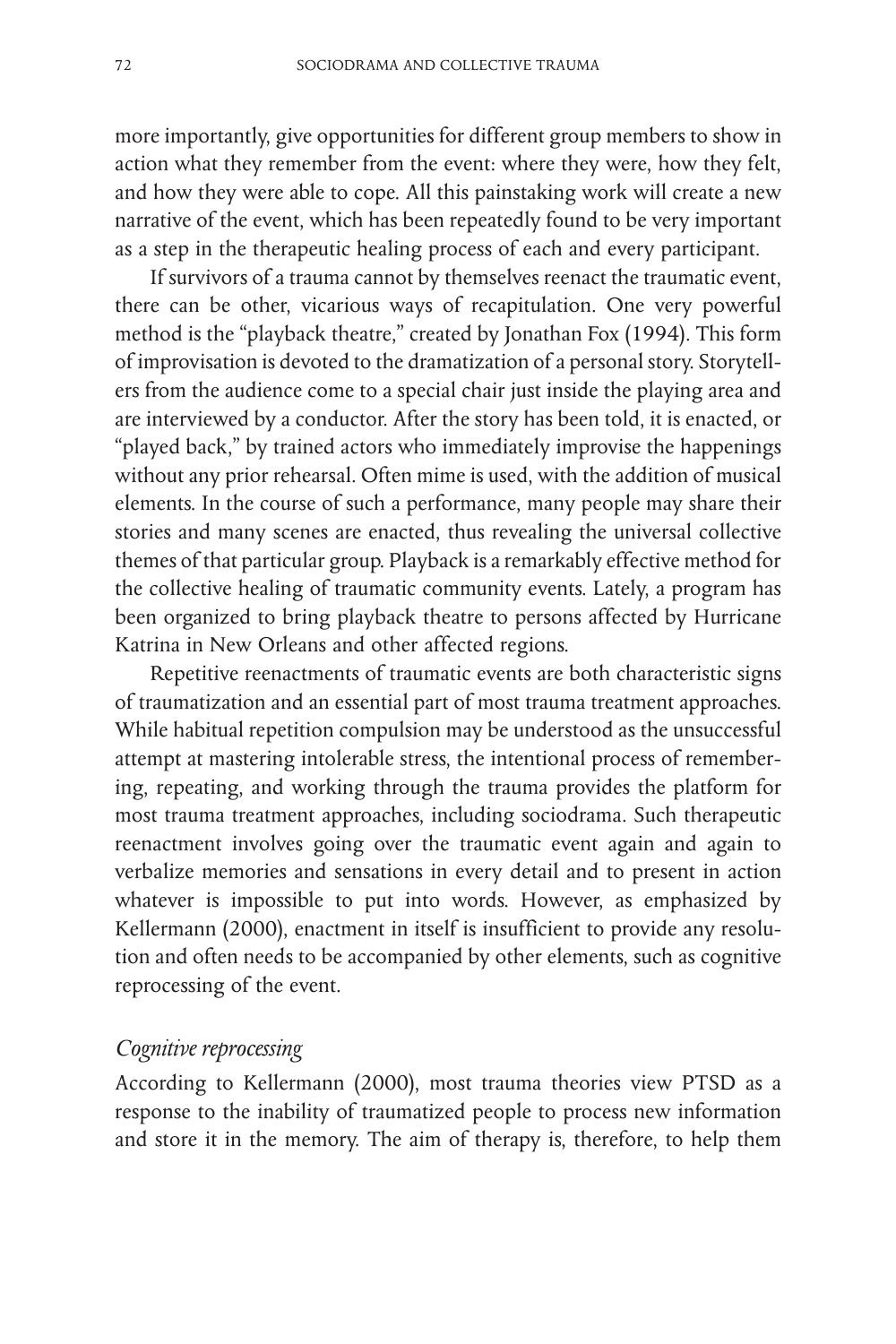more importantly, give opportunities for different group members to show in action what they remember from the event: where they were, how they felt, and how they were able to cope. All this painstaking work will create a new narrative of the event, which has been repeatedly found to be very important as a step in the therapeutic healing process of each and every participant.

If survivors of a trauma cannot by themselves reenact the traumatic event, there can be other, vicarious ways of recapitulation. One very powerful method is the "playback theatre," created by Jonathan Fox (1994). This form of improvisation is devoted to the dramatization of a personal story. Storytellers from the audience come to a special chair just inside the playing area and are interviewed by a conductor. After the story has been told, it is enacted, or "played back," by trained actors who immediately improvise the happenings without any prior rehearsal. Often mime is used, with the addition of musical elements. In the course of such a performance, many people may share their stories and many scenes are enacted, thus revealing the universal collective themes of that particular group. Playback is a remarkably effective method for the collective healing of traumatic community events. Lately, a program has been organized to bring playback theatre to persons affected by Hurricane Katrina in New Orleans and other affected regions.

Repetitive reenactments of traumatic events are both characteristic signs of traumatization and an essential part of most trauma treatment approaches. While habitual repetition compulsion may be understood as the unsuccessful attempt at mastering intolerable stress, the intentional process of remembering, repeating, and working through the trauma provides the platform for most trauma treatment approaches, including sociodrama. Such therapeutic reenactment involves going over the traumatic event again and again to verbalize memories and sensations in every detail and to present in action whatever is impossible to put into words. However, as emphasized by Kellermann (2000), enactment in itself is insufficient to provide any resolution and often needs to be accompanied by other elements, such as cognitive reprocessing of the event.

### *Cognitive reprocessing*

According to Kellermann (2000), most trauma theories view PTSD as a response to the inability of traumatized people to process new information and store it in the memory. The aim of therapy is, therefore, to help them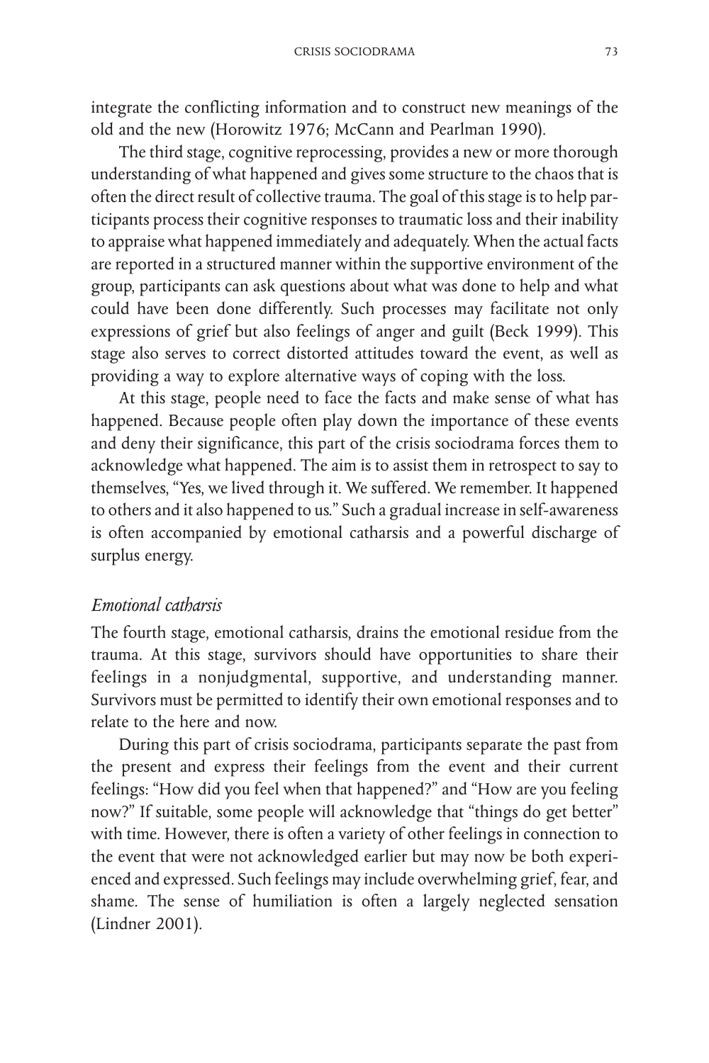integrate the conflicting information and to construct new meanings of the old and the new (Horowitz 1976; McCann and Pearlman 1990).

The third stage, cognitive reprocessing, provides a new or more thorough understanding of what happened and gives some structure to the chaos that is often the direct result of collective trauma. The goal of this stage is to help participants process their cognitive responses to traumatic loss and their inability to appraise what happened immediately and adequately. When the actual facts are reported in a structured manner within the supportive environment of the group, participants can ask questions about what was done to help and what could have been done differently. Such processes may facilitate not only expressions of grief but also feelings of anger and guilt (Beck 1999). This stage also serves to correct distorted attitudes toward the event, as well as providing a way to explore alternative ways of coping with the loss.

At this stage, people need to face the facts and make sense of what has happened. Because people often play down the importance of these events and deny their significance, this part of the crisis sociodrama forces them to acknowledge what happened. The aim is to assist them in retrospect to say to themselves, "Yes, we lived through it. We suffered. We remember. It happened to others and it also happened to us." Such a gradual increase in self-awareness is often accompanied by emotional catharsis and a powerful discharge of surplus energy.

### *Emotional catharsis*

The fourth stage, emotional catharsis, drains the emotional residue from the trauma. At this stage, survivors should have opportunities to share their feelings in a nonjudgmental, supportive, and understanding manner. Survivors must be permitted to identify their own emotional responses and to relate to the here and now.

During this part of crisis sociodrama, participants separate the past from the present and express their feelings from the event and their current feelings: "How did you feel when that happened?" and "How are you feeling now?" If suitable, some people will acknowledge that "things do get better" with time. However, there is often a variety of other feelings in connection to the event that were not acknowledged earlier but may now be both experienced and expressed. Such feelings may include overwhelming grief, fear, and shame. The sense of humiliation is often a largely neglected sensation (Lindner 2001).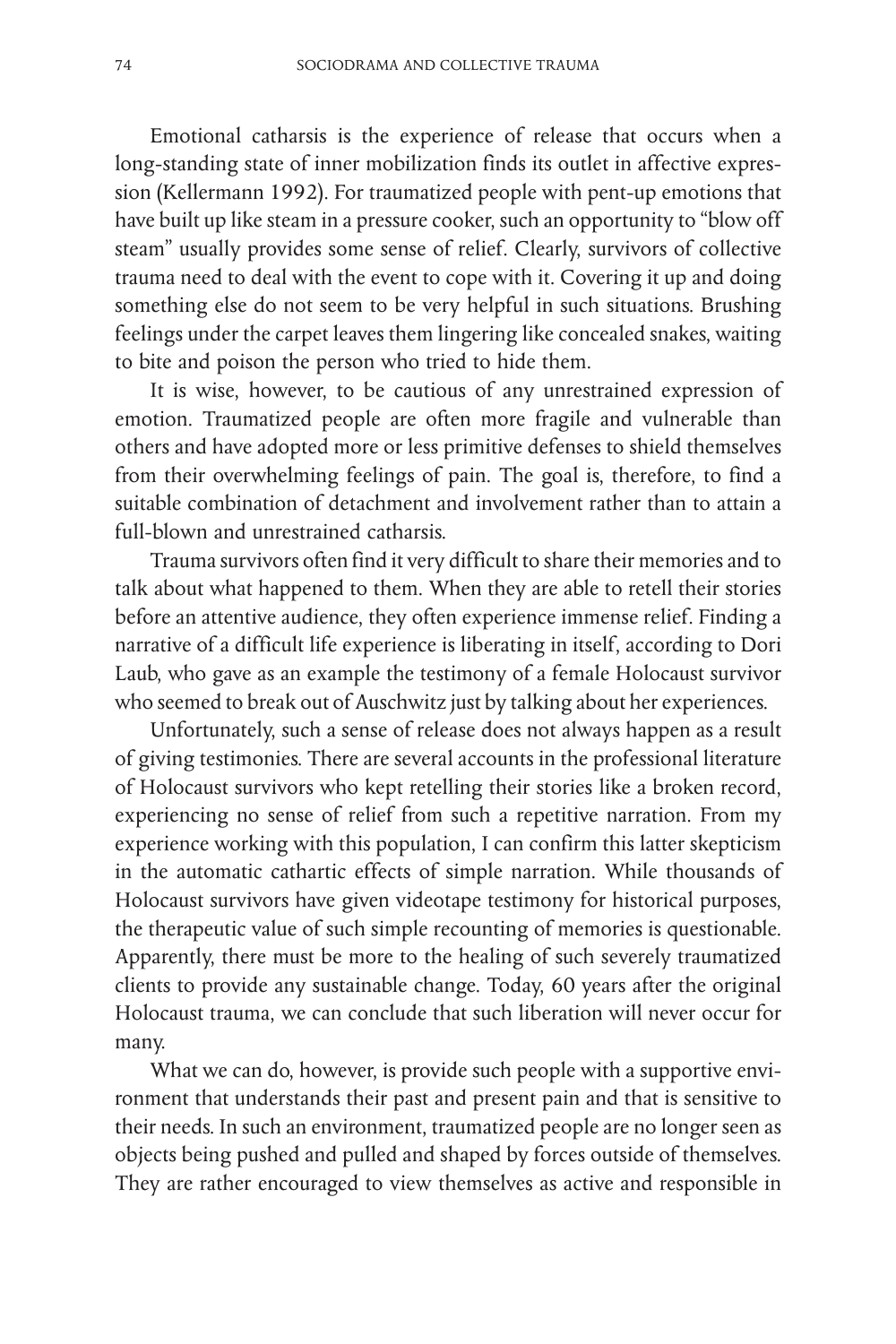Emotional catharsis is the experience of release that occurs when a long-standing state of inner mobilization finds its outlet in affective expression (Kellermann 1992). For traumatized people with pent-up emotions that have built up like steam in a pressure cooker, such an opportunity to "blow off steam" usually provides some sense of relief. Clearly, survivors of collective trauma need to deal with the event to cope with it. Covering it up and doing something else do not seem to be very helpful in such situations. Brushing feelings under the carpet leaves them lingering like concealed snakes, waiting to bite and poison the person who tried to hide them.

It is wise, however, to be cautious of any unrestrained expression of emotion. Traumatized people are often more fragile and vulnerable than others and have adopted more or less primitive defenses to shield themselves from their overwhelming feelings of pain. The goal is, therefore, to find a suitable combination of detachment and involvement rather than to attain a full-blown and unrestrained catharsis.

Trauma survivors often find it very difficult to share their memories and to talk about what happened to them. When they are able to retell their stories before an attentive audience, they often experience immense relief. Finding a narrative of a difficult life experience is liberating in itself, according to Dori Laub, who gave as an example the testimony of a female Holocaust survivor who seemed to break out of Auschwitz just by talking about her experiences.

Unfortunately, such a sense of release does not always happen as a result of giving testimonies. There are several accounts in the professional literature of Holocaust survivors who kept retelling their stories like a broken record, experiencing no sense of relief from such a repetitive narration. From my experience working with this population, I can confirm this latter skepticism in the automatic cathartic effects of simple narration. While thousands of Holocaust survivors have given videotape testimony for historical purposes, the therapeutic value of such simple recounting of memories is questionable. Apparently, there must be more to the healing of such severely traumatized clients to provide any sustainable change. Today, 60 years after the original Holocaust trauma, we can conclude that such liberation will never occur for many.

What we can do, however, is provide such people with a supportive environment that understands their past and present pain and that is sensitive to their needs. In such an environment, traumatized people are no longer seen as objects being pushed and pulled and shaped by forces outside of themselves. They are rather encouraged to view themselves as active and responsible in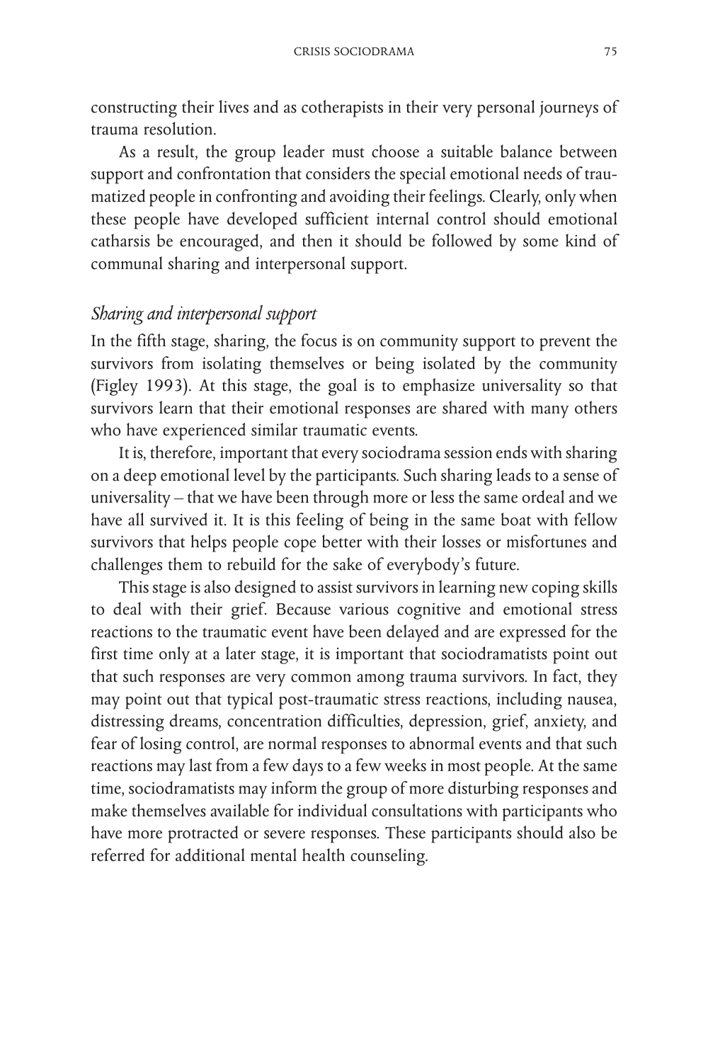constructing their lives and as cotherapists in their very personal journeys of trauma resolution.

As a result, the group leader must choose a suitable balance between support and confrontation that considers the special emotional needs of traumatized people in confronting and avoiding their feelings. Clearly, only when these people have developed sufficient internal control should emotional catharsis be encouraged, and then it should be followed by some kind of communal sharing and interpersonal support.

### *Sharing and interpersonal support*

In the fifth stage, sharing, the focus is on community support to prevent the survivors from isolating themselves or being isolated by the community (Figley 1993). At this stage, the goal is to emphasize universality so that survivors learn that their emotional responses are shared with many others who have experienced similar traumatic events.

It is, therefore, important that every sociodrama session ends with sharing on a deep emotional level by the participants. Such sharing leads to a sense of universality – that we have been through more or less the same ordeal and we have all survived it. It is this feeling of being in the same boat with fellow survivors that helps people cope better with their losses or misfortunes and challenges them to rebuild for the sake of everybody's future.

This stage is also designed to assist survivors in learning new coping skills to deal with their grief. Because various cognitive and emotional stress reactions to the traumatic event have been delayed and are expressed for the first time only at a later stage, it is important that sociodramatists point out that such responses are very common among trauma survivors. In fact, they may point out that typical post-traumatic stress reactions, including nausea, distressing dreams, concentration difficulties, depression, grief, anxiety, and fear of losing control, are normal responses to abnormal events and that such reactions may last from a few days to a few weeks in most people. At the same time, sociodramatists may inform the group of more disturbing responses and make themselves available for individual consultations with participants who have more protracted or severe responses. These participants should also be referred for additional mental health counseling.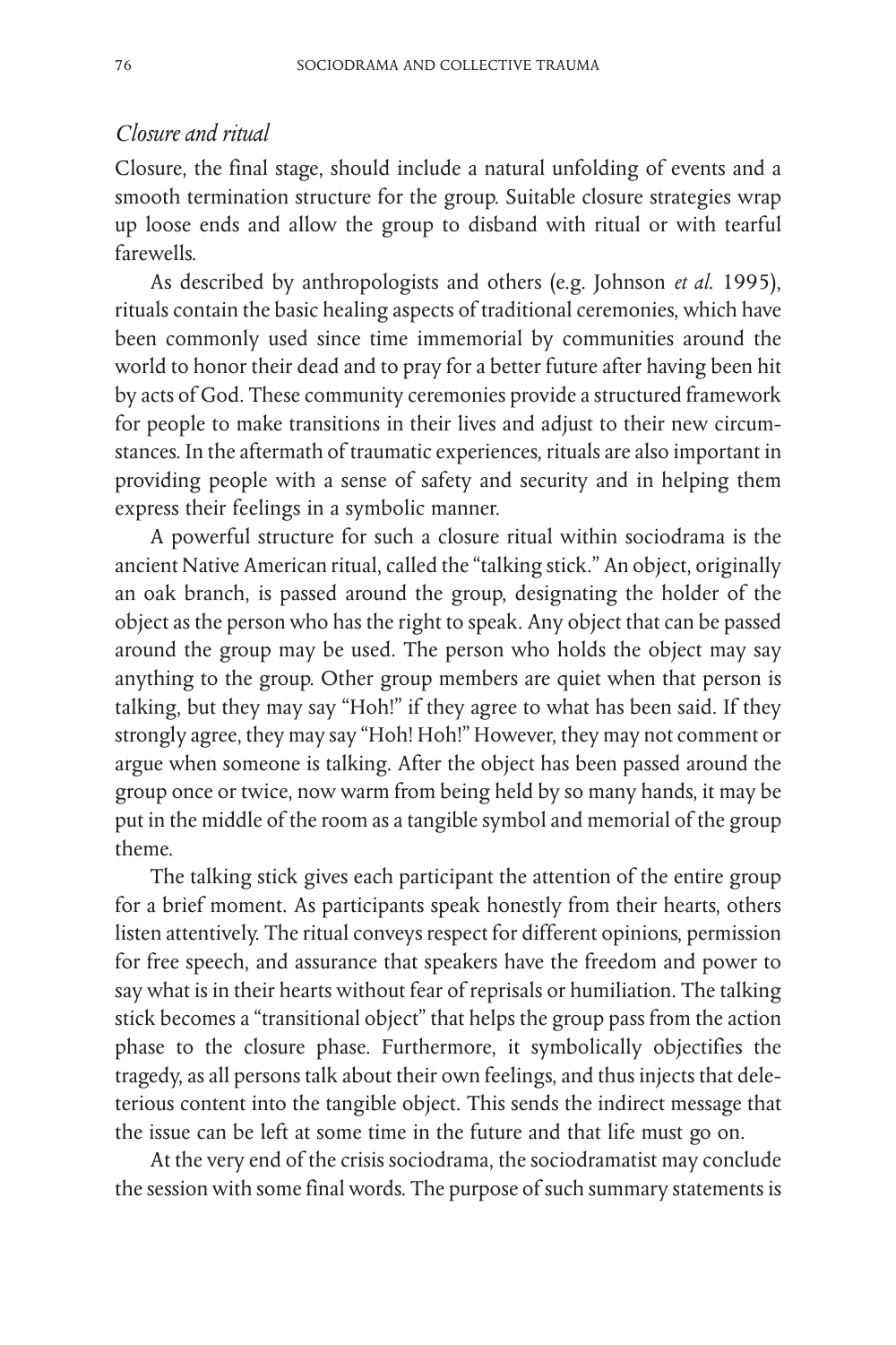### *Closure and ritual*

Closure, the final stage, should include a natural unfolding of events and a smooth termination structure for the group. Suitable closure strategies wrap up loose ends and allow the group to disband with ritual or with tearful farewells.

As described by anthropologists and others (e.g. Johnson *et al.* 1995), rituals contain the basic healing aspects of traditional ceremonies, which have been commonly used since time immemorial by communities around the world to honor their dead and to pray for a better future after having been hit by acts of God. These community ceremonies provide a structured framework for people to make transitions in their lives and adjust to their new circumstances. In the aftermath of traumatic experiences, rituals are also important in providing people with a sense of safety and security and in helping them express their feelings in a symbolic manner.

A powerful structure for such a closure ritual within sociodrama is the ancient Native American ritual, called the "talking stick." An object, originally an oak branch, is passed around the group, designating the holder of the object as the person who has the right to speak. Any object that can be passed around the group may be used. The person who holds the object may say anything to the group. Other group members are quiet when that person is talking, but they may say "Hoh!" if they agree to what has been said. If they strongly agree, they may say "Hoh! Hoh!" However, they may not comment or argue when someone is talking. After the object has been passed around the group once or twice, now warm from being held by so many hands, it may be put in the middle of the room as a tangible symbol and memorial of the group theme.

The talking stick gives each participant the attention of the entire group for a brief moment. As participants speak honestly from their hearts, others listen attentively. The ritual conveys respect for different opinions, permission for free speech, and assurance that speakers have the freedom and power to say what is in their hearts without fear of reprisals or humiliation. The talking stick becomes a "transitional object" that helps the group pass from the action phase to the closure phase. Furthermore, it symbolically objectifies the tragedy, as all persons talk about their own feelings, and thus injects that deleterious content into the tangible object. This sends the indirect message that the issue can be left at some time in the future and that life must go on.

At the very end of the crisis sociodrama, the sociodramatist may conclude the session with some final words. The purpose of such summary statements is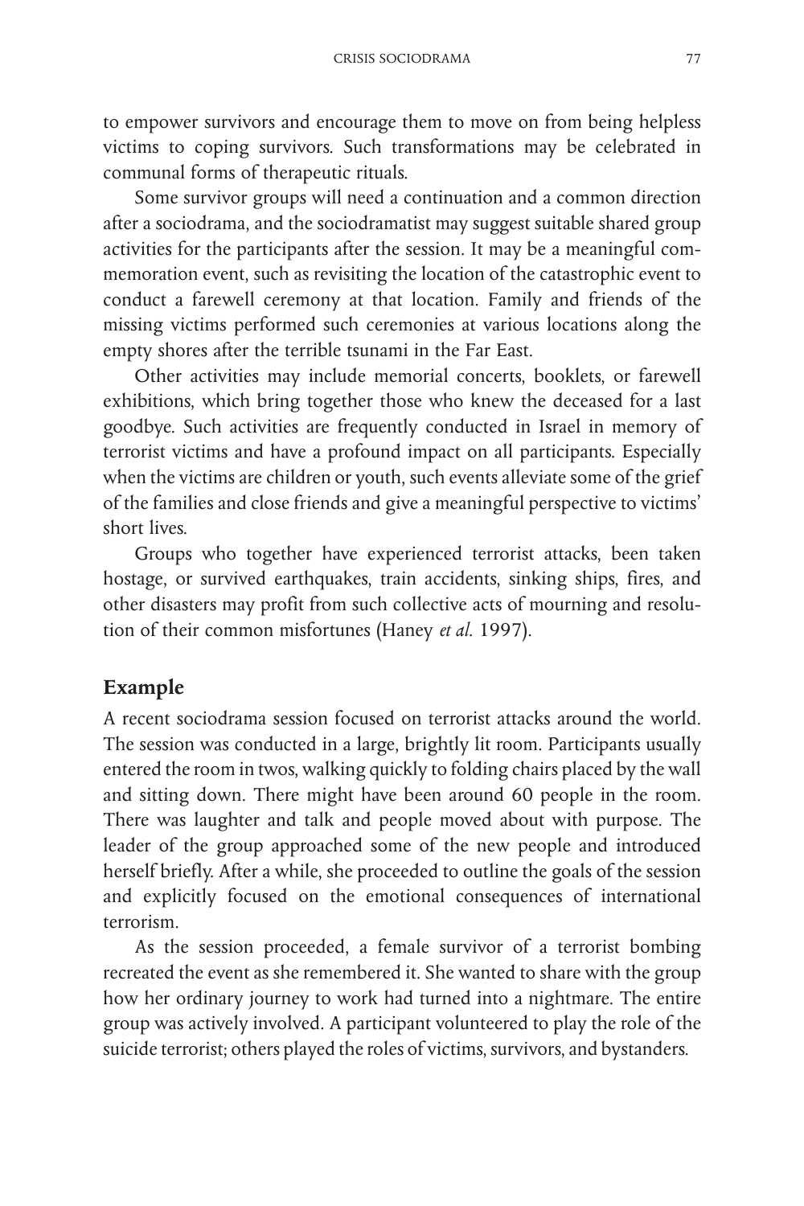to empower survivors and encourage them to move on from being helpless victims to coping survivors. Such transformations may be celebrated in communal forms of therapeutic rituals.

Some survivor groups will need a continuation and a common direction after a sociodrama, and the sociodramatist may suggest suitable shared group activities for the participants after the session. It may be a meaningful commemoration event, such as revisiting the location of the catastrophic event to conduct a farewell ceremony at that location. Family and friends of the missing victims performed such ceremonies at various locations along the empty shores after the terrible tsunami in the Far East.

Other activities may include memorial concerts, booklets, or farewell exhibitions, which bring together those who knew the deceased for a last goodbye. Such activities are frequently conducted in Israel in memory of terrorist victims and have a profound impact on all participants. Especially when the victims are children or youth, such events alleviate some of the grief of the families and close friends and give a meaningful perspective to victims' short lives.

Groups who together have experienced terrorist attacks, been taken hostage, or survived earthquakes, train accidents, sinking ships, fires, and other disasters may profit from such collective acts of mourning and resolution of their common misfortunes (Haney *et al.* 1997).

## Example

A recent sociodrama session focused on terrorist attacks around the world. The session was conducted in a large, brightly lit room. Participants usually entered the room in twos, walking quickly to folding chairs placed by the wall and sitting down. There might have been around 60 people in the room. There was laughter and talk and people moved about with purpose. The leader of the group approached some of the new people and introduced herself briefly. After a while, she proceeded to outline the goals of the session and explicitly focused on the emotional consequences of international terrorism.

As the session proceeded, a female survivor of a terrorist bombing recreated the event as she remembered it. She wanted to share with the group how her ordinary journey to work had turned into a nightmare. The entire group was actively involved. A participant volunteered to play the role of the suicide terrorist; others played the roles of victims, survivors, and bystanders.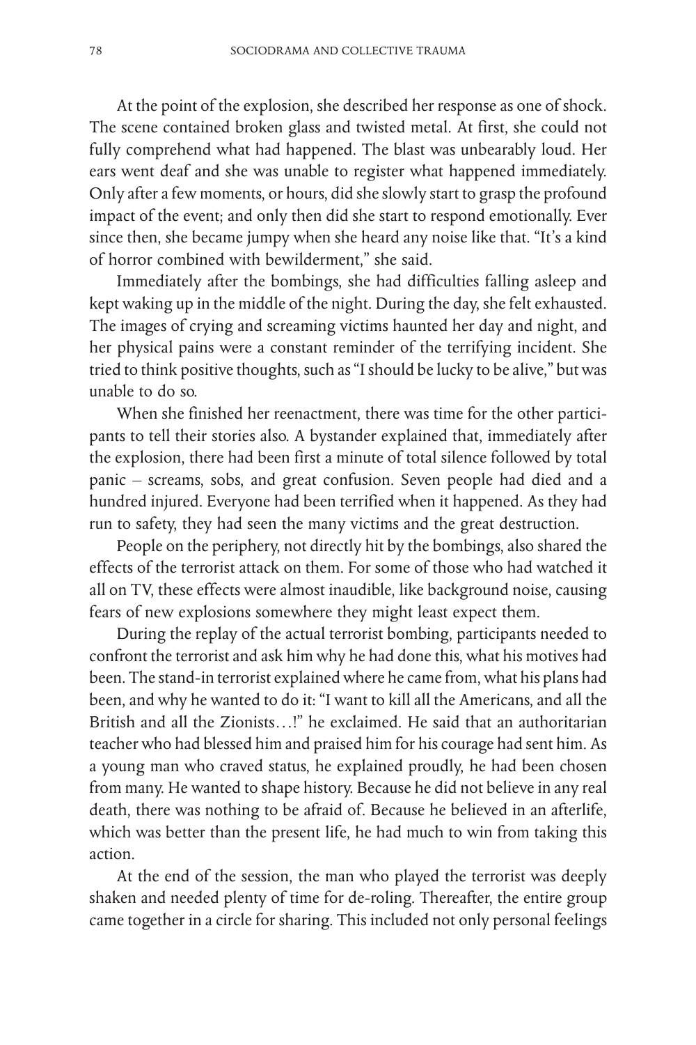At the point of the explosion, she described her response as one of shock. The scene contained broken glass and twisted metal. At first, she could not fully comprehend what had happened. The blast was unbearably loud. Her ears went deaf and she was unable to register what happened immediately. Only after a few moments, or hours, did she slowly start to grasp the profound impact of the event; and only then did she start to respond emotionally. Ever since then, she became jumpy when she heard any noise like that. "It's a kind of horror combined with bewilderment," she said.

Immediately after the bombings, she had difficulties falling asleep and kept waking up in the middle of the night. During the day, she felt exhausted. The images of crying and screaming victims haunted her day and night, and her physical pains were a constant reminder of the terrifying incident. She tried to think positive thoughts, such as "I should be lucky to be alive," but was unable to do so.

When she finished her reenactment, there was time for the other participants to tell their stories also. A bystander explained that, immediately after the explosion, there had been first a minute of total silence followed by total panic – screams, sobs, and great confusion. Seven people had died and a hundred injured. Everyone had been terrified when it happened. As they had run to safety, they had seen the many victims and the great destruction.

People on the periphery, not directly hit by the bombings, also shared the effects of the terrorist attack on them. For some of those who had watched it all on TV, these effects were almost inaudible, like background noise, causing fears of new explosions somewhere they might least expect them.

During the replay of the actual terrorist bombing, participants needed to confront the terrorist and ask him why he had done this, what his motives had been. The stand-in terrorist explained where he came from, what his plans had been, and why he wanted to do it: "I want to kill all the Americans, and all the British and all the Zionists…!" he exclaimed. He said that an authoritarian teacher who had blessed him and praised him for his courage had sent him. As a young man who craved status, he explained proudly, he had been chosen from many. He wanted to shape history. Because he did not believe in any real death, there was nothing to be afraid of. Because he believed in an afterlife, which was better than the present life, he had much to win from taking this action.

At the end of the session, the man who played the terrorist was deeply shaken and needed plenty of time for de-roling. Thereafter, the entire group came together in a circle for sharing. This included not only personal feelings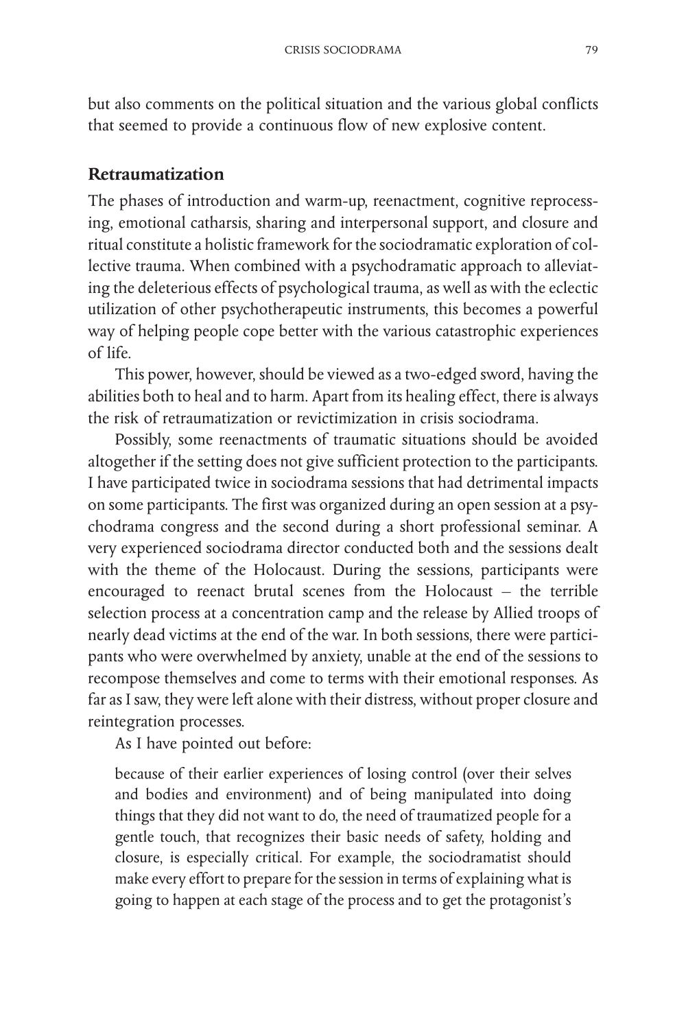but also comments on the political situation and the various global conflicts that seemed to provide a continuous flow of new explosive content.

## Retraumatization

The phases of introduction and warm-up, reenactment, cognitive reprocessing, emotional catharsis, sharing and interpersonal support, and closure and ritual constitute a holistic framework for the sociodramatic exploration of collective trauma. When combined with a psychodramatic approach to alleviating the deleterious effects of psychological trauma, as well as with the eclectic utilization of other psychotherapeutic instruments, this becomes a powerful way of helping people cope better with the various catastrophic experiences of life.

This power, however, should be viewed as a two-edged sword, having the abilities both to heal and to harm. Apart from its healing effect, there is always the risk of retraumatization or revictimization in crisis sociodrama.

Possibly, some reenactments of traumatic situations should be avoided altogether if the setting does not give sufficient protection to the participants. I have participated twice in sociodrama sessions that had detrimental impacts on some participants. The first was organized during an open session at a psychodrama congress and the second during a short professional seminar. A very experienced sociodrama director conducted both and the sessions dealt with the theme of the Holocaust. During the sessions, participants were encouraged to reenact brutal scenes from the Holocaust – the terrible selection process at a concentration camp and the release by Allied troops of nearly dead victims at the end of the war. In both sessions, there were participants who were overwhelmed by anxiety, unable at the end of the sessions to recompose themselves and come to terms with their emotional responses. As far as I saw, they were left alone with their distress, without proper closure and reintegration processes.

As I have pointed out before:

> because of their earlier experiences of losing control (over their selves and bodies and environment) and of being manipulated into doing things that they did not want to do, the need of traumatized people for a gentle touch, that recognizes their basic needs of safety, holding and closure, is especially critical. For example, the sociodramatist should make every effort to prepare for the session in terms of explaining what is going to happen at each stage of the process and to get the protagonist's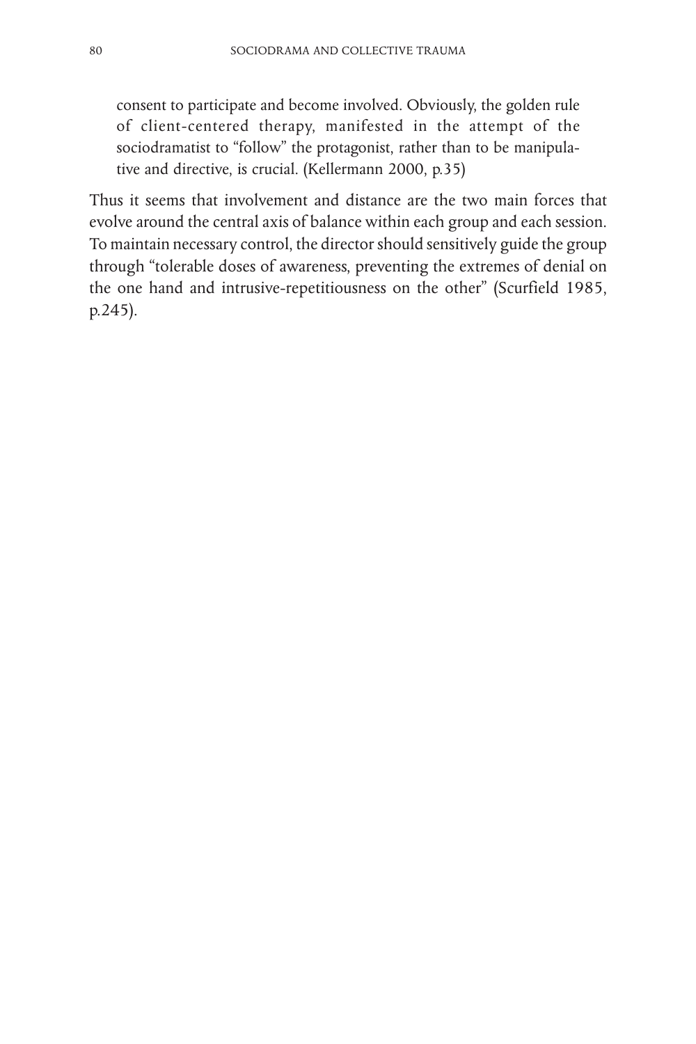> consent to participate and become involved. Obviously, the golden rule of client-centered therapy, manifested in the attempt of the sociodramatist to "follow" the protagonist, rather than to be manipulative and directive, is crucial. (Kellermann 2000, p.35)

Thus it seems that involvement and distance are the two main forces that evolve around the central axis of balance within each group and each session. To maintain necessary control, the director should sensitively guide the group through "tolerable doses of awareness, preventing the extremes of denial on the one hand and intrusive-repetitiousness on the other" (Scurfield 1985, p.245).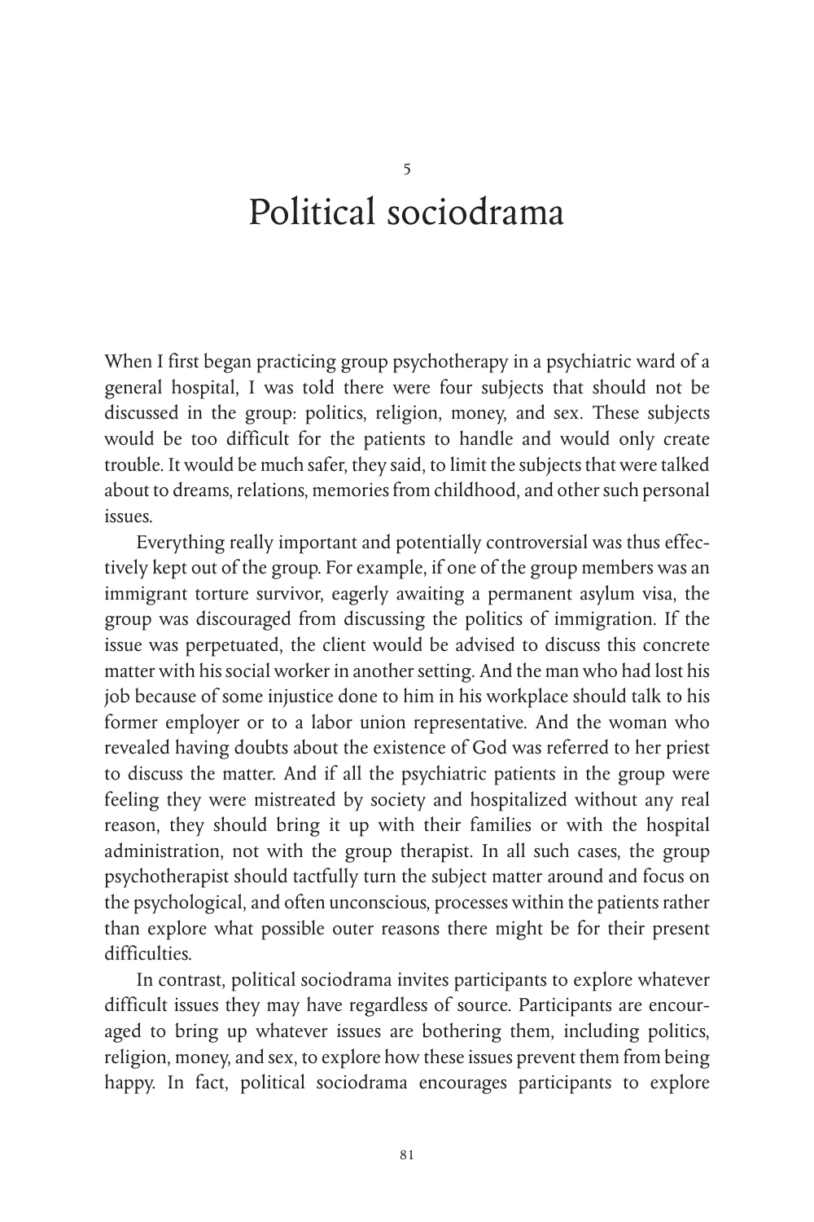# 5

# Political sociodrama

When I first began practicing group psychotherapy in a psychiatric ward of a general hospital, I was told there were four subjects that should not be discussed in the group: politics, religion, money, and sex. These subjects would be too difficult for the patients to handle and would only create trouble. It would be much safer, they said, to limit the subjects that were talked about to dreams, relations, memories from childhood, and other such personal issues.

Everything really important and potentially controversial was thus effectively kept out of the group. For example, if one of the group members was an immigrant torture survivor, eagerly awaiting a permanent asylum visa, the group was discouraged from discussing the politics of immigration. If the issue was perpetuated, the client would be advised to discuss this concrete matter with his social worker in another setting. And the man who had lost his job because of some injustice done to him in his workplace should talk to his former employer or to a labor union representative. And the woman who revealed having doubts about the existence of God was referred to her priest to discuss the matter. And if all the psychiatric patients in the group were feeling they were mistreated by society and hospitalized without any real reason, they should bring it up with their families or with the hospital administration, not with the group therapist. In all such cases, the group psychotherapist should tactfully turn the subject matter around and focus on the psychological, and often unconscious, processes within the patients rather than explore what possible outer reasons there might be for their present difficulties.

In contrast, political sociodrama invites participants to explore whatever difficult issues they may have regardless of source. Participants are encouraged to bring up whatever issues are bothering them, including politics, religion, money, and sex, to explore how these issues prevent them from being happy. In fact, political sociodrama encourages participants to explore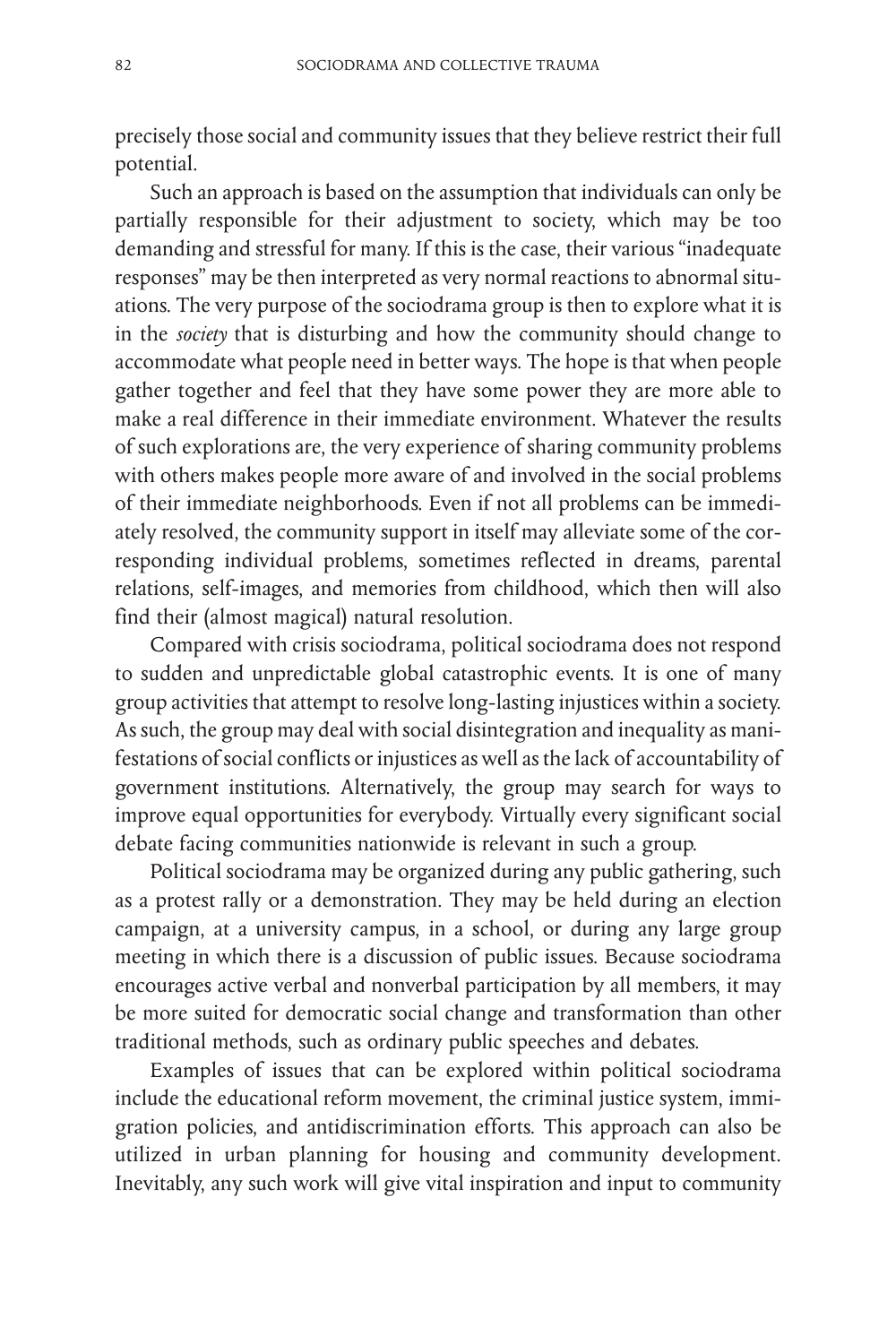precisely those social and community issues that they believe restrict their full potential.

Such an approach is based on the assumption that individuals can only be partially responsible for their adjustment to society, which may be too demanding and stressful for many. If this is the case, their various "inadequate responses" may be then interpreted as very normal reactions to abnormal situations. The very purpose of the sociodrama group is then to explore what it is in the *society* that is disturbing and how the community should change to accommodate what people need in better ways. The hope is that when people gather together and feel that they have some power they are more able to make a real difference in their immediate environment. Whatever the results of such explorations are, the very experience of sharing community problems with others makes people more aware of and involved in the social problems of their immediate neighborhoods. Even if not all problems can be immediately resolved, the community support in itself may alleviate some of the corresponding individual problems, sometimes reflected in dreams, parental relations, self-images, and memories from childhood, which then will also find their (almost magical) natural resolution.

Compared with crisis sociodrama, political sociodrama does not respond to sudden and unpredictable global catastrophic events. It is one of many group activities that attempt to resolve long-lasting injustices within a society. As such, the group may deal with social disintegration and inequality as manifestations of social conflicts or injustices as well as the lack of accountability of government institutions. Alternatively, the group may search for ways to improve equal opportunities for everybody. Virtually every significant social debate facing communities nationwide is relevant in such a group.

Political sociodrama may be organized during any public gathering, such as a protest rally or a demonstration. They may be held during an election campaign, at a university campus, in a school, or during any large group meeting in which there is a discussion of public issues. Because sociodrama encourages active verbal and nonverbal participation by all members, it may be more suited for democratic social change and transformation than other traditional methods, such as ordinary public speeches and debates.

Examples of issues that can be explored within political sociodrama include the educational reform movement, the criminal justice system, immigration policies, and antidiscrimination efforts. This approach can also be utilized in urban planning for housing and community development. Inevitably, any such work will give vital inspiration and input to community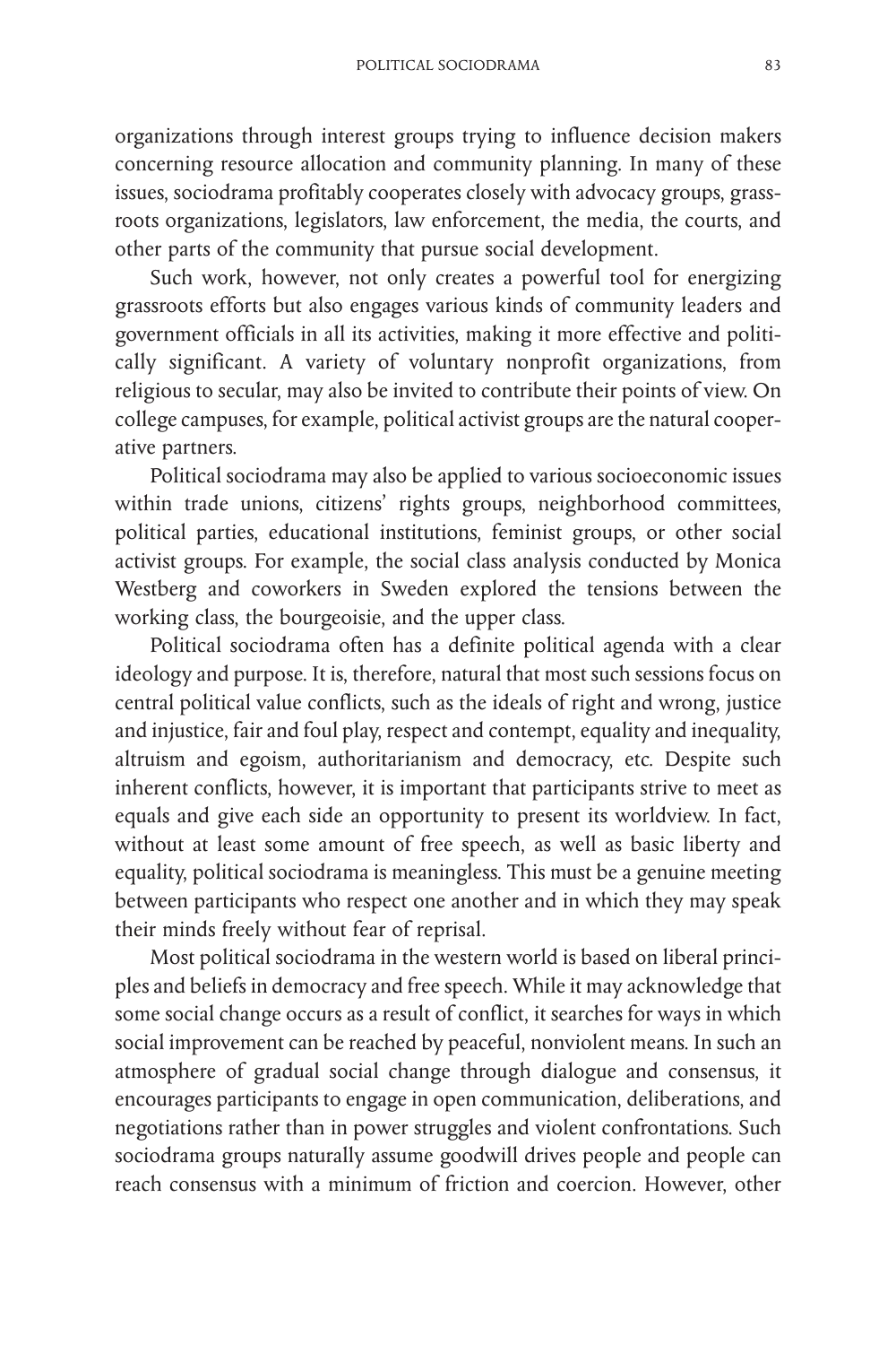organizations through interest groups trying to influence decision makers concerning resource allocation and community planning. In many of these issues, sociodrama profitably cooperates closely with advocacy groups, grassroots organizations, legislators, law enforcement, the media, the courts, and other parts of the community that pursue social development.

Such work, however, not only creates a powerful tool for energizing grassroots efforts but also engages various kinds of community leaders and government officials in all its activities, making it more effective and politically significant. A variety of voluntary nonprofit organizations, from religious to secular, may also be invited to contribute their points of view. On college campuses, for example, political activist groups are the natural cooperative partners.

Political sociodrama may also be applied to various socioeconomic issues within trade unions, citizens' rights groups, neighborhood committees, political parties, educational institutions, feminist groups, or other social activist groups. For example, the social class analysis conducted by Monica Westberg and coworkers in Sweden explored the tensions between the working class, the bourgeoisie, and the upper class.

Political sociodrama often has a definite political agenda with a clear ideology and purpose. It is, therefore, natural that most such sessions focus on central political value conflicts, such as the ideals of right and wrong, justice and injustice, fair and foul play, respect and contempt, equality and inequality, altruism and egoism, authoritarianism and democracy, etc. Despite such inherent conflicts, however, it is important that participants strive to meet as equals and give each side an opportunity to present its worldview. In fact, without at least some amount of free speech, as well as basic liberty and equality, political sociodrama is meaningless. This must be a genuine meeting between participants who respect one another and in which they may speak their minds freely without fear of reprisal.

Most political sociodrama in the western world is based on liberal principles and beliefs in democracy and free speech. While it may acknowledge that some social change occurs as a result of conflict, it searches for ways in which social improvement can be reached by peaceful, nonviolent means. In such an atmosphere of gradual social change through dialogue and consensus, it encourages participants to engage in open communication, deliberations, and negotiations rather than in power struggles and violent confrontations. Such sociodrama groups naturally assume goodwill drives people and people can reach consensus with a minimum of friction and coercion. However, other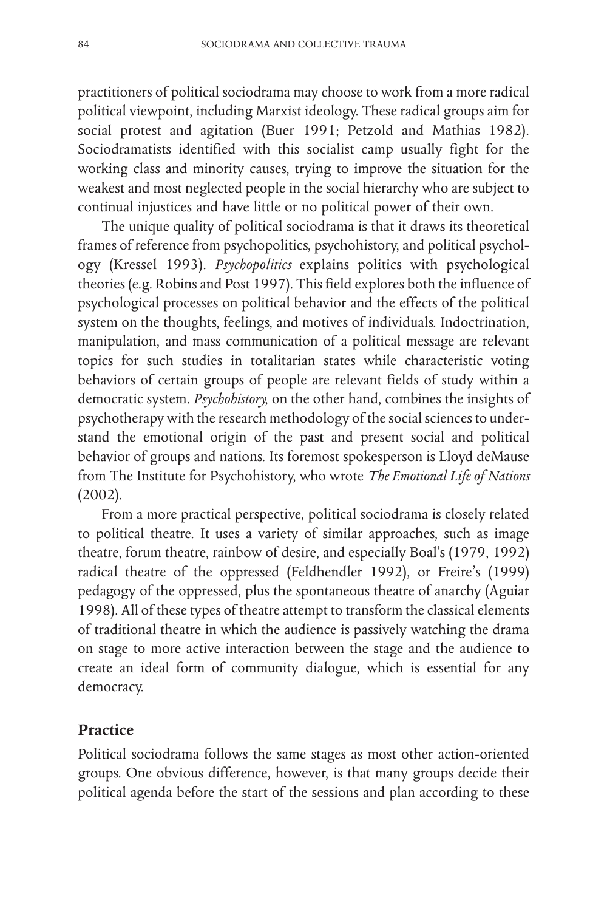practitioners of political sociodrama may choose to work from a more radical political viewpoint, including Marxist ideology. These radical groups aim for social protest and agitation (Buer 1991; Petzold and Mathias 1982). Sociodramatists identified with this socialist camp usually fight for the working class and minority causes, trying to improve the situation for the weakest and most neglected people in the social hierarchy who are subject to continual injustices and have little or no political power of their own.

The unique quality of political sociodrama is that it draws its theoretical frames of reference from psychopolitics, psychohistory, and political psychology (Kressel 1993). *Psychopolitics* explains politics with psychological theories (e.g. Robins and Post 1997). This field explores both the influence of psychological processes on political behavior and the effects of the political system on the thoughts, feelings, and motives of individuals. Indoctrination, manipulation, and mass communication of a political message are relevant topics for such studies in totalitarian states while characteristic voting behaviors of certain groups of people are relevant fields of study within a democratic system. *Psychohistory*, on the other hand, combines the insights of psychotherapy with the research methodology of the social sciences to understand the emotional origin of the past and present social and political behavior of groups and nations. Its foremost spokesperson is Lloyd deMause from The Institute for Psychohistory, who wrote *The Emotional Life of Nations* (2002).

From a more practical perspective, political sociodrama is closely related to political theatre. It uses a variety of similar approaches, such as image theatre, forum theatre, rainbow of desire, and especially Boal's (1979, 1992) radical theatre of the oppressed (Feldhendler 1992), or Freire's (1999) pedagogy of the oppressed, plus the spontaneous theatre of anarchy (Aguiar 1998). All of these types of theatre attempt to transform the classical elements of traditional theatre in which the audience is passively watching the drama on stage to more active interaction between the stage and the audience to create an ideal form of community dialogue, which is essential for any democracy.

## Practice

Political sociodrama follows the same stages as most other action-oriented groups. One obvious difference, however, is that many groups decide their political agenda before the start of the sessions and plan according to these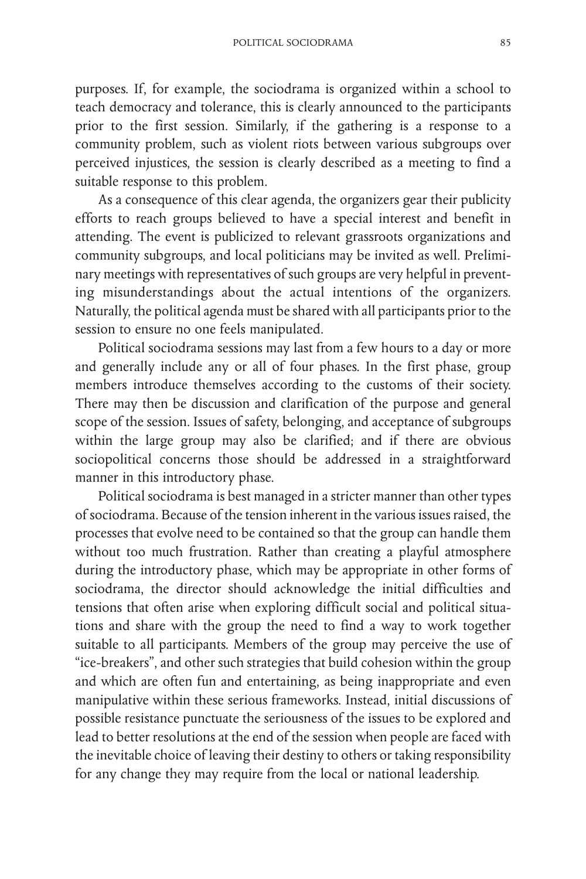purposes. If, for example, the sociodrama is organized within a school to teach democracy and tolerance, this is clearly announced to the participants prior to the first session. Similarly, if the gathering is a response to a community problem, such as violent riots between various subgroups over perceived injustices, the session is clearly described as a meeting to find a suitable response to this problem.

As a consequence of this clear agenda, the organizers gear their publicity efforts to reach groups believed to have a special interest and benefit in attending. The event is publicized to relevant grassroots organizations and community subgroups, and local politicians may be invited as well. Preliminary meetings with representatives of such groups are very helpful in preventing misunderstandings about the actual intentions of the organizers. Naturally, the political agenda must be shared with all participants prior to the session to ensure no one feels manipulated.

Political sociodrama sessions may last from a few hours to a day or more and generally include any or all of four phases. In the first phase, group members introduce themselves according to the customs of their society. There may then be discussion and clarification of the purpose and general scope of the session. Issues of safety, belonging, and acceptance of subgroups within the large group may also be clarified; and if there are obvious sociopolitical concerns those should be addressed in a straightforward manner in this introductory phase.

Political sociodrama is best managed in a stricter manner than other types of sociodrama. Because of the tension inherent in the various issues raised, the processes that evolve need to be contained so that the group can handle them without too much frustration. Rather than creating a playful atmosphere during the introductory phase, which may be appropriate in other forms of sociodrama, the director should acknowledge the initial difficulties and tensions that often arise when exploring difficult social and political situations and share with the group the need to find a way to work together suitable to all participants. Members of the group may perceive the use of "ice-breakers", and other such strategies that build cohesion within the group and which are often fun and entertaining, as being inappropriate and even manipulative within these serious frameworks. Instead, initial discussions of possible resistance punctuate the seriousness of the issues to be explored and lead to better resolutions at the end of the session when people are faced with the inevitable choice of leaving their destiny to others or taking responsibility for any change they may require from the local or national leadership.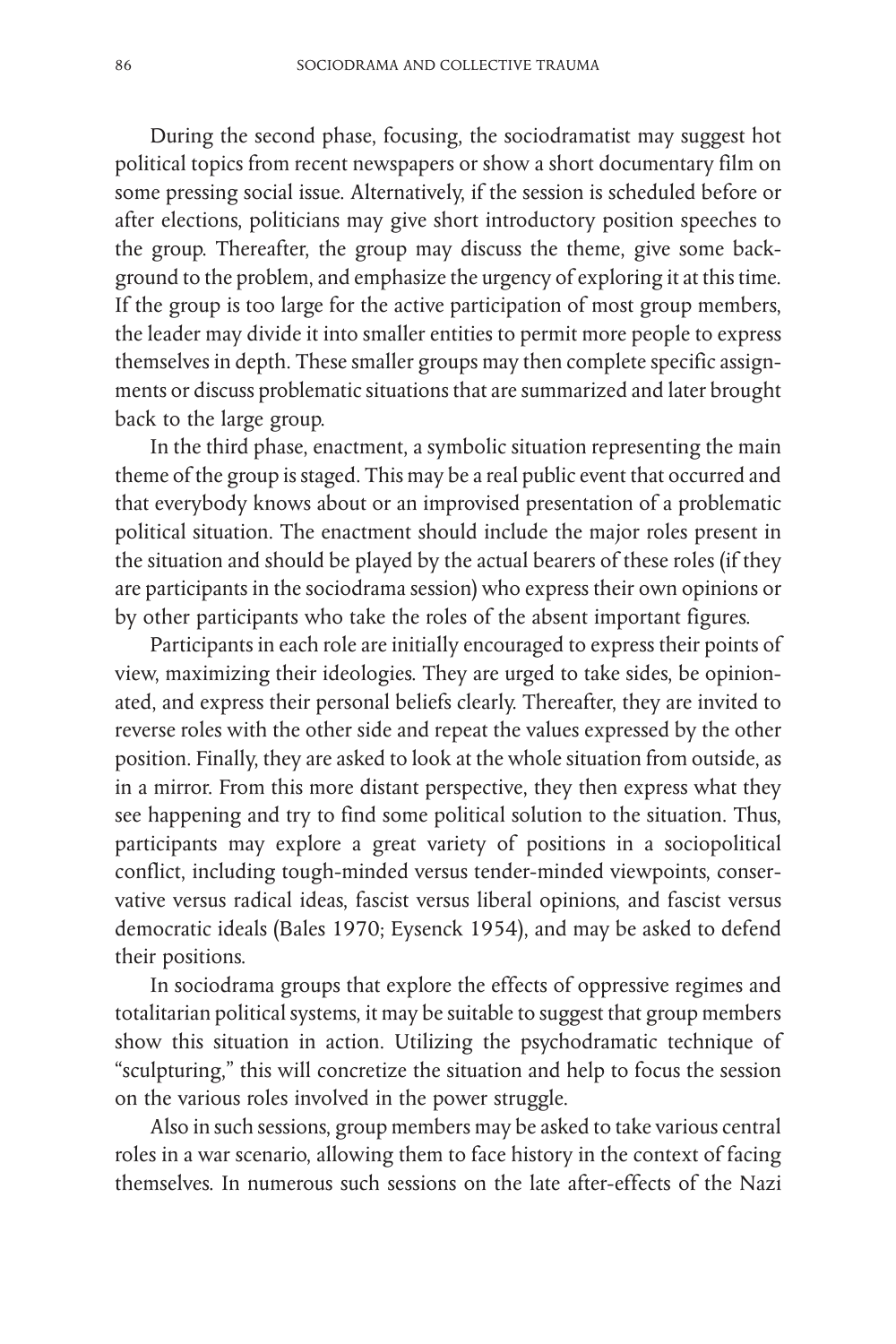During the second phase, focusing, the sociodramatist may suggest hot political topics from recent newspapers or show a short documentary film on some pressing social issue. Alternatively, if the session is scheduled before or after elections, politicians may give short introductory position speeches to the group. Thereafter, the group may discuss the theme, give some background to the problem, and emphasize the urgency of exploring it at this time. If the group is too large for the active participation of most group members, the leader may divide it into smaller entities to permit more people to express themselves in depth. These smaller groups may then complete specific assignments or discuss problematic situations that are summarized and later brought back to the large group.

In the third phase, enactment, a symbolic situation representing the main theme of the group is staged. This may be a real public event that occurred and that everybody knows about or an improvised presentation of a problematic political situation. The enactment should include the major roles present in the situation and should be played by the actual bearers of these roles (if they are participants in the sociodrama session) who express their own opinions or by other participants who take the roles of the absent important figures.

Participants in each role are initially encouraged to express their points of view, maximizing their ideologies. They are urged to take sides, be opinionated, and express their personal beliefs clearly. Thereafter, they are invited to reverse roles with the other side and repeat the values expressed by the other position. Finally, they are asked to look at the whole situation from outside, as in a mirror. From this more distant perspective, they then express what they see happening and try to find some political solution to the situation. Thus, participants may explore a great variety of positions in a sociopolitical conflict, including tough-minded versus tender-minded viewpoints, conservative versus radical ideas, fascist versus liberal opinions, and fascist versus democratic ideals (Bales 1970; Eysenck 1954), and may be asked to defend their positions.

In sociodrama groups that explore the effects of oppressive regimes and totalitarian political systems, it may be suitable to suggest that group members show this situation in action. Utilizing the psychodramatic technique of "sculpturing," this will concretize the situation and help to focus the session on the various roles involved in the power struggle.

Also in such sessions, group members may be asked to take various central roles in a war scenario, allowing them to face history in the context of facing themselves. In numerous such sessions on the late after-effects of the Nazi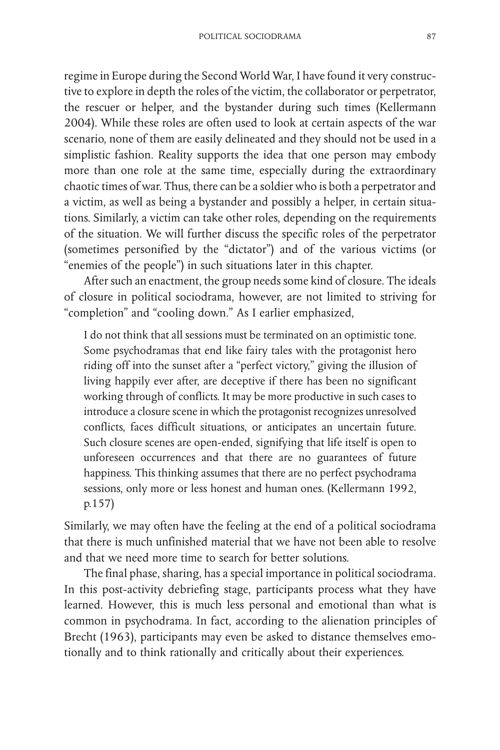regime in Europe during the Second World War, I have found it very constructive to explore in depth the roles of the victim, the collaborator or perpetrator, the rescuer or helper, and the bystander during such times (Kellermann 2004). While these roles are often used to look at certain aspects of the war scenario, none of them are easily delineated and they should not be used in a simplistic fashion. Reality supports the idea that one person may embody more than one role at the same time, especially during the extraordinary chaotic times of war. Thus, there can be a soldier who is both a perpetrator and a victim, as well as being a bystander and possibly a helper, in certain situations. Similarly, a victim can take other roles, depending on the requirements of the situation. We will further discuss the specific roles of the perpetrator (sometimes personified by the "dictator") and of the various victims (or "enemies of the people") in such situations later in this chapter.

After such an enactment, the group needs some kind of closure. The ideals of closure in political sociodrama, however, are not limited to striving for "completion" and "cooling down." As I earlier emphasized,

> I do not think that all sessions must be terminated on an optimistic tone. Some psychodramas that end like fairy tales with the protagonist hero riding off into the sunset after a "perfect victory," giving the illusion of living happily ever after, are deceptive if there has been no significant working through of conflicts. It may be more productive in such cases to introduce a closure scene in which the protagonist recognizes unresolved conflicts, faces difficult situations, or anticipates an uncertain future. Such closure scenes are open-ended, signifying that life itself is open to unforeseen occurrences and that there are no guarantees of future happiness. This thinking assumes that there are no perfect psychodrama sessions, only more or less honest and human ones. (Kellermann 1992, p.157)

Similarly, we may often have the feeling at the end of a political sociodrama that there is much unfinished material that we have not been able to resolve and that we need more time to search for better solutions.

The final phase, sharing, has a special importance in political sociodrama. In this post-activity debriefing stage, participants process what they have learned. However, this is much less personal and emotional than what is common in psychodrama. In fact, according to the alienation principles of Brecht (1963), participants may even be asked to distance themselves emotionally and to think rationally and critically about their experiences.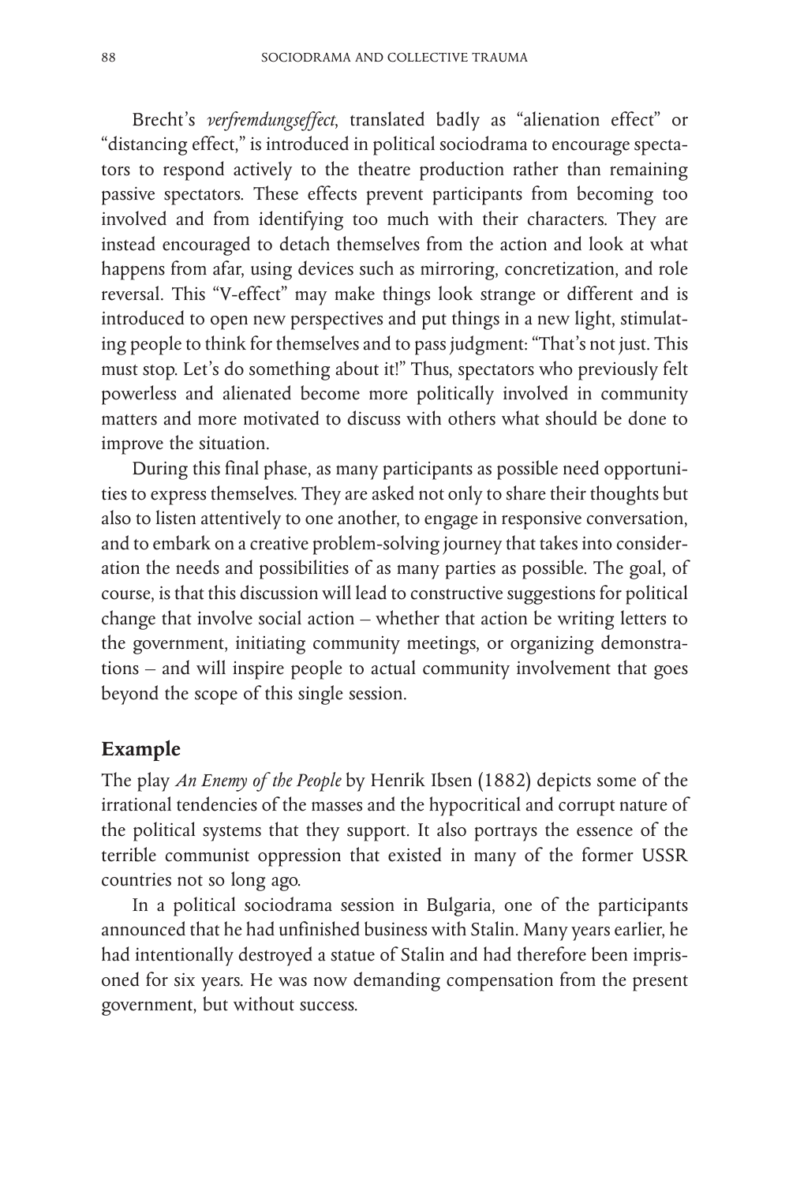Brecht's *verfremdungseffect*, translated badly as "alienation effect" or "distancing effect," is introduced in political sociodrama to encourage spectators to respond actively to the theatre production rather than remaining passive spectators. These effects prevent participants from becoming too involved and from identifying too much with their characters. They are instead encouraged to detach themselves from the action and look at what happens from afar, using devices such as mirroring, concretization, and role reversal. This "V-effect" may make things look strange or different and is introduced to open new perspectives and put things in a new light, stimulating people to think for themselves and to pass judgment: "That's not just. This must stop. Let's do something about it!" Thus, spectators who previously felt powerless and alienated become more politically involved in community matters and more motivated to discuss with others what should be done to improve the situation.

During this final phase, as many participants as possible need opportunities to express themselves. They are asked not only to share their thoughts but also to listen attentively to one another, to engage in responsive conversation, and to embark on a creative problem-solving journey that takes into consideration the needs and possibilities of as many parties as possible. The goal, of course, is that this discussion will lead to constructive suggestions for political change that involve social action – whether that action be writing letters to the government, initiating community meetings, or organizing demonstrations – and will inspire people to actual community involvement that goes beyond the scope of this single session.

## Example

The play *An Enemy of the People* by Henrik Ibsen (1882) depicts some of the irrational tendencies of the masses and the hypocritical and corrupt nature of the political systems that they support. It also portrays the essence of the terrible communist oppression that existed in many of the former USSR countries not so long ago.

In a political sociodrama session in Bulgaria, one of the participants announced that he had unfinished business with Stalin. Many years earlier, he had intentionally destroyed a statue of Stalin and had therefore been imprisoned for six years. He was now demanding compensation from the present government, but without success.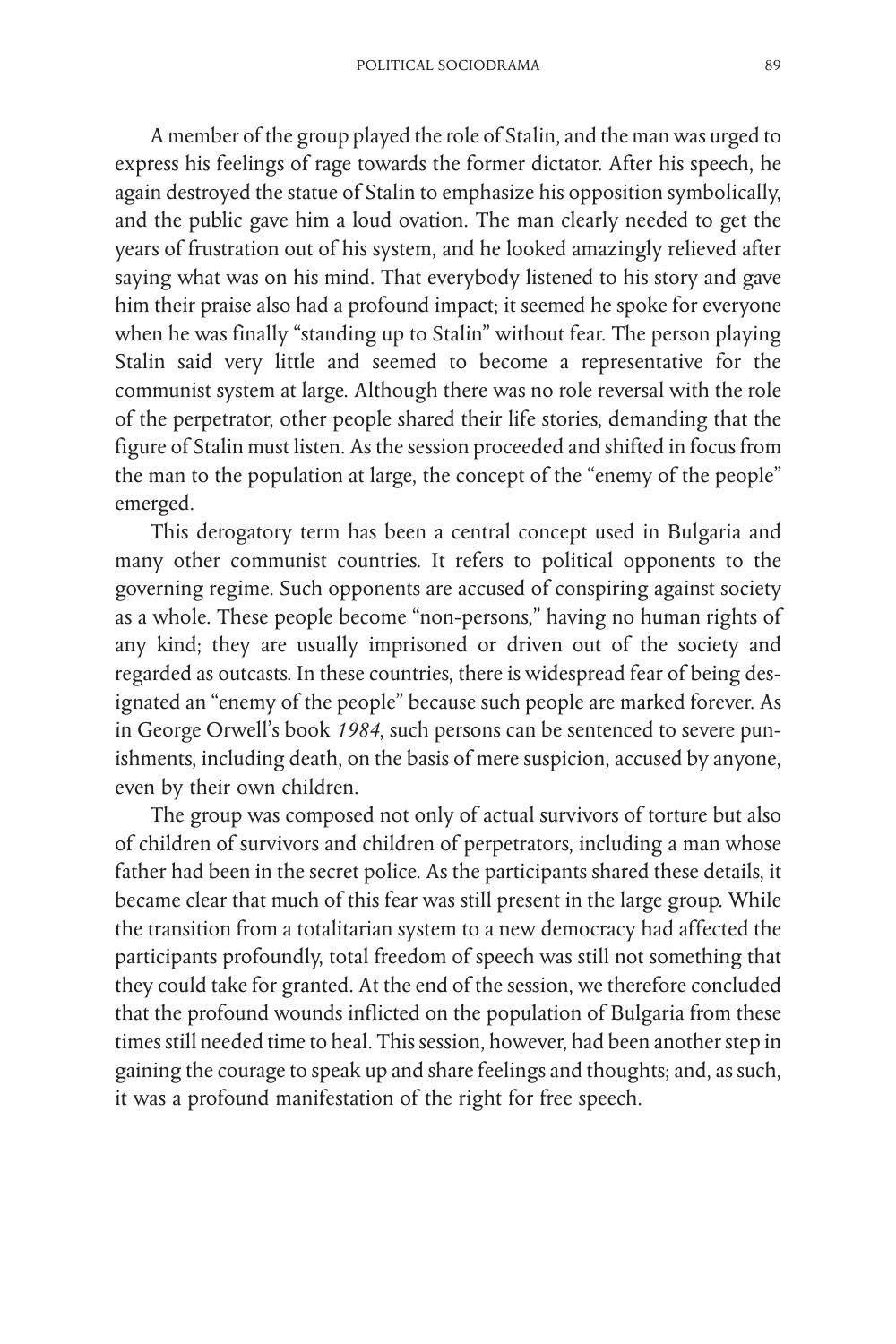A member of the group played the role of Stalin, and the man was urged to express his feelings of rage towards the former dictator. After his speech, he again destroyed the statue of Stalin to emphasize his opposition symbolically, and the public gave him a loud ovation. The man clearly needed to get the years of frustration out of his system, and he looked amazingly relieved after saying what was on his mind. That everybody listened to his story and gave him their praise also had a profound impact; it seemed he spoke for everyone when he was finally "standing up to Stalin" without fear. The person playing Stalin said very little and seemed to become a representative for the communist system at large. Although there was no role reversal with the role of the perpetrator, other people shared their life stories, demanding that the figure of Stalin must listen. As the session proceeded and shifted in focus from the man to the population at large, the concept of the "enemy of the people" emerged.

This derogatory term has been a central concept used in Bulgaria and many other communist countries. It refers to political opponents to the governing regime. Such opponents are accused of conspiring against society as a whole. These people become "non-persons," having no human rights of any kind; they are usually imprisoned or driven out of the society and regarded as outcasts. In these countries, there is widespread fear of being designated an "enemy of the people" because such people are marked forever. As in George Orwell's book *1984*, such persons can be sentenced to severe punishments, including death, on the basis of mere suspicion, accused by anyone, even by their own children.

The group was composed not only of actual survivors of torture but also of children of survivors and children of perpetrators, including a man whose father had been in the secret police. As the participants shared these details, it became clear that much of this fear was still present in the large group. While the transition from a totalitarian system to a new democracy had affected the participants profoundly, total freedom of speech was still not something that they could take for granted. At the end of the session, we therefore concluded that the profound wounds inflicted on the population of Bulgaria from these times still needed time to heal. This session, however, had been another step in gaining the courage to speak up and share feelings and thoughts; and, as such, it was a profound manifestation of the right for free speech.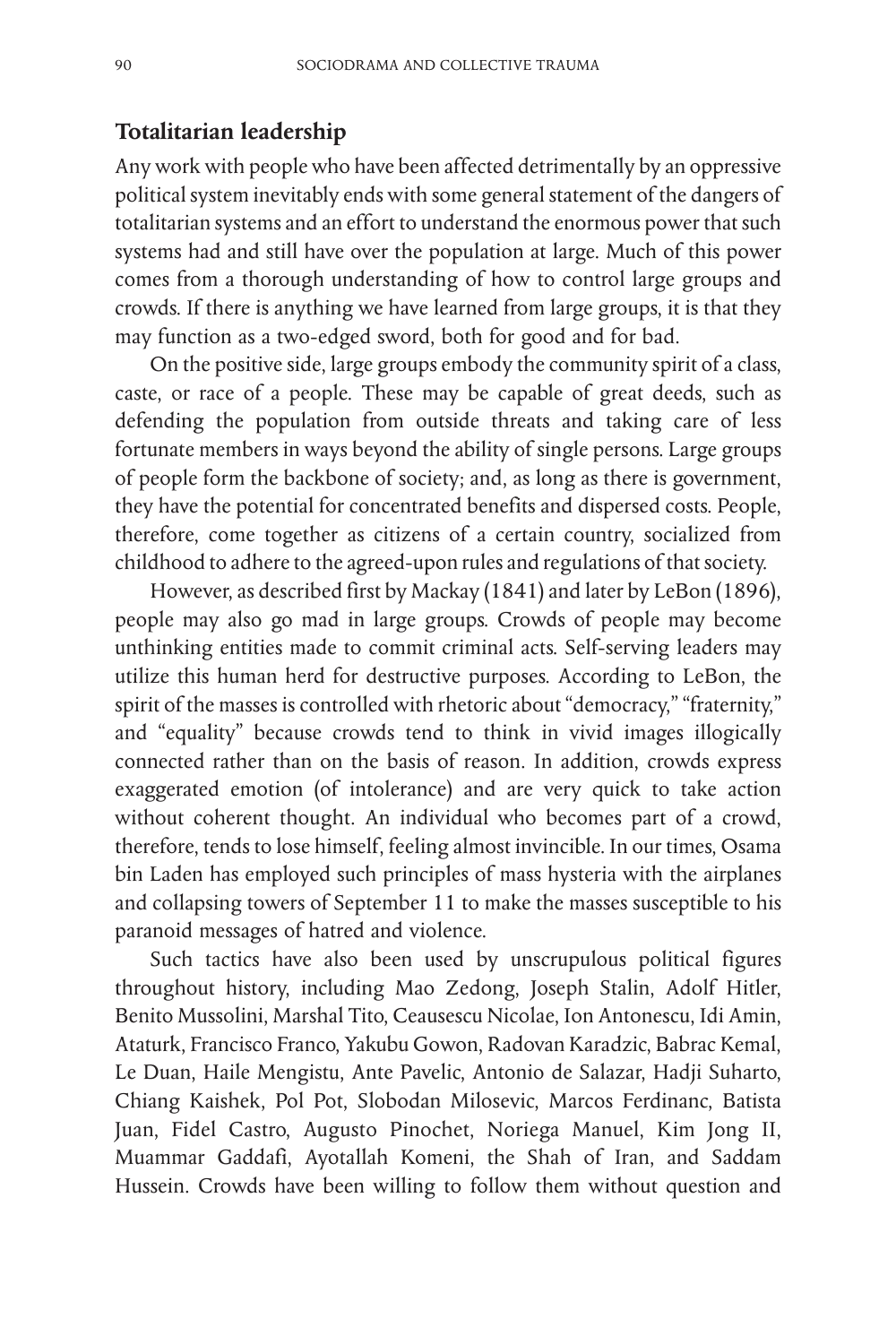## Totalitarian leadership

Any work with people who have been affected detrimentally by an oppressive political system inevitably ends with some general statement of the dangers of totalitarian systems and an effort to understand the enormous power that such systems had and still have over the population at large. Much of this power comes from a thorough understanding of how to control large groups and crowds. If there is anything we have learned from large groups, it is that they may function as a two-edged sword, both for good and for bad.

On the positive side, large groups embody the community spirit of a class, caste, or race of a people. These may be capable of great deeds, such as defending the population from outside threats and taking care of less fortunate members in ways beyond the ability of single persons. Large groups of people form the backbone of society; and, as long as there is government, they have the potential for concentrated benefits and dispersed costs. People, therefore, come together as citizens of a certain country, socialized from childhood to adhere to the agreed-upon rules and regulations of that society.

However, as described first by Mackay (1841) and later by LeBon (1896), people may also go mad in large groups. Crowds of people may become unthinking entities made to commit criminal acts. Self-serving leaders may utilize this human herd for destructive purposes. According to LeBon, the spirit of the masses is controlled with rhetoric about "democracy," "fraternity," and "equality" because crowds tend to think in vivid images illogically connected rather than on the basis of reason. In addition, crowds express exaggerated emotion (of intolerance) and are very quick to take action without coherent thought. An individual who becomes part of a crowd, therefore, tends to lose himself, feeling almost invincible. In our times, Osama bin Laden has employed such principles of mass hysteria with the airplanes and collapsing towers of September 11 to make the masses susceptible to his paranoid messages of hatred and violence.

Such tactics have also been used by unscrupulous political figures throughout history, including Mao Zedong, Joseph Stalin, Adolf Hitler, Benito Mussolini, Marshal Tito, Ceausescu Nicolae, Ion Antonescu, Idi Amin, Ataturk, Francisco Franco, Yakubu Gowon, Radovan Karadzic, Babrac Kemal, Le Duan, Haile Mengistu, Ante Pavelic, Antonio de Salazar, Hadji Suharto, Chiang Kaishek, Pol Pot, Slobodan Milosevic, Marcos Ferdinanc, Batista Juan, Fidel Castro, Augusto Pinochet, Noriega Manuel, Kim Jong II, Muammar Gaddafi, Ayotallah Komeni, the Shah of Iran, and Saddam Hussein. Crowds have been willing to follow them without question and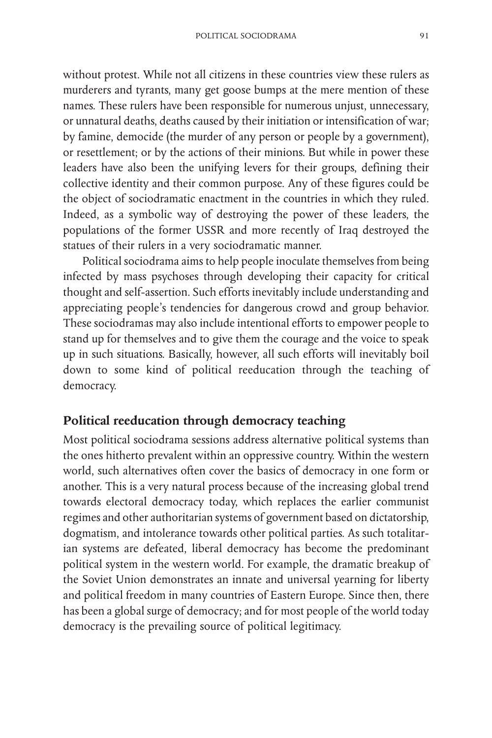without protest. While not all citizens in these countries view these rulers as murderers and tyrants, many get goose bumps at the mere mention of these names. These rulers have been responsible for numerous unjust, unnecessary, or unnatural deaths, deaths caused by their initiation or intensification of war; by famine, democide (the murder of any person or people by a government), or resettlement; or by the actions of their minions. But while in power these leaders have also been the unifying levers for their groups, defining their collective identity and their common purpose. Any of these figures could be the object of sociodramatic enactment in the countries in which they ruled. Indeed, as a symbolic way of destroying the power of these leaders, the populations of the former USSR and more recently of Iraq destroyed the statues of their rulers in a very sociodramatic manner.

Political sociodrama aims to help people inoculate themselves from being infected by mass psychoses through developing their capacity for critical thought and self-assertion. Such efforts inevitably include understanding and appreciating people's tendencies for dangerous crowd and group behavior. These sociodramas may also include intentional efforts to empower people to stand up for themselves and to give them the courage and the voice to speak up in such situations. Basically, however, all such efforts will inevitably boil down to some kind of political reeducation through the teaching of democracy.

## Political reeducation through democracy teaching

Most political sociodrama sessions address alternative political systems than the ones hitherto prevalent within an oppressive country. Within the western world, such alternatives often cover the basics of democracy in one form or another. This is a very natural process because of the increasing global trend towards electoral democracy today, which replaces the earlier communist regimes and other authoritarian systems of government based on dictatorship, dogmatism, and intolerance towards other political parties. As such totalitarian systems are defeated, liberal democracy has become the predominant political system in the western world. For example, the dramatic breakup of the Soviet Union demonstrates an innate and universal yearning for liberty and political freedom in many countries of Eastern Europe. Since then, there has been a global surge of democracy; and for most people of the world today democracy is the prevailing source of political legitimacy.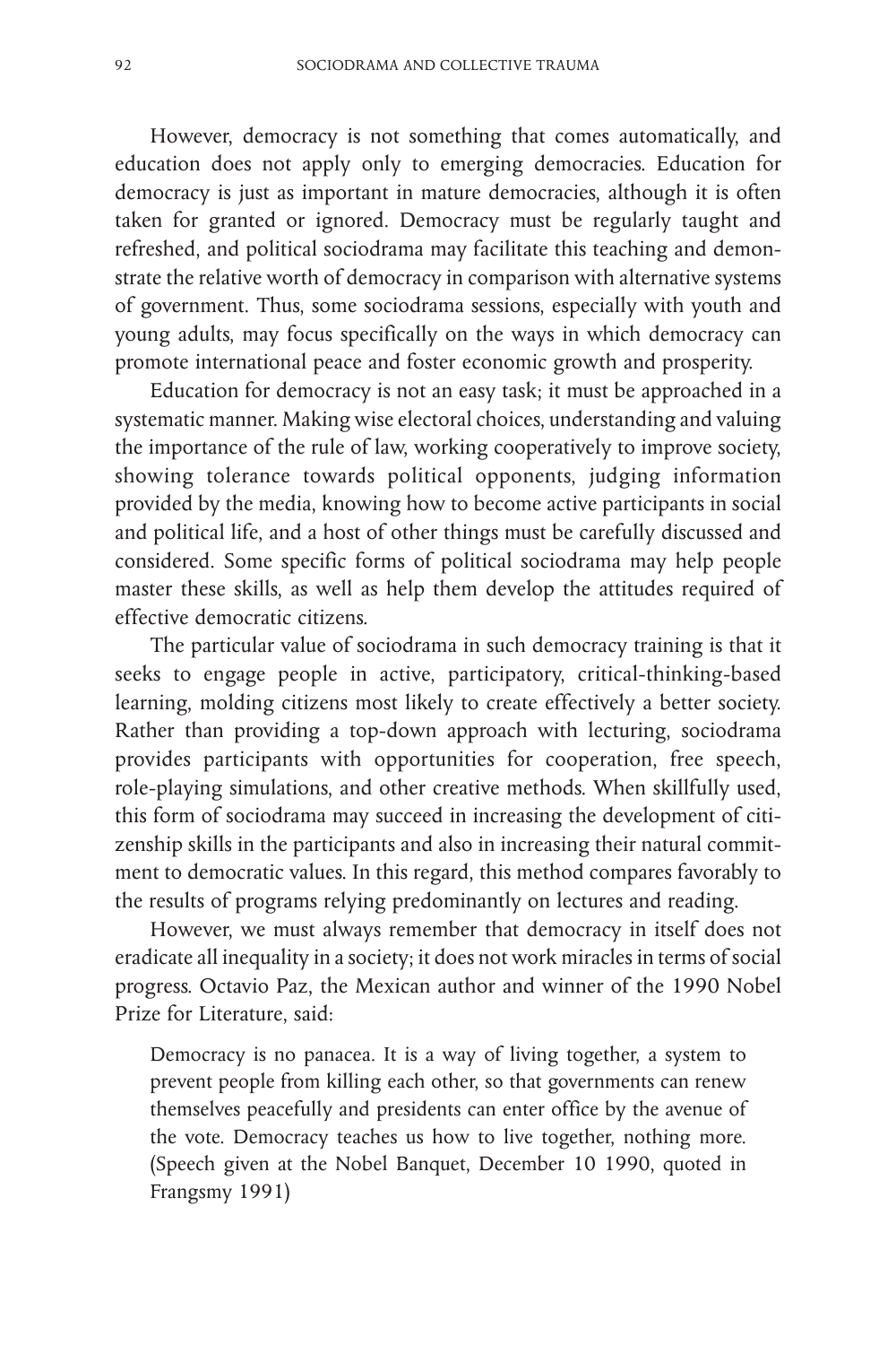However, democracy is not something that comes automatically, and education does not apply only to emerging democracies. Education for democracy is just as important in mature democracies, although it is often taken for granted or ignored. Democracy must be regularly taught and refreshed, and political sociodrama may facilitate this teaching and demonstrate the relative worth of democracy in comparison with alternative systems of government. Thus, some sociodrama sessions, especially with youth and young adults, may focus specifically on the ways in which democracy can promote international peace and foster economic growth and prosperity.

Education for democracy is not an easy task; it must be approached in a systematic manner. Making wise electoral choices, understanding and valuing the importance of the rule of law, working cooperatively to improve society, showing tolerance towards political opponents, judging information provided by the media, knowing how to become active participants in social and political life, and a host of other things must be carefully discussed and considered. Some specific forms of political sociodrama may help people master these skills, as well as help them develop the attitudes required of effective democratic citizens.

The particular value of sociodrama in such democracy training is that it seeks to engage people in active, participatory, critical-thinking-based learning, molding citizens most likely to create effectively a better society. Rather than providing a top-down approach with lecturing, sociodrama provides participants with opportunities for cooperation, free speech, role-playing simulations, and other creative methods. When skillfully used, this form of sociodrama may succeed in increasing the development of citizenship skills in the participants and also in increasing their natural commitment to democratic values. In this regard, this method compares favorably to the results of programs relying predominantly on lectures and reading.

However, we must always remember that democracy in itself does not eradicate all inequality in a society; it does not work miracles in terms of social progress. Octavio Paz, the Mexican author and winner of the 1990 Nobel Prize for Literature, said:

> Democracy is no panacea. It is a way of living together, a system to prevent people from killing each other, so that governments can renew themselves peacefully and presidents can enter office by the avenue of the vote. Democracy teaches us how to live together, nothing more. (Speech given at the Nobel Banquet, December 10 1990, quoted in Frangsmy 1991)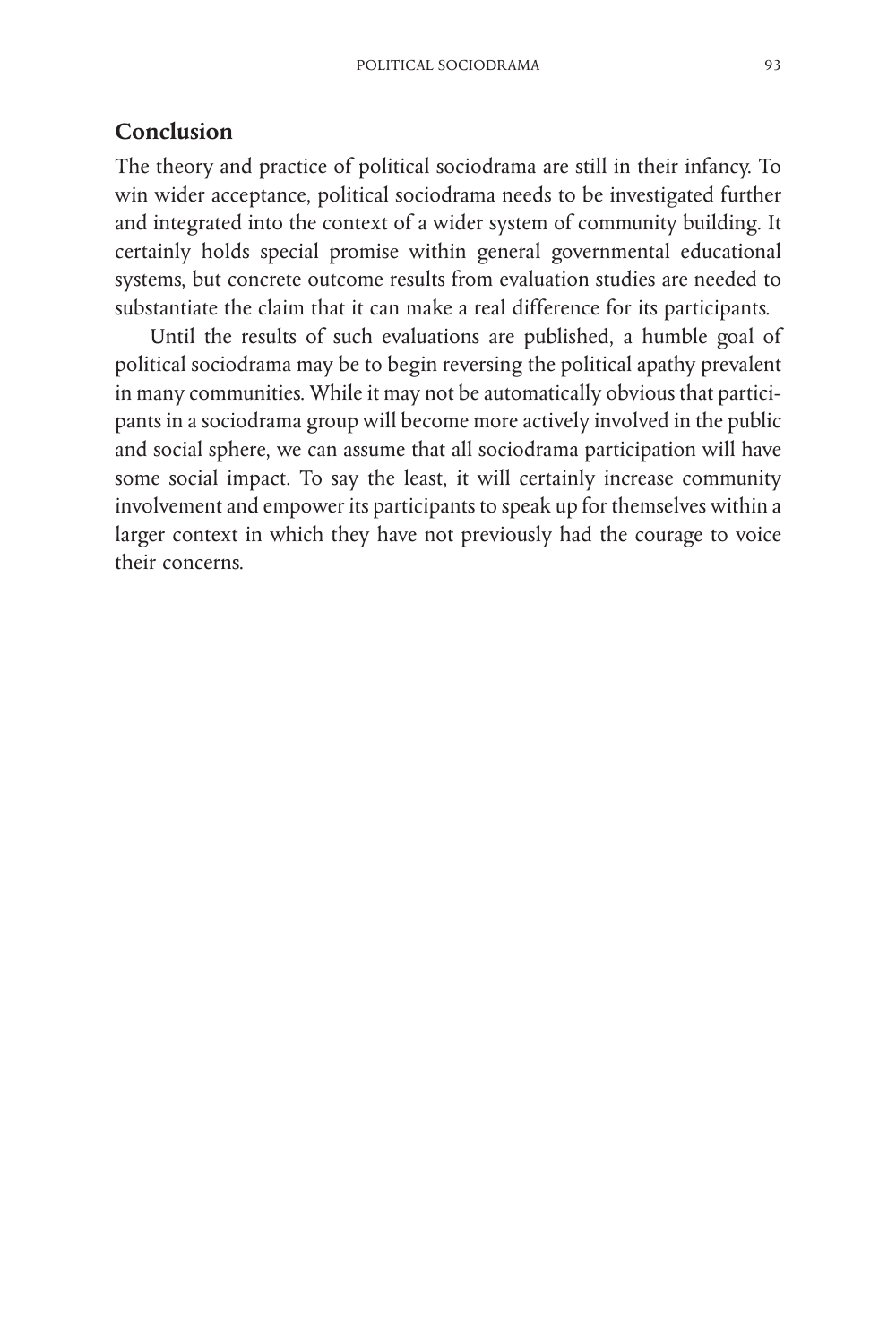## Conclusion

The theory and practice of political sociodrama are still in their infancy. To win wider acceptance, political sociodrama needs to be investigated further and integrated into the context of a wider system of community building. It certainly holds special promise within general governmental educational systems, but concrete outcome results from evaluation studies are needed to substantiate the claim that it can make a real difference for its participants.

Until the results of such evaluations are published, a humble goal of political sociodrama may be to begin reversing the political apathy prevalent in many communities. While it may not be automatically obvious that participants in a sociodrama group will become more actively involved in the public and social sphere, we can assume that all sociodrama participation will have some social impact. To say the least, it will certainly increase community involvement and empower its participants to speak up for themselves within a larger context in which they have not previously had the courage to voice their concerns.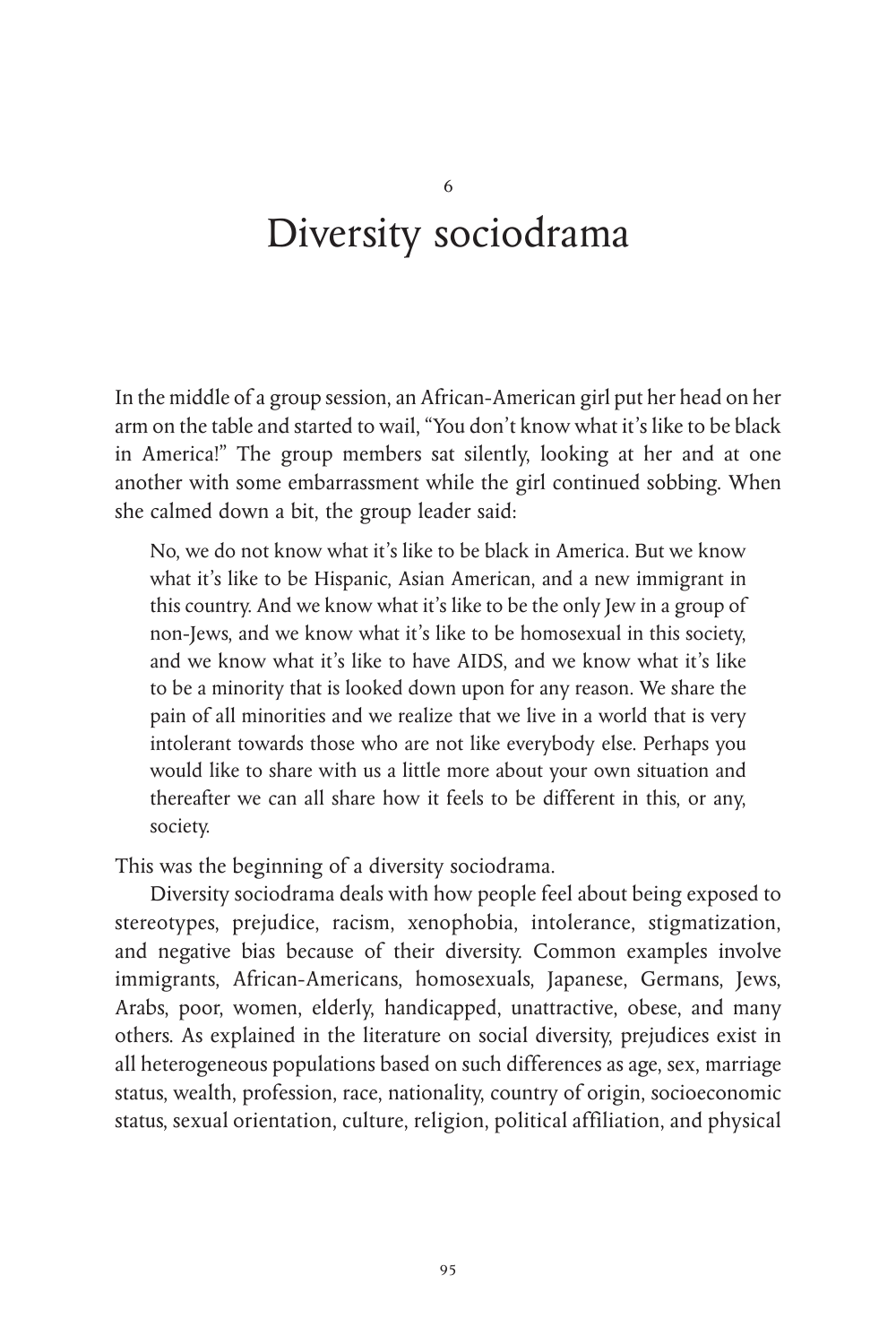# 6 Diversity sociodrama

In the middle of a group session, an African-American girl put her head on her arm on the table and started to wail, "You don't know what it's like to be black in America!" The group members sat silently, looking at her and at one another with some embarrassment while the girl continued sobbing. When she calmed down a bit, the group leader said:

> No, we do not know what it's like to be black in America. But we know what it's like to be Hispanic, Asian American, and a new immigrant in this country. And we know what it's like to be the only Jew in a group of non-Jews, and we know what it's like to be homosexual in this society, and we know what it's like to have AIDS, and we know what it's like to be a minority that is looked down upon for any reason. We share the pain of all minorities and we realize that we live in a world that is very intolerant towards those who are not like everybody else. Perhaps you would like to share with us a little more about your own situation and thereafter we can all share how it feels to be different in this, or any, society.

This was the beginning of a diversity sociodrama.

Diversity sociodrama deals with how people feel about being exposed to stereotypes, prejudice, racism, xenophobia, intolerance, stigmatization, and negative bias because of their diversity. Common examples involve immigrants, African-Americans, homosexuals, Japanese, Germans, Jews, Arabs, poor, women, elderly, handicapped, unattractive, obese, and many others. As explained in the literature on social diversity, prejudices exist in all heterogeneous populations based on such differences as age, sex, marriage status, wealth, profession, race, nationality, country of origin, socioeconomic status, sexual orientation, culture, religion, political affiliation, and physical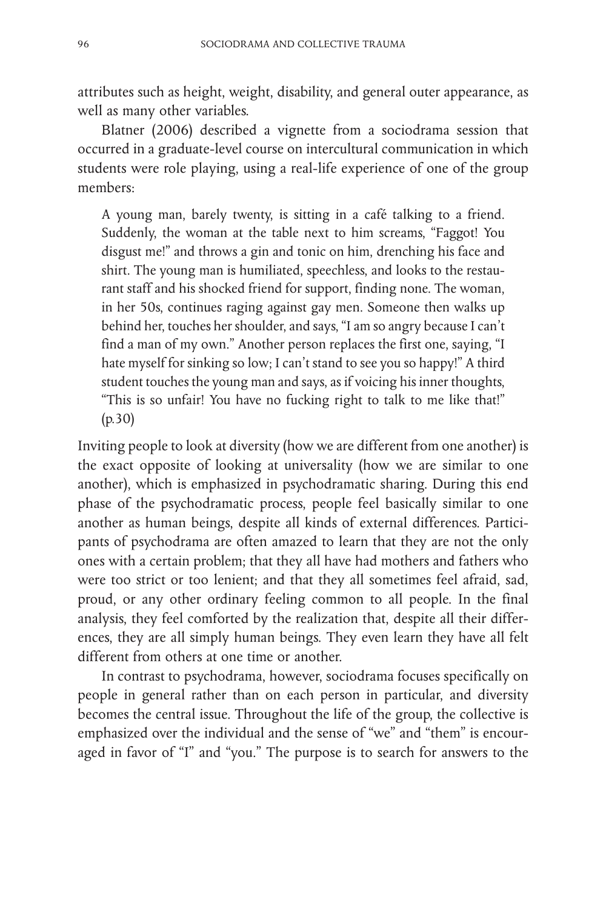attributes such as height, weight, disability, and general outer appearance, as well as many other variables.

Blatner (2006) described a vignette from a sociodrama session that occurred in a graduate-level course on intercultural communication in which students were role playing, using a real-life experience of one of the group members:

> A young man, barely twenty, is sitting in a café talking to a friend. Suddenly, the woman at the table next to him screams, "Faggot! You disgust me!" and throws a gin and tonic on him, drenching his face and shirt. The young man is humiliated, speechless, and looks to the restaurant staff and his shocked friend for support, finding none. The woman, in her 50s, continues raging against gay men. Someone then walks up behind her, touches her shoulder, and says, "I am so angry because I can't find a man of my own." Another person replaces the first one, saying, "I hate myself for sinking so low; I can't stand to see you so happy!" A third student touches the young man and says, as if voicing his inner thoughts, "This is so unfair! You have no fucking right to talk to me like that!" (p.30)

Inviting people to look at diversity (how we are different from one another) is the exact opposite of looking at universality (how we are similar to one another), which is emphasized in psychodramatic sharing. During this end phase of the psychodramatic process, people feel basically similar to one another as human beings, despite all kinds of external differences. Participants of psychodrama are often amazed to learn that they are not the only ones with a certain problem; that they all have had mothers and fathers who were too strict or too lenient; and that they all sometimes feel afraid, sad, proud, or any other ordinary feeling common to all people. In the final analysis, they feel comforted by the realization that, despite all their differences, they are all simply human beings. They even learn they have all felt different from others at one time or another.

In contrast to psychodrama, however, sociodrama focuses specifically on people in general rather than on each person in particular, and diversity becomes the central issue. Throughout the life of the group, the collective is emphasized over the individual and the sense of "we" and "them" is encouraged in favor of "I" and "you." The purpose is to search for answers to the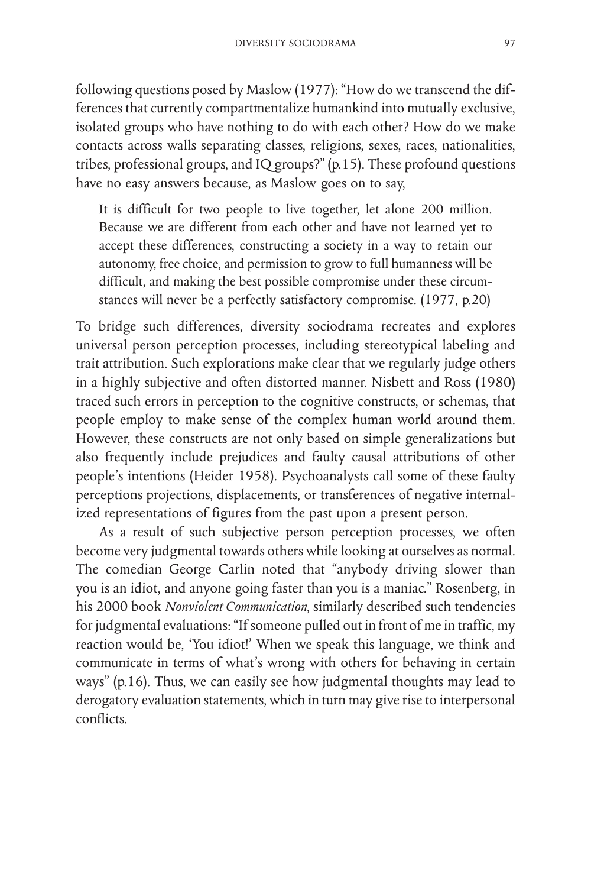following questions posed by Maslow (1977): "How do we transcend the differences that currently compartmentalize humankind into mutually exclusive, isolated groups who have nothing to do with each other? How do we make contacts across walls separating classes, religions, sexes, races, nationalities, tribes, professional groups, and IQ groups?" (p.15). These profound questions have no easy answers because, as Maslow goes on to say,

> It is difficult for two people to live together, let alone 200 million. Because we are different from each other and have not learned yet to accept these differences, constructing a society in a way to retain our autonomy, free choice, and permission to grow to full humanness will be difficult, and making the best possible compromise under these circumstances will never be a perfectly satisfactory compromise. (1977, p.20)

To bridge such differences, diversity sociodrama recreates and explores universal person perception processes, including stereotypical labeling and trait attribution. Such explorations make clear that we regularly judge others in a highly subjective and often distorted manner. Nisbett and Ross (1980) traced such errors in perception to the cognitive constructs, or schemas, that people employ to make sense of the complex human world around them. However, these constructs are not only based on simple generalizations but also frequently include prejudices and faulty causal attributions of other people's intentions (Heider 1958). Psychoanalysts call some of these faulty perceptions projections, displacements, or transferences of negative internalized representations of figures from the past upon a present person.

As a result of such subjective person perception processes, we often become very judgmental towards others while looking at ourselves as normal. The comedian George Carlin noted that "anybody driving slower than you is an idiot, and anyone going faster than you is a maniac." Rosenberg, in his 2000 book *Nonviolent Communication*, similarly described such tendencies for judgmental evaluations: "If someone pulled out in front of me in traffic, my reaction would be, 'You idiot!' When we speak this language, we think and communicate in terms of what's wrong with others for behaving in certain ways" (p.16). Thus, we can easily see how judgmental thoughts may lead to derogatory evaluation statements, which in turn may give rise to interpersonal conflicts.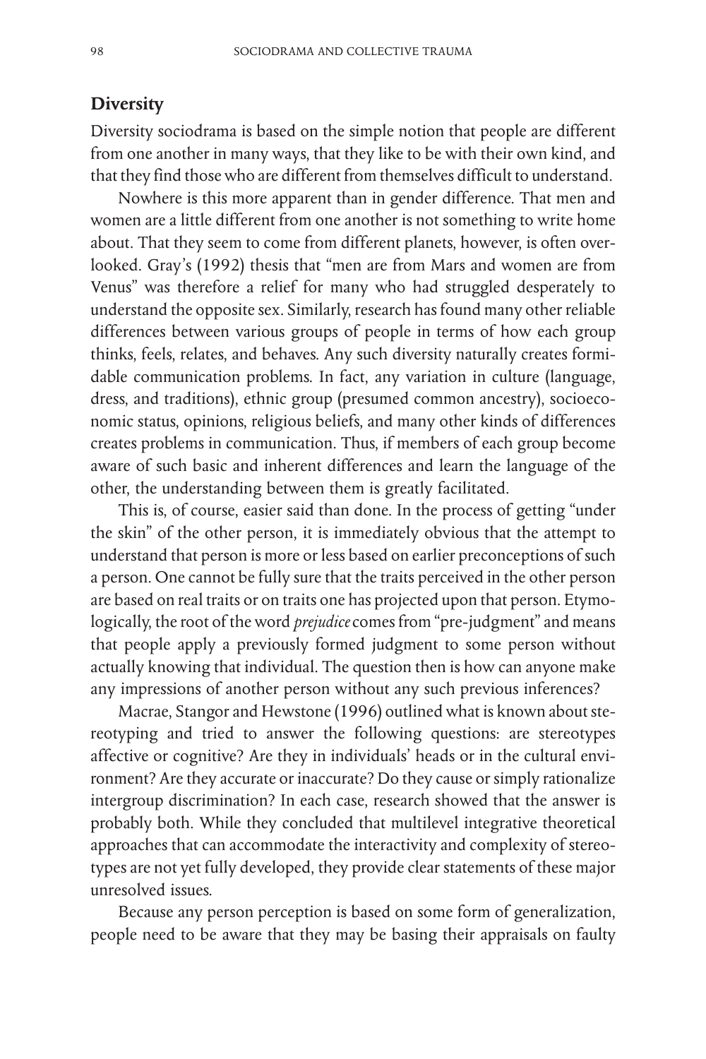## Diversity

Diversity sociodrama is based on the simple notion that people are different from one another in many ways, that they like to be with their own kind, and that they find those who are different from themselves difficult to understand.

Nowhere is this more apparent than in gender difference. That men and women are a little different from one another is not something to write home about. That they seem to come from different planets, however, is often overlooked. Gray's (1992) thesis that "men are from Mars and women are from Venus" was therefore a relief for many who had struggled desperately to understand the opposite sex. Similarly, research has found many other reliable differences between various groups of people in terms of how each group thinks, feels, relates, and behaves. Any such diversity naturally creates formidable communication problems. In fact, any variation in culture (language, dress, and traditions), ethnic group (presumed common ancestry), socioeconomic status, opinions, religious beliefs, and many other kinds of differences creates problems in communication. Thus, if members of each group become aware of such basic and inherent differences and learn the language of the other, the understanding between them is greatly facilitated.

This is, of course, easier said than done. In the process of getting "under the skin" of the other person, it is immediately obvious that the attempt to understand that person is more or less based on earlier preconceptions of such a person. One cannot be fully sure that the traits perceived in the other person are based on real traits or on traits one has projected upon that person. Etymologically, the root of the word *prejudice* comes from "pre-judgment" and means that people apply a previously formed judgment to some person without actually knowing that individual. The question then is how can anyone make any impressions of another person without any such previous inferences?

Macrae, Stangor and Hewstone (1996) outlined what is known about stereotyping and tried to answer the following questions: are stereotypes affective or cognitive? Are they in individuals' heads or in the cultural environment? Are they accurate or inaccurate? Do they cause or simply rationalize intergroup discrimination? In each case, research showed that the answer is probably both. While they concluded that multilevel integrative theoretical approaches that can accommodate the interactivity and complexity of stereotypes are not yet fully developed, they provide clear statements of these major unresolved issues.

Because any person perception is based on some form of generalization, people need to be aware that they may be basing their appraisals on faulty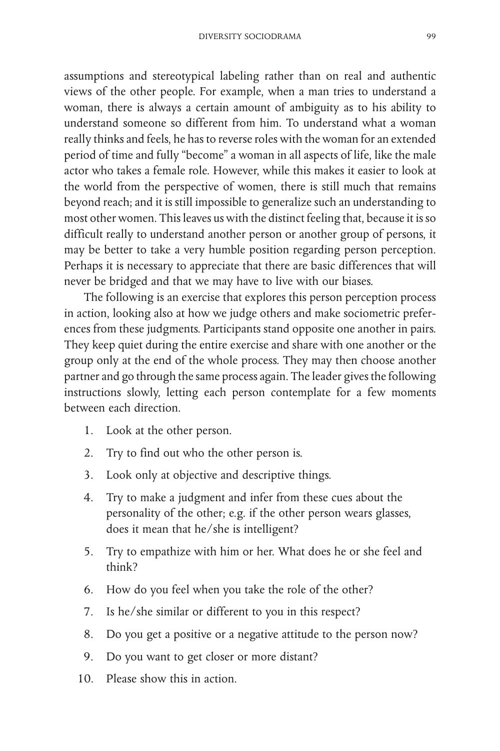assumptions and stereotypical labeling rather than on real and authentic views of the other people. For example, when a man tries to understand a woman, there is always a certain amount of ambiguity as to his ability to understand someone so different from him. To understand what a woman really thinks and feels, he has to reverse roles with the woman for an extended period of time and fully "become" a woman in all aspects of life, like the male actor who takes a female role. However, while this makes it easier to look at the world from the perspective of women, there is still much that remains beyond reach; and it is still impossible to generalize such an understanding to most other women. This leaves us with the distinct feeling that, because it is so difficult really to understand another person or another group of persons, it may be better to take a very humble position regarding person perception. Perhaps it is necessary to appreciate that there are basic differences that will never be bridged and that we may have to live with our biases.

The following is an exercise that explores this person perception process in action, looking also at how we judge others and make sociometric preferences from these judgments. Participants stand opposite one another in pairs. They keep quiet during the entire exercise and share with one another or the group only at the end of the whole process. They may then choose another partner and go through the same process again. The leader gives the following instructions slowly, letting each person contemplate for a few moments between each direction.

1. Look at the other person.
2. Try to find out who the other person is.
3. Look only at objective and descriptive things.
4. Try to make a judgment and infer from these cues about the personality of the other; e.g. if the other person wears glasses, does it mean that he/she is intelligent?
5. Try to empathize with him or her. What does he or she feel and think?
6. How do you feel when you take the role of the other?
7. Is he/she similar or different to you in this respect?
8. Do you get a positive or a negative attitude to the person now?
9. Do you want to get closer or more distant?
10. Please show this in action.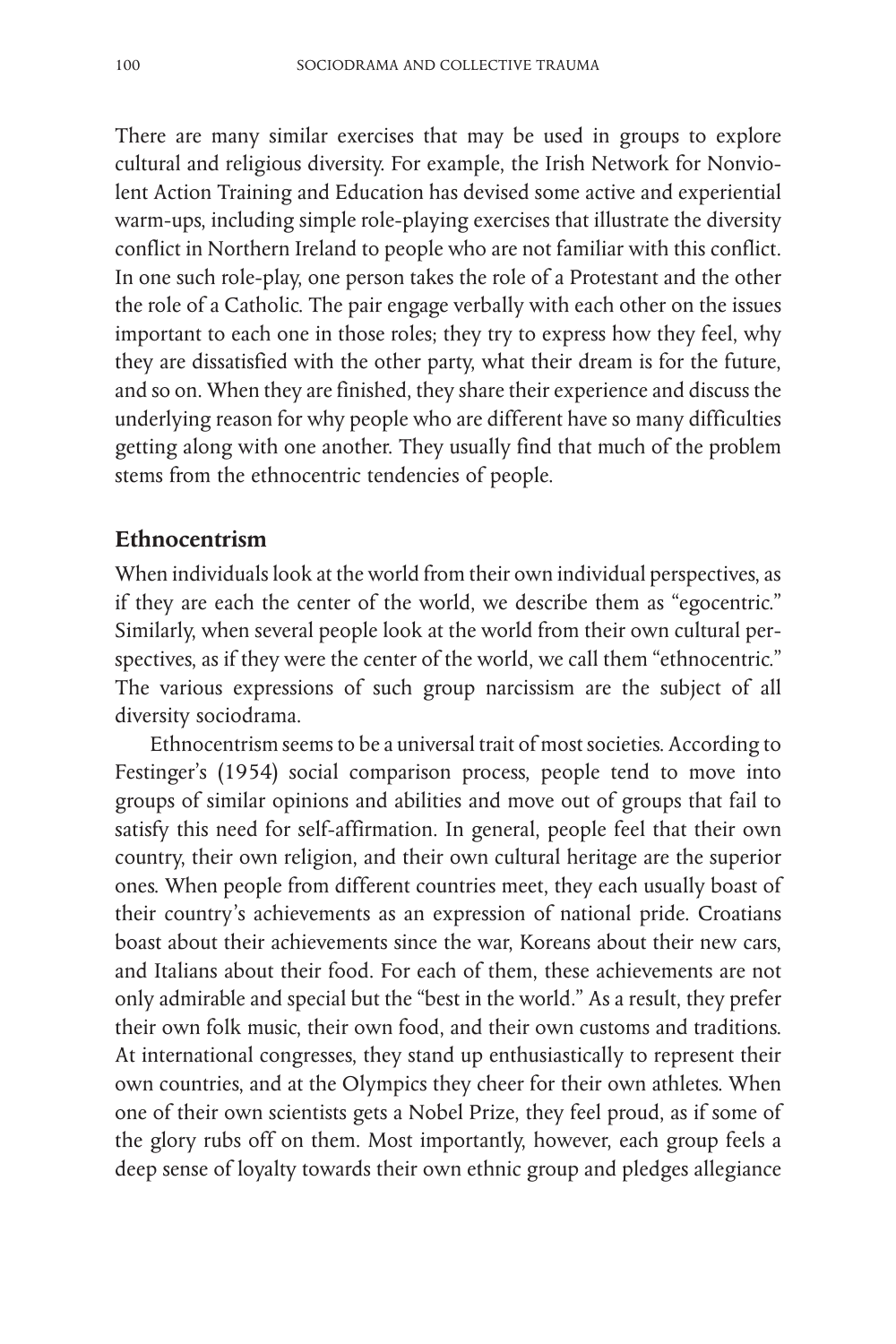There are many similar exercises that may be used in groups to explore cultural and religious diversity. For example, the Irish Network for Nonviolent Action Training and Education has devised some active and experiential warm-ups, including simple role-playing exercises that illustrate the diversity conflict in Northern Ireland to people who are not familiar with this conflict. In one such role-play, one person takes the role of a Protestant and the other the role of a Catholic. The pair engage verbally with each other on the issues important to each one in those roles; they try to express how they feel, why they are dissatisfied with the other party, what their dream is for the future, and so on. When they are finished, they share their experience and discuss the underlying reason for why people who are different have so many difficulties getting along with one another. They usually find that much of the problem stems from the ethnocentric tendencies of people.

## Ethnocentrism

When individuals look at the world from their own individual perspectives, as if they are each the center of the world, we describe them as "egocentric." Similarly, when several people look at the world from their own cultural perspectives, as if they were the center of the world, we call them "ethnocentric." The various expressions of such group narcissism are the subject of all diversity sociodrama.

Ethnocentrism seems to be a universal trait of most societies. According to Festinger's (1954) social comparison process, people tend to move into groups of similar opinions and abilities and move out of groups that fail to satisfy this need for self-affirmation. In general, people feel that their own country, their own religion, and their own cultural heritage are the superior ones. When people from different countries meet, they each usually boast of their country's achievements as an expression of national pride. Croatians boast about their achievements since the war, Koreans about their new cars, and Italians about their food. For each of them, these achievements are not only admirable and special but the "best in the world." As a result, they prefer their own folk music, their own food, and their own customs and traditions. At international congresses, they stand up enthusiastically to represent their own countries, and at the Olympics they cheer for their own athletes. When one of their own scientists gets a Nobel Prize, they feel proud, as if some of the glory rubs off on them. Most importantly, however, each group feels a deep sense of loyalty towards their own ethnic group and pledges allegiance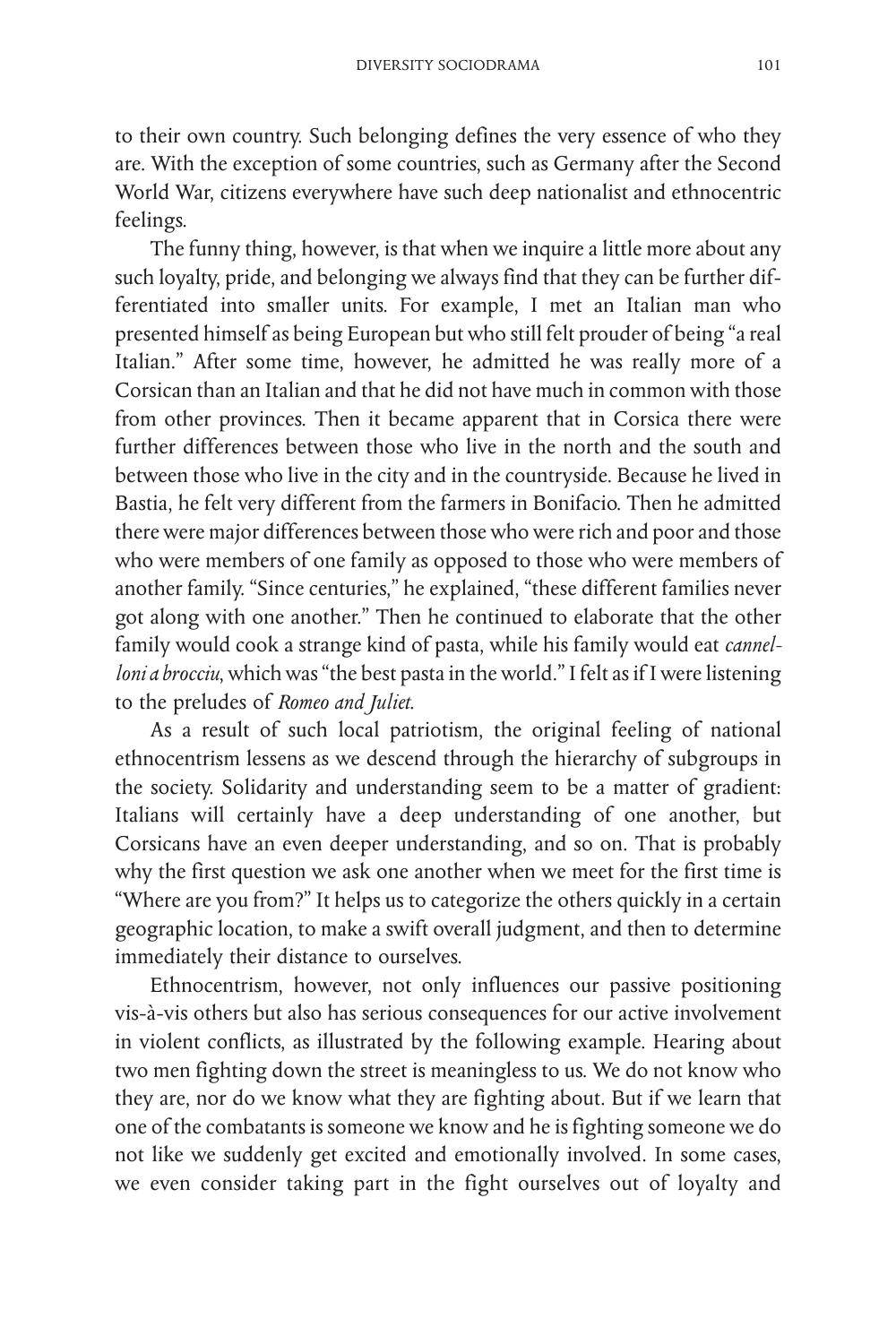to their own country. Such belonging defines the very essence of who they are. With the exception of some countries, such as Germany after the Second World War, citizens everywhere have such deep nationalist and ethnocentric feelings.

The funny thing, however, is that when we inquire a little more about any such loyalty, pride, and belonging we always find that they can be further differentiated into smaller units. For example, I met an Italian man who presented himself as being European but who still felt prouder of being "a real Italian." After some time, however, he admitted he was really more of a Corsican than an Italian and that he did not have much in common with those from other provinces. Then it became apparent that in Corsica there were further differences between those who live in the north and the south and between those who live in the city and in the countryside. Because he lived in Bastia, he felt very different from the farmers in Bonifacio. Then he admitted there were major differences between those who were rich and poor and those who were members of one family as opposed to those who were members of another family. "Since centuries," he explained, "these different families never got along with one another." Then he continued to elaborate that the other family would cook a strange kind of pasta, while his family would eat *cannelloni a brocciu*, which was "the best pasta in the world." I felt as if I were listening to the preludes of *Romeo and Juliet*.

As a result of such local patriotism, the original feeling of national ethnocentrism lessens as we descend through the hierarchy of subgroups in the society. Solidarity and understanding seem to be a matter of gradient: Italians will certainly have a deep understanding of one another, but Corsicans have an even deeper understanding, and so on. That is probably why the first question we ask one another when we meet for the first time is "Where are you from?" It helps us to categorize the others quickly in a certain geographic location, to make a swift overall judgment, and then to determine immediately their distance to ourselves.

Ethnocentrism, however, not only influences our passive positioning vis-à-vis others but also has serious consequences for our active involvement in violent conflicts, as illustrated by the following example. Hearing about two men fighting down the street is meaningless to us. We do not know who they are, nor do we know what they are fighting about. But if we learn that one of the combatants is someone we know and he is fighting someone we do not like we suddenly get excited and emotionally involved. In some cases, we even consider taking part in the fight ourselves out of loyalty and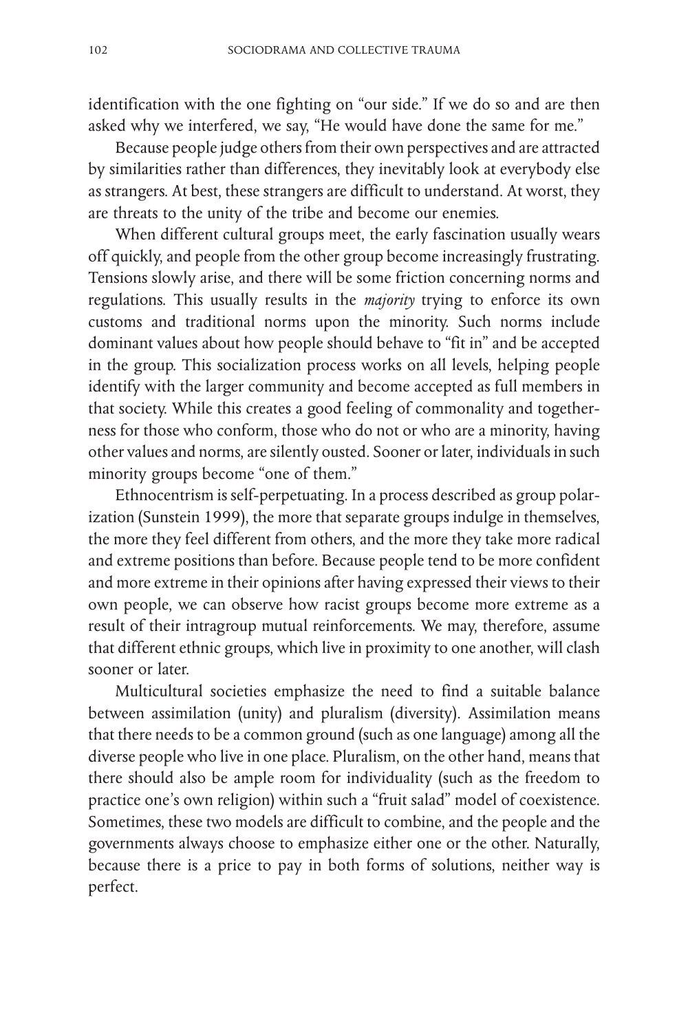identification with the one fighting on "our side." If we do so and are then asked why we interfered, we say, "He would have done the same for me."

Because people judge others from their own perspectives and are attracted by similarities rather than differences, they inevitably look at everybody else as strangers. At best, these strangers are difficult to understand. At worst, they are threats to the unity of the tribe and become our enemies.

When different cultural groups meet, the early fascination usually wears off quickly, and people from the other group become increasingly frustrating. Tensions slowly arise, and there will be some friction concerning norms and regulations. This usually results in the *majority* trying to enforce its own customs and traditional norms upon the minority. Such norms include dominant values about how people should behave to "fit in" and be accepted in the group. This socialization process works on all levels, helping people identify with the larger community and become accepted as full members in that society. While this creates a good feeling of commonality and togetherness for those who conform, those who do not or who are a minority, having other values and norms, are silently ousted. Sooner or later, individuals in such minority groups become "one of them."

Ethnocentrism is self-perpetuating. In a process described as group polarization (Sunstein 1999), the more that separate groups indulge in themselves, the more they feel different from others, and the more they take more radical and extreme positions than before. Because people tend to be more confident and more extreme in their opinions after having expressed their views to their own people, we can observe how racist groups become more extreme as a result of their intragroup mutual reinforcements. We may, therefore, assume that different ethnic groups, which live in proximity to one another, will clash sooner or later.

Multicultural societies emphasize the need to find a suitable balance between assimilation (unity) and pluralism (diversity). Assimilation means that there needs to be a common ground (such as one language) among all the diverse people who live in one place. Pluralism, on the other hand, means that there should also be ample room for individuality (such as the freedom to practice one's own religion) within such a "fruit salad" model of coexistence. Sometimes, these two models are difficult to combine, and the people and the governments always choose to emphasize either one or the other. Naturally, because there is a price to pay in both forms of solutions, neither way is perfect.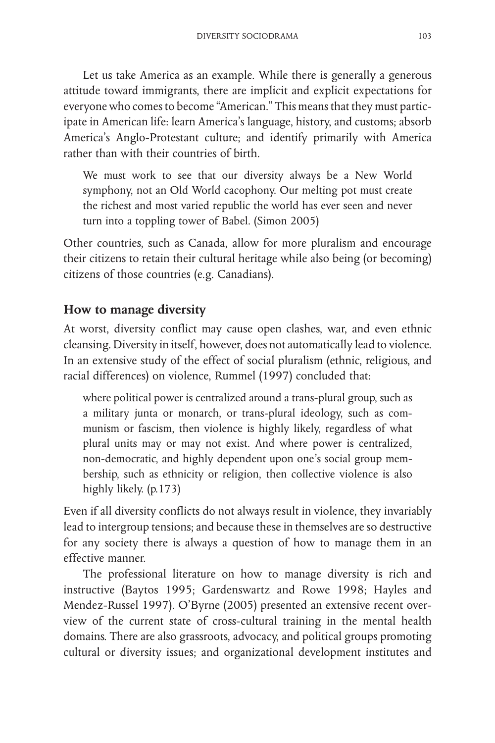Let us take America as an example. While there is generally a generous attitude toward immigrants, there are implicit and explicit expectations for everyone who comes to become "American." This means that they must participate in American life: learn America's language, history, and customs; absorb America's Anglo-Protestant culture; and identify primarily with America rather than with their countries of birth.

> We must work to see that our diversity always be a New World symphony, not an Old World cacophony. Our melting pot must create the richest and most varied republic the world has ever seen and never turn into a toppling tower of Babel. (Simon 2005)

Other countries, such as Canada, allow for more pluralism and encourage their citizens to retain their cultural heritage while also being (or becoming) citizens of those countries (e.g. Canadians).

## How to manage diversity

At worst, diversity conflict may cause open clashes, war, and even ethnic cleansing. Diversity in itself, however, does not automatically lead to violence. In an extensive study of the effect of social pluralism (ethnic, religious, and racial differences) on violence, Rummel (1997) concluded that:

> where political power is centralized around a trans-plural group, such as a military junta or monarch, or trans-plural ideology, such as communism or fascism, then violence is highly likely, regardless of what plural units may or may not exist. And where power is centralized, non-democratic, and highly dependent upon one's social group membership, such as ethnicity or religion, then collective violence is also highly likely. (p.173)

Even if all diversity conflicts do not always result in violence, they invariably lead to intergroup tensions; and because these in themselves are so destructive for any society there is always a question of how to manage them in an effective manner.

The professional literature on how to manage diversity is rich and instructive (Baytos 1995; Gardenswartz and Rowe 1998; Hayles and Mendez-Russel 1997). O'Byrne (2005) presented an extensive recent overview of the current state of cross-cultural training in the mental health domains. There are also grassroots, advocacy, and political groups promoting cultural or diversity issues; and organizational development institutes and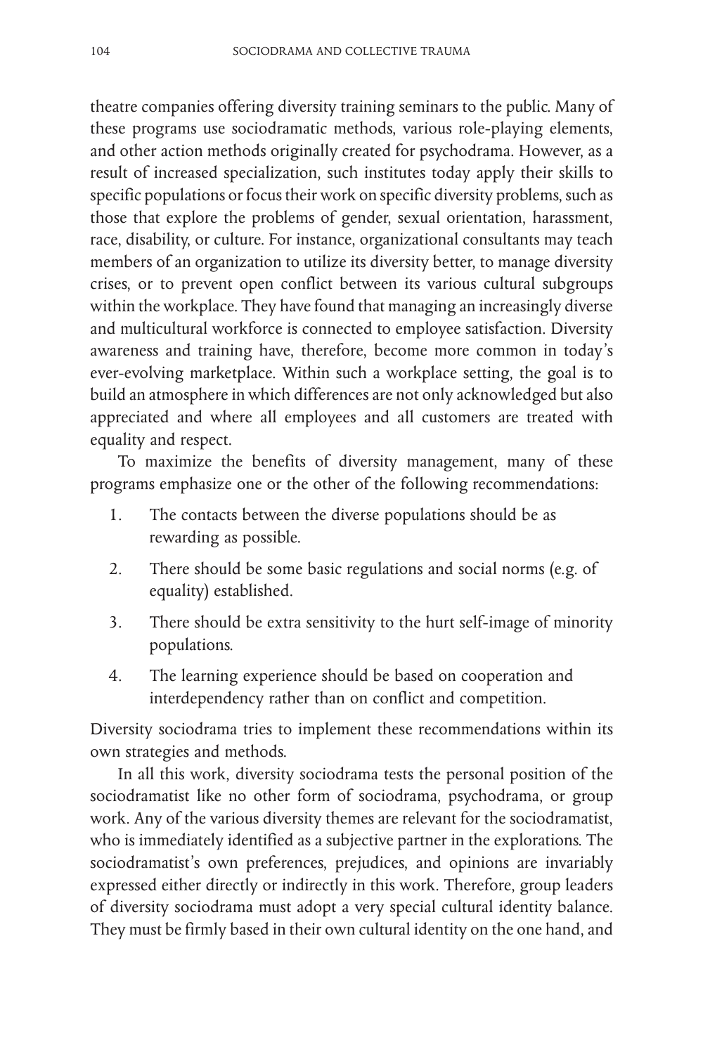theatre companies offering diversity training seminars to the public. Many of these programs use sociodramatic methods, various role-playing elements, and other action methods originally created for psychodrama. However, as a result of increased specialization, such institutes today apply their skills to specific populations or focus their work on specific diversity problems, such as those that explore the problems of gender, sexual orientation, harassment, race, disability, or culture. For instance, organizational consultants may teach members of an organization to utilize its diversity better, to manage diversity crises, or to prevent open conflict between its various cultural subgroups within the workplace. They have found that managing an increasingly diverse and multicultural workforce is connected to employee satisfaction. Diversity awareness and training have, therefore, become more common in today's ever-evolving marketplace. Within such a workplace setting, the goal is to build an atmosphere in which differences are not only acknowledged but also appreciated and where all employees and all customers are treated with equality and respect.

To maximize the benefits of diversity management, many of these programs emphasize one or the other of the following recommendations:

1. The contacts between the diverse populations should be as rewarding as possible.
2. There should be some basic regulations and social norms (e.g. of equality) established.
3. There should be extra sensitivity to the hurt self-image of minority populations.
4. The learning experience should be based on cooperation and interdependency rather than on conflict and competition.

Diversity sociodrama tries to implement these recommendations within its own strategies and methods.

In all this work, diversity sociodrama tests the personal position of the sociodramatist like no other form of sociodrama, psychodrama, or group work. Any of the various diversity themes are relevant for the sociodramatist, who is immediately identified as a subjective partner in the explorations. The sociodramatist's own preferences, prejudices, and opinions are invariably expressed either directly or indirectly in this work. Therefore, group leaders of diversity sociodrama must adopt a very special cultural identity balance. They must be firmly based in their own cultural identity on the one hand, and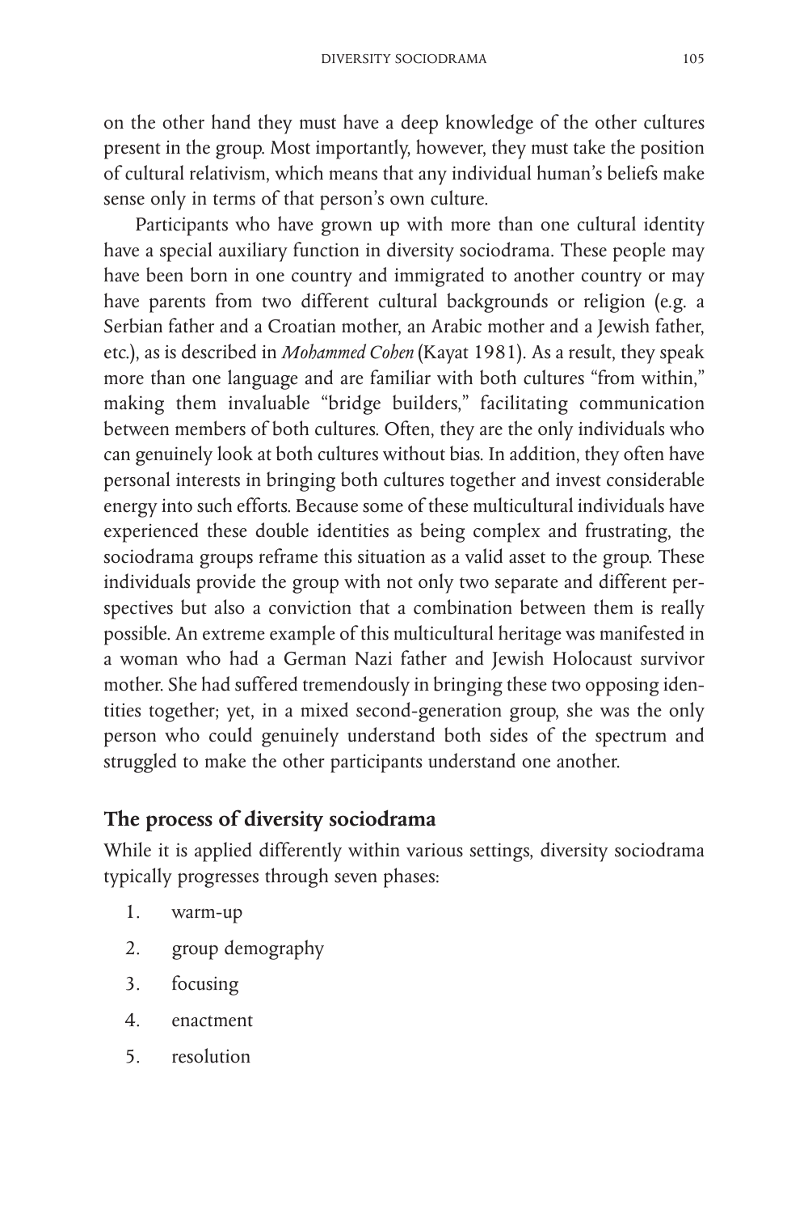on the other hand they must have a deep knowledge of the other cultures present in the group. Most importantly, however, they must take the position of cultural relativism, which means that any individual human's beliefs make sense only in terms of that person's own culture.

Participants who have grown up with more than one cultural identity have a special auxiliary function in diversity sociodrama. These people may have been born in one country and immigrated to another country or may have parents from two different cultural backgrounds or religion (e.g. a Serbian father and a Croatian mother, an Arabic mother and a Jewish father, etc.), as is described in *Mohammed Cohen* (Kayat 1981). As a result, they speak more than one language and are familiar with both cultures "from within," making them invaluable "bridge builders," facilitating communication between members of both cultures. Often, they are the only individuals who can genuinely look at both cultures without bias. In addition, they often have personal interests in bringing both cultures together and invest considerable energy into such efforts. Because some of these multicultural individuals have experienced these double identities as being complex and frustrating, the sociodrama groups reframe this situation as a valid asset to the group. These individuals provide the group with not only two separate and different perspectives but also a conviction that a combination between them is really possible. An extreme example of this multicultural heritage was manifested in a woman who had a German Nazi father and Jewish Holocaust survivor mother. She had suffered tremendously in bringing these two opposing identities together; yet, in a mixed second-generation group, she was the only person who could genuinely understand both sides of the spectrum and struggled to make the other participants understand one another.

## The process of diversity sociodrama

While it is applied differently within various settings, diversity sociodrama typically progresses through seven phases:

1. warm-up
2. group demography
3. focusing
4. enactment
5. resolution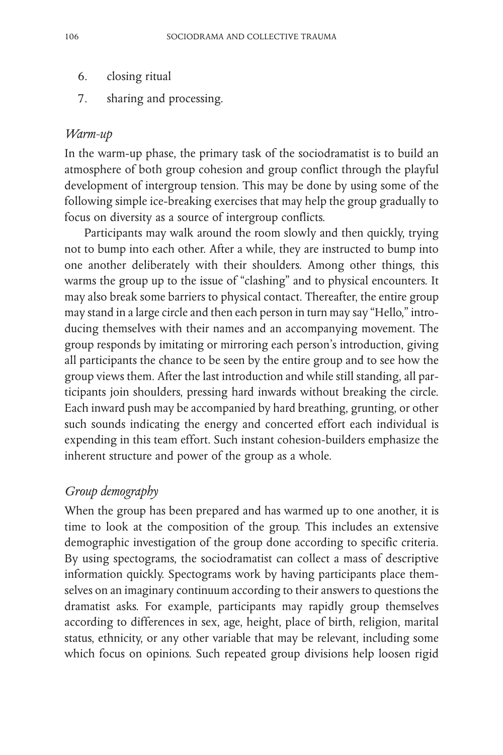6. closing ritual
7. sharing and processing.

### *Warm-up*

In the warm-up phase, the primary task of the sociodramatist is to build an atmosphere of both group cohesion and group conflict through the playful development of intergroup tension. This may be done by using some of the following simple ice-breaking exercises that may help the group gradually to focus on diversity as a source of intergroup conflicts.

Participants may walk around the room slowly and then quickly, trying not to bump into each other. After a while, they are instructed to bump into one another deliberately with their shoulders. Among other things, this warms the group up to the issue of "clashing" and to physical encounters. It may also break some barriers to physical contact. Thereafter, the entire group may stand in a large circle and then each person in turn may say "Hello," introducing themselves with their names and an accompanying movement. The group responds by imitating or mirroring each person's introduction, giving all participants the chance to be seen by the entire group and to see how the group views them. After the last introduction and while still standing, all participants join shoulders, pressing hard inwards without breaking the circle. Each inward push may be accompanied by hard breathing, grunting, or other such sounds indicating the energy and concerted effort each individual is expending in this team effort. Such instant cohesion-builders emphasize the inherent structure and power of the group as a whole.

### *Group demography*

When the group has been prepared and has warmed up to one another, it is time to look at the composition of the group. This includes an extensive demographic investigation of the group done according to specific criteria. By using spectograms, the sociodramatist can collect a mass of descriptive information quickly. Spectograms work by having participants place themselves on an imaginary continuum according to their answers to questions the dramatist asks. For example, participants may rapidly group themselves according to differences in sex, age, height, place of birth, religion, marital status, ethnicity, or any other variable that may be relevant, including some which focus on opinions. Such repeated group divisions help loosen rigid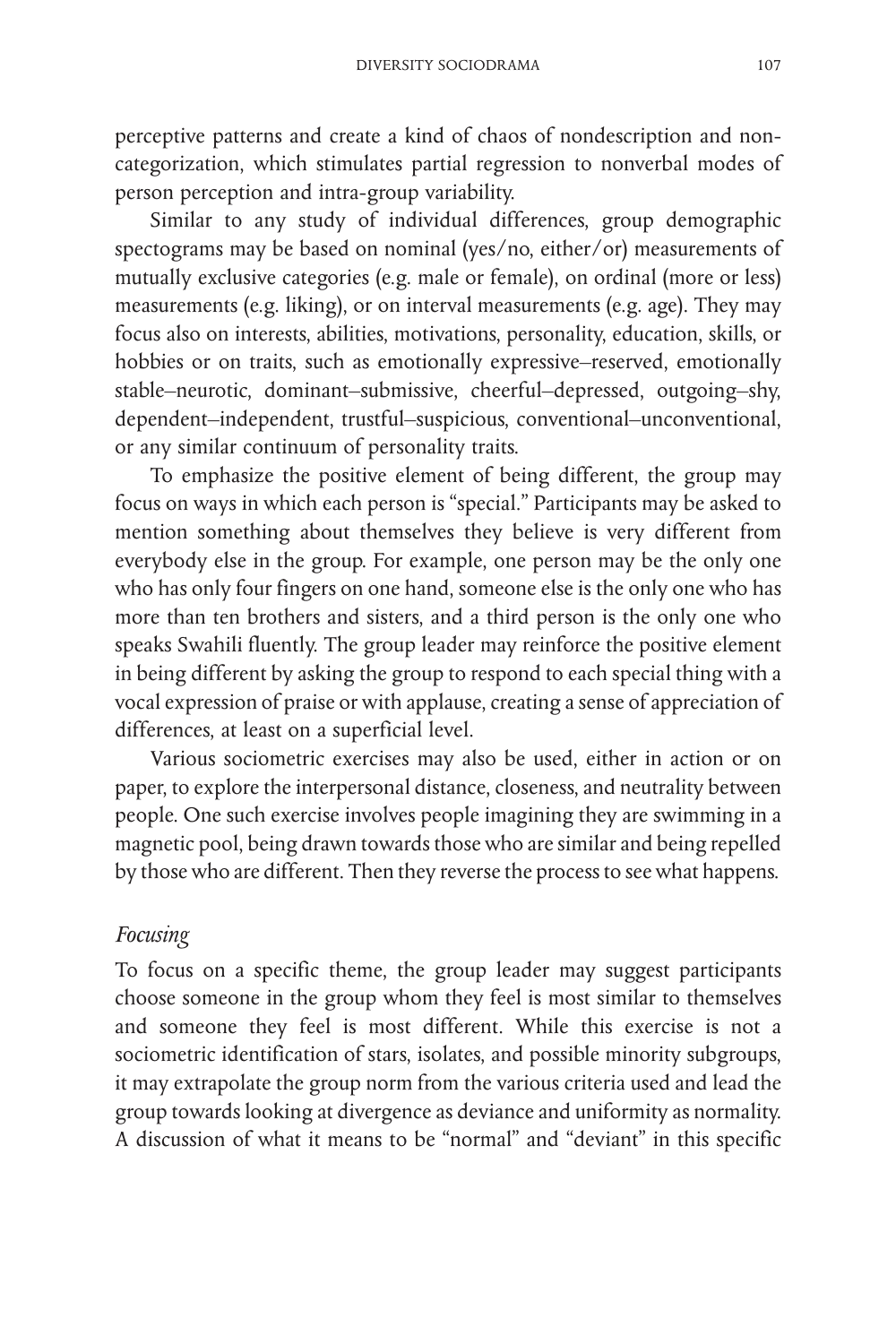perceptive patterns and create a kind of chaos of nondescription and non-categorization, which stimulates partial regression to nonverbal modes of person perception and intra-group variability.

Similar to any study of individual differences, group demographic spectograms may be based on nominal (yes/no, either/or) measurements of mutually exclusive categories (e.g. male or female), on ordinal (more or less) measurements (e.g. liking), or on interval measurements (e.g. age). They may focus also on interests, abilities, motivations, personality, education, skills, or hobbies or on traits, such as emotionally expressive–reserved, emotionally stable–neurotic, dominant–submissive, cheerful–depressed, outgoing–shy, dependent–independent, trustful–suspicious, conventional–unconventional, or any similar continuum of personality traits.

To emphasize the positive element of being different, the group may focus on ways in which each person is "special." Participants may be asked to mention something about themselves they believe is very different from everybody else in the group. For example, one person may be the only one who has only four fingers on one hand, someone else is the only one who has more than ten brothers and sisters, and a third person is the only one who speaks Swahili fluently. The group leader may reinforce the positive element in being different by asking the group to respond to each special thing with a vocal expression of praise or with applause, creating a sense of appreciation of differences, at least on a superficial level.

Various sociometric exercises may also be used, either in action or on paper, to explore the interpersonal distance, closeness, and neutrality between people. One such exercise involves people imagining they are swimming in a magnetic pool, being drawn towards those who are similar and being repelled by those who are different. Then they reverse the process to see what happens.

### *Focusing*

To focus on a specific theme, the group leader may suggest participants choose someone in the group whom they feel is most similar to themselves and someone they feel is most different. While this exercise is not a sociometric identification of stars, isolates, and possible minority subgroups, it may extrapolate the group norm from the various criteria used and lead the group towards looking at divergence as deviance and uniformity as normality. A discussion of what it means to be "normal" and "deviant" in this specific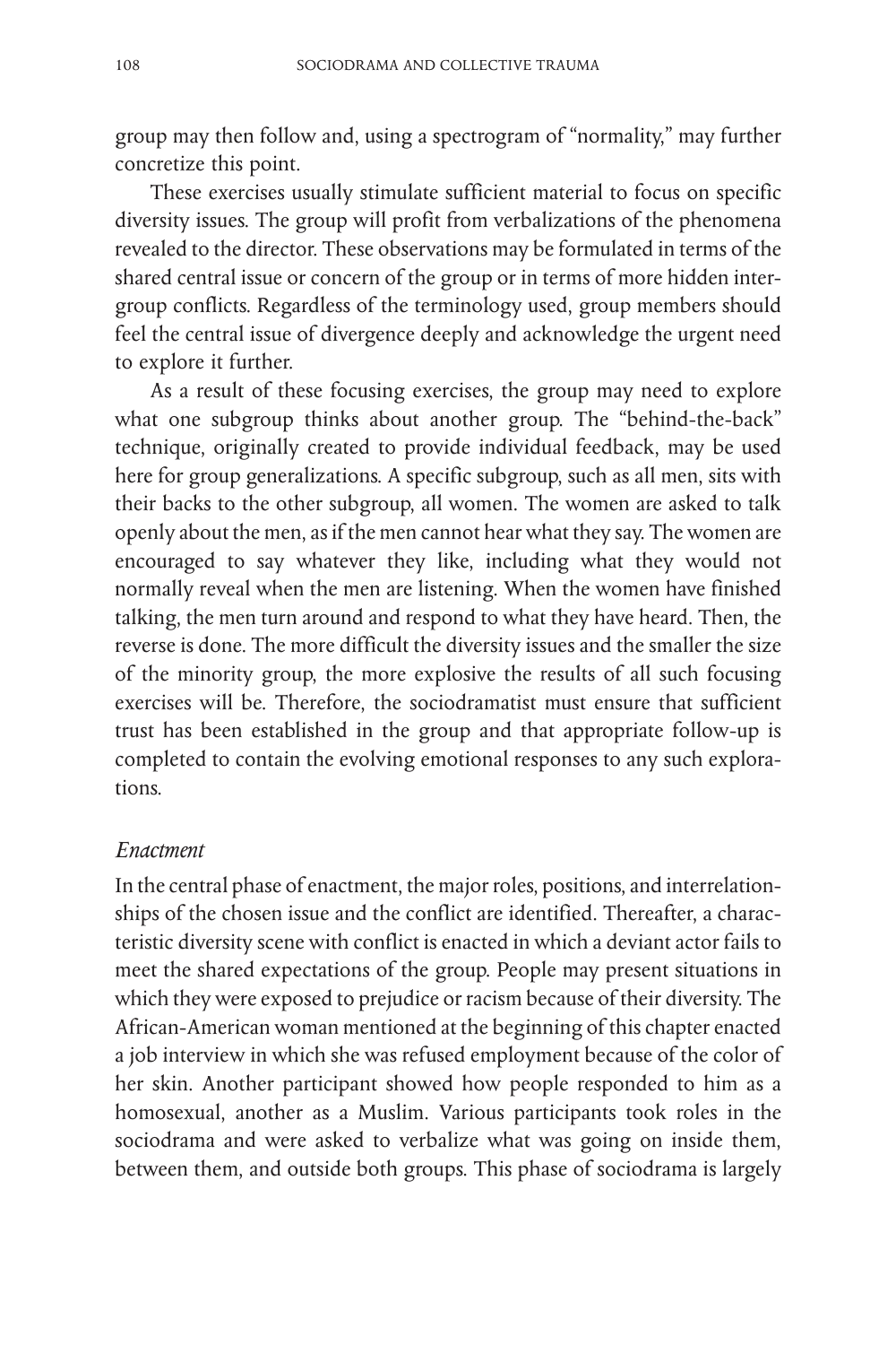group may then follow and, using a spectrogram of "normality," may further concretize this point.

These exercises usually stimulate sufficient material to focus on specific diversity issues. The group will profit from verbalizations of the phenomena revealed to the director. These observations may be formulated in terms of the shared central issue or concern of the group or in terms of more hidden inter-group conflicts. Regardless of the terminology used, group members should feel the central issue of divergence deeply and acknowledge the urgent need to explore it further.

As a result of these focusing exercises, the group may need to explore what one subgroup thinks about another group. The "behind-the-back" technique, originally created to provide individual feedback, may be used here for group generalizations. A specific subgroup, such as all men, sits with their backs to the other subgroup, all women. The women are asked to talk openly about the men, as if the men cannot hear what they say. The women are encouraged to say whatever they like, including what they would not normally reveal when the men are listening. When the women have finished talking, the men turn around and respond to what they have heard. Then, the reverse is done. The more difficult the diversity issues and the smaller the size of the minority group, the more explosive the results of all such focusing exercises will be. Therefore, the sociodramatist must ensure that sufficient trust has been established in the group and that appropriate follow-up is completed to contain the evolving emotional responses to any such explorations.

### *Enactment*

In the central phase of enactment, the major roles, positions, and interrelationships of the chosen issue and the conflict are identified. Thereafter, a characteristic diversity scene with conflict is enacted in which a deviant actor fails to meet the shared expectations of the group. People may present situations in which they were exposed to prejudice or racism because of their diversity. The African-American woman mentioned at the beginning of this chapter enacted a job interview in which she was refused employment because of the color of her skin. Another participant showed how people responded to him as a homosexual, another as a Muslim. Various participants took roles in the sociodrama and were asked to verbalize what was going on inside them, between them, and outside both groups. This phase of sociodrama is largely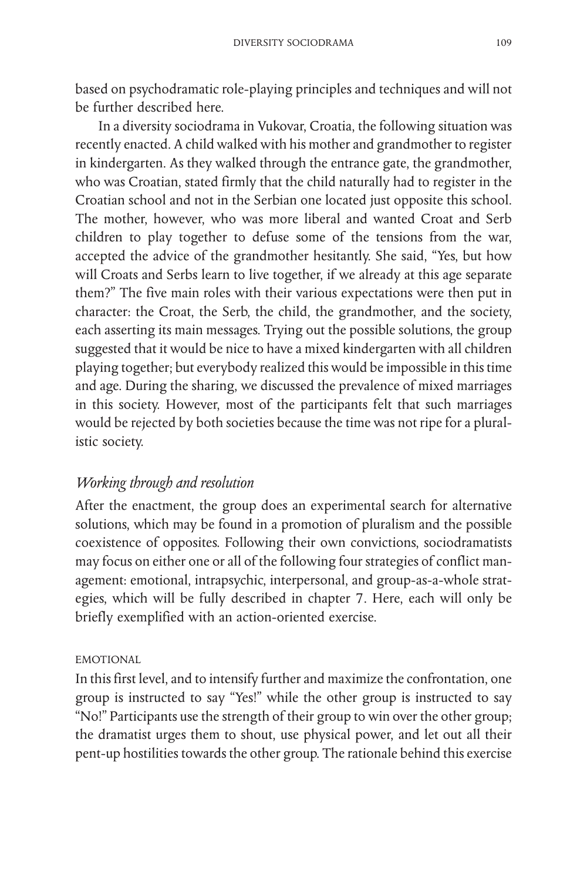based on psychodramatic role-playing principles and techniques and will not be further described here.

In a diversity sociodrama in Vukovar, Croatia, the following situation was recently enacted. A child walked with his mother and grandmother to register in kindergarten. As they walked through the entrance gate, the grandmother, who was Croatian, stated firmly that the child naturally had to register in the Croatian school and not in the Serbian one located just opposite this school. The mother, however, who was more liberal and wanted Croat and Serb children to play together to defuse some of the tensions from the war, accepted the advice of the grandmother hesitantly. She said, "Yes, but how will Croats and Serbs learn to live together, if we already at this age separate them?" The five main roles with their various expectations were then put in character: the Croat, the Serb, the child, the grandmother, and the society, each asserting its main messages. Trying out the possible solutions, the group suggested that it would be nice to have a mixed kindergarten with all children playing together; but everybody realized this would be impossible in this time and age. During the sharing, we discussed the prevalence of mixed marriages in this society. However, most of the participants felt that such marriages would be rejected by both societies because the time was not ripe for a pluralistic society.

### *Working through and resolution*

After the enactment, the group does an experimental search for alternative solutions, which may be found in a promotion of pluralism and the possible coexistence of opposites. Following their own convictions, sociodramatists may focus on either one or all of the following four strategies of conflict management: emotional, intrapsychic, interpersonal, and group-as-a-whole strategies, which will be fully described in chapter 7. Here, each will only be briefly exemplified with an action-oriented exercise.

#### EMOTIONAL

In this first level, and to intensify further and maximize the confrontation, one group is instructed to say "Yes!" while the other group is instructed to say "No!" Participants use the strength of their group to win over the other group; the dramatist urges them to shout, use physical power, and let out all their pent-up hostilities towards the other group. The rationale behind this exercise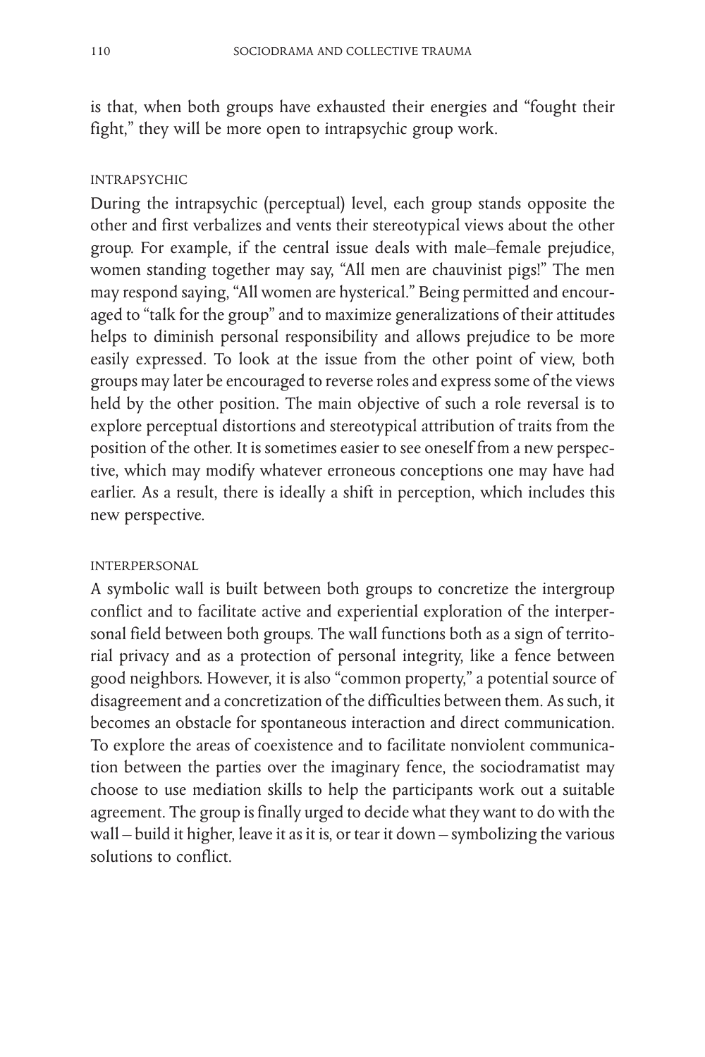is that, when both groups have exhausted their energies and "fought their fight," they will be more open to intrapsychic group work.

### INTRAPSYCHIC

During the intrapsychic (perceptual) level, each group stands opposite the other and first verbalizes and vents their stereotypical views about the other group. For example, if the central issue deals with male–female prejudice, women standing together may say, "All men are chauvinist pigs!" The men may respond saying, "All women are hysterical." Being permitted and encouraged to "talk for the group" and to maximize generalizations of their attitudes helps to diminish personal responsibility and allows prejudice to be more easily expressed. To look at the issue from the other point of view, both groups may later be encouraged to reverse roles and express some of the views held by the other position. The main objective of such a role reversal is to explore perceptual distortions and stereotypical attribution of traits from the position of the other. It is sometimes easier to see oneself from a new perspective, which may modify whatever erroneous conceptions one may have had earlier. As a result, there is ideally a shift in perception, which includes this new perspective.

### INTERPERSONAL

A symbolic wall is built between both groups to concretize the intergroup conflict and to facilitate active and experiential exploration of the interpersonal field between both groups. The wall functions both as a sign of territorial privacy and as a protection of personal integrity, like a fence between good neighbors. However, it is also "common property," a potential source of disagreement and a concretization of the difficulties between them. As such, it becomes an obstacle for spontaneous interaction and direct communication. To explore the areas of coexistence and to facilitate nonviolent communication between the parties over the imaginary fence, the sociodramatist may choose to use mediation skills to help the participants work out a suitable agreement. The group is finally urged to decide what they want to do with the wall – build it higher, leave it as it is, or tear it down – symbolizing the various solutions to conflict.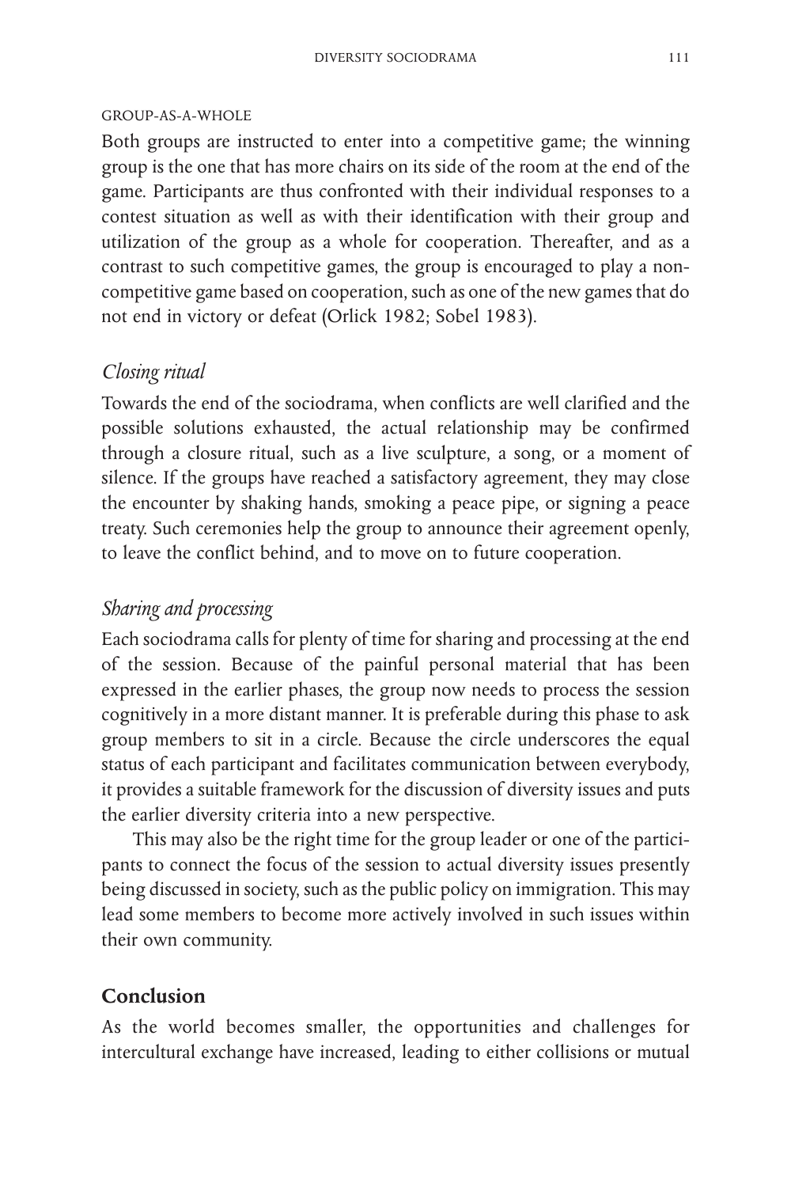GROUP-AS-A-WHOLE

Both groups are instructed to enter into a competitive game; the winning group is the one that has more chairs on its side of the room at the end of the game. Participants are thus confronted with their individual responses to a contest situation as well as with their identification with their group and utilization of the group as a whole for cooperation. Thereafter, and as a contrast to such competitive games, the group is encouraged to play a non-competitive game based on cooperation, such as one of the new games that do not end in victory or defeat (Orlick 1982; Sobel 1983).

### *Closing ritual*

Towards the end of the sociodrama, when conflicts are well clarified and the possible solutions exhausted, the actual relationship may be confirmed through a closure ritual, such as a live sculpture, a song, or a moment of silence. If the groups have reached a satisfactory agreement, they may close the encounter by shaking hands, smoking a peace pipe, or signing a peace treaty. Such ceremonies help the group to announce their agreement openly, to leave the conflict behind, and to move on to future cooperation.

### *Sharing and processing*

Each sociodrama calls for plenty of time for sharing and processing at the end of the session. Because of the painful personal material that has been expressed in the earlier phases, the group now needs to process the session cognitively in a more distant manner. It is preferable during this phase to ask group members to sit in a circle. Because the circle underscores the equal status of each participant and facilitates communication between everybody, it provides a suitable framework for the discussion of diversity issues and puts the earlier diversity criteria into a new perspective.

This may also be the right time for the group leader or one of the participants to connect the focus of the session to actual diversity issues presently being discussed in society, such as the public policy on immigration. This may lead some members to become more actively involved in such issues within their own community.

## **Conclusion**

As the world becomes smaller, the opportunities and challenges for intercultural exchange have increased, leading to either collisions or mutual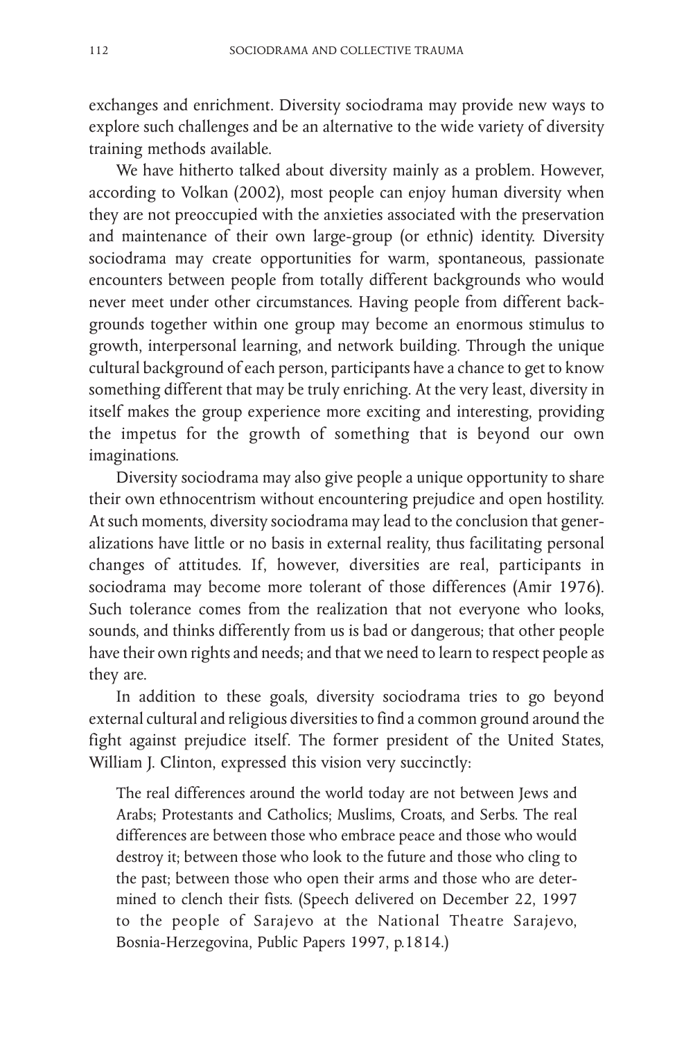exchanges and enrichment. Diversity sociodrama may provide new ways to explore such challenges and be an alternative to the wide variety of diversity training methods available.

We have hitherto talked about diversity mainly as a problem. However, according to Volkan (2002), most people can enjoy human diversity when they are not preoccupied with the anxieties associated with the preservation and maintenance of their own large-group (or ethnic) identity. Diversity sociodrama may create opportunities for warm, spontaneous, passionate encounters between people from totally different backgrounds who would never meet under other circumstances. Having people from different backgrounds together within one group may become an enormous stimulus to growth, interpersonal learning, and network building. Through the unique cultural background of each person, participants have a chance to get to know something different that may be truly enriching. At the very least, diversity in itself makes the group experience more exciting and interesting, providing the impetus for the growth of something that is beyond our own imaginations.

Diversity sociodrama may also give people a unique opportunity to share their own ethnocentrism without encountering prejudice and open hostility. At such moments, diversity sociodrama may lead to the conclusion that generalizations have little or no basis in external reality, thus facilitating personal changes of attitudes. If, however, diversities are real, participants in sociodrama may become more tolerant of those differences (Amir 1976). Such tolerance comes from the realization that not everyone who looks, sounds, and thinks differently from us is bad or dangerous; that other people have their own rights and needs; and that we need to learn to respect people as they are.

In addition to these goals, diversity sociodrama tries to go beyond external cultural and religious diversities to find a common ground around the fight against prejudice itself. The former president of the United States, William J. Clinton, expressed this vision very succinctly:

> The real differences around the world today are not between Jews and Arabs; Protestants and Catholics; Muslims, Croats, and Serbs. The real differences are between those who embrace peace and those who would destroy it; between those who look to the future and those who cling to the past; between those who open their arms and those who are determined to clench their fists. (Speech delivered on December 22, 1997 to the people of Sarajevo at the National Theatre Sarajevo, Bosnia-Herzegovina, Public Papers 1997, p.1814.)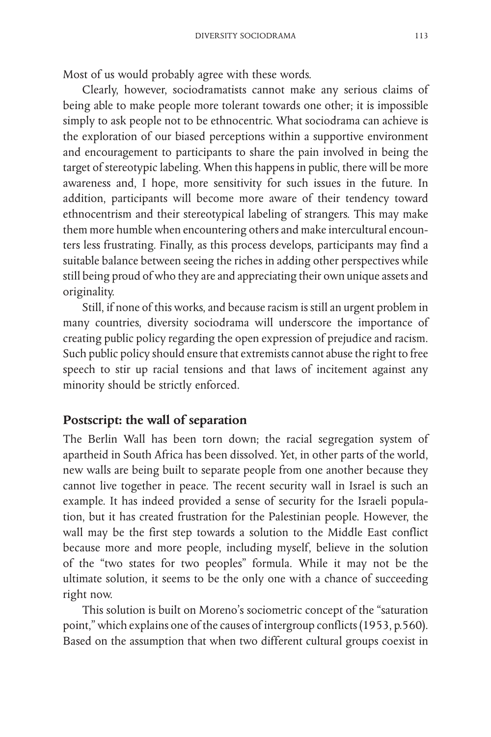Most of us would probably agree with these words.

Clearly, however, sociodramatists cannot make any serious claims of being able to make people more tolerant towards one other; it is impossible simply to ask people not to be ethnocentric. What sociodrama can achieve is the exploration of our biased perceptions within a supportive environment and encouragement to participants to share the pain involved in being the target of stereotypic labeling. When this happens in public, there will be more awareness and, I hope, more sensitivity for such issues in the future. In addition, participants will become more aware of their tendency toward ethnocentrism and their stereotypical labeling of strangers. This may make them more humble when encountering others and make intercultural encounters less frustrating. Finally, as this process develops, participants may find a suitable balance between seeing the riches in adding other perspectives while still being proud of who they are and appreciating their own unique assets and originality.

Still, if none of this works, and because racism is still an urgent problem in many countries, diversity sociodrama will underscore the importance of creating public policy regarding the open expression of prejudice and racism. Such public policy should ensure that extremists cannot abuse the right to free speech to stir up racial tensions and that laws of incitement against any minority should be strictly enforced.

## Postscript: the wall of separation

The Berlin Wall has been torn down; the racial segregation system of apartheid in South Africa has been dissolved. Yet, in other parts of the world, new walls are being built to separate people from one another because they cannot live together in peace. The recent security wall in Israel is such an example. It has indeed provided a sense of security for the Israeli population, but it has created frustration for the Palestinian people. However, the wall may be the first step towards a solution to the Middle East conflict because more and more people, including myself, believe in the solution of the "two states for two peoples" formula. While it may not be the ultimate solution, it seems to be the only one with a chance of succeeding right now.

This solution is built on Moreno's sociometric concept of the "saturation point," which explains one of the causes of intergroup conflicts (1953, p.560). Based on the assumption that when two different cultural groups coexist in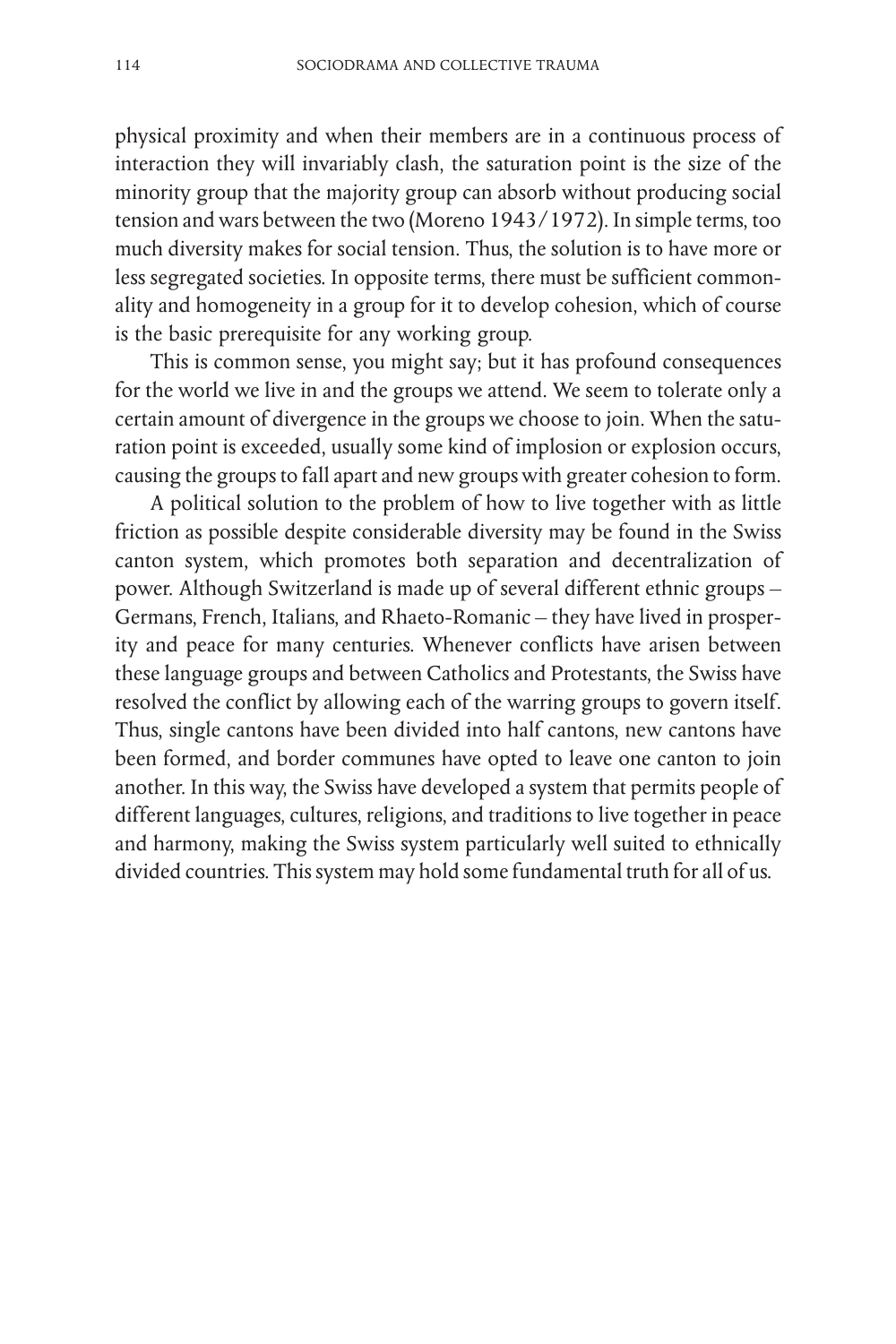physical proximity and when their members are in a continuous process of interaction they will invariably clash, the saturation point is the size of the minority group that the majority group can absorb without producing social tension and wars between the two (Moreno 1943/1972). In simple terms, too much diversity makes for social tension. Thus, the solution is to have more or less segregated societies. In opposite terms, there must be sufficient commonality and homogeneity in a group for it to develop cohesion, which of course is the basic prerequisite for any working group.

This is common sense, you might say; but it has profound consequences for the world we live in and the groups we attend. We seem to tolerate only a certain amount of divergence in the groups we choose to join. When the saturation point is exceeded, usually some kind of implosion or explosion occurs, causing the groups to fall apart and new groups with greater cohesion to form.

A political solution to the problem of how to live together with as little friction as possible despite considerable diversity may be found in the Swiss canton system, which promotes both separation and decentralization of power. Although Switzerland is made up of several different ethnic groups – Germans, French, Italians, and Rhaeto-Romanic – they have lived in prosperity and peace for many centuries. Whenever conflicts have arisen between these language groups and between Catholics and Protestants, the Swiss have resolved the conflict by allowing each of the warring groups to govern itself. Thus, single cantons have been divided into half cantons, new cantons have been formed, and border communes have opted to leave one canton to join another. In this way, the Swiss have developed a system that permits people of different languages, cultures, religions, and traditions to live together in peace and harmony, making the Swiss system particularly well suited to ethnically divided countries. This system may hold some fundamental truth for all of us.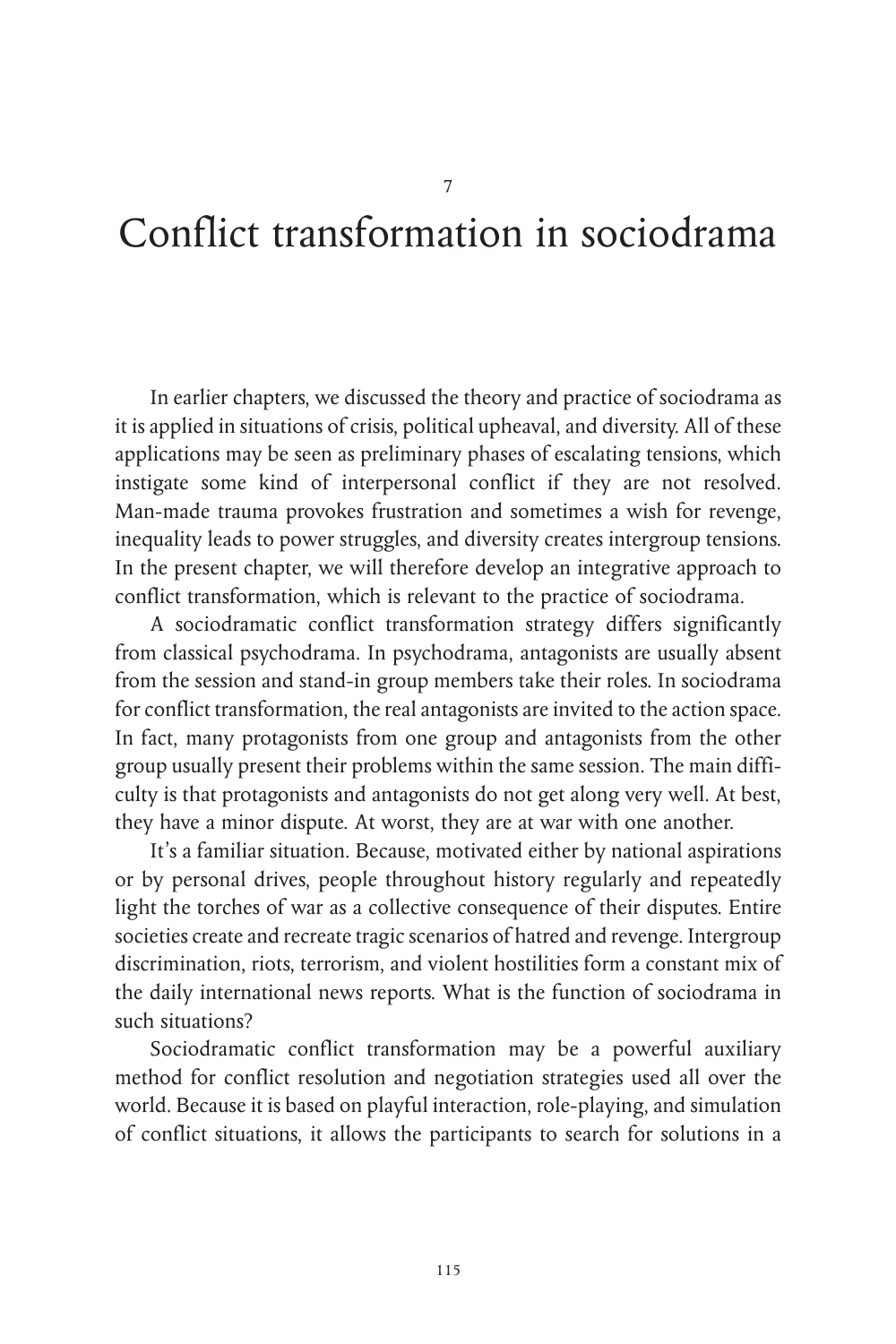# 7

# Conflict transformation in sociodrama

In earlier chapters, we discussed the theory and practice of sociodrama as it is applied in situations of crisis, political upheaval, and diversity. All of these applications may be seen as preliminary phases of escalating tensions, which instigate some kind of interpersonal conflict if they are not resolved. Man-made trauma provokes frustration and sometimes a wish for revenge, inequality leads to power struggles, and diversity creates intergroup tensions. In the present chapter, we will therefore develop an integrative approach to conflict transformation, which is relevant to the practice of sociodrama.

A sociodramatic conflict transformation strategy differs significantly from classical psychodrama. In psychodrama, antagonists are usually absent from the session and stand-in group members take their roles. In sociodrama for conflict transformation, the real antagonists are invited to the action space. In fact, many protagonists from one group and antagonists from the other group usually present their problems within the same session. The main difficulty is that protagonists and antagonists do not get along very well. At best, they have a minor dispute. At worst, they are at war with one another.

It's a familiar situation. Because, motivated either by national aspirations or by personal drives, people throughout history regularly and repeatedly light the torches of war as a collective consequence of their disputes. Entire societies create and recreate tragic scenarios of hatred and revenge. Intergroup discrimination, riots, terrorism, and violent hostilities form a constant mix of the daily international news reports. What is the function of sociodrama in such situations?

Sociodramatic conflict transformation may be a powerful auxiliary method for conflict resolution and negotiation strategies used all over the world. Because it is based on playful interaction, role-playing, and simulation of conflict situations, it allows the participants to search for solutions in a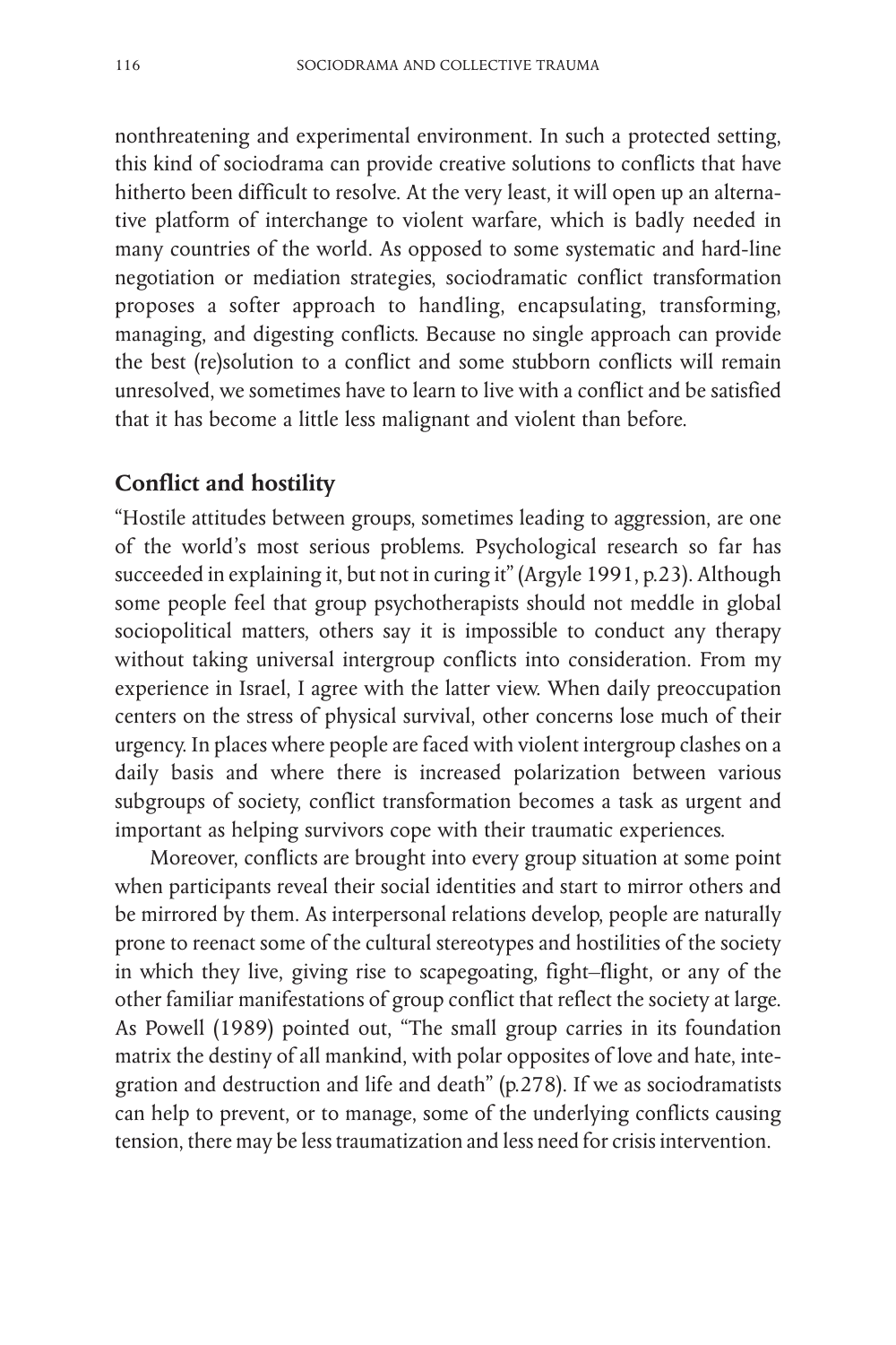nonthreatening and experimental environment. In such a protected setting, this kind of sociodrama can provide creative solutions to conflicts that have hitherto been difficult to resolve. At the very least, it will open up an alternative platform of interchange to violent warfare, which is badly needed in many countries of the world. As opposed to some systematic and hard-line negotiation or mediation strategies, sociodramatic conflict transformation proposes a softer approach to handling, encapsulating, transforming, managing, and digesting conflicts. Because no single approach can provide the best (re)solution to a conflict and some stubborn conflicts will remain unresolved, we sometimes have to learn to live with a conflict and be satisfied that it has become a little less malignant and violent than before.

## Conflict and hostility

"Hostile attitudes between groups, sometimes leading to aggression, are one of the world's most serious problems. Psychological research so far has succeeded in explaining it, but not in curing it" (Argyle 1991, p.23). Although some people feel that group psychotherapists should not meddle in global sociopolitical matters, others say it is impossible to conduct any therapy without taking universal intergroup conflicts into consideration. From my experience in Israel, I agree with the latter view. When daily preoccupation centers on the stress of physical survival, other concerns lose much of their urgency. In places where people are faced with violent intergroup clashes on a daily basis and where there is increased polarization between various subgroups of society, conflict transformation becomes a task as urgent and important as helping survivors cope with their traumatic experiences.

Moreover, conflicts are brought into every group situation at some point when participants reveal their social identities and start to mirror others and be mirrored by them. As interpersonal relations develop, people are naturally prone to reenact some of the cultural stereotypes and hostilities of the society in which they live, giving rise to scapegoating, fight–flight, or any of the other familiar manifestations of group conflict that reflect the society at large. As Powell (1989) pointed out, "The small group carries in its foundation matrix the destiny of all mankind, with polar opposites of love and hate, integration and destruction and life and death" (p.278). If we as sociodramatists can help to prevent, or to manage, some of the underlying conflicts causing tension, there may be less traumatization and less need for crisis intervention.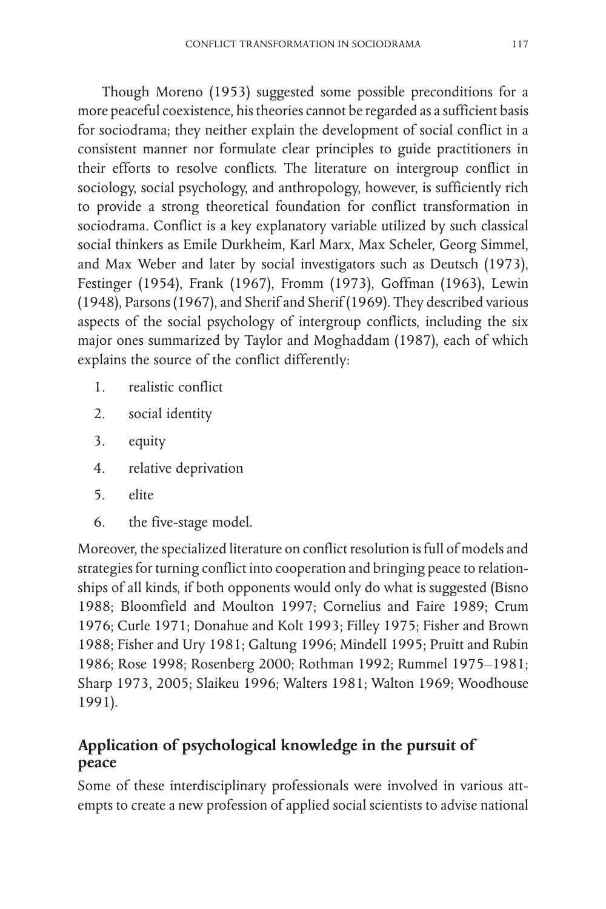Though Moreno (1953) suggested some possible preconditions for a more peaceful coexistence, his theories cannot be regarded as a sufficient basis for sociodrama; they neither explain the development of social conflict in a consistent manner nor formulate clear principles to guide practitioners in their efforts to resolve conflicts. The literature on intergroup conflict in sociology, social psychology, and anthropology, however, is sufficiently rich to provide a strong theoretical foundation for conflict transformation in sociodrama. Conflict is a key explanatory variable utilized by such classical social thinkers as Emile Durkheim, Karl Marx, Max Scheler, Georg Simmel, and Max Weber and later by social investigators such as Deutsch (1973), Festinger (1954), Frank (1967), Fromm (1973), Goffman (1963), Lewin (1948), Parsons (1967), and Sherif and Sherif (1969). They described various aspects of the social psychology of intergroup conflicts, including the six major ones summarized by Taylor and Moghaddam (1987), each of which explains the source of the conflict differently:

1. realistic conflict
2. social identity
3. equity
4. relative deprivation
5. elite
6. the five-stage model.

Moreover, the specialized literature on conflict resolution is full of models and strategies for turning conflict into cooperation and bringing peace to relationships of all kinds, if both opponents would only do what is suggested (Bisno 1988; Bloomfield and Moulton 1997; Cornelius and Faire 1989; Crum 1976; Curle 1971; Donahue and Kolt 1993; Filley 1975; Fisher and Brown 1988; Fisher and Ury 1981; Galtung 1996; Mindell 1995; Pruitt and Rubin 1986; Rose 1998; Rosenberg 2000; Rothman 1992; Rummel 1975–1981; Sharp 1973, 2005; Slaikeu 1996; Walters 1981; Walton 1969; Woodhouse 1991).

## Application of psychological knowledge in the pursuit of peace

Some of these interdisciplinary professionals were involved in various attempts to create a new profession of applied social scientists to advise national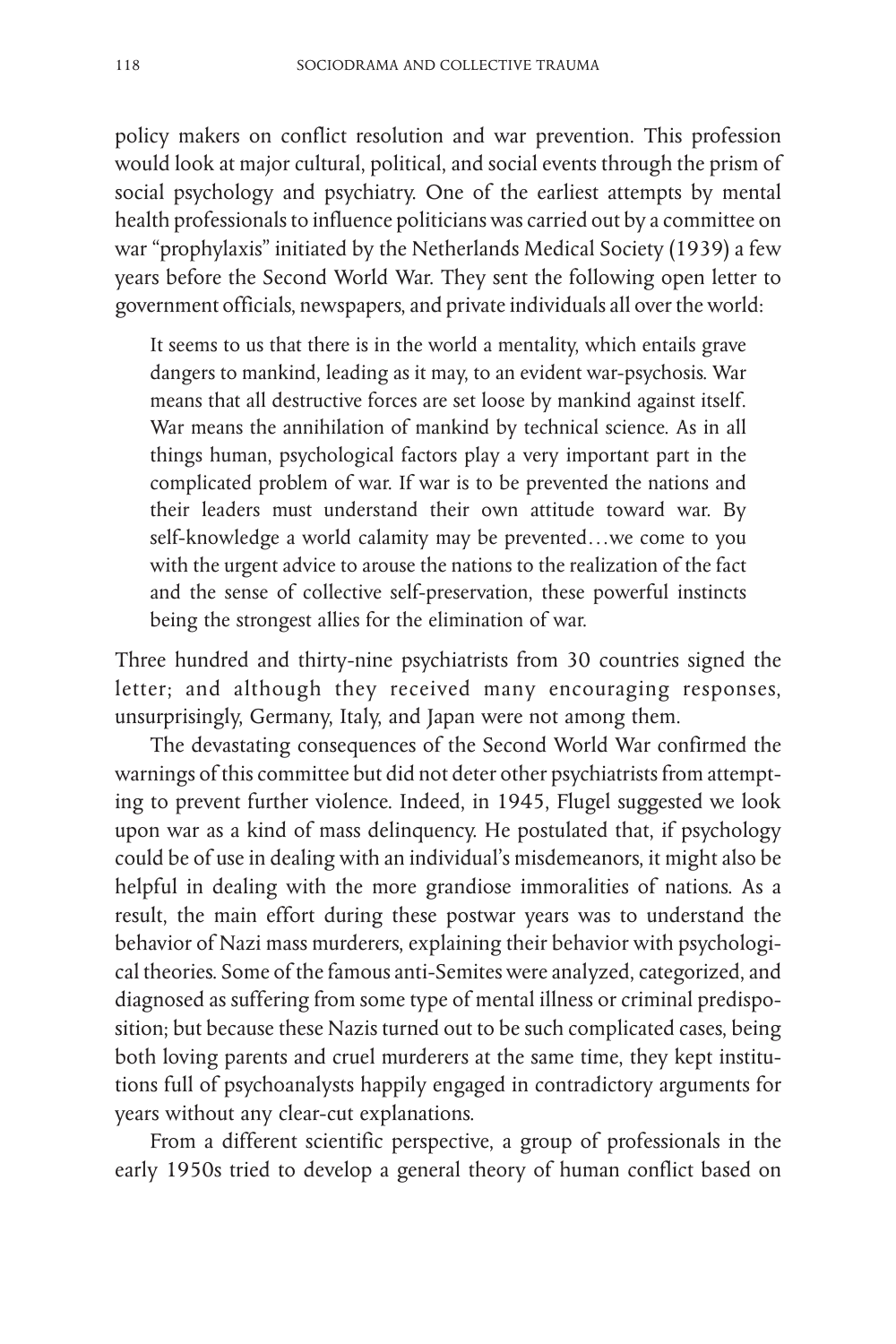policy makers on conflict resolution and war prevention. This profession would look at major cultural, political, and social events through the prism of social psychology and psychiatry. One of the earliest attempts by mental health professionals to influence politicians was carried out by a committee on war "prophylaxis" initiated by the Netherlands Medical Society (1939) a few years before the Second World War. They sent the following open letter to government officials, newspapers, and private individuals all over the world:

> It seems to us that there is in the world a mentality, which entails grave dangers to mankind, leading as it may, to an evident war-psychosis. War means that all destructive forces are set loose by mankind against itself. War means the annihilation of mankind by technical science. As in all things human, psychological factors play a very important part in the complicated problem of war. If war is to be prevented the nations and their leaders must understand their own attitude toward war. By self-knowledge a world calamity may be prevented…we come to you with the urgent advice to arouse the nations to the realization of the fact and the sense of collective self-preservation, these powerful instincts being the strongest allies for the elimination of war.

Three hundred and thirty-nine psychiatrists from 30 countries signed the letter; and although they received many encouraging responses, unsurprisingly, Germany, Italy, and Japan were not among them.

The devastating consequences of the Second World War confirmed the warnings of this committee but did not deter other psychiatrists from attempting to prevent further violence. Indeed, in 1945, Flugel suggested we look upon war as a kind of mass delinquency. He postulated that, if psychology could be of use in dealing with an individual's misdemeanors, it might also be helpful in dealing with the more grandiose immoralities of nations. As a result, the main effort during these postwar years was to understand the behavior of Nazi mass murderers, explaining their behavior with psychological theories. Some of the famous anti-Semites were analyzed, categorized, and diagnosed as suffering from some type of mental illness or criminal predisposition; but because these Nazis turned out to be such complicated cases, being both loving parents and cruel murderers at the same time, they kept institutions full of psychoanalysts happily engaged in contradictory arguments for years without any clear-cut explanations.

From a different scientific perspective, a group of professionals in the early 1950s tried to develop a general theory of human conflict based on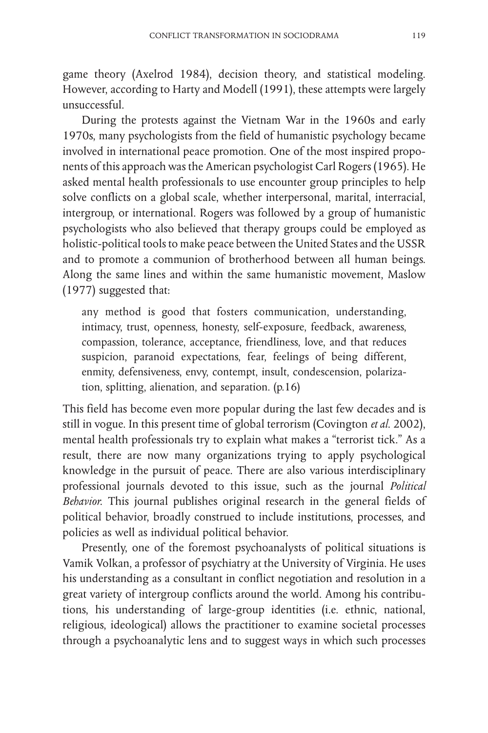game theory (Axelrod 1984), decision theory, and statistical modeling. However, according to Harty and Modell (1991), these attempts were largely unsuccessful.

During the protests against the Vietnam War in the 1960s and early 1970s, many psychologists from the field of humanistic psychology became involved in international peace promotion. One of the most inspired proponents of this approach was the American psychologist Carl Rogers (1965). He asked mental health professionals to use encounter group principles to help solve conflicts on a global scale, whether interpersonal, marital, interracial, intergroup, or international. Rogers was followed by a group of humanistic psychologists who also believed that therapy groups could be employed as holistic-political tools to make peace between the United States and the USSR and to promote a communion of brotherhood between all human beings. Along the same lines and within the same humanistic movement, Maslow (1977) suggested that:

> any method is good that fosters communication, understanding, intimacy, trust, openness, honesty, self-exposure, feedback, awareness, compassion, tolerance, acceptance, friendliness, love, and that reduces suspicion, paranoid expectations, fear, feelings of being different, enmity, defensiveness, envy, contempt, insult, condescension, polarization, splitting, alienation, and separation. (p.16)

This field has become even more popular during the last few decades and is still in vogue. In this present time of global terrorism (Covington *et al.* 2002), mental health professionals try to explain what makes a "terrorist tick." As a result, there are now many organizations trying to apply psychological knowledge in the pursuit of peace. There are also various interdisciplinary professional journals devoted to this issue, such as the journal *Political Behavior*. This journal publishes original research in the general fields of political behavior, broadly construed to include institutions, processes, and policies as well as individual political behavior.

Presently, one of the foremost psychoanalysts of political situations is Vamik Volkan, a professor of psychiatry at the University of Virginia. He uses his understanding as a consultant in conflict negotiation and resolution in a great variety of intergroup conflicts around the world. Among his contributions, his understanding of large-group identities (i.e. ethnic, national, religious, ideological) allows the practitioner to examine societal processes through a psychoanalytic lens and to suggest ways in which such processes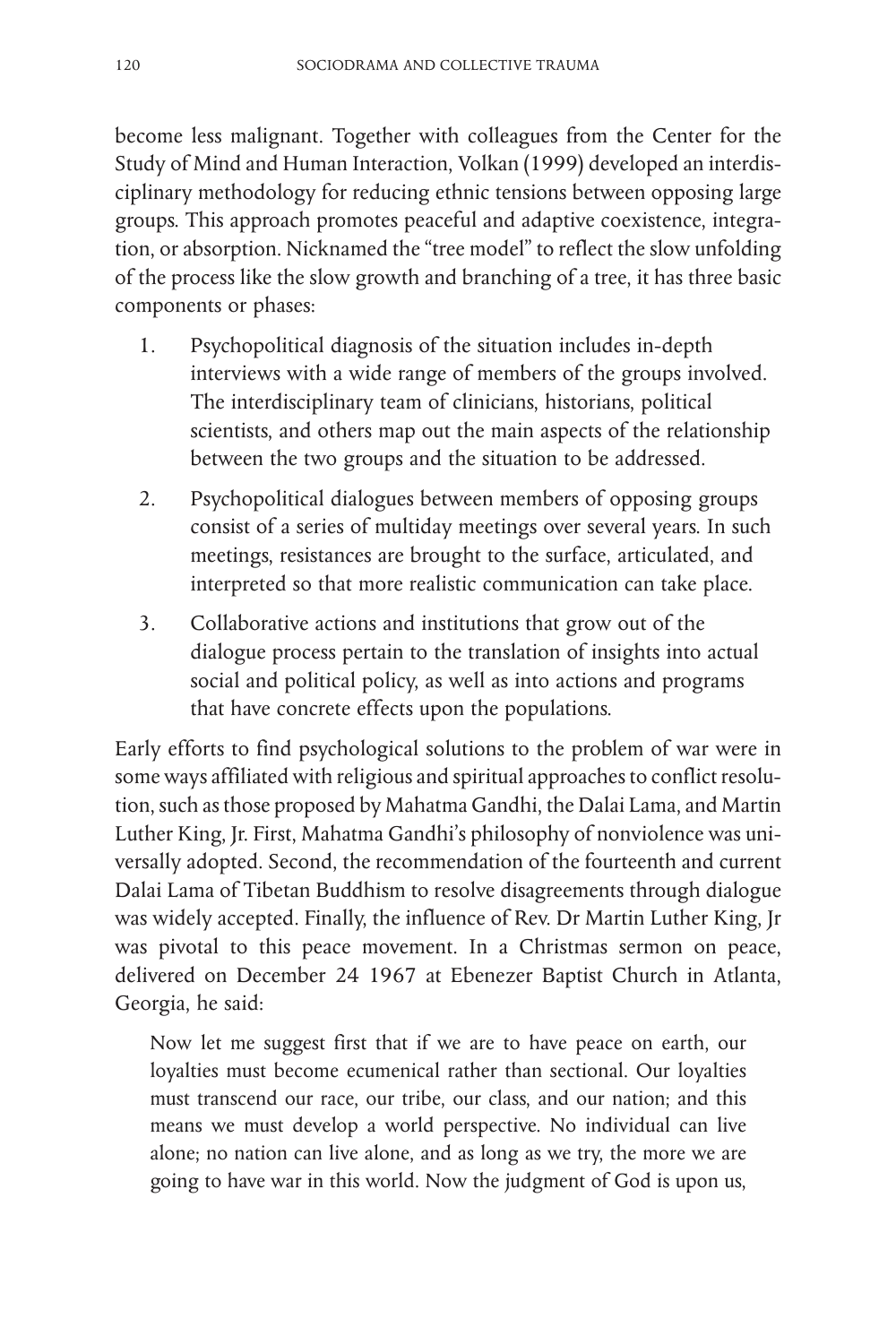become less malignant. Together with colleagues from the Center for the Study of Mind and Human Interaction, Volkan (1999) developed an interdisciplinary methodology for reducing ethnic tensions between opposing large groups. This approach promotes peaceful and adaptive coexistence, integration, or absorption. Nicknamed the "tree model" to reflect the slow unfolding of the process like the slow growth and branching of a tree, it has three basic components or phases:

1. Psychopolitical diagnosis of the situation includes in-depth interviews with a wide range of members of the groups involved. The interdisciplinary team of clinicians, historians, political scientists, and others map out the main aspects of the relationship between the two groups and the situation to be addressed.
2. Psychopolitical dialogues between members of opposing groups consist of a series of multiday meetings over several years. In such meetings, resistances are brought to the surface, articulated, and interpreted so that more realistic communication can take place.
3. Collaborative actions and institutions that grow out of the dialogue process pertain to the translation of insights into actual social and political policy, as well as into actions and programs that have concrete effects upon the populations.

Early efforts to find psychological solutions to the problem of war were in some ways affiliated with religious and spiritual approaches to conflict resolution, such as those proposed by Mahatma Gandhi, the Dalai Lama, and Martin Luther King, Jr. First, Mahatma Gandhi's philosophy of nonviolence was universally adopted. Second, the recommendation of the fourteenth and current Dalai Lama of Tibetan Buddhism to resolve disagreements through dialogue was widely accepted. Finally, the influence of Rev. Dr Martin Luther King, Jr was pivotal to this peace movement. In a Christmas sermon on peace, delivered on December 24 1967 at Ebenezer Baptist Church in Atlanta, Georgia, he said:

> Now let me suggest first that if we are to have peace on earth, our loyalties must become ecumenical rather than sectional. Our loyalties must transcend our race, our tribe, our class, and our nation; and this means we must develop a world perspective. No individual can live alone; no nation can live alone, and as long as we try, the more we are going to have war in this world. Now the judgment of God is upon us,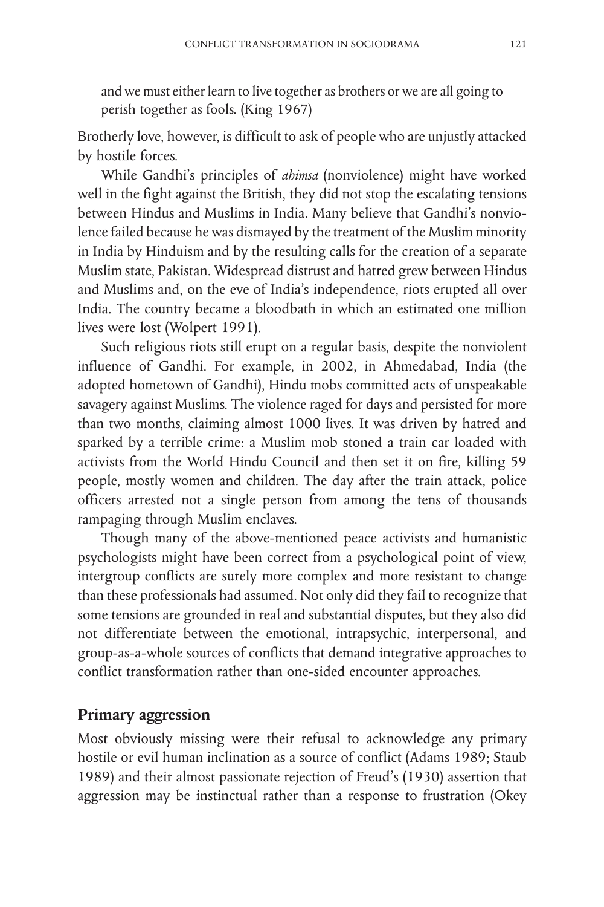and we must either learn to live together as brothers or we are all going to perish together as fools. (King 1967)

Brotherly love, however, is difficult to ask of people who are unjustly attacked by hostile forces.

While Gandhi's principles of *ahimsa* (nonviolence) might have worked well in the fight against the British, they did not stop the escalating tensions between Hindus and Muslims in India. Many believe that Gandhi's nonviolence failed because he was dismayed by the treatment of the Muslim minority in India by Hinduism and by the resulting calls for the creation of a separate Muslim state, Pakistan. Widespread distrust and hatred grew between Hindus and Muslims and, on the eve of India's independence, riots erupted all over India. The country became a bloodbath in which an estimated one million lives were lost (Wolpert 1991).

Such religious riots still erupt on a regular basis, despite the nonviolent influence of Gandhi. For example, in 2002, in Ahmedabad, India (the adopted hometown of Gandhi), Hindu mobs committed acts of unspeakable savagery against Muslims. The violence raged for days and persisted for more than two months, claiming almost 1000 lives. It was driven by hatred and sparked by a terrible crime: a Muslim mob stoned a train car loaded with activists from the World Hindu Council and then set it on fire, killing 59 people, mostly women and children. The day after the train attack, police officers arrested not a single person from among the tens of thousands rampaging through Muslim enclaves.

Though many of the above-mentioned peace activists and humanistic psychologists might have been correct from a psychological point of view, intergroup conflicts are surely more complex and more resistant to change than these professionals had assumed. Not only did they fail to recognize that some tensions are grounded in real and substantial disputes, but they also did not differentiate between the emotional, intrapsychic, interpersonal, and group-as-a-whole sources of conflicts that demand integrative approaches to conflict transformation rather than one-sided encounter approaches.

## Primary aggression

Most obviously missing were their refusal to acknowledge any primary hostile or evil human inclination as a source of conflict (Adams 1989; Staub 1989) and their almost passionate rejection of Freud's (1930) assertion that aggression may be instinctual rather than a response to frustration (Okey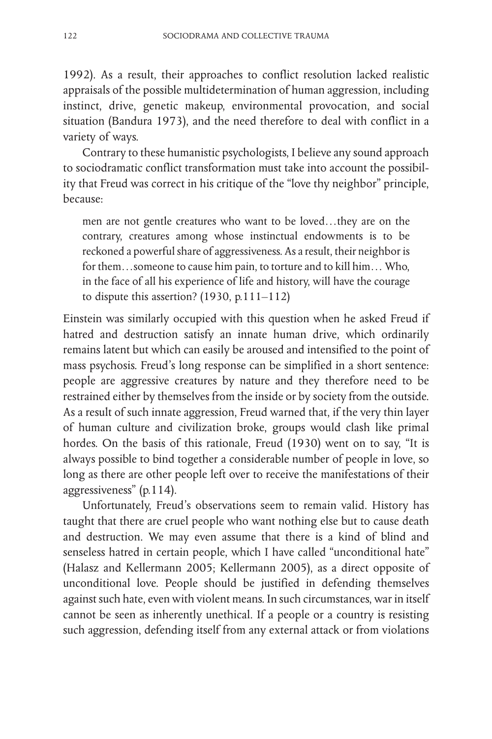1992). As a result, their approaches to conflict resolution lacked realistic appraisals of the possible multidetermination of human aggression, including instinct, drive, genetic makeup, environmental provocation, and social situation (Bandura 1973), and the need therefore to deal with conflict in a variety of ways.

Contrary to these humanistic psychologists, I believe any sound approach to sociodramatic conflict transformation must take into account the possibility that Freud was correct in his critique of the "love thy neighbor" principle, because:

> men are not gentle creatures who want to be loved…they are on the contrary, creatures among whose instinctual endowments is to be reckoned a powerful share of aggressiveness. As a result, their neighbor is for them…someone to cause him pain, to torture and to kill him… Who, in the face of all his experience of life and history, will have the courage to dispute this assertion? (1930, p.111–112)

Einstein was similarly occupied with this question when he asked Freud if hatred and destruction satisfy an innate human drive, which ordinarily remains latent but which can easily be aroused and intensified to the point of mass psychosis. Freud's long response can be simplified in a short sentence: people are aggressive creatures by nature and they therefore need to be restrained either by themselves from the inside or by society from the outside. As a result of such innate aggression, Freud warned that, if the very thin layer of human culture and civilization broke, groups would clash like primal hordes. On the basis of this rationale, Freud (1930) went on to say, "It is always possible to bind together a considerable number of people in love, so long as there are other people left over to receive the manifestations of their aggressiveness" (p.114).

Unfortunately, Freud's observations seem to remain valid. History has taught that there are cruel people who want nothing else but to cause death and destruction. We may even assume that there is a kind of blind and senseless hatred in certain people, which I have called "unconditional hate" (Halasz and Kellermann 2005; Kellermann 2005), as a direct opposite of unconditional love. People should be justified in defending themselves against such hate, even with violent means. In such circumstances, war in itself cannot be seen as inherently unethical. If a people or a country is resisting such aggression, defending itself from any external attack or from violations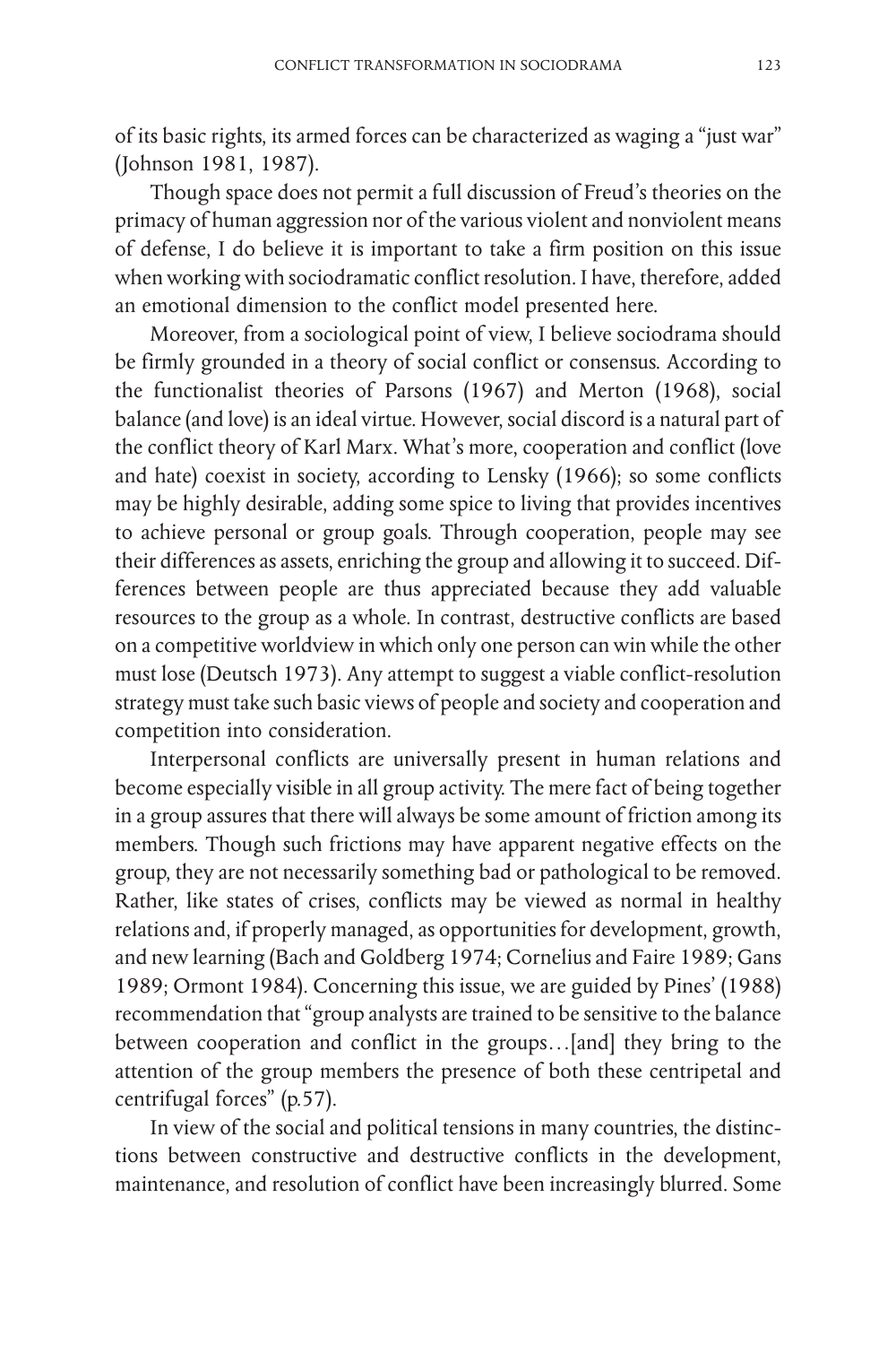of its basic rights, its armed forces can be characterized as waging a "just war" (Johnson 1981, 1987).

Though space does not permit a full discussion of Freud's theories on the primacy of human aggression nor of the various violent and nonviolent means of defense, I do believe it is important to take a firm position on this issue when working with sociodramatic conflict resolution. I have, therefore, added an emotional dimension to the conflict model presented here.

Moreover, from a sociological point of view, I believe sociodrama should be firmly grounded in a theory of social conflict or consensus. According to the functionalist theories of Parsons (1967) and Merton (1968), social balance (and love) is an ideal virtue. However, social discord is a natural part of the conflict theory of Karl Marx. What's more, cooperation and conflict (love and hate) coexist in society, according to Lensky (1966); so some conflicts may be highly desirable, adding some spice to living that provides incentives to achieve personal or group goals. Through cooperation, people may see their differences as assets, enriching the group and allowing it to succeed. Differences between people are thus appreciated because they add valuable resources to the group as a whole. In contrast, destructive conflicts are based on a competitive worldview in which only one person can win while the other must lose (Deutsch 1973). Any attempt to suggest a viable conflict-resolution strategy must take such basic views of people and society and cooperation and competition into consideration.

Interpersonal conflicts are universally present in human relations and become especially visible in all group activity. The mere fact of being together in a group assures that there will always be some amount of friction among its members. Though such frictions may have apparent negative effects on the group, they are not necessarily something bad or pathological to be removed. Rather, like states of crises, conflicts may be viewed as normal in healthy relations and, if properly managed, as opportunities for development, growth, and new learning (Bach and Goldberg 1974; Cornelius and Faire 1989; Gans 1989; Ormont 1984). Concerning this issue, we are guided by Pines' (1988) recommendation that "group analysts are trained to be sensitive to the balance between cooperation and conflict in the groups…[and] they bring to the attention of the group members the presence of both these centripetal and centrifugal forces" (p.57).

In view of the social and political tensions in many countries, the distinctions between constructive and destructive conflicts in the development, maintenance, and resolution of conflict have been increasingly blurred. Some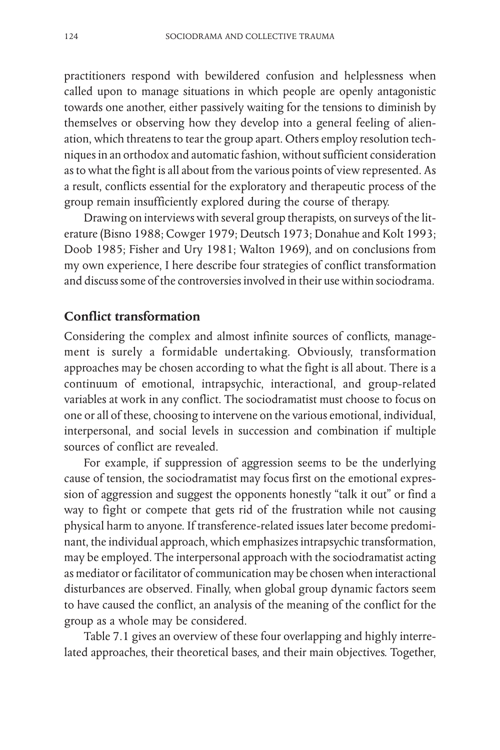practitioners respond with bewildered confusion and helplessness when called upon to manage situations in which people are openly antagonistic towards one another, either passively waiting for the tensions to diminish by themselves or observing how they develop into a general feeling of alienation, which threatens to tear the group apart. Others employ resolution techniques in an orthodox and automatic fashion, without sufficient consideration as to what the fight is all about from the various points of view represented. As a result, conflicts essential for the exploratory and therapeutic process of the group remain insufficiently explored during the course of therapy.

Drawing on interviews with several group therapists, on surveys of the literature (Bisno 1988; Cowger 1979; Deutsch 1973; Donahue and Kolt 1993; Doob 1985; Fisher and Ury 1981; Walton 1969), and on conclusions from my own experience, I here describe four strategies of conflict transformation and discuss some of the controversies involved in their use within sociodrama.

## Conflict transformation

Considering the complex and almost infinite sources of conflicts, management is surely a formidable undertaking. Obviously, transformation approaches may be chosen according to what the fight is all about. There is a continuum of emotional, intrapsychic, interactional, and group-related variables at work in any conflict. The sociodramatist must choose to focus on one or all of these, choosing to intervene on the various emotional, individual, interpersonal, and social levels in succession and combination if multiple sources of conflict are revealed.

For example, if suppression of aggression seems to be the underlying cause of tension, the sociodramatist may focus first on the emotional expression of aggression and suggest the opponents honestly "talk it out" or find a way to fight or compete that gets rid of the frustration while not causing physical harm to anyone. If transference-related issues later become predominant, the individual approach, which emphasizes intrapsychic transformation, may be employed. The interpersonal approach with the sociodramatist acting as mediator or facilitator of communication may be chosen when interactional disturbances are observed. Finally, when global group dynamic factors seem to have caused the conflict, an analysis of the meaning of the conflict for the group as a whole may be considered.

Table 7.1 gives an overview of these four overlapping and highly interrelated approaches, their theoretical bases, and their main objectives. Together,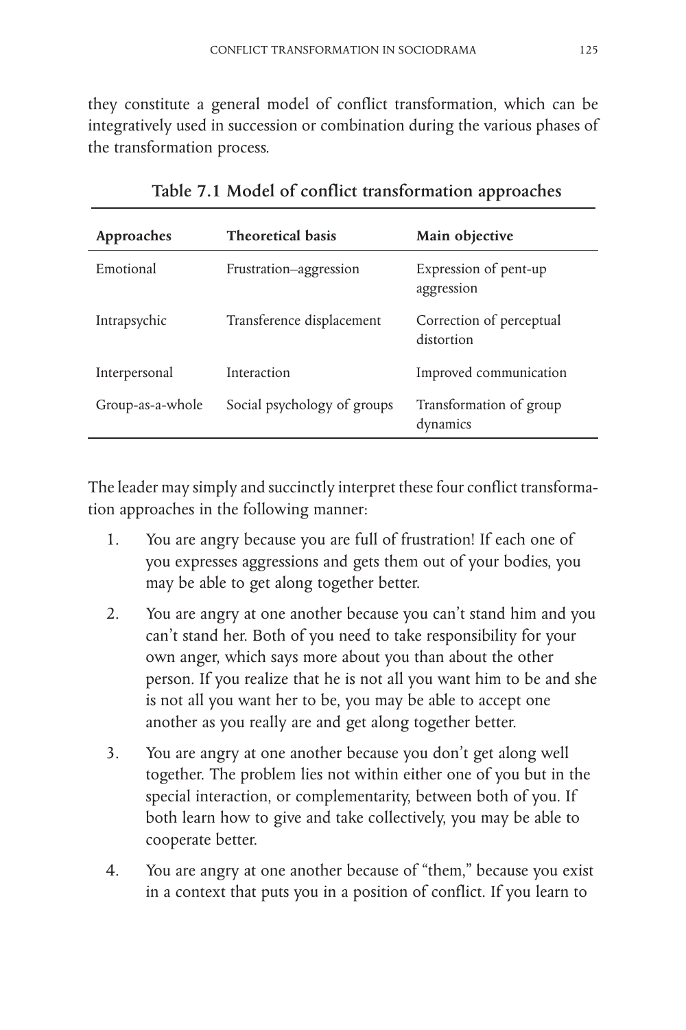they constitute a general model of conflict transformation, which can be integratively used in succession or combination during the various phases of the transformation process.

**Table 7.1 Model of conflict transformation approaches**

| Approaches | Theoretical basis | Main objective |
|---|---|---|
| Emotional | Frustration–aggression | Expression of pent-up aggression |
| Intrapsychic | Transference displacement | Correction of perceptual distortion |
| Interpersonal | Interaction | Improved communication |
| Group-as-a-whole | Social psychology of groups | Transformation of group dynamics |

The leader may simply and succinctly interpret these four conflict transformation approaches in the following manner:

1. You are angry because you are full of frustration! If each one of you expresses aggressions and gets them out of your bodies, you may be able to get along together better.
2. You are angry at one another because you can't stand him and you can't stand her. Both of you need to take responsibility for your own anger, which says more about you than about the other person. If you realize that he is not all you want him to be and she is not all you want her to be, you may be able to accept one another as you really are and get along together better.
3. You are angry at one another because you don't get along well together. The problem lies not within either one of you but in the special interaction, or complementarity, between both of you. If both learn how to give and take collectively, you may be able to cooperate better.
4. You are angry at one another because of "them," because you exist in a context that puts you in a position of conflict. If you learn to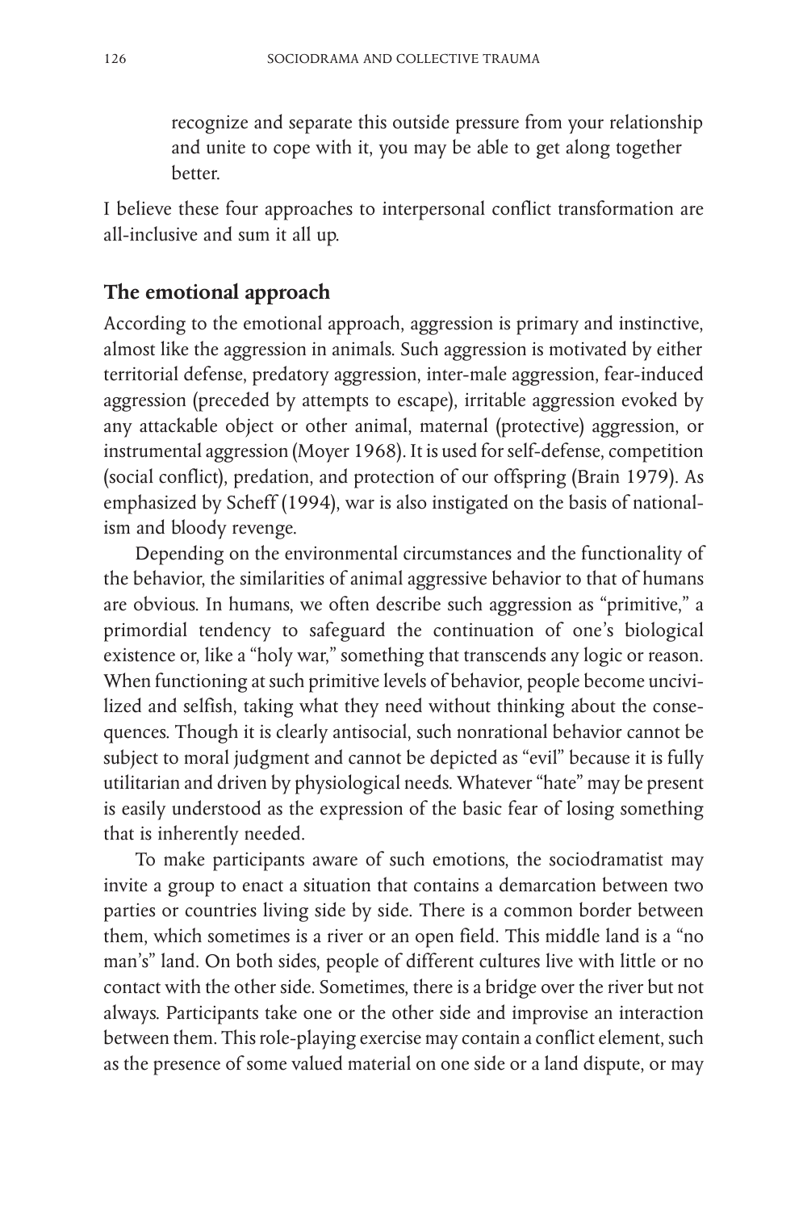recognize and separate this outside pressure from your relationship and unite to cope with it, you may be able to get along together better.

I believe these four approaches to interpersonal conflict transformation are all-inclusive and sum it all up.

## The emotional approach

According to the emotional approach, aggression is primary and instinctive, almost like the aggression in animals. Such aggression is motivated by either territorial defense, predatory aggression, inter-male aggression, fear-induced aggression (preceded by attempts to escape), irritable aggression evoked by any attackable object or other animal, maternal (protective) aggression, or instrumental aggression (Moyer 1968). It is used for self-defense, competition (social conflict), predation, and protection of our offspring (Brain 1979). As emphasized by Scheff (1994), war is also instigated on the basis of nationalism and bloody revenge.

Depending on the environmental circumstances and the functionality of the behavior, the similarities of animal aggressive behavior to that of humans are obvious. In humans, we often describe such aggression as "primitive," a primordial tendency to safeguard the continuation of one's biological existence or, like a "holy war," something that transcends any logic or reason. When functioning at such primitive levels of behavior, people become uncivilized and selfish, taking what they need without thinking about the consequences. Though it is clearly antisocial, such nonrational behavior cannot be subject to moral judgment and cannot be depicted as "evil" because it is fully utilitarian and driven by physiological needs. Whatever "hate" may be present is easily understood as the expression of the basic fear of losing something that is inherently needed.

To make participants aware of such emotions, the sociodramatist may invite a group to enact a situation that contains a demarcation between two parties or countries living side by side. There is a common border between them, which sometimes is a river or an open field. This middle land is a "no man's" land. On both sides, people of different cultures live with little or no contact with the other side. Sometimes, there is a bridge over the river but not always. Participants take one or the other side and improvise an interaction between them. This role-playing exercise may contain a conflict element, such as the presence of some valued material on one side or a land dispute, or may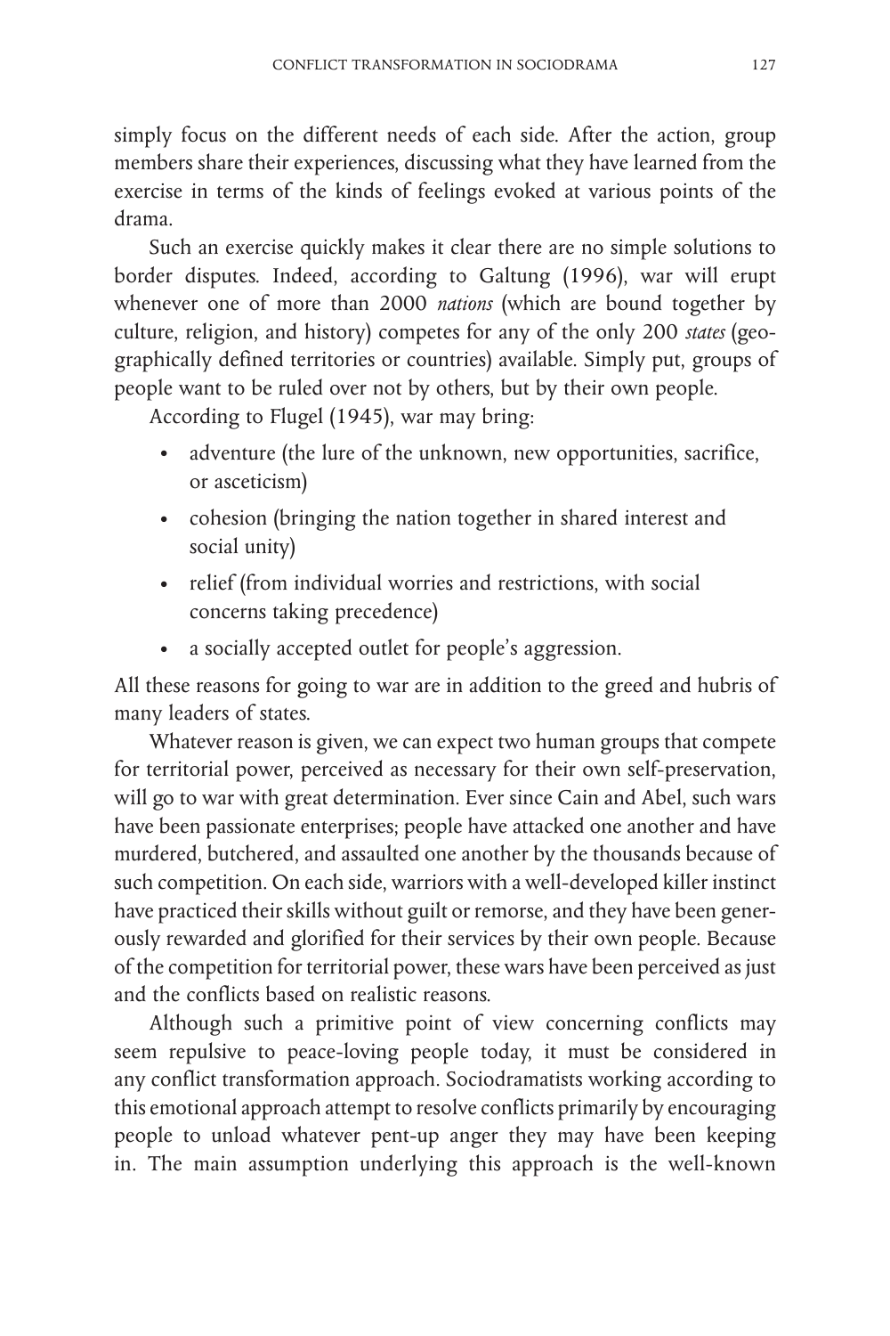simply focus on the different needs of each side. After the action, group members share their experiences, discussing what they have learned from the exercise in terms of the kinds of feelings evoked at various points of the drama.

Such an exercise quickly makes it clear there are no simple solutions to border disputes. Indeed, according to Galtung (1996), war will erupt whenever one of more than 2000 *nations* (which are bound together by culture, religion, and history) competes for any of the only 200 *states* (geographically defined territories or countries) available. Simply put, groups of people want to be ruled over not by others, but by their own people.

According to Flugel (1945), war may bring:

- adventure (the lure of the unknown, new opportunities, sacrifice, or asceticism)
- cohesion (bringing the nation together in shared interest and social unity)
- relief (from individual worries and restrictions, with social concerns taking precedence)
- a socially accepted outlet for people's aggression.

All these reasons for going to war are in addition to the greed and hubris of many leaders of states.

Whatever reason is given, we can expect two human groups that compete for territorial power, perceived as necessary for their own self-preservation, will go to war with great determination. Ever since Cain and Abel, such wars have been passionate enterprises; people have attacked one another and have murdered, butchered, and assaulted one another by the thousands because of such competition. On each side, warriors with a well-developed killer instinct have practiced their skills without guilt or remorse, and they have been generously rewarded and glorified for their services by their own people. Because of the competition for territorial power, these wars have been perceived as just and the conflicts based on realistic reasons.

Although such a primitive point of view concerning conflicts may seem repulsive to peace-loving people today, it must be considered in any conflict transformation approach. Sociodramatists working according to this emotional approach attempt to resolve conflicts primarily by encouraging people to unload whatever pent-up anger they may have been keeping in. The main assumption underlying this approach is the well-known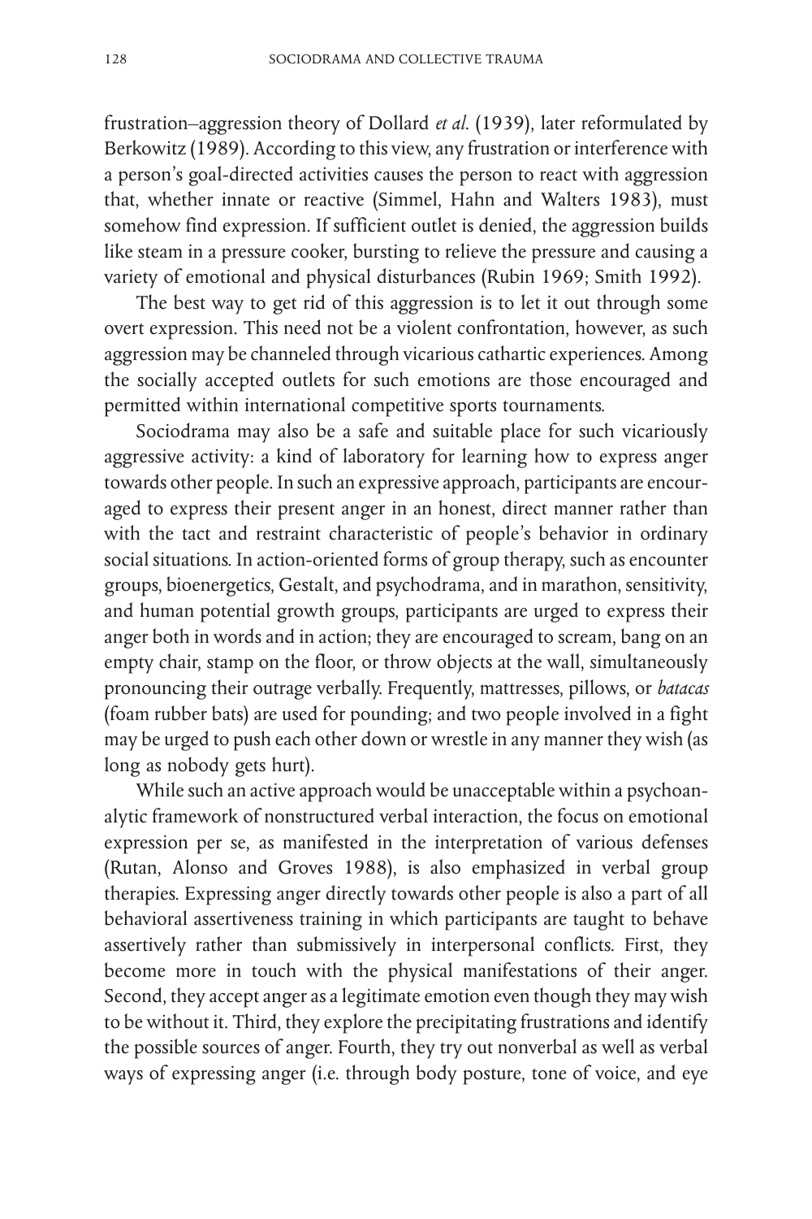frustration–aggression theory of Dollard *et al.* (1939), later reformulated by Berkowitz (1989). According to this view, any frustration or interference with a person's goal-directed activities causes the person to react with aggression that, whether innate or reactive (Simmel, Hahn and Walters 1983), must somehow find expression. If sufficient outlet is denied, the aggression builds like steam in a pressure cooker, bursting to relieve the pressure and causing a variety of emotional and physical disturbances (Rubin 1969; Smith 1992).

The best way to get rid of this aggression is to let it out through some overt expression. This need not be a violent confrontation, however, as such aggression may be channeled through vicarious cathartic experiences. Among the socially accepted outlets for such emotions are those encouraged and permitted within international competitive sports tournaments.

Sociodrama may also be a safe and suitable place for such vicariously aggressive activity: a kind of laboratory for learning how to express anger towards other people. In such an expressive approach, participants are encouraged to express their present anger in an honest, direct manner rather than with the tact and restraint characteristic of people's behavior in ordinary social situations. In action-oriented forms of group therapy, such as encounter groups, bioenergetics, Gestalt, and psychodrama, and in marathon, sensitivity, and human potential growth groups, participants are urged to express their anger both in words and in action; they are encouraged to scream, bang on an empty chair, stamp on the floor, or throw objects at the wall, simultaneously pronouncing their outrage verbally. Frequently, mattresses, pillows, or *batacas* (foam rubber bats) are used for pounding; and two people involved in a fight may be urged to push each other down or wrestle in any manner they wish (as long as nobody gets hurt).

While such an active approach would be unacceptable within a psychoanalytic framework of nonstructured verbal interaction, the focus on emotional expression per se, as manifested in the interpretation of various defenses (Rutan, Alonso and Groves 1988), is also emphasized in verbal group therapies. Expressing anger directly towards other people is also a part of all behavioral assertiveness training in which participants are taught to behave assertively rather than submissively in interpersonal conflicts. First, they become more in touch with the physical manifestations of their anger. Second, they accept anger as a legitimate emotion even though they may wish to be without it. Third, they explore the precipitating frustrations and identify the possible sources of anger. Fourth, they try out nonverbal as well as verbal ways of expressing anger (i.e. through body posture, tone of voice, and eye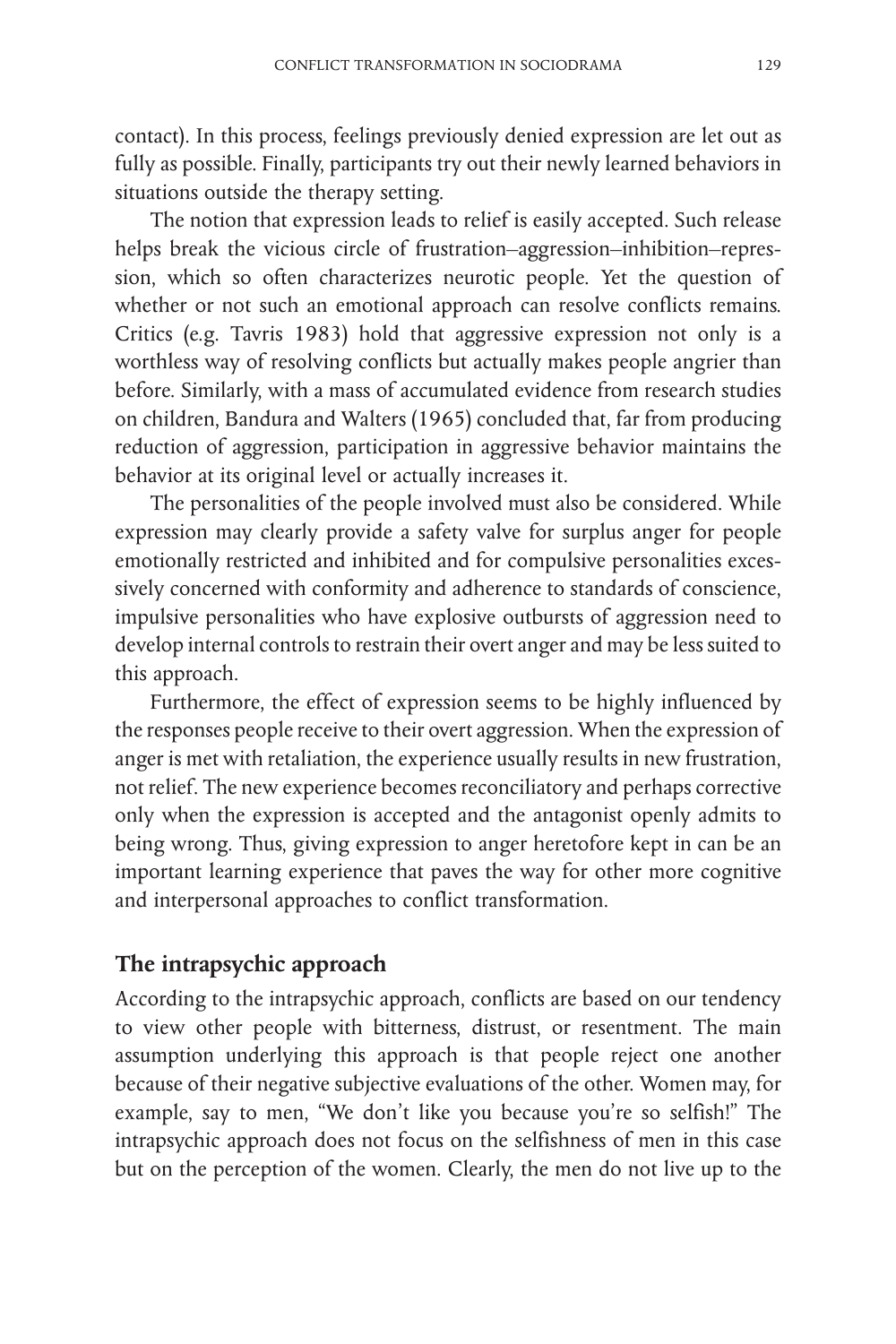contact). In this process, feelings previously denied expression are let out as fully as possible. Finally, participants try out their newly learned behaviors in situations outside the therapy setting.

The notion that expression leads to relief is easily accepted. Such release helps break the vicious circle of frustration–aggression–inhibition–repression, which so often characterizes neurotic people. Yet the question of whether or not such an emotional approach can resolve conflicts remains. Critics (e.g. Tavris 1983) hold that aggressive expression not only is a worthless way of resolving conflicts but actually makes people angrier than before. Similarly, with a mass of accumulated evidence from research studies on children, Bandura and Walters (1965) concluded that, far from producing reduction of aggression, participation in aggressive behavior maintains the behavior at its original level or actually increases it.

The personalities of the people involved must also be considered. While expression may clearly provide a safety valve for surplus anger for people emotionally restricted and inhibited and for compulsive personalities excessively concerned with conformity and adherence to standards of conscience, impulsive personalities who have explosive outbursts of aggression need to develop internal controls to restrain their overt anger and may be less suited to this approach.

Furthermore, the effect of expression seems to be highly influenced by the responses people receive to their overt aggression. When the expression of anger is met with retaliation, the experience usually results in new frustration, not relief. The new experience becomes reconciliatory and perhaps corrective only when the expression is accepted and the antagonist openly admits to being wrong. Thus, giving expression to anger heretofore kept in can be an important learning experience that paves the way for other more cognitive and interpersonal approaches to conflict transformation.

## The intrapsychic approach

According to the intrapsychic approach, conflicts are based on our tendency to view other people with bitterness, distrust, or resentment. The main assumption underlying this approach is that people reject one another because of their negative subjective evaluations of the other. Women may, for example, say to men, "We don't like you because you're so selfish!" The intrapsychic approach does not focus on the selfishness of men in this case but on the perception of the women. Clearly, the men do not live up to the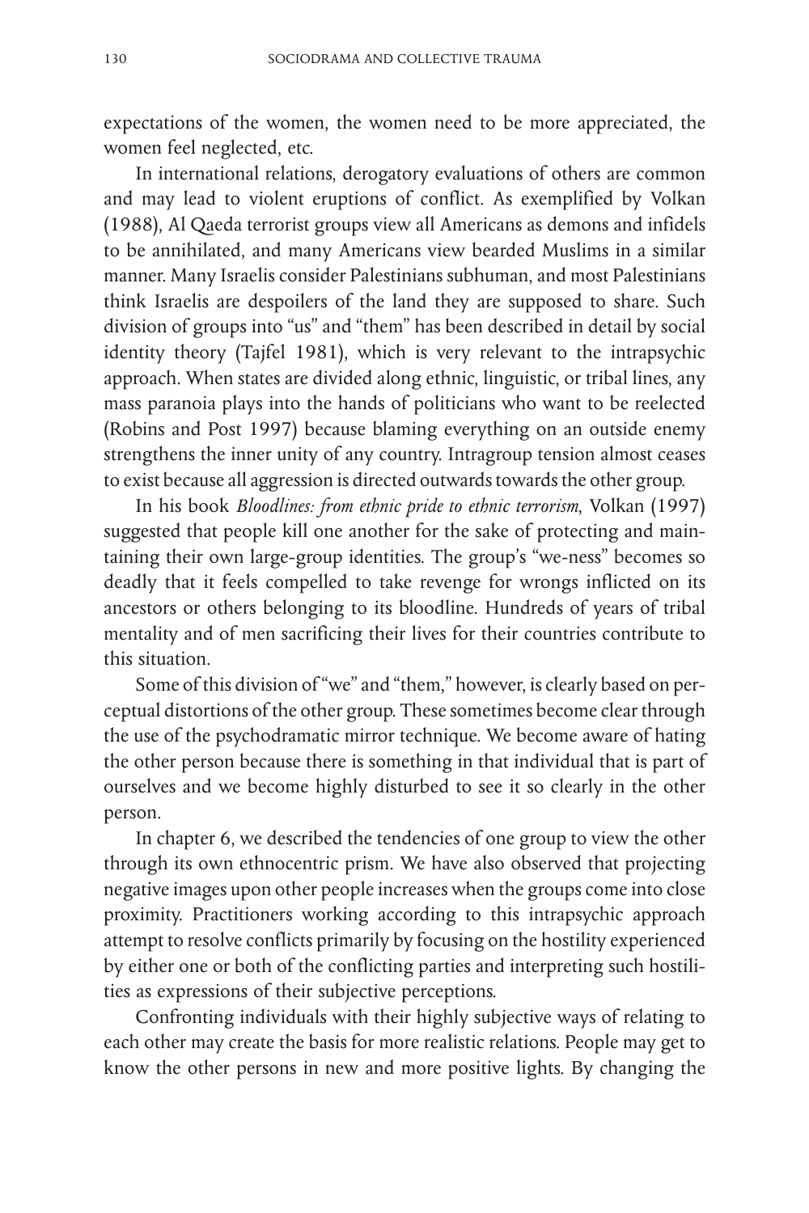expectations of the women, the women need to be more appreciated, the women feel neglected, etc.

In international relations, derogatory evaluations of others are common and may lead to violent eruptions of conflict. As exemplified by Volkan (1988), Al Qaeda terrorist groups view all Americans as demons and infidels to be annihilated, and many Americans view bearded Muslims in a similar manner. Many Israelis consider Palestinians subhuman, and most Palestinians think Israelis are despoilers of the land they are supposed to share. Such division of groups into "us" and "them" has been described in detail by social identity theory (Tajfel 1981), which is very relevant to the intrapsychic approach. When states are divided along ethnic, linguistic, or tribal lines, any mass paranoia plays into the hands of politicians who want to be reelected (Robins and Post 1997) because blaming everything on an outside enemy strengthens the inner unity of any country. Intragroup tension almost ceases to exist because all aggression is directed outwards towards the other group.

In his book *Bloodlines: from ethnic pride to ethnic terrorism*, Volkan (1997) suggested that people kill one another for the sake of protecting and maintaining their own large-group identities. The group's "we-ness" becomes so deadly that it feels compelled to take revenge for wrongs inflicted on its ancestors or others belonging to its bloodline. Hundreds of years of tribal mentality and of men sacrificing their lives for their countries contribute to this situation.

Some of this division of "we" and "them," however, is clearly based on perceptual distortions of the other group. These sometimes become clear through the use of the psychodramatic mirror technique. We become aware of hating the other person because there is something in that individual that is part of ourselves and we become highly disturbed to see it so clearly in the other person.

In chapter 6, we described the tendencies of one group to view the other through its own ethnocentric prism. We have also observed that projecting negative images upon other people increases when the groups come into close proximity. Practitioners working according to this intrapsychic approach attempt to resolve conflicts primarily by focusing on the hostility experienced by either one or both of the conflicting parties and interpreting such hostilities as expressions of their subjective perceptions.

Confronting individuals with their highly subjective ways of relating to each other may create the basis for more realistic relations. People may get to know the other persons in new and more positive lights. By changing the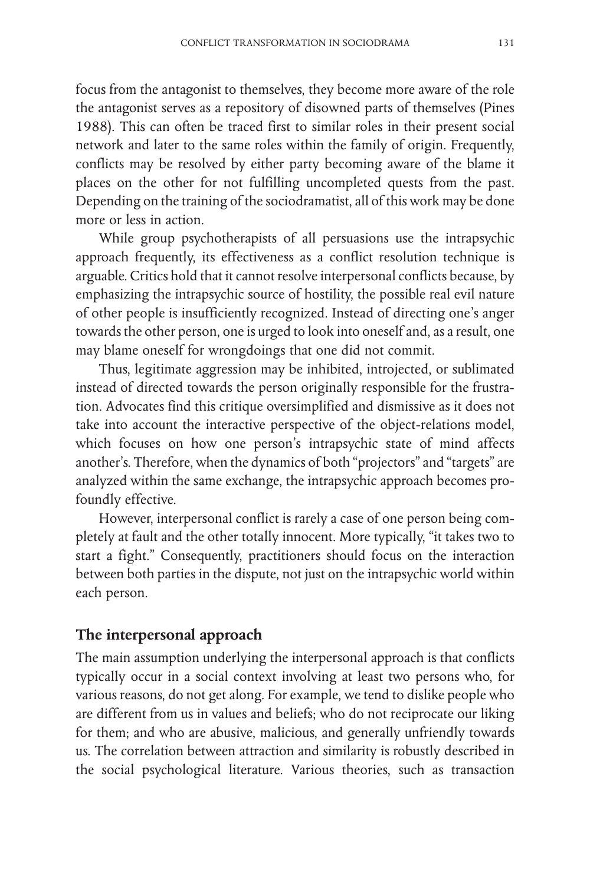focus from the antagonist to themselves, they become more aware of the role the antagonist serves as a repository of disowned parts of themselves (Pines 1988). This can often be traced first to similar roles in their present social network and later to the same roles within the family of origin. Frequently, conflicts may be resolved by either party becoming aware of the blame it places on the other for not fulfilling uncompleted quests from the past. Depending on the training of the sociodramatist, all of this work may be done more or less in action.

While group psychotherapists of all persuasions use the intrapsychic approach frequently, its effectiveness as a conflict resolution technique is arguable. Critics hold that it cannot resolve interpersonal conflicts because, by emphasizing the intrapsychic source of hostility, the possible real evil nature of other people is insufficiently recognized. Instead of directing one's anger towards the other person, one is urged to look into oneself and, as a result, one may blame oneself for wrongdoings that one did not commit.

Thus, legitimate aggression may be inhibited, introjected, or sublimated instead of directed towards the person originally responsible for the frustration. Advocates find this critique oversimplified and dismissive as it does not take into account the interactive perspective of the object-relations model, which focuses on how one person's intrapsychic state of mind affects another's. Therefore, when the dynamics of both "projectors" and "targets" are analyzed within the same exchange, the intrapsychic approach becomes profoundly effective.

However, interpersonal conflict is rarely a case of one person being completely at fault and the other totally innocent. More typically, "it takes two to start a fight." Consequently, practitioners should focus on the interaction between both parties in the dispute, not just on the intrapsychic world within each person.

## The interpersonal approach

The main assumption underlying the interpersonal approach is that conflicts typically occur in a social context involving at least two persons who, for various reasons, do not get along. For example, we tend to dislike people who are different from us in values and beliefs; who do not reciprocate our liking for them; and who are abusive, malicious, and generally unfriendly towards us. The correlation between attraction and similarity is robustly described in the social psychological literature. Various theories, such as transaction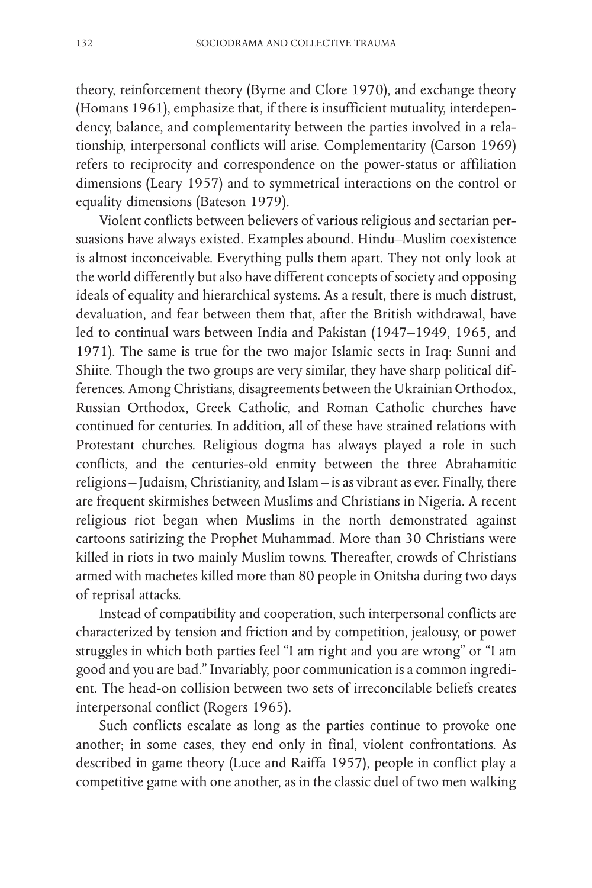theory, reinforcement theory (Byrne and Clore 1970), and exchange theory (Homans 1961), emphasize that, if there is insufficient mutuality, interdependency, balance, and complementarity between the parties involved in a relationship, interpersonal conflicts will arise. Complementarity (Carson 1969) refers to reciprocity and correspondence on the power-status or affiliation dimensions (Leary 1957) and to symmetrical interactions on the control or equality dimensions (Bateson 1979).

Violent conflicts between believers of various religious and sectarian persuasions have always existed. Examples abound. Hindu–Muslim coexistence is almost inconceivable. Everything pulls them apart. They not only look at the world differently but also have different concepts of society and opposing ideals of equality and hierarchical systems. As a result, there is much distrust, devaluation, and fear between them that, after the British withdrawal, have led to continual wars between India and Pakistan (1947–1949, 1965, and 1971). The same is true for the two major Islamic sects in Iraq: Sunni and Shiite. Though the two groups are very similar, they have sharp political differences. Among Christians, disagreements between the Ukrainian Orthodox, Russian Orthodox, Greek Catholic, and Roman Catholic churches have continued for centuries. In addition, all of these have strained relations with Protestant churches. Religious dogma has always played a role in such conflicts, and the centuries-old enmity between the three Abrahamitic religions – Judaism, Christianity, and Islam – is as vibrant as ever. Finally, there are frequent skirmishes between Muslims and Christians in Nigeria. A recent religious riot began when Muslims in the north demonstrated against cartoons satirizing the Prophet Muhammad. More than 30 Christians were killed in riots in two mainly Muslim towns. Thereafter, crowds of Christians armed with machetes killed more than 80 people in Onitsha during two days of reprisal attacks.

Instead of compatibility and cooperation, such interpersonal conflicts are characterized by tension and friction and by competition, jealousy, or power struggles in which both parties feel "I am right and you are wrong" or "I am good and you are bad." Invariably, poor communication is a common ingredient. The head-on collision between two sets of irreconcilable beliefs creates interpersonal conflict (Rogers 1965).

Such conflicts escalate as long as the parties continue to provoke one another; in some cases, they end only in final, violent confrontations. As described in game theory (Luce and Raiffa 1957), people in conflict play a competitive game with one another, as in the classic duel of two men walking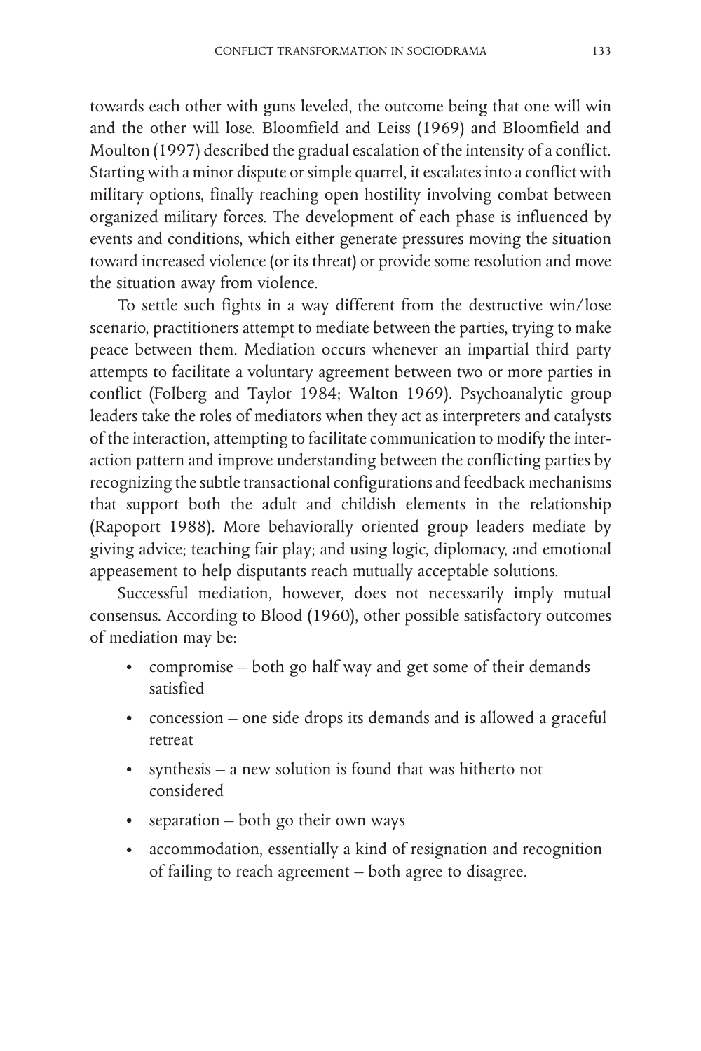towards each other with guns leveled, the outcome being that one will win and the other will lose. Bloomfield and Leiss (1969) and Bloomfield and Moulton (1997) described the gradual escalation of the intensity of a conflict. Starting with a minor dispute or simple quarrel, it escalates into a conflict with military options, finally reaching open hostility involving combat between organized military forces. The development of each phase is influenced by events and conditions, which either generate pressures moving the situation toward increased violence (or its threat) or provide some resolution and move the situation away from violence.

To settle such fights in a way different from the destructive win/lose scenario, practitioners attempt to mediate between the parties, trying to make peace between them. Mediation occurs whenever an impartial third party attempts to facilitate a voluntary agreement between two or more parties in conflict (Folberg and Taylor 1984; Walton 1969). Psychoanalytic group leaders take the roles of mediators when they act as interpreters and catalysts of the interaction, attempting to facilitate communication to modify the interaction pattern and improve understanding between the conflicting parties by recognizing the subtle transactional configurations and feedback mechanisms that support both the adult and childish elements in the relationship (Rapoport 1988). More behaviorally oriented group leaders mediate by giving advice; teaching fair play; and using logic, diplomacy, and emotional appeasement to help disputants reach mutually acceptable solutions.

Successful mediation, however, does not necessarily imply mutual consensus. According to Blood (1960), other possible satisfactory outcomes of mediation may be:

- compromise – both go half way and get some of their demands satisfied
- concession – one side drops its demands and is allowed a graceful retreat
- synthesis – a new solution is found that was hitherto not considered
- separation – both go their own ways
- accommodation, essentially a kind of resignation and recognition of failing to reach agreement – both agree to disagree.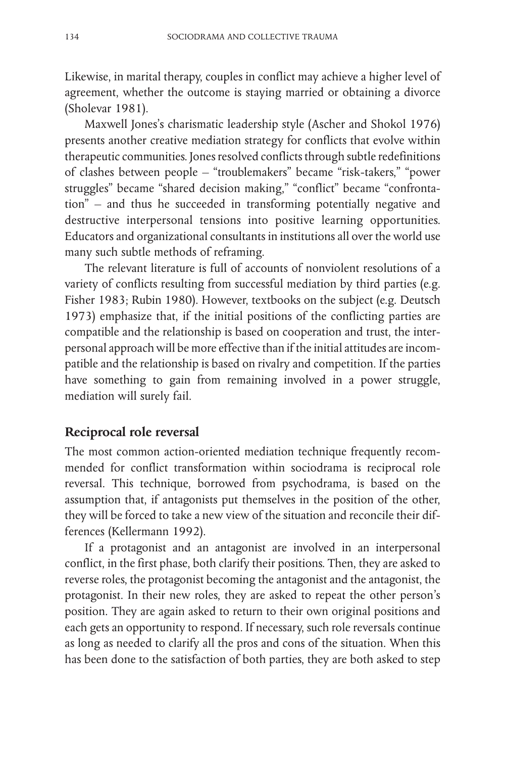Likewise, in marital therapy, couples in conflict may achieve a higher level of agreement, whether the outcome is staying married or obtaining a divorce (Sholevar 1981).

Maxwell Jones's charismatic leadership style (Ascher and Shokol 1976) presents another creative mediation strategy for conflicts that evolve within therapeutic communities. Jones resolved conflicts through subtle redefinitions of clashes between people – "troublemakers" became "risk-takers," "power struggles" became "shared decision making," "conflict" became "confrontation" – and thus he succeeded in transforming potentially negative and destructive interpersonal tensions into positive learning opportunities. Educators and organizational consultants in institutions all over the world use many such subtle methods of reframing.

The relevant literature is full of accounts of nonviolent resolutions of a variety of conflicts resulting from successful mediation by third parties (e.g. Fisher 1983; Rubin 1980). However, textbooks on the subject (e.g. Deutsch 1973) emphasize that, if the initial positions of the conflicting parties are compatible and the relationship is based on cooperation and trust, the interpersonal approach will be more effective than if the initial attitudes are incompatible and the relationship is based on rivalry and competition. If the parties have something to gain from remaining involved in a power struggle, mediation will surely fail.

## Reciprocal role reversal

The most common action-oriented mediation technique frequently recommended for conflict transformation within sociodrama is reciprocal role reversal. This technique, borrowed from psychodrama, is based on the assumption that, if antagonists put themselves in the position of the other, they will be forced to take a new view of the situation and reconcile their differences (Kellermann 1992).

If a protagonist and an antagonist are involved in an interpersonal conflict, in the first phase, both clarify their positions. Then, they are asked to reverse roles, the protagonist becoming the antagonist and the antagonist, the protagonist. In their new roles, they are asked to repeat the other person's position. They are again asked to return to their own original positions and each gets an opportunity to respond. If necessary, such role reversals continue as long as needed to clarify all the pros and cons of the situation. When this has been done to the satisfaction of both parties, they are both asked to step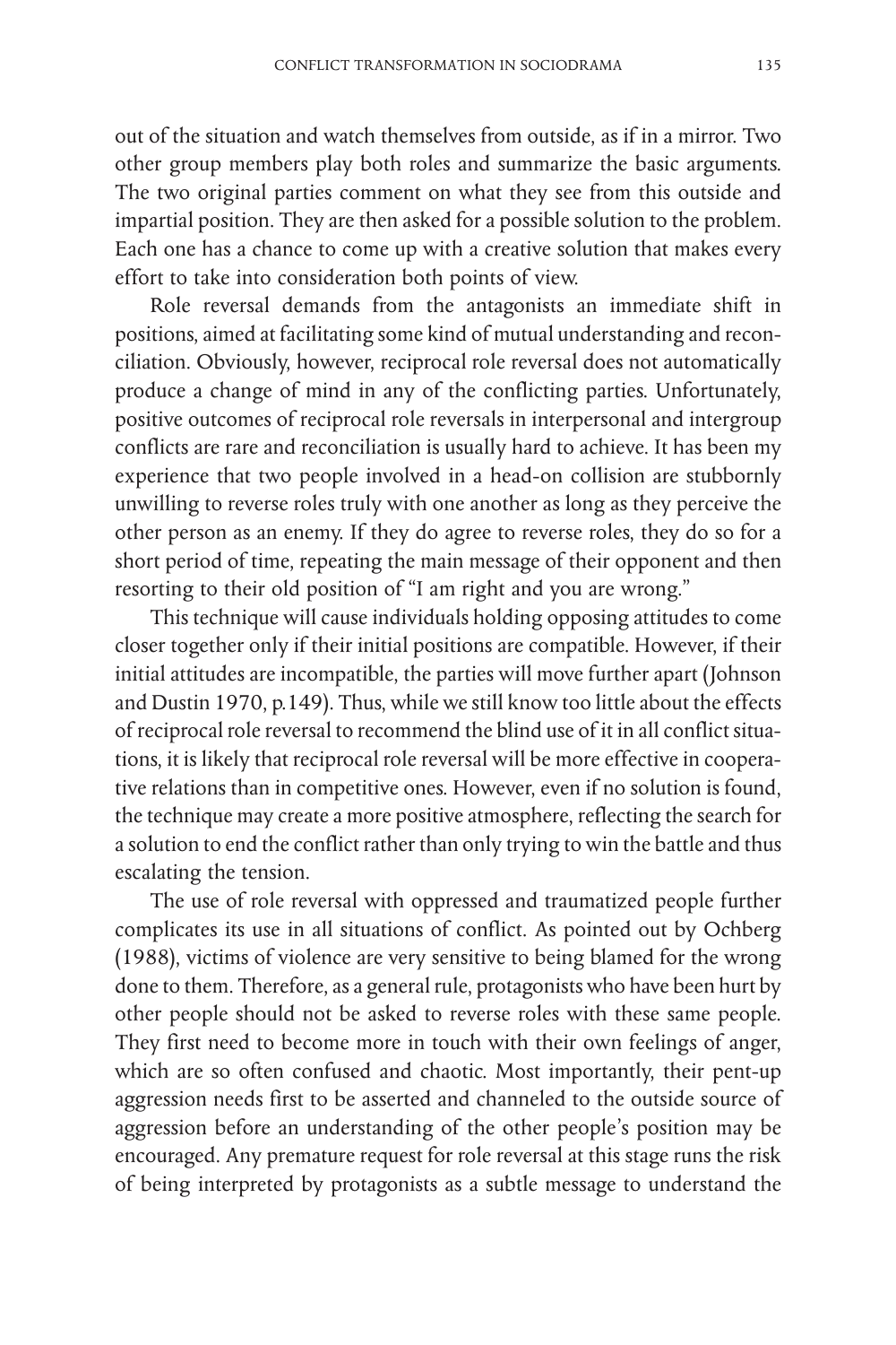out of the situation and watch themselves from outside, as if in a mirror. Two other group members play both roles and summarize the basic arguments. The two original parties comment on what they see from this outside and impartial position. They are then asked for a possible solution to the problem. Each one has a chance to come up with a creative solution that makes every effort to take into consideration both points of view.

Role reversal demands from the antagonists an immediate shift in positions, aimed at facilitating some kind of mutual understanding and reconciliation. Obviously, however, reciprocal role reversal does not automatically produce a change of mind in any of the conflicting parties. Unfortunately, positive outcomes of reciprocal role reversals in interpersonal and intergroup conflicts are rare and reconciliation is usually hard to achieve. It has been my experience that two people involved in a head-on collision are stubbornly unwilling to reverse roles truly with one another as long as they perceive the other person as an enemy. If they do agree to reverse roles, they do so for a short period of time, repeating the main message of their opponent and then resorting to their old position of "I am right and you are wrong."

This technique will cause individuals holding opposing attitudes to come closer together only if their initial positions are compatible. However, if their initial attitudes are incompatible, the parties will move further apart (Johnson and Dustin 1970, p.149). Thus, while we still know too little about the effects of reciprocal role reversal to recommend the blind use of it in all conflict situations, it is likely that reciprocal role reversal will be more effective in cooperative relations than in competitive ones. However, even if no solution is found, the technique may create a more positive atmosphere, reflecting the search for a solution to end the conflict rather than only trying to win the battle and thus escalating the tension.

The use of role reversal with oppressed and traumatized people further complicates its use in all situations of conflict. As pointed out by Ochberg (1988), victims of violence are very sensitive to being blamed for the wrong done to them. Therefore, as a general rule, protagonists who have been hurt by other people should not be asked to reverse roles with these same people. They first need to become more in touch with their own feelings of anger, which are so often confused and chaotic. Most importantly, their pent-up aggression needs first to be asserted and channeled to the outside source of aggression before an understanding of the other people's position may be encouraged. Any premature request for role reversal at this stage runs the risk of being interpreted by protagonists as a subtle message to understand the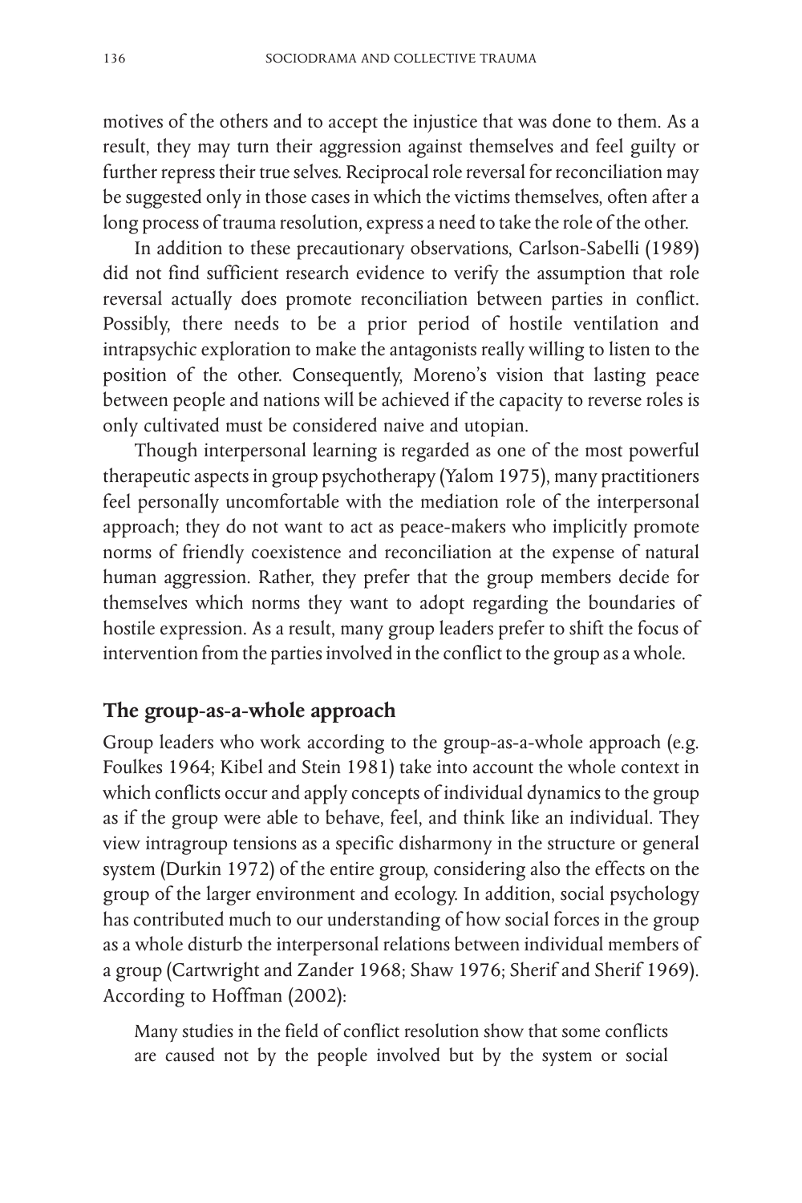motives of the others and to accept the injustice that was done to them. As a result, they may turn their aggression against themselves and feel guilty or further repress their true selves. Reciprocal role reversal for reconciliation may be suggested only in those cases in which the victims themselves, often after a long process of trauma resolution, express a need to take the role of the other.

In addition to these precautionary observations, Carlson-Sabelli (1989) did not find sufficient research evidence to verify the assumption that role reversal actually does promote reconciliation between parties in conflict. Possibly, there needs to be a prior period of hostile ventilation and intrapsychic exploration to make the antagonists really willing to listen to the position of the other. Consequently, Moreno's vision that lasting peace between people and nations will be achieved if the capacity to reverse roles is only cultivated must be considered naive and utopian.

Though interpersonal learning is regarded as one of the most powerful therapeutic aspects in group psychotherapy (Yalom 1975), many practitioners feel personally uncomfortable with the mediation role of the interpersonal approach; they do not want to act as peace-makers who implicitly promote norms of friendly coexistence and reconciliation at the expense of natural human aggression. Rather, they prefer that the group members decide for themselves which norms they want to adopt regarding the boundaries of hostile expression. As a result, many group leaders prefer to shift the focus of intervention from the parties involved in the conflict to the group as a whole.

## The group-as-a-whole approach

Group leaders who work according to the group-as-a-whole approach (e.g. Foulkes 1964; Kibel and Stein 1981) take into account the whole context in which conflicts occur and apply concepts of individual dynamics to the group as if the group were able to behave, feel, and think like an individual. They view intragroup tensions as a specific disharmony in the structure or general system (Durkin 1972) of the entire group, considering also the effects on the group of the larger environment and ecology. In addition, social psychology has contributed much to our understanding of how social forces in the group as a whole disturb the interpersonal relations between individual members of a group (Cartwright and Zander 1968; Shaw 1976; Sherif and Sherif 1969). According to Hoffman (2002):

> Many studies in the field of conflict resolution show that some conflicts are caused not by the people involved but by the system or social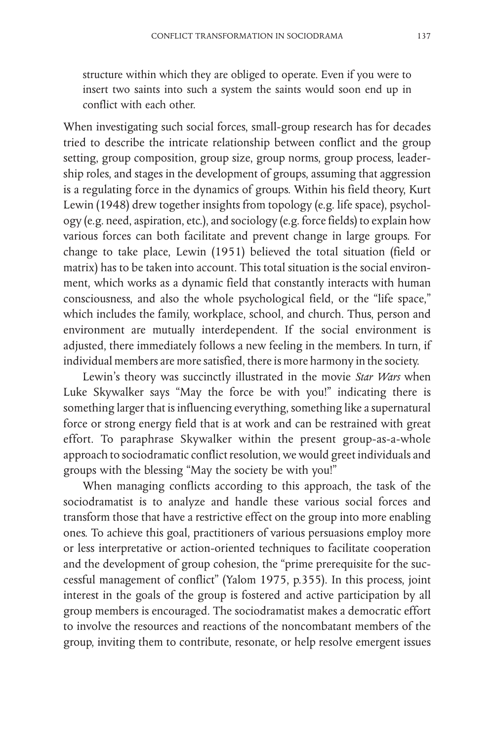structure within which they are obliged to operate. Even if you were to insert two saints into such a system the saints would soon end up in conflict with each other.

When investigating such social forces, small-group research has for decades tried to describe the intricate relationship between conflict and the group setting, group composition, group size, group norms, group process, leadership roles, and stages in the development of groups, assuming that aggression is a regulating force in the dynamics of groups. Within his field theory, Kurt Lewin (1948) drew together insights from topology (e.g. life space), psychology (e.g. need, aspiration, etc.), and sociology (e.g. force fields) to explain how various forces can both facilitate and prevent change in large groups. For change to take place, Lewin (1951) believed the total situation (field or matrix) has to be taken into account. This total situation is the social environment, which works as a dynamic field that constantly interacts with human consciousness, and also the whole psychological field, or the "life space," which includes the family, workplace, school, and church. Thus, person and environment are mutually interdependent. If the social environment is adjusted, there immediately follows a new feeling in the members. In turn, if individual members are more satisfied, there is more harmony in the society.

Lewin's theory was succinctly illustrated in the movie *Star Wars* when Luke Skywalker says "May the force be with you!" indicating there is something larger that is influencing everything, something like a supernatural force or strong energy field that is at work and can be restrained with great effort. To paraphrase Skywalker within the present group-as-a-whole approach to sociodramatic conflict resolution, we would greet individuals and groups with the blessing "May the society be with you!"

When managing conflicts according to this approach, the task of the sociodramatist is to analyze and handle these various social forces and transform those that have a restrictive effect on the group into more enabling ones. To achieve this goal, practitioners of various persuasions employ more or less interpretative or action-oriented techniques to facilitate cooperation and the development of group cohesion, the "prime prerequisite for the successful management of conflict" (Yalom 1975, p.355). In this process, joint interest in the goals of the group is fostered and active participation by all group members is encouraged. The sociodramatist makes a democratic effort to involve the resources and reactions of the noncombatant members of the group, inviting them to contribute, resonate, or help resolve emergent issues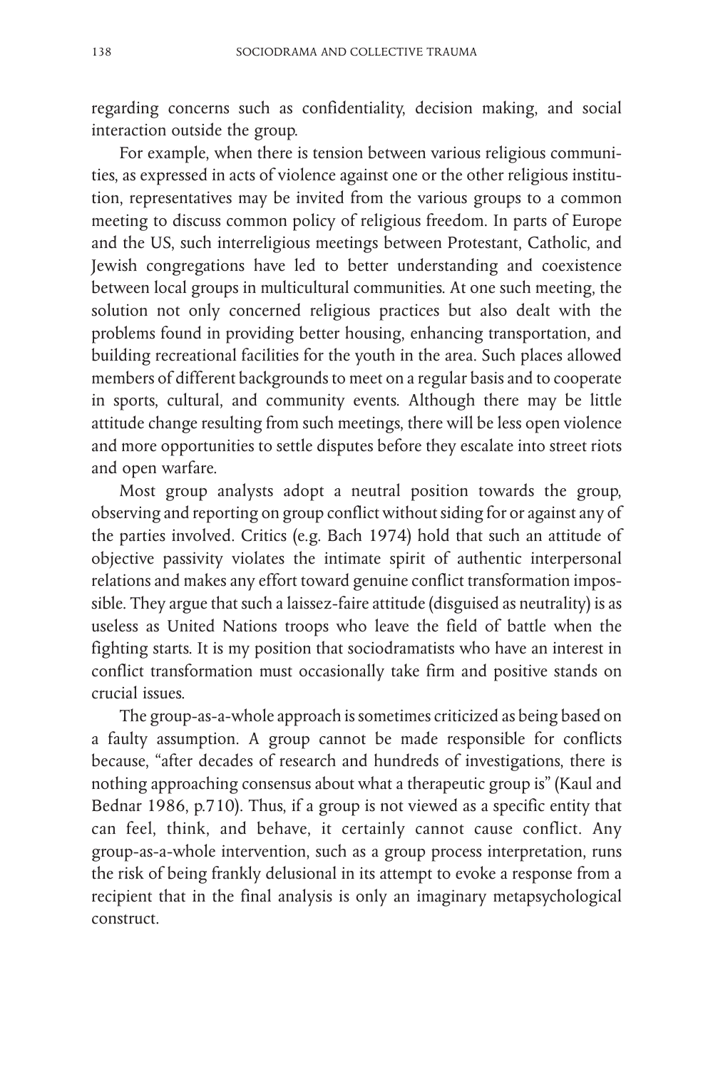regarding concerns such as confidentiality, decision making, and social interaction outside the group.

For example, when there is tension between various religious communities, as expressed in acts of violence against one or the other religious institution, representatives may be invited from the various groups to a common meeting to discuss common policy of religious freedom. In parts of Europe and the US, such interreligious meetings between Protestant, Catholic, and Jewish congregations have led to better understanding and coexistence between local groups in multicultural communities. At one such meeting, the solution not only concerned religious practices but also dealt with the problems found in providing better housing, enhancing transportation, and building recreational facilities for the youth in the area. Such places allowed members of different backgrounds to meet on a regular basis and to cooperate in sports, cultural, and community events. Although there may be little attitude change resulting from such meetings, there will be less open violence and more opportunities to settle disputes before they escalate into street riots and open warfare.

Most group analysts adopt a neutral position towards the group, observing and reporting on group conflict without siding for or against any of the parties involved. Critics (e.g. Bach 1974) hold that such an attitude of objective passivity violates the intimate spirit of authentic interpersonal relations and makes any effort toward genuine conflict transformation impossible. They argue that such a laissez-faire attitude (disguised as neutrality) is as useless as United Nations troops who leave the field of battle when the fighting starts. It is my position that sociodramatists who have an interest in conflict transformation must occasionally take firm and positive stands on crucial issues.

The group-as-a-whole approach is sometimes criticized as being based on a faulty assumption. A group cannot be made responsible for conflicts because, "after decades of research and hundreds of investigations, there is nothing approaching consensus about what a therapeutic group is" (Kaul and Bednar 1986, p.710). Thus, if a group is not viewed as a specific entity that can feel, think, and behave, it certainly cannot cause conflict. Any group-as-a-whole intervention, such as a group process interpretation, runs the risk of being frankly delusional in its attempt to evoke a response from a recipient that in the final analysis is only an imaginary metapsychological construct.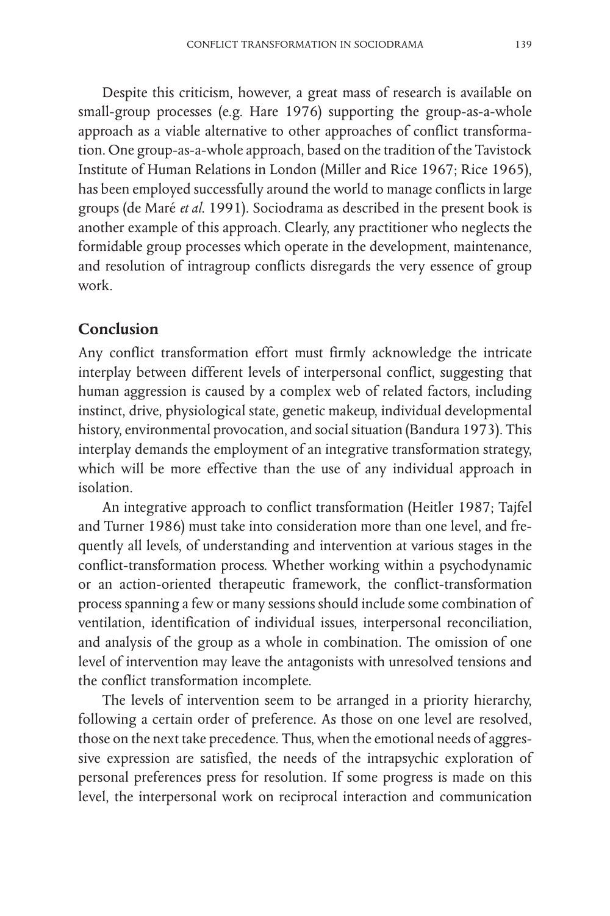Despite this criticism, however, a great mass of research is available on small-group processes (e.g. Hare 1976) supporting the group-as-a-whole approach as a viable alternative to other approaches of conflict transformation. One group-as-a-whole approach, based on the tradition of the Tavistock Institute of Human Relations in London (Miller and Rice 1967; Rice 1965), has been employed successfully around the world to manage conflicts in large groups (de Maré *et al.* 1991). Sociodrama as described in the present book is another example of this approach. Clearly, any practitioner who neglects the formidable group processes which operate in the development, maintenance, and resolution of intragroup conflicts disregards the very essence of group work.

## Conclusion

Any conflict transformation effort must firmly acknowledge the intricate interplay between different levels of interpersonal conflict, suggesting that human aggression is caused by a complex web of related factors, including instinct, drive, physiological state, genetic makeup, individual developmental history, environmental provocation, and social situation (Bandura 1973). This interplay demands the employment of an integrative transformation strategy, which will be more effective than the use of any individual approach in isolation.

An integrative approach to conflict transformation (Heitler 1987; Tajfel and Turner 1986) must take into consideration more than one level, and frequently all levels, of understanding and intervention at various stages in the conflict-transformation process. Whether working within a psychodynamic or an action-oriented therapeutic framework, the conflict-transformation process spanning a few or many sessions should include some combination of ventilation, identification of individual issues, interpersonal reconciliation, and analysis of the group as a whole in combination. The omission of one level of intervention may leave the antagonists with unresolved tensions and the conflict transformation incomplete.

The levels of intervention seem to be arranged in a priority hierarchy, following a certain order of preference. As those on one level are resolved, those on the next take precedence. Thus, when the emotional needs of aggressive expression are satisfied, the needs of the intrapsychic exploration of personal preferences press for resolution. If some progress is made on this level, the interpersonal work on reciprocal interaction and communication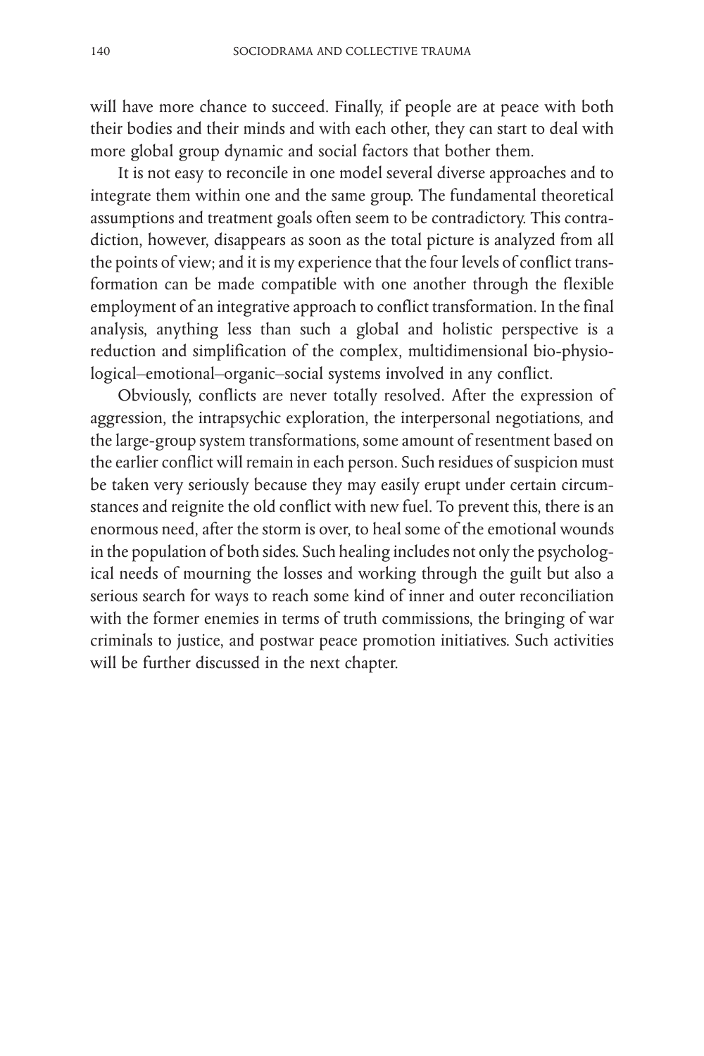will have more chance to succeed. Finally, if people are at peace with both their bodies and their minds and with each other, they can start to deal with more global group dynamic and social factors that bother them.

It is not easy to reconcile in one model several diverse approaches and to integrate them within one and the same group. The fundamental theoretical assumptions and treatment goals often seem to be contradictory. This contradiction, however, disappears as soon as the total picture is analyzed from all the points of view; and it is my experience that the four levels of conflict transformation can be made compatible with one another through the flexible employment of an integrative approach to conflict transformation. In the final analysis, anything less than such a global and holistic perspective is a reduction and simplification of the complex, multidimensional bio-physiological–emotional–organic–social systems involved in any conflict.

Obviously, conflicts are never totally resolved. After the expression of aggression, the intrapsychic exploration, the interpersonal negotiations, and the large-group system transformations, some amount of resentment based on the earlier conflict will remain in each person. Such residues of suspicion must be taken very seriously because they may easily erupt under certain circumstances and reignite the old conflict with new fuel. To prevent this, there is an enormous need, after the storm is over, to heal some of the emotional wounds in the population of both sides. Such healing includes not only the psychological needs of mourning the losses and working through the guilt but also a serious search for ways to reach some kind of inner and outer reconciliation with the former enemies in terms of truth commissions, the bringing of war criminals to justice, and postwar peace promotion initiatives. Such activities will be further discussed in the next chapter.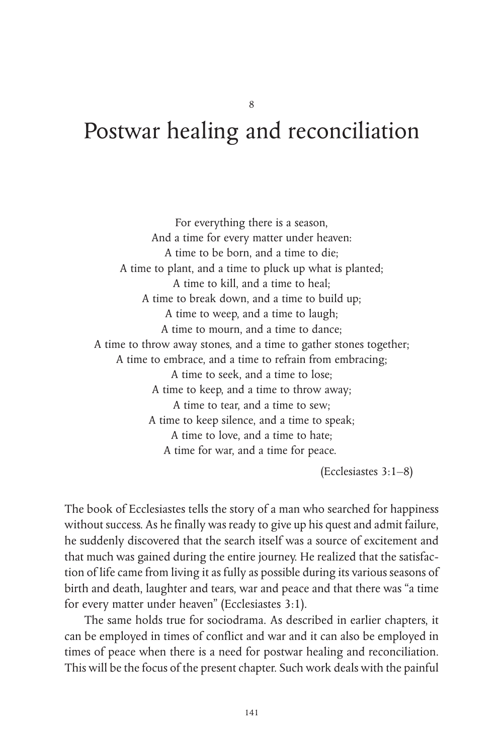8

# Postwar healing and reconciliation

For everything there is a season,
And a time for every matter under heaven:
A time to be born, and a time to die;
A time to plant, and a time to pluck up what is planted;
A time to kill, and a time to heal;
A time to break down, and a time to build up;
A time to weep, and a time to laugh;
A time to mourn, and a time to dance;
A time to throw away stones, and a time to gather stones together;
A time to embrace, and a time to refrain from embracing;
A time to seek, and a time to lose;
A time to keep, and a time to throw away;
A time to tear, and a time to sew;
A time to keep silence, and a time to speak;
A time to love, and a time to hate;
A time for war, and a time for peace.

(Ecclesiastes 3:1–8)

The book of Ecclesiastes tells the story of a man who searched for happiness without success. As he finally was ready to give up his quest and admit failure, he suddenly discovered that the search itself was a source of excitement and that much was gained during the entire journey. He realized that the satisfaction of life came from living it as fully as possible during its various seasons of birth and death, laughter and tears, war and peace and that there was "a time for every matter under heaven" (Ecclesiastes 3:1).

The same holds true for sociodrama. As described in earlier chapters, it can be employed in times of conflict and war and it can also be employed in times of peace when there is a need for postwar healing and reconciliation. This will be the focus of the present chapter. Such work deals with the painful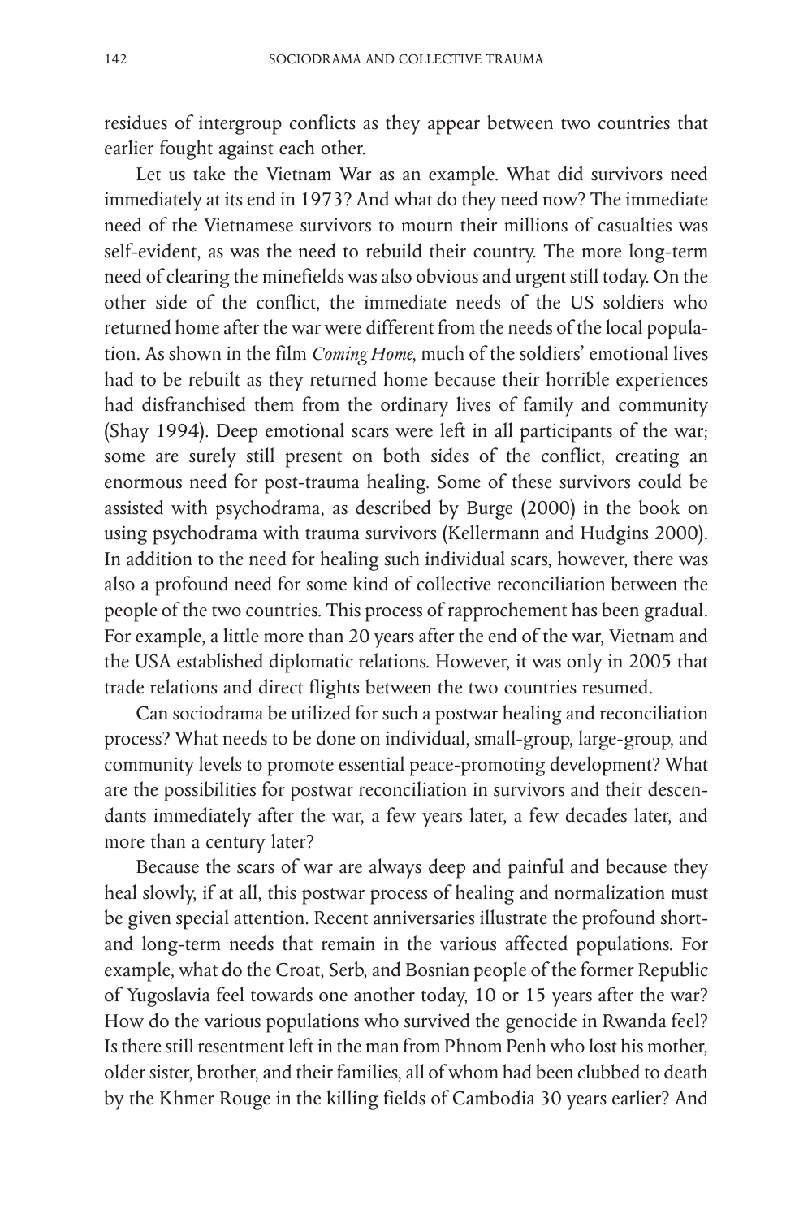residues of intergroup conflicts as they appear between two countries that earlier fought against each other.

Let us take the Vietnam War as an example. What did survivors need immediately at its end in 1973? And what do they need now? The immediate need of the Vietnamese survivors to mourn their millions of casualties was self-evident, as was the need to rebuild their country. The more long-term need of clearing the minefields was also obvious and urgent still today. On the other side of the conflict, the immediate needs of the US soldiers who returned home after the war were different from the needs of the local population. As shown in the film *Coming Home*, much of the soldiers' emotional lives had to be rebuilt as they returned home because their horrible experiences had disfranchised them from the ordinary lives of family and community (Shay 1994). Deep emotional scars were left in all participants of the war; some are surely still present on both sides of the conflict, creating an enormous need for post-trauma healing. Some of these survivors could be assisted with psychodrama, as described by Burge (2000) in the book on using psychodrama with trauma survivors (Kellermann and Hudgins 2000). In addition to the need for healing such individual scars, however, there was also a profound need for some kind of collective reconciliation between the people of the two countries. This process of rapprochement has been gradual. For example, a little more than 20 years after the end of the war, Vietnam and the USA established diplomatic relations. However, it was only in 2005 that trade relations and direct flights between the two countries resumed.

Can sociodrama be utilized for such a postwar healing and reconciliation process? What needs to be done on individual, small-group, large-group, and community levels to promote essential peace-promoting development? What are the possibilities for postwar reconciliation in survivors and their descendants immediately after the war, a few years later, a few decades later, and more than a century later?

Because the scars of war are always deep and painful and because they heal slowly, if at all, this postwar process of healing and normalization must be given special attention. Recent anniversaries illustrate the profound short- and long-term needs that remain in the various affected populations. For example, what do the Croat, Serb, and Bosnian people of the former Republic of Yugoslavia feel towards one another today, 10 or 15 years after the war? How do the various populations who survived the genocide in Rwanda feel? Is there still resentment left in the man from Phnom Penh who lost his mother, older sister, brother, and their families, all of whom had been clubbed to death by the Khmer Rouge in the killing fields of Cambodia 30 years earlier? And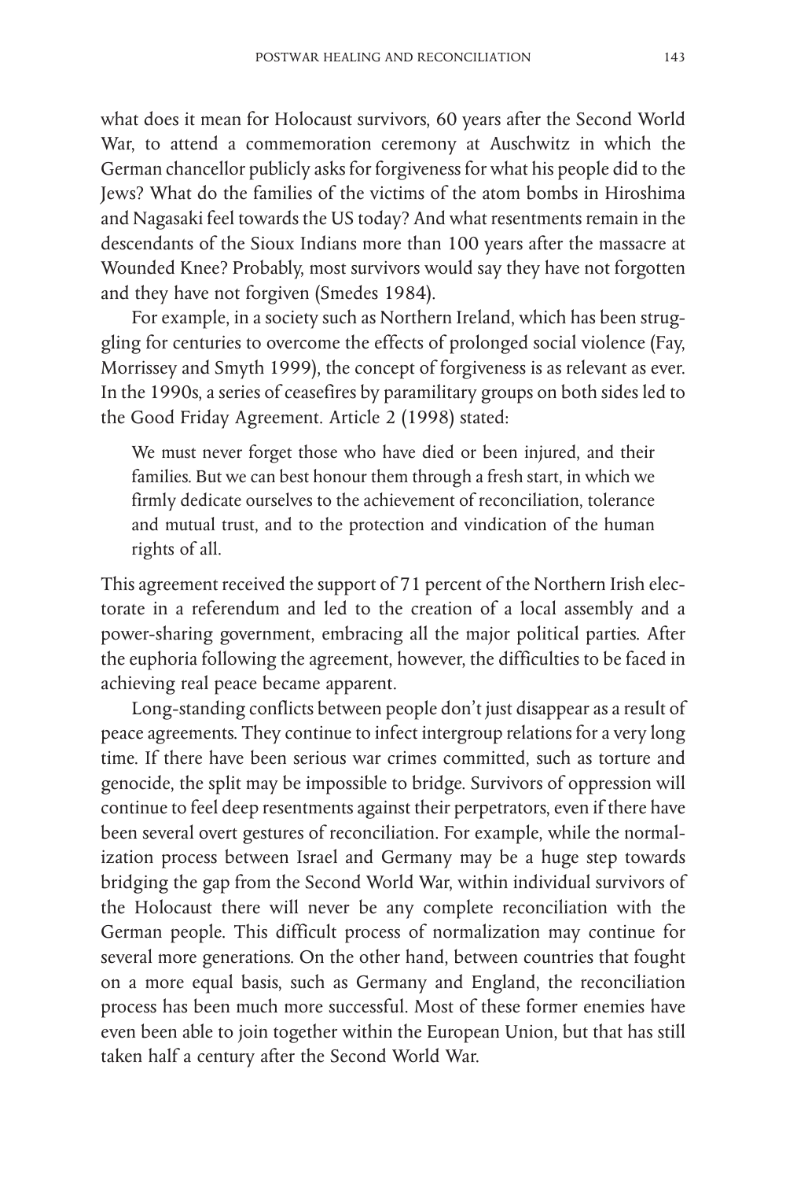what does it mean for Holocaust survivors, 60 years after the Second World War, to attend a commemoration ceremony at Auschwitz in which the German chancellor publicly asks for forgiveness for what his people did to the Jews? What do the families of the victims of the atom bombs in Hiroshima and Nagasaki feel towards the US today? And what resentments remain in the descendants of the Sioux Indians more than 100 years after the massacre at Wounded Knee? Probably, most survivors would say they have not forgotten and they have not forgiven (Smedes 1984).

For example, in a society such as Northern Ireland, which has been struggling for centuries to overcome the effects of prolonged social violence (Fay, Morrissey and Smyth 1999), the concept of forgiveness is as relevant as ever. In the 1990s, a series of ceasefires by paramilitary groups on both sides led to the Good Friday Agreement. Article 2 (1998) stated:

> We must never forget those who have died or been injured, and their families. But we can best honour them through a fresh start, in which we firmly dedicate ourselves to the achievement of reconciliation, tolerance and mutual trust, and to the protection and vindication of the human rights of all.

This agreement received the support of 71 percent of the Northern Irish electorate in a referendum and led to the creation of a local assembly and a power-sharing government, embracing all the major political parties. After the euphoria following the agreement, however, the difficulties to be faced in achieving real peace became apparent.

Long-standing conflicts between people don't just disappear as a result of peace agreements. They continue to infect intergroup relations for a very long time. If there have been serious war crimes committed, such as torture and genocide, the split may be impossible to bridge. Survivors of oppression will continue to feel deep resentments against their perpetrators, even if there have been several overt gestures of reconciliation. For example, while the normalization process between Israel and Germany may be a huge step towards bridging the gap from the Second World War, within individual survivors of the Holocaust there will never be any complete reconciliation with the German people. This difficult process of normalization may continue for several more generations. On the other hand, between countries that fought on a more equal basis, such as Germany and England, the reconciliation process has been much more successful. Most of these former enemies have even been able to join together within the European Union, but that has still taken half a century after the Second World War.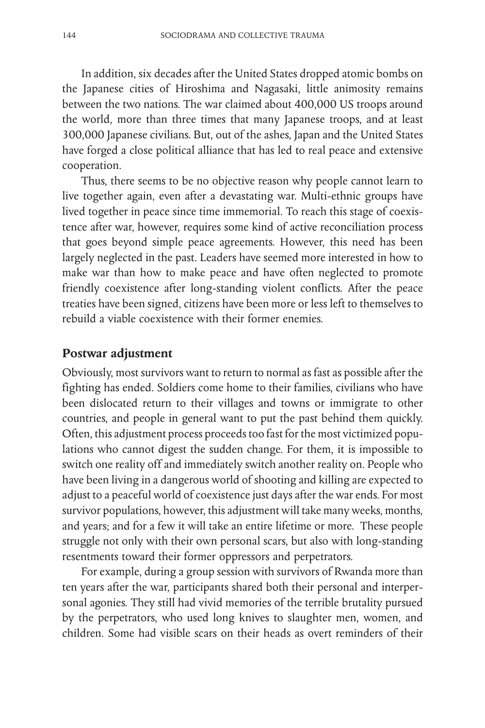In addition, six decades after the United States dropped atomic bombs on the Japanese cities of Hiroshima and Nagasaki, little animosity remains between the two nations. The war claimed about 400,000 US troops around the world, more than three times that many Japanese troops, and at least 300,000 Japanese civilians. But, out of the ashes, Japan and the United States have forged a close political alliance that has led to real peace and extensive cooperation.

Thus, there seems to be no objective reason why people cannot learn to live together again, even after a devastating war. Multi-ethnic groups have lived together in peace since time immemorial. To reach this stage of coexistence after war, however, requires some kind of active reconciliation process that goes beyond simple peace agreements. However, this need has been largely neglected in the past. Leaders have seemed more interested in how to make war than how to make peace and have often neglected to promote friendly coexistence after long-standing violent conflicts. After the peace treaties have been signed, citizens have been more or less left to themselves to rebuild a viable coexistence with their former enemies.

## Postwar adjustment

Obviously, most survivors want to return to normal as fast as possible after the fighting has ended. Soldiers come home to their families, civilians who have been dislocated return to their villages and towns or immigrate to other countries, and people in general want to put the past behind them quickly. Often, this adjustment process proceeds too fast for the most victimized populations who cannot digest the sudden change. For them, it is impossible to switch one reality off and immediately switch another reality on. People who have been living in a dangerous world of shooting and killing are expected to adjust to a peaceful world of coexistence just days after the war ends. For most survivor populations, however, this adjustment will take many weeks, months, and years; and for a few it will take an entire lifetime or more. These people struggle not only with their own personal scars, but also with long-standing resentments toward their former oppressors and perpetrators.

For example, during a group session with survivors of Rwanda more than ten years after the war, participants shared both their personal and interpersonal agonies. They still had vivid memories of the terrible brutality pursued by the perpetrators, who used long knives to slaughter men, women, and children. Some had visible scars on their heads as overt reminders of their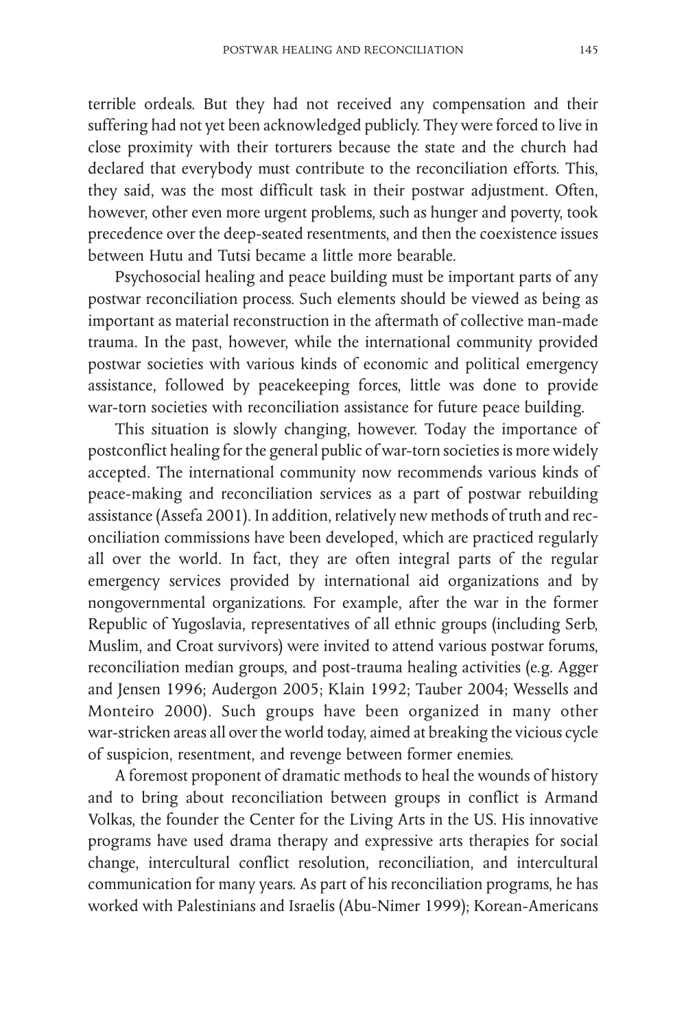terrible ordeals. But they had not received any compensation and their suffering had not yet been acknowledged publicly. They were forced to live in close proximity with their torturers because the state and the church had declared that everybody must contribute to the reconciliation efforts. This, they said, was the most difficult task in their postwar adjustment. Often, however, other even more urgent problems, such as hunger and poverty, took precedence over the deep-seated resentments, and then the coexistence issues between Hutu and Tutsi became a little more bearable.

Psychosocial healing and peace building must be important parts of any postwar reconciliation process. Such elements should be viewed as being as important as material reconstruction in the aftermath of collective man-made trauma. In the past, however, while the international community provided postwar societies with various kinds of economic and political emergency assistance, followed by peacekeeping forces, little was done to provide war-torn societies with reconciliation assistance for future peace building.

This situation is slowly changing, however. Today the importance of postconflict healing for the general public of war-torn societies is more widely accepted. The international community now recommends various kinds of peace-making and reconciliation services as a part of postwar rebuilding assistance (Assefa 2001). In addition, relatively new methods of truth and reconciliation commissions have been developed, which are practiced regularly all over the world. In fact, they are often integral parts of the regular emergency services provided by international aid organizations and by nongovernmental organizations. For example, after the war in the former Republic of Yugoslavia, representatives of all ethnic groups (including Serb, Muslim, and Croat survivors) were invited to attend various postwar forums, reconciliation median groups, and post-trauma healing activities (e.g. Agger and Jensen 1996; Audergon 2005; Klain 1992; Tauber 2004; Wessells and Monteiro 2000). Such groups have been organized in many other war-stricken areas all over the world today, aimed at breaking the vicious cycle of suspicion, resentment, and revenge between former enemies.

A foremost proponent of dramatic methods to heal the wounds of history and to bring about reconciliation between groups in conflict is Armand Volkas, the founder the Center for the Living Arts in the US. His innovative programs have used drama therapy and expressive arts therapies for social change, intercultural conflict resolution, reconciliation, and intercultural communication for many years. As part of his reconciliation programs, he has worked with Palestinians and Israelis (Abu-Nimer 1999); Korean-Americans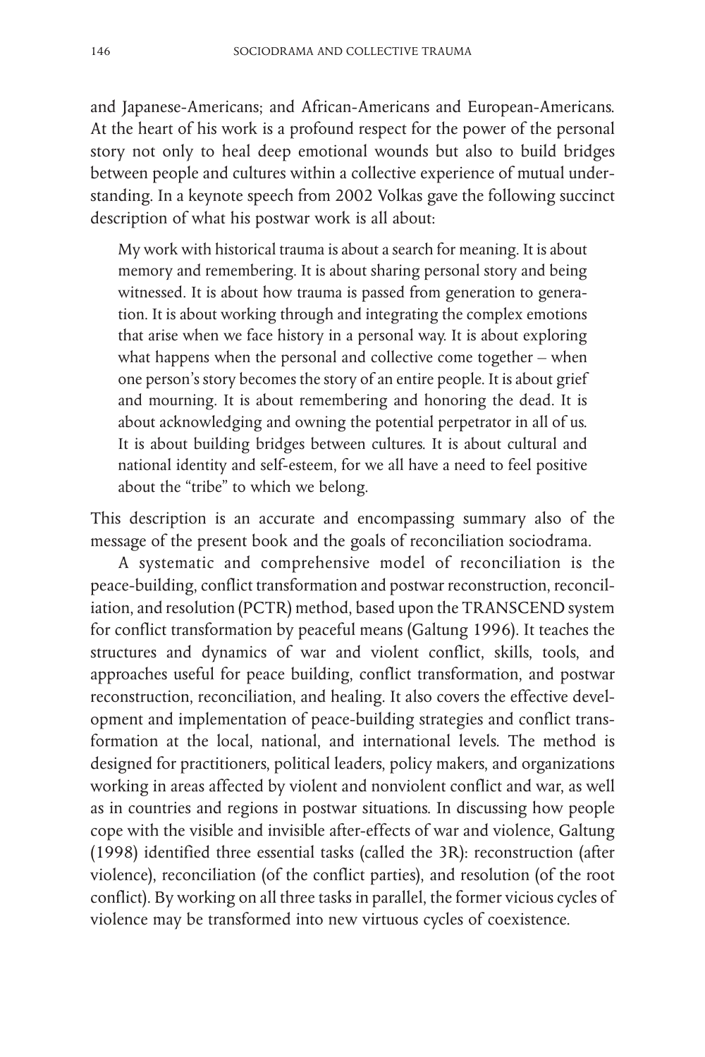and Japanese-Americans; and African-Americans and European-Americans. At the heart of his work is a profound respect for the power of the personal story not only to heal deep emotional wounds but also to build bridges between people and cultures within a collective experience of mutual understanding. In a keynote speech from 2002 Volkas gave the following succinct description of what his postwar work is all about:

> My work with historical trauma is about a search for meaning. It is about memory and remembering. It is about sharing personal story and being witnessed. It is about how trauma is passed from generation to generation. It is about working through and integrating the complex emotions that arise when we face history in a personal way. It is about exploring what happens when the personal and collective come together – when one person's story becomes the story of an entire people. It is about grief and mourning. It is about remembering and honoring the dead. It is about acknowledging and owning the potential perpetrator in all of us. It is about building bridges between cultures. It is about cultural and national identity and self-esteem, for we all have a need to feel positive about the "tribe" to which we belong.

This description is an accurate and encompassing summary also of the message of the present book and the goals of reconciliation sociodrama.

A systematic and comprehensive model of reconciliation is the peace-building, conflict transformation and postwar reconstruction, reconciliation, and resolution (PCTR) method, based upon the TRANSCEND system for conflict transformation by peaceful means (Galtung 1996). It teaches the structures and dynamics of war and violent conflict, skills, tools, and approaches useful for peace building, conflict transformation, and postwar reconstruction, reconciliation, and healing. It also covers the effective development and implementation of peace-building strategies and conflict transformation at the local, national, and international levels. The method is designed for practitioners, political leaders, policy makers, and organizations working in areas affected by violent and nonviolent conflict and war, as well as in countries and regions in postwar situations. In discussing how people cope with the visible and invisible after-effects of war and violence, Galtung (1998) identified three essential tasks (called the 3R): reconstruction (after violence), reconciliation (of the conflict parties), and resolution (of the root conflict). By working on all three tasks in parallel, the former vicious cycles of violence may be transformed into new virtuous cycles of coexistence.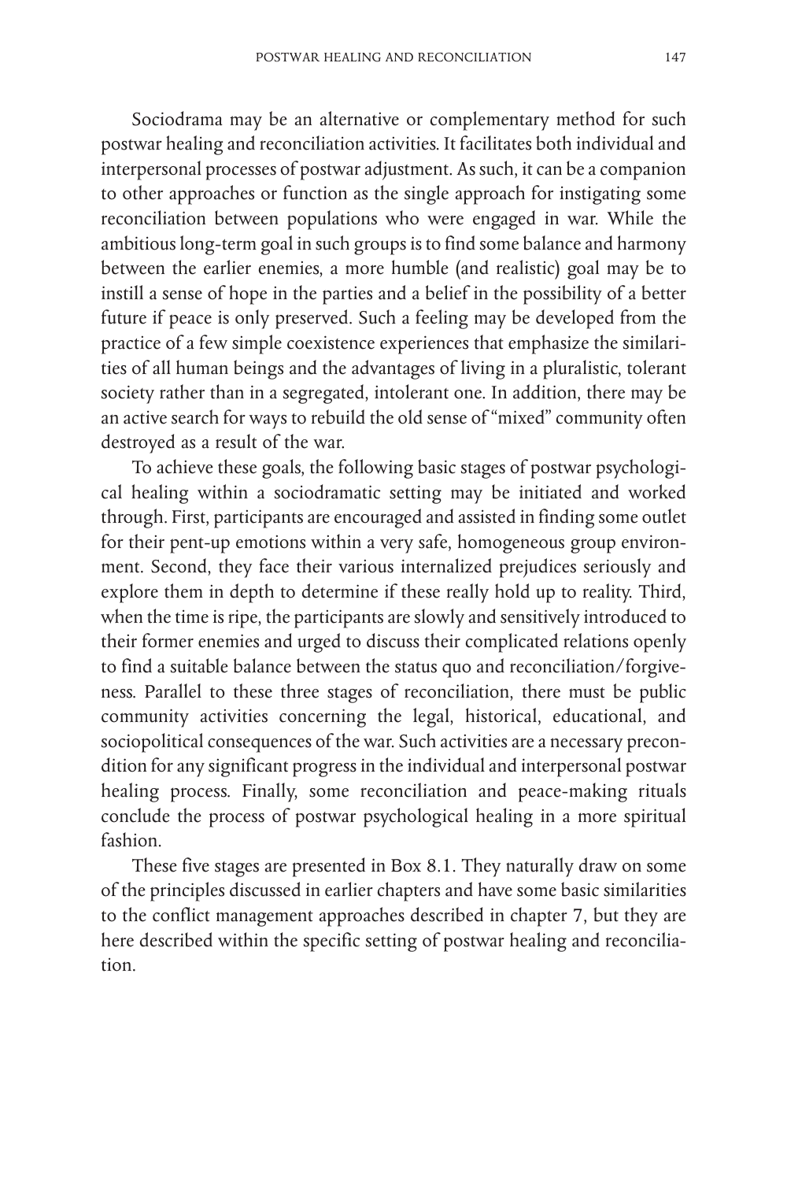Sociodrama may be an alternative or complementary method for such postwar healing and reconciliation activities. It facilitates both individual and interpersonal processes of postwar adjustment. As such, it can be a companion to other approaches or function as the single approach for instigating some reconciliation between populations who were engaged in war. While the ambitious long-term goal in such groups is to find some balance and harmony between the earlier enemies, a more humble (and realistic) goal may be to instill a sense of hope in the parties and a belief in the possibility of a better future if peace is only preserved. Such a feeling may be developed from the practice of a few simple coexistence experiences that emphasize the similarities of all human beings and the advantages of living in a pluralistic, tolerant society rather than in a segregated, intolerant one. In addition, there may be an active search for ways to rebuild the old sense of "mixed" community often destroyed as a result of the war.

To achieve these goals, the following basic stages of postwar psychological healing within a sociodramatic setting may be initiated and worked through. First, participants are encouraged and assisted in finding some outlet for their pent-up emotions within a very safe, homogeneous group environment. Second, they face their various internalized prejudices seriously and explore them in depth to determine if these really hold up to reality. Third, when the time is ripe, the participants are slowly and sensitively introduced to their former enemies and urged to discuss their complicated relations openly to find a suitable balance between the status quo and reconciliation/forgiveness. Parallel to these three stages of reconciliation, there must be public community activities concerning the legal, historical, educational, and sociopolitical consequences of the war. Such activities are a necessary precondition for any significant progress in the individual and interpersonal postwar healing process. Finally, some reconciliation and peace-making rituals conclude the process of postwar psychological healing in a more spiritual fashion.

These five stages are presented in Box 8.1. They naturally draw on some of the principles discussed in earlier chapters and have some basic similarities to the conflict management approaches described in chapter 7, but they are here described within the specific setting of postwar healing and reconciliation.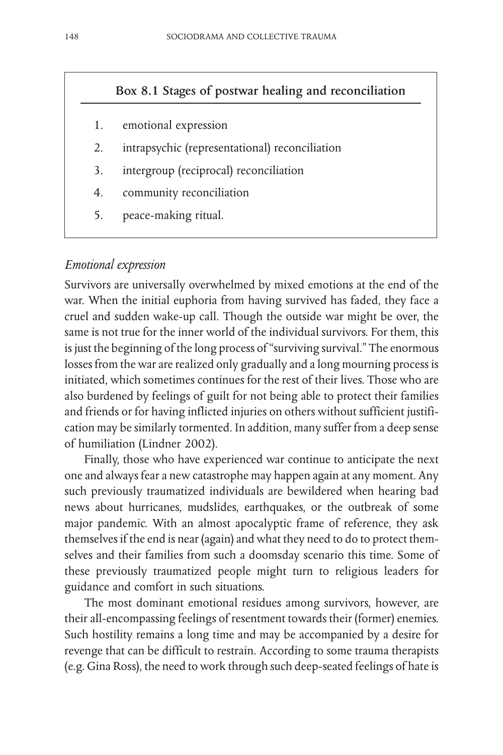**Box 8.1 Stages of postwar healing and reconciliation**

1. emotional expression
2. intrapsychic (representational) reconciliation
3. intergroup (reciprocal) reconciliation
4. community reconciliation
5. peace-making ritual.

*Emotional expression*

Survivors are universally overwhelmed by mixed emotions at the end of the war. When the initial euphoria from having survived has faded, they face a cruel and sudden wake-up call. Though the outside war might be over, the same is not true for the inner world of the individual survivors. For them, this is just the beginning of the long process of "surviving survival." The enormous losses from the war are realized only gradually and a long mourning process is initiated, which sometimes continues for the rest of their lives. Those who are also burdened by feelings of guilt for not being able to protect their families and friends or for having inflicted injuries on others without sufficient justification may be similarly tormented. In addition, many suffer from a deep sense of humiliation (Lindner 2002).

Finally, those who have experienced war continue to anticipate the next one and always fear a new catastrophe may happen again at any moment. Any such previously traumatized individuals are bewildered when hearing bad news about hurricanes, mudslides, earthquakes, or the outbreak of some major pandemic. With an almost apocalyptic frame of reference, they ask themselves if the end is near (again) and what they need to do to protect themselves and their families from such a doomsday scenario this time. Some of these previously traumatized people might turn to religious leaders for guidance and comfort in such situations.

The most dominant emotional residues among survivors, however, are their all-encompassing feelings of resentment towards their (former) enemies. Such hostility remains a long time and may be accompanied by a desire for revenge that can be difficult to restrain. According to some trauma therapists (e.g. Gina Ross), the need to work through such deep-seated feelings of hate is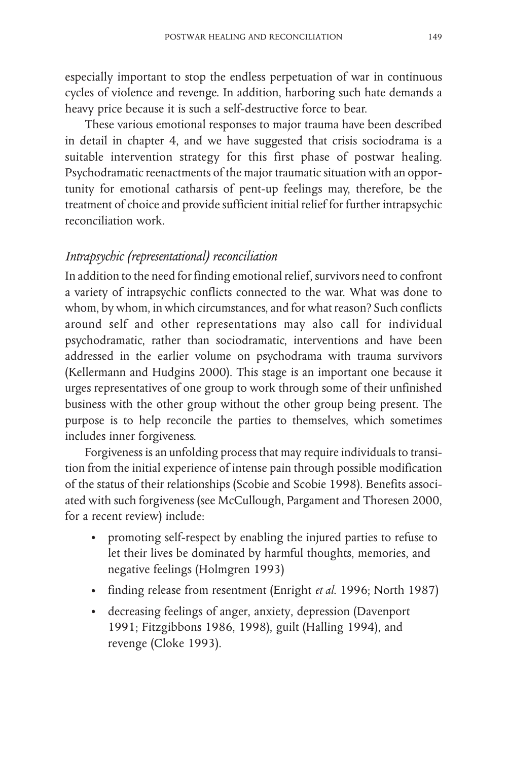especially important to stop the endless perpetuation of war in continuous cycles of violence and revenge. In addition, harboring such hate demands a heavy price because it is such a self-destructive force to bear.

These various emotional responses to major trauma have been described in detail in chapter 4, and we have suggested that crisis sociodrama is a suitable intervention strategy for this first phase of postwar healing. Psychodramatic reenactments of the major traumatic situation with an opportunity for emotional catharsis of pent-up feelings may, therefore, be the treatment of choice and provide sufficient initial relief for further intrapsychic reconciliation work.

### *Intrapsychic (representational) reconciliation*

In addition to the need for finding emotional relief, survivors need to confront a variety of intrapsychic conflicts connected to the war. What was done to whom, by whom, in which circumstances, and for what reason? Such conflicts around self and other representations may also call for individual psychodramatic, rather than sociodramatic, interventions and have been addressed in the earlier volume on psychodrama with trauma survivors (Kellermann and Hudgins 2000). This stage is an important one because it urges representatives of one group to work through some of their unfinished business with the other group without the other group being present. The purpose is to help reconcile the parties to themselves, which sometimes includes inner forgiveness.

Forgiveness is an unfolding process that may require individuals to transition from the initial experience of intense pain through possible modification of the status of their relationships (Scobie and Scobie 1998). Benefits associated with such forgiveness (see McCullough, Pargament and Thoresen 2000, for a recent review) include:

- promoting self-respect by enabling the injured parties to refuse to let their lives be dominated by harmful thoughts, memories, and negative feelings (Holmgren 1993)
- finding release from resentment (Enright *et al.* 1996; North 1987)
- decreasing feelings of anger, anxiety, depression (Davenport 1991; Fitzgibbons 1986, 1998), guilt (Halling 1994), and revenge (Cloke 1993).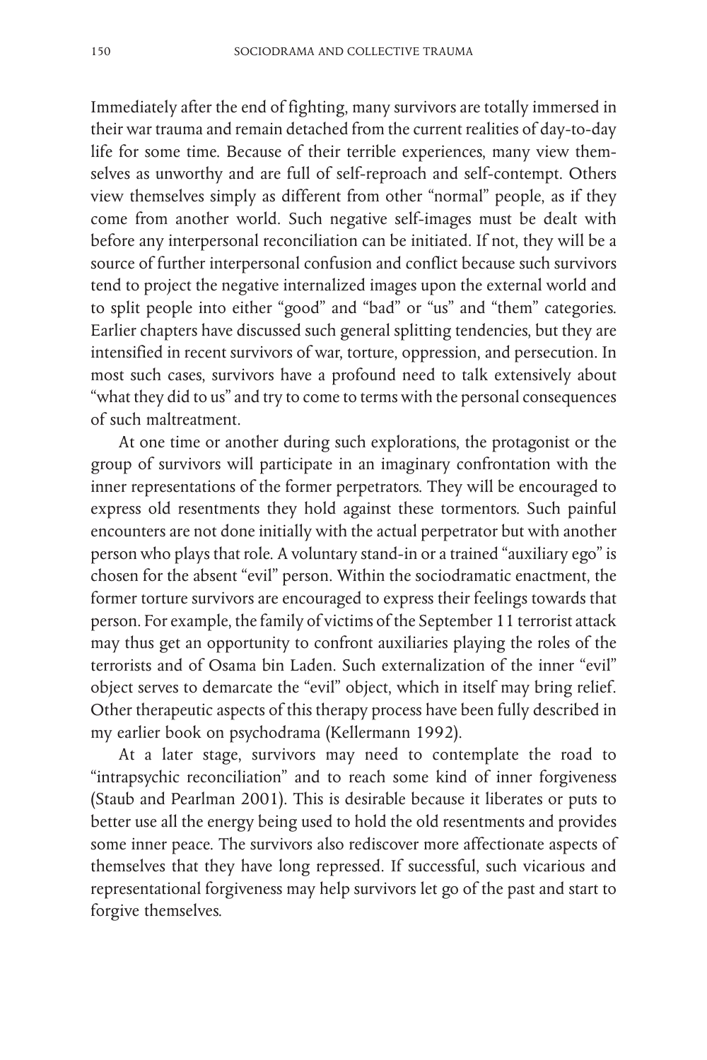Immediately after the end of fighting, many survivors are totally immersed in their war trauma and remain detached from the current realities of day-to-day life for some time. Because of their terrible experiences, many view themselves as unworthy and are full of self-reproach and self-contempt. Others view themselves simply as different from other "normal" people, as if they come from another world. Such negative self-images must be dealt with before any interpersonal reconciliation can be initiated. If not, they will be a source of further interpersonal confusion and conflict because such survivors tend to project the negative internalized images upon the external world and to split people into either "good" and "bad" or "us" and "them" categories. Earlier chapters have discussed such general splitting tendencies, but they are intensified in recent survivors of war, torture, oppression, and persecution. In most such cases, survivors have a profound need to talk extensively about "what they did to us" and try to come to terms with the personal consequences of such maltreatment.

At one time or another during such explorations, the protagonist or the group of survivors will participate in an imaginary confrontation with the inner representations of the former perpetrators. They will be encouraged to express old resentments they hold against these tormentors. Such painful encounters are not done initially with the actual perpetrator but with another person who plays that role. A voluntary stand-in or a trained "auxiliary ego" is chosen for the absent "evil" person. Within the sociodramatic enactment, the former torture survivors are encouraged to express their feelings towards that person. For example, the family of victims of the September 11 terrorist attack may thus get an opportunity to confront auxiliaries playing the roles of the terrorists and of Osama bin Laden. Such externalization of the inner "evil" object serves to demarcate the "evil" object, which in itself may bring relief. Other therapeutic aspects of this therapy process have been fully described in my earlier book on psychodrama (Kellermann 1992).

At a later stage, survivors may need to contemplate the road to "intrapsychic reconciliation" and to reach some kind of inner forgiveness (Staub and Pearlman 2001). This is desirable because it liberates or puts to better use all the energy being used to hold the old resentments and provides some inner peace. The survivors also rediscover more affectionate aspects of themselves that they have long repressed. If successful, such vicarious and representational forgiveness may help survivors let go of the past and start to forgive themselves.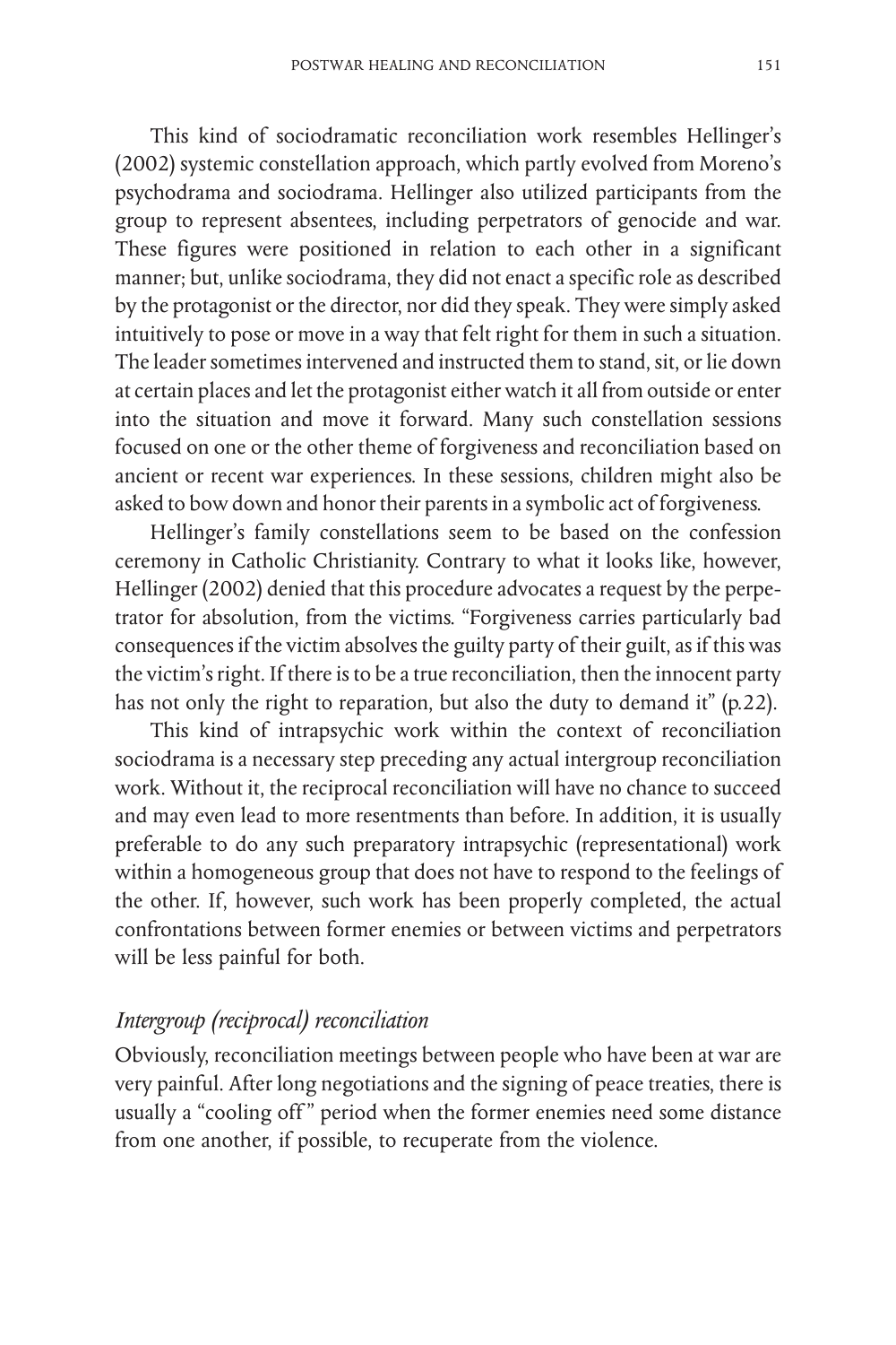This kind of sociodramatic reconciliation work resembles Hellinger's (2002) systemic constellation approach, which partly evolved from Moreno's psychodrama and sociodrama. Hellinger also utilized participants from the group to represent absentees, including perpetrators of genocide and war. These figures were positioned in relation to each other in a significant manner; but, unlike sociodrama, they did not enact a specific role as described by the protagonist or the director, nor did they speak. They were simply asked intuitively to pose or move in a way that felt right for them in such a situation. The leader sometimes intervened and instructed them to stand, sit, or lie down at certain places and let the protagonist either watch it all from outside or enter into the situation and move it forward. Many such constellation sessions focused on one or the other theme of forgiveness and reconciliation based on ancient or recent war experiences. In these sessions, children might also be asked to bow down and honor their parents in a symbolic act of forgiveness.

Hellinger's family constellations seem to be based on the confession ceremony in Catholic Christianity. Contrary to what it looks like, however, Hellinger (2002) denied that this procedure advocates a request by the perpetrator for absolution, from the victims. "Forgiveness carries particularly bad consequences if the victim absolves the guilty party of their guilt, as if this was the victim's right. If there is to be a true reconciliation, then the innocent party has not only the right to reparation, but also the duty to demand it" (p.22).

This kind of intrapsychic work within the context of reconciliation sociodrama is a necessary step preceding any actual intergroup reconciliation work. Without it, the reciprocal reconciliation will have no chance to succeed and may even lead to more resentments than before. In addition, it is usually preferable to do any such preparatory intrapsychic (representational) work within a homogeneous group that does not have to respond to the feelings of the other. If, however, such work has been properly completed, the actual confrontations between former enemies or between victims and perpetrators will be less painful for both.

### *Intergroup (reciprocal) reconciliation*

Obviously, reconciliation meetings between people who have been at war are very painful. After long negotiations and the signing of peace treaties, there is usually a "cooling off" period when the former enemies need some distance from one another, if possible, to recuperate from the violence.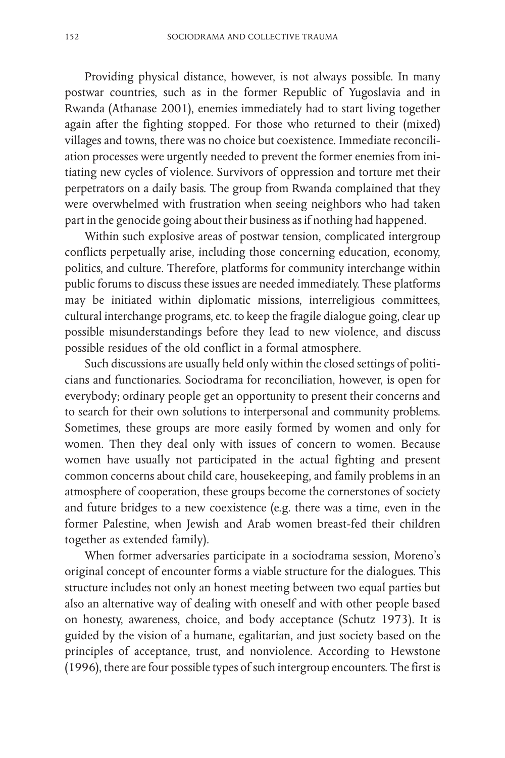Providing physical distance, however, is not always possible. In many postwar countries, such as in the former Republic of Yugoslavia and in Rwanda (Athanase 2001), enemies immediately had to start living together again after the fighting stopped. For those who returned to their (mixed) villages and towns, there was no choice but coexistence. Immediate reconciliation processes were urgently needed to prevent the former enemies from initiating new cycles of violence. Survivors of oppression and torture met their perpetrators on a daily basis. The group from Rwanda complained that they were overwhelmed with frustration when seeing neighbors who had taken part in the genocide going about their business as if nothing had happened.

Within such explosive areas of postwar tension, complicated intergroup conflicts perpetually arise, including those concerning education, economy, politics, and culture. Therefore, platforms for community interchange within public forums to discuss these issues are needed immediately. These platforms may be initiated within diplomatic missions, interreligious committees, cultural interchange programs, etc. to keep the fragile dialogue going, clear up possible misunderstandings before they lead to new violence, and discuss possible residues of the old conflict in a formal atmosphere.

Such discussions are usually held only within the closed settings of politicians and functionaries. Sociodrama for reconciliation, however, is open for everybody; ordinary people get an opportunity to present their concerns and to search for their own solutions to interpersonal and community problems. Sometimes, these groups are more easily formed by women and only for women. Then they deal only with issues of concern to women. Because women have usually not participated in the actual fighting and present common concerns about child care, housekeeping, and family problems in an atmosphere of cooperation, these groups become the cornerstones of society and future bridges to a new coexistence (e.g. there was a time, even in the former Palestine, when Jewish and Arab women breast-fed their children together as extended family).

When former adversaries participate in a sociodrama session, Moreno's original concept of encounter forms a viable structure for the dialogues. This structure includes not only an honest meeting between two equal parties but also an alternative way of dealing with oneself and with other people based on honesty, awareness, choice, and body acceptance (Schutz 1973). It is guided by the vision of a humane, egalitarian, and just society based on the principles of acceptance, trust, and nonviolence. According to Hewstone (1996), there are four possible types of such intergroup encounters. The first is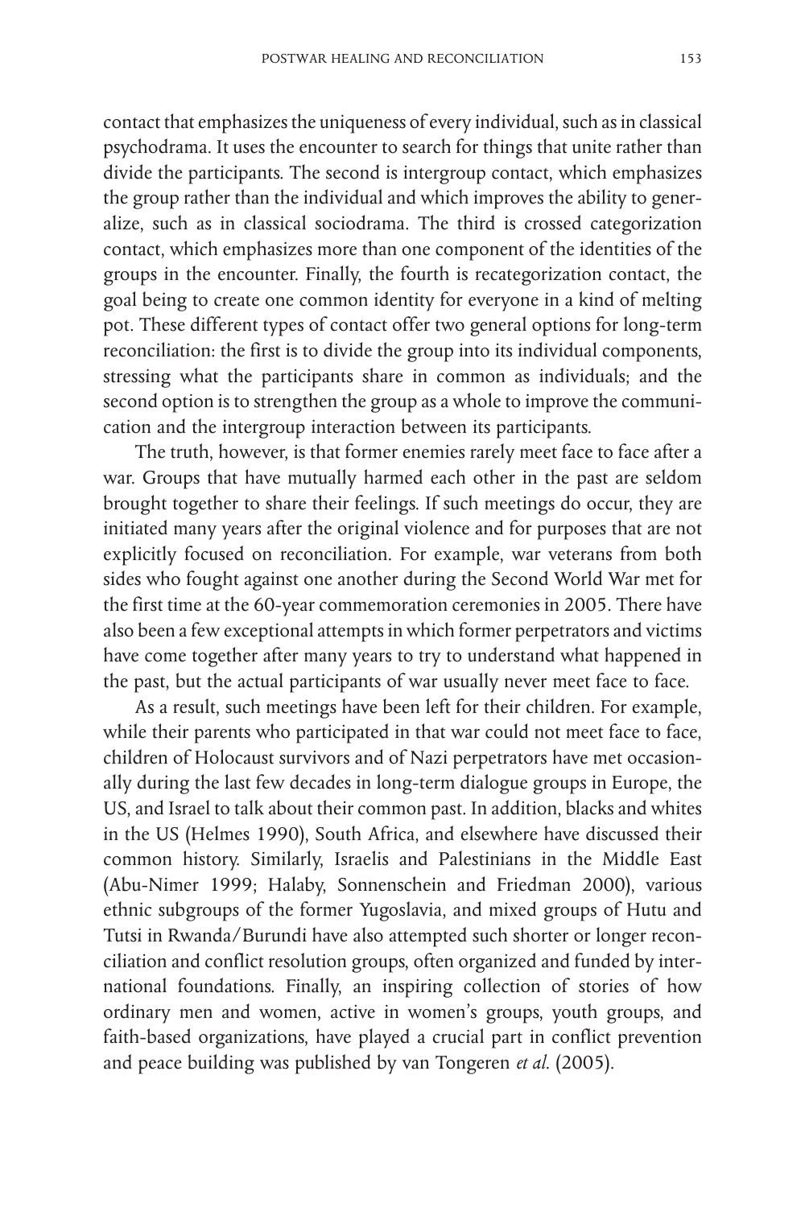contact that emphasizes the uniqueness of every individual, such as in classical psychodrama. It uses the encounter to search for things that unite rather than divide the participants. The second is intergroup contact, which emphasizes the group rather than the individual and which improves the ability to generalize, such as in classical sociodrama. The third is crossed categorization contact, which emphasizes more than one component of the identities of the groups in the encounter. Finally, the fourth is recategorization contact, the goal being to create one common identity for everyone in a kind of melting pot. These different types of contact offer two general options for long-term reconciliation: the first is to divide the group into its individual components, stressing what the participants share in common as individuals; and the second option is to strengthen the group as a whole to improve the communication and the intergroup interaction between its participants.

The truth, however, is that former enemies rarely meet face to face after a war. Groups that have mutually harmed each other in the past are seldom brought together to share their feelings. If such meetings do occur, they are initiated many years after the original violence and for purposes that are not explicitly focused on reconciliation. For example, war veterans from both sides who fought against one another during the Second World War met for the first time at the 60-year commemoration ceremonies in 2005. There have also been a few exceptional attempts in which former perpetrators and victims have come together after many years to try to understand what happened in the past, but the actual participants of war usually never meet face to face.

As a result, such meetings have been left for their children. For example, while their parents who participated in that war could not meet face to face, children of Holocaust survivors and of Nazi perpetrators have met occasionally during the last few decades in long-term dialogue groups in Europe, the US, and Israel to talk about their common past. In addition, blacks and whites in the US (Helmes 1990), South Africa, and elsewhere have discussed their common history. Similarly, Israelis and Palestinians in the Middle East (Abu-Nimer 1999; Halaby, Sonnenschein and Friedman 2000), various ethnic subgroups of the former Yugoslavia, and mixed groups of Hutu and Tutsi in Rwanda/Burundi have also attempted such shorter or longer reconciliation and conflict resolution groups, often organized and funded by international foundations. Finally, an inspiring collection of stories of how ordinary men and women, active in women's groups, youth groups, and faith-based organizations, have played a crucial part in conflict prevention and peace building was published by van Tongeren *et al.* (2005).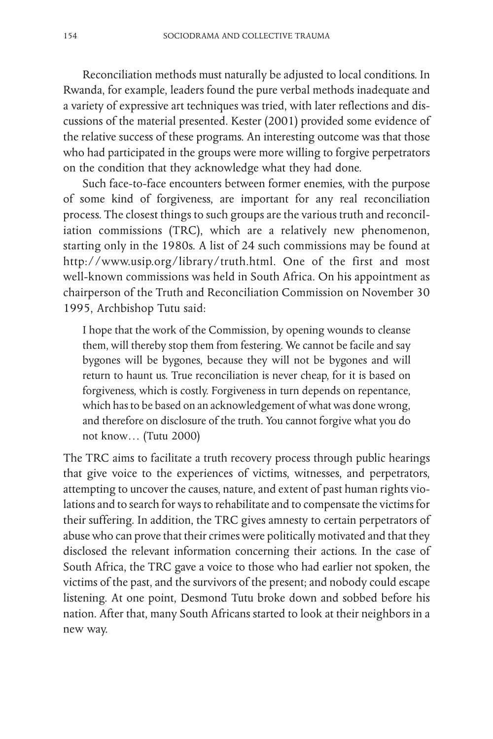Reconciliation methods must naturally be adjusted to local conditions. In Rwanda, for example, leaders found the pure verbal methods inadequate and a variety of expressive art techniques was tried, with later reflections and discussions of the material presented. Kester (2001) provided some evidence of the relative success of these programs. An interesting outcome was that those who had participated in the groups were more willing to forgive perpetrators on the condition that they acknowledge what they had done.

Such face-to-face encounters between former enemies, with the purpose of some kind of forgiveness, are important for any real reconciliation process. The closest things to such groups are the various truth and reconciliation commissions (TRC), which are a relatively new phenomenon, starting only in the 1980s. A list of 24 such commissions may be found at http://www.usip.org/library/truth.html. One of the first and most well-known commissions was held in South Africa. On his appointment as chairperson of the Truth and Reconciliation Commission on November 30 1995, Archbishop Tutu said:

> I hope that the work of the Commission, by opening wounds to cleanse them, will thereby stop them from festering. We cannot be facile and say bygones will be bygones, because they will not be bygones and will return to haunt us. True reconciliation is never cheap, for it is based on forgiveness, which is costly. Forgiveness in turn depends on repentance, which has to be based on an acknowledgement of what was done wrong, and therefore on disclosure of the truth. You cannot forgive what you do not know… (Tutu 2000)

The TRC aims to facilitate a truth recovery process through public hearings that give voice to the experiences of victims, witnesses, and perpetrators, attempting to uncover the causes, nature, and extent of past human rights violations and to search for ways to rehabilitate and to compensate the victims for their suffering. In addition, the TRC gives amnesty to certain perpetrators of abuse who can prove that their crimes were politically motivated and that they disclosed the relevant information concerning their actions. In the case of South Africa, the TRC gave a voice to those who had earlier not spoken, the victims of the past, and the survivors of the present; and nobody could escape listening. At one point, Desmond Tutu broke down and sobbed before his nation. After that, many South Africans started to look at their neighbors in a new way.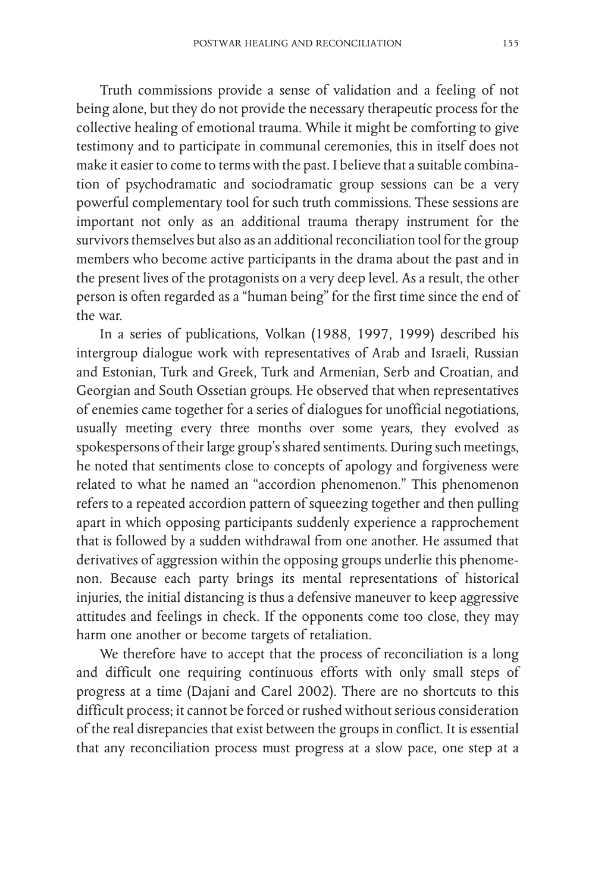Truth commissions provide a sense of validation and a feeling of not being alone, but they do not provide the necessary therapeutic process for the collective healing of emotional trauma. While it might be comforting to give testimony and to participate in communal ceremonies, this in itself does not make it easier to come to terms with the past. I believe that a suitable combination of psychodramatic and sociodramatic group sessions can be a very powerful complementary tool for such truth commissions. These sessions are important not only as an additional trauma therapy instrument for the survivors themselves but also as an additional reconciliation tool for the group members who become active participants in the drama about the past and in the present lives of the protagonists on a very deep level. As a result, the other person is often regarded as a "human being" for the first time since the end of the war.

In a series of publications, Volkan (1988, 1997, 1999) described his intergroup dialogue work with representatives of Arab and Israeli, Russian and Estonian, Turk and Greek, Turk and Armenian, Serb and Croatian, and Georgian and South Ossetian groups. He observed that when representatives of enemies came together for a series of dialogues for unofficial negotiations, usually meeting every three months over some years, they evolved as spokespersons of their large group's shared sentiments. During such meetings, he noted that sentiments close to concepts of apology and forgiveness were related to what he named an "accordion phenomenon." This phenomenon refers to a repeated accordion pattern of squeezing together and then pulling apart in which opposing participants suddenly experience a rapprochement that is followed by a sudden withdrawal from one another. He assumed that derivatives of aggression within the opposing groups underlie this phenomenon. Because each party brings its mental representations of historical injuries, the initial distancing is thus a defensive maneuver to keep aggressive attitudes and feelings in check. If the opponents come too close, they may harm one another or become targets of retaliation.

We therefore have to accept that the process of reconciliation is a long and difficult one requiring continuous efforts with only small steps of progress at a time (Dajani and Carel 2002). There are no shortcuts to this difficult process; it cannot be forced or rushed without serious consideration of the real disrepancies that exist between the groups in conflict. It is essential that any reconciliation process must progress at a slow pace, one step at a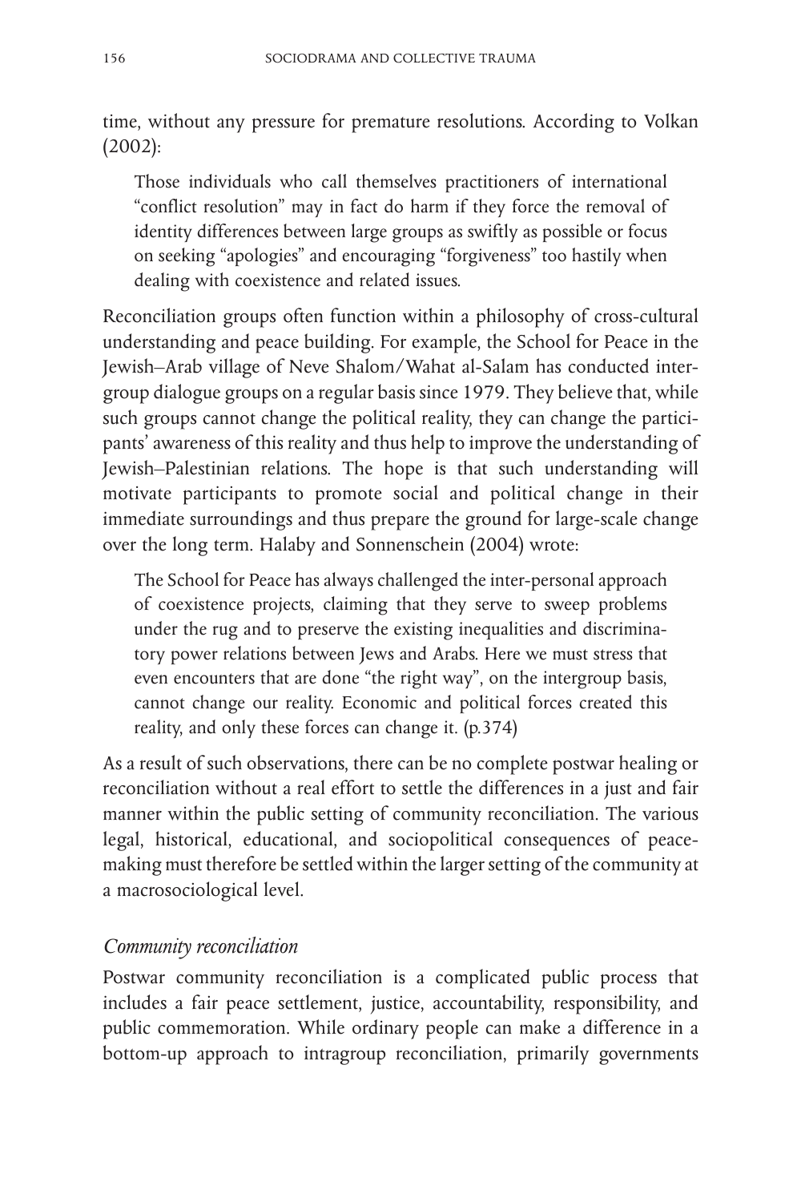time, without any pressure for premature resolutions. According to Volkan (2002):

> Those individuals who call themselves practitioners of international "conflict resolution" may in fact do harm if they force the removal of identity differences between large groups as swiftly as possible or focus on seeking "apologies" and encouraging "forgiveness" too hastily when dealing with coexistence and related issues.

Reconciliation groups often function within a philosophy of cross-cultural understanding and peace building. For example, the School for Peace in the Jewish–Arab village of Neve Shalom/Wahat al-Salam has conducted intergroup dialogue groups on a regular basis since 1979. They believe that, while such groups cannot change the political reality, they can change the participants' awareness of this reality and thus help to improve the understanding of Jewish–Palestinian relations. The hope is that such understanding will motivate participants to promote social and political change in their immediate surroundings and thus prepare the ground for large-scale change over the long term. Halaby and Sonnenschein (2004) wrote:

> The School for Peace has always challenged the inter-personal approach of coexistence projects, claiming that they serve to sweep problems under the rug and to preserve the existing inequalities and discriminatory power relations between Jews and Arabs. Here we must stress that even encounters that are done "the right way", on the intergroup basis, cannot change our reality. Economic and political forces created this reality, and only these forces can change it. (p.374)

As a result of such observations, there can be no complete postwar healing or reconciliation without a real effort to settle the differences in a just and fair manner within the public setting of community reconciliation. The various legal, historical, educational, and sociopolitical consequences of peacemaking must therefore be settled within the larger setting of the community at a macrosociological level.

### *Community reconciliation*

Postwar community reconciliation is a complicated public process that includes a fair peace settlement, justice, accountability, responsibility, and public commemoration. While ordinary people can make a difference in a bottom-up approach to intragroup reconciliation, primarily governments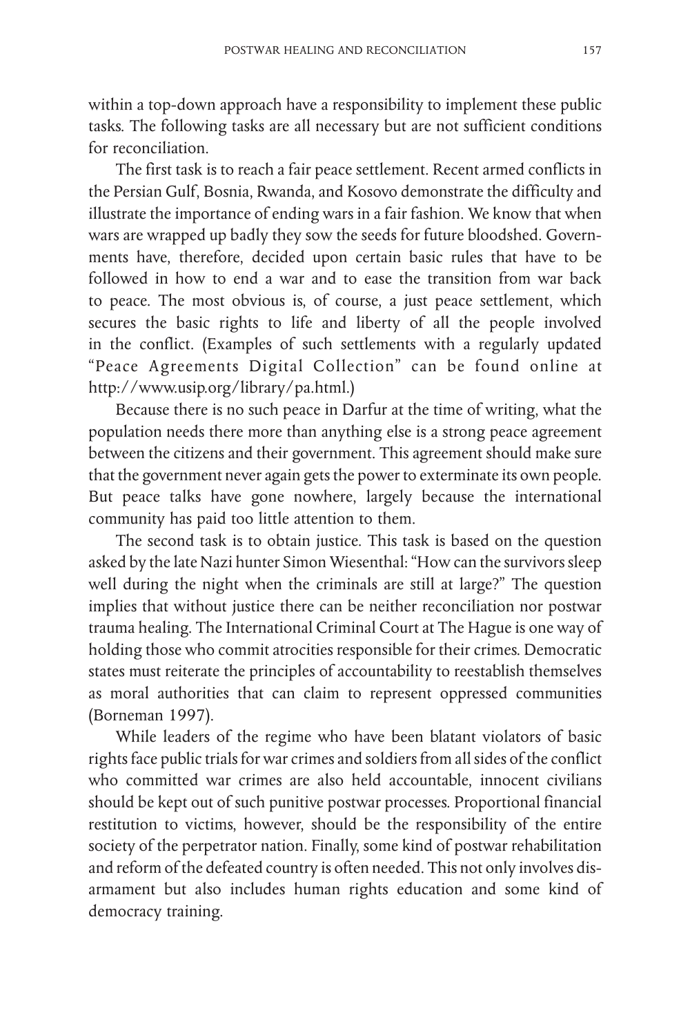within a top-down approach have a responsibility to implement these public tasks. The following tasks are all necessary but are not sufficient conditions for reconciliation.

The first task is to reach a fair peace settlement. Recent armed conflicts in the Persian Gulf, Bosnia, Rwanda, and Kosovo demonstrate the difficulty and illustrate the importance of ending wars in a fair fashion. We know that when wars are wrapped up badly they sow the seeds for future bloodshed. Governments have, therefore, decided upon certain basic rules that have to be followed in how to end a war and to ease the transition from war back to peace. The most obvious is, of course, a just peace settlement, which secures the basic rights to life and liberty of all the people involved in the conflict. (Examples of such settlements with a regularly updated "Peace Agreements Digital Collection" can be found online at http://www.usip.org/library/pa.html.)

Because there is no such peace in Darfur at the time of writing, what the population needs there more than anything else is a strong peace agreement between the citizens and their government. This agreement should make sure that the government never again gets the power to exterminate its own people. But peace talks have gone nowhere, largely because the international community has paid too little attention to them.

The second task is to obtain justice. This task is based on the question asked by the late Nazi hunter Simon Wiesenthal: "How can the survivors sleep well during the night when the criminals are still at large?" The question implies that without justice there can be neither reconciliation nor postwar trauma healing. The International Criminal Court at The Hague is one way of holding those who commit atrocities responsible for their crimes. Democratic states must reiterate the principles of accountability to reestablish themselves as moral authorities that can claim to represent oppressed communities (Borneman 1997).

While leaders of the regime who have been blatant violators of basic rights face public trials for war crimes and soldiers from all sides of the conflict who committed war crimes are also held accountable, innocent civilians should be kept out of such punitive postwar processes. Proportional financial restitution to victims, however, should be the responsibility of the entire society of the perpetrator nation. Finally, some kind of postwar rehabilitation and reform of the defeated country is often needed. This not only involves disarmament but also includes human rights education and some kind of democracy training.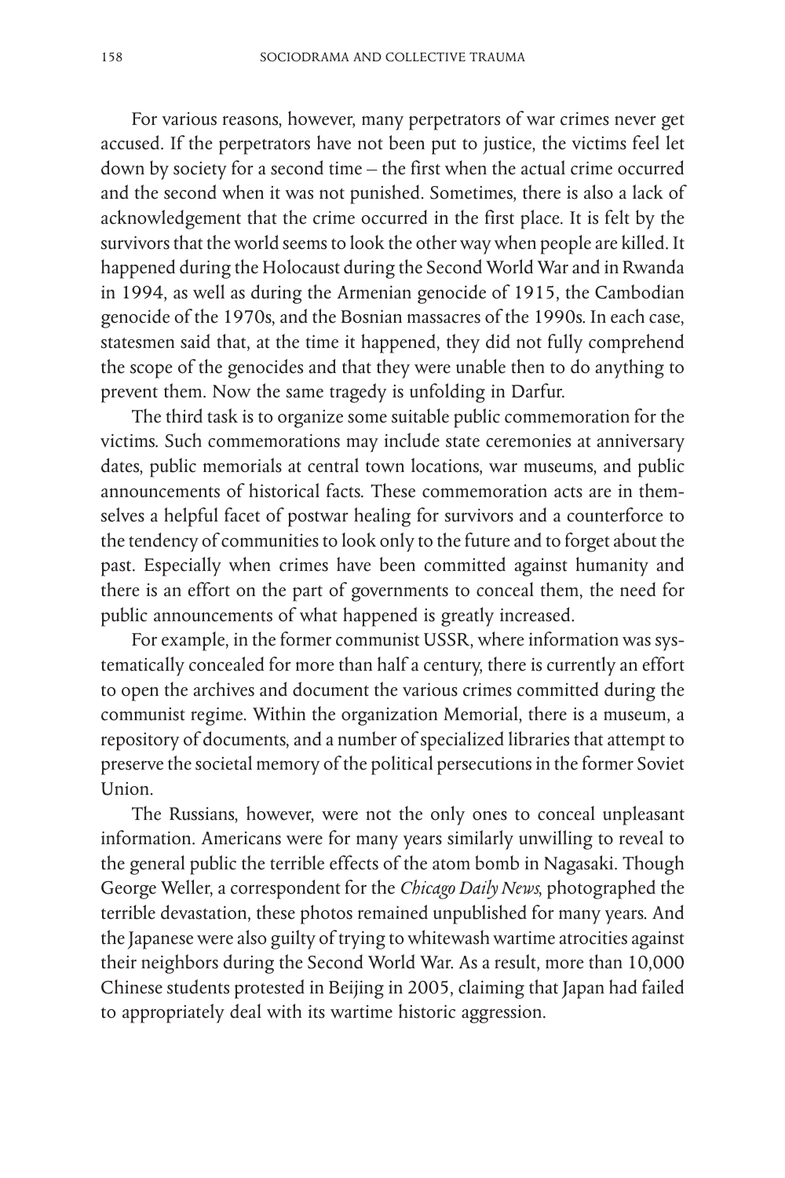For various reasons, however, many perpetrators of war crimes never get accused. If the perpetrators have not been put to justice, the victims feel let down by society for a second time – the first when the actual crime occurred and the second when it was not punished. Sometimes, there is also a lack of acknowledgement that the crime occurred in the first place. It is felt by the survivors that the world seems to look the other way when people are killed. It happened during the Holocaust during the Second World War and in Rwanda in 1994, as well as during the Armenian genocide of 1915, the Cambodian genocide of the 1970s, and the Bosnian massacres of the 1990s. In each case, statesmen said that, at the time it happened, they did not fully comprehend the scope of the genocides and that they were unable then to do anything to prevent them. Now the same tragedy is unfolding in Darfur.

The third task is to organize some suitable public commemoration for the victims. Such commemorations may include state ceremonies at anniversary dates, public memorials at central town locations, war museums, and public announcements of historical facts. These commemoration acts are in themselves a helpful facet of postwar healing for survivors and a counterforce to the tendency of communities to look only to the future and to forget about the past. Especially when crimes have been committed against humanity and there is an effort on the part of governments to conceal them, the need for public announcements of what happened is greatly increased.

For example, in the former communist USSR, where information was systematically concealed for more than half a century, there is currently an effort to open the archives and document the various crimes committed during the communist regime. Within the organization Memorial, there is a museum, a repository of documents, and a number of specialized libraries that attempt to preserve the societal memory of the political persecutions in the former Soviet Union.

The Russians, however, were not the only ones to conceal unpleasant information. Americans were for many years similarly unwilling to reveal to the general public the terrible effects of the atom bomb in Nagasaki. Though George Weller, a correspondent for the *Chicago Daily News*, photographed the terrible devastation, these photos remained unpublished for many years. And the Japanese were also guilty of trying to whitewash wartime atrocities against their neighbors during the Second World War. As a result, more than 10,000 Chinese students protested in Beijing in 2005, claiming that Japan had failed to appropriately deal with its wartime historic aggression.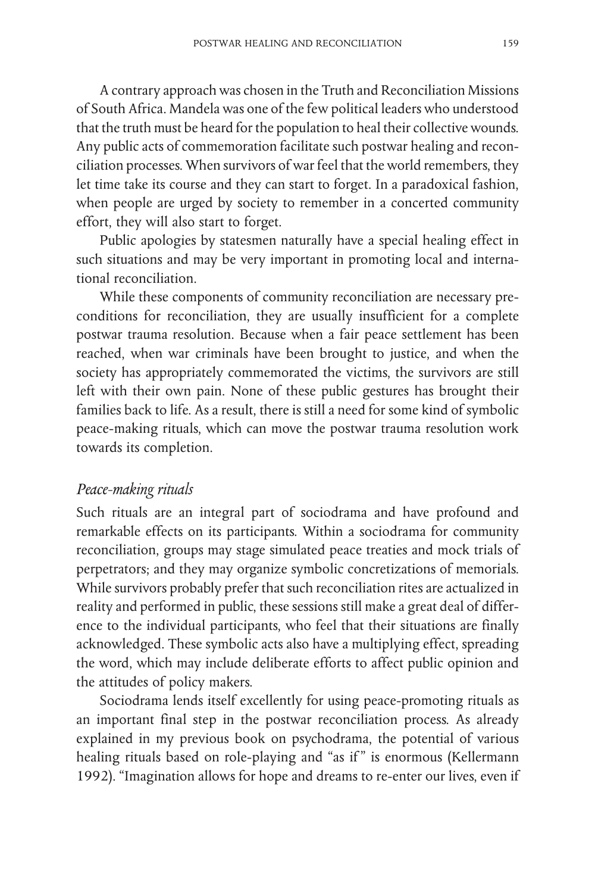A contrary approach was chosen in the Truth and Reconciliation Missions of South Africa. Mandela was one of the few political leaders who understood that the truth must be heard for the population to heal their collective wounds. Any public acts of commemoration facilitate such postwar healing and reconciliation processes. When survivors of war feel that the world remembers, they let time take its course and they can start to forget. In a paradoxical fashion, when people are urged by society to remember in a concerted community effort, they will also start to forget.

Public apologies by statesmen naturally have a special healing effect in such situations and may be very important in promoting local and international reconciliation.

While these components of community reconciliation are necessary preconditions for reconciliation, they are usually insufficient for a complete postwar trauma resolution. Because when a fair peace settlement has been reached, when war criminals have been brought to justice, and when the society has appropriately commemorated the victims, the survivors are still left with their own pain. None of these public gestures has brought their families back to life. As a result, there is still a need for some kind of symbolic peace-making rituals, which can move the postwar trauma resolution work towards its completion.

### *Peace-making rituals*

Such rituals are an integral part of sociodrama and have profound and remarkable effects on its participants. Within a sociodrama for community reconciliation, groups may stage simulated peace treaties and mock trials of perpetrators; and they may organize symbolic concretizations of memorials. While survivors probably prefer that such reconciliation rites are actualized in reality and performed in public, these sessions still make a great deal of difference to the individual participants, who feel that their situations are finally acknowledged. These symbolic acts also have a multiplying effect, spreading the word, which may include deliberate efforts to affect public opinion and the attitudes of policy makers.

Sociodrama lends itself excellently for using peace-promoting rituals as an important final step in the postwar reconciliation process. As already explained in my previous book on psychodrama, the potential of various healing rituals based on role-playing and "as if" is enormous (Kellermann 1992). "Imagination allows for hope and dreams to re-enter our lives, even if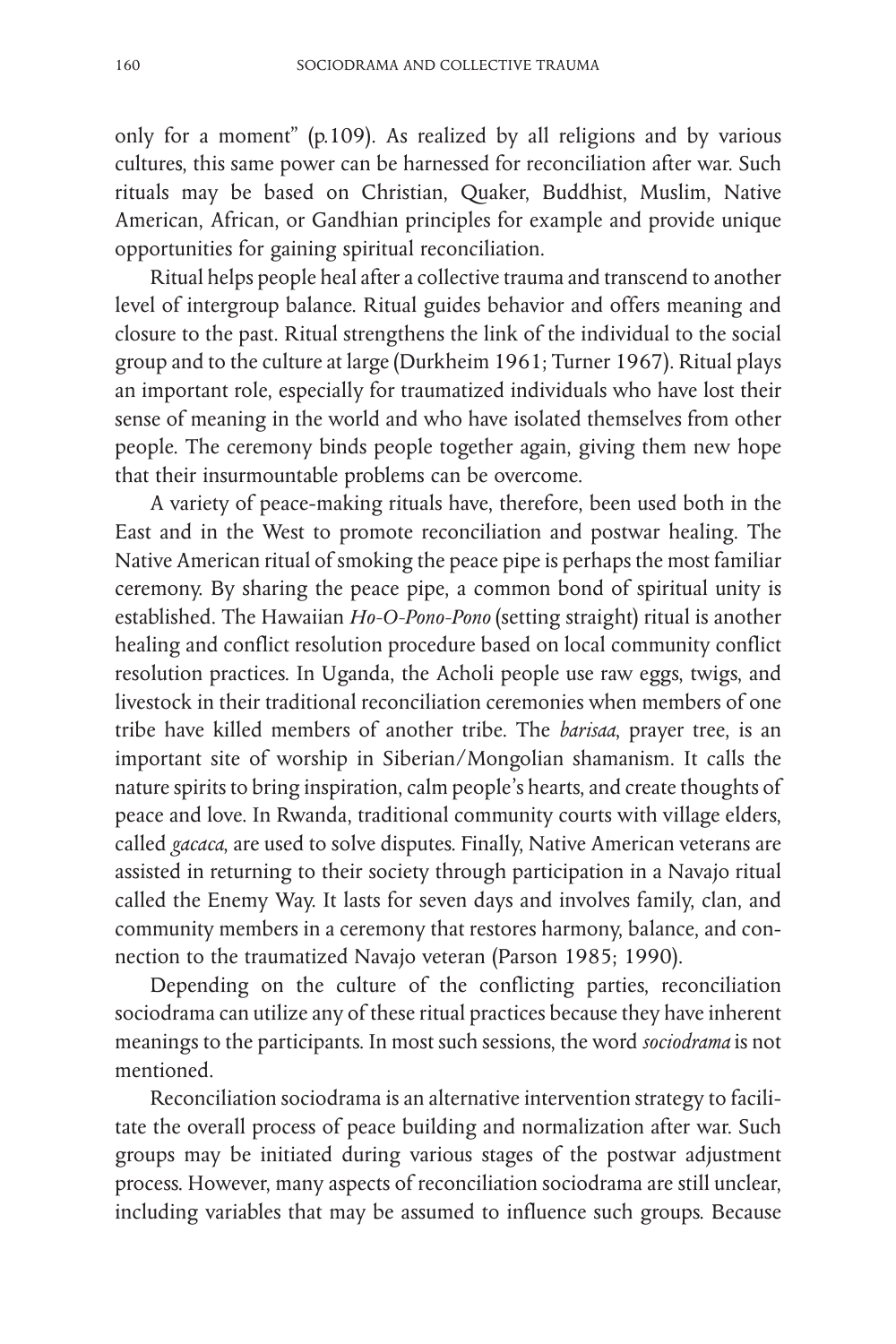only for a moment" (p.109). As realized by all religions and by various cultures, this same power can be harnessed for reconciliation after war. Such rituals may be based on Christian, Quaker, Buddhist, Muslim, Native American, African, or Gandhian principles for example and provide unique opportunities for gaining spiritual reconciliation.

Ritual helps people heal after a collective trauma and transcend to another level of intergroup balance. Ritual guides behavior and offers meaning and closure to the past. Ritual strengthens the link of the individual to the social group and to the culture at large (Durkheim 1961; Turner 1967). Ritual plays an important role, especially for traumatized individuals who have lost their sense of meaning in the world and who have isolated themselves from other people. The ceremony binds people together again, giving them new hope that their insurmountable problems can be overcome.

A variety of peace-making rituals have, therefore, been used both in the East and in the West to promote reconciliation and postwar healing. The Native American ritual of smoking the peace pipe is perhaps the most familiar ceremony. By sharing the peace pipe, a common bond of spiritual unity is established. The Hawaiian *Ho-O-Pono-Pono* (setting straight) ritual is another healing and conflict resolution procedure based on local community conflict resolution practices. In Uganda, the Acholi people use raw eggs, twigs, and livestock in their traditional reconciliation ceremonies when members of one tribe have killed members of another tribe. The *barisaa*, prayer tree, is an important site of worship in Siberian/Mongolian shamanism. It calls the nature spirits to bring inspiration, calm people's hearts, and create thoughts of peace and love. In Rwanda, traditional community courts with village elders, called *gacaca*, are used to solve disputes. Finally, Native American veterans are assisted in returning to their society through participation in a Navajo ritual called the Enemy Way. It lasts for seven days and involves family, clan, and community members in a ceremony that restores harmony, balance, and connection to the traumatized Navajo veteran (Parson 1985; 1990).

Depending on the culture of the conflicting parties, reconciliation sociodrama can utilize any of these ritual practices because they have inherent meanings to the participants. In most such sessions, the word *sociodrama* is not mentioned.

Reconciliation sociodrama is an alternative intervention strategy to facilitate the overall process of peace building and normalization after war. Such groups may be initiated during various stages of the postwar adjustment process. However, many aspects of reconciliation sociodrama are still unclear, including variables that may be assumed to influence such groups. Because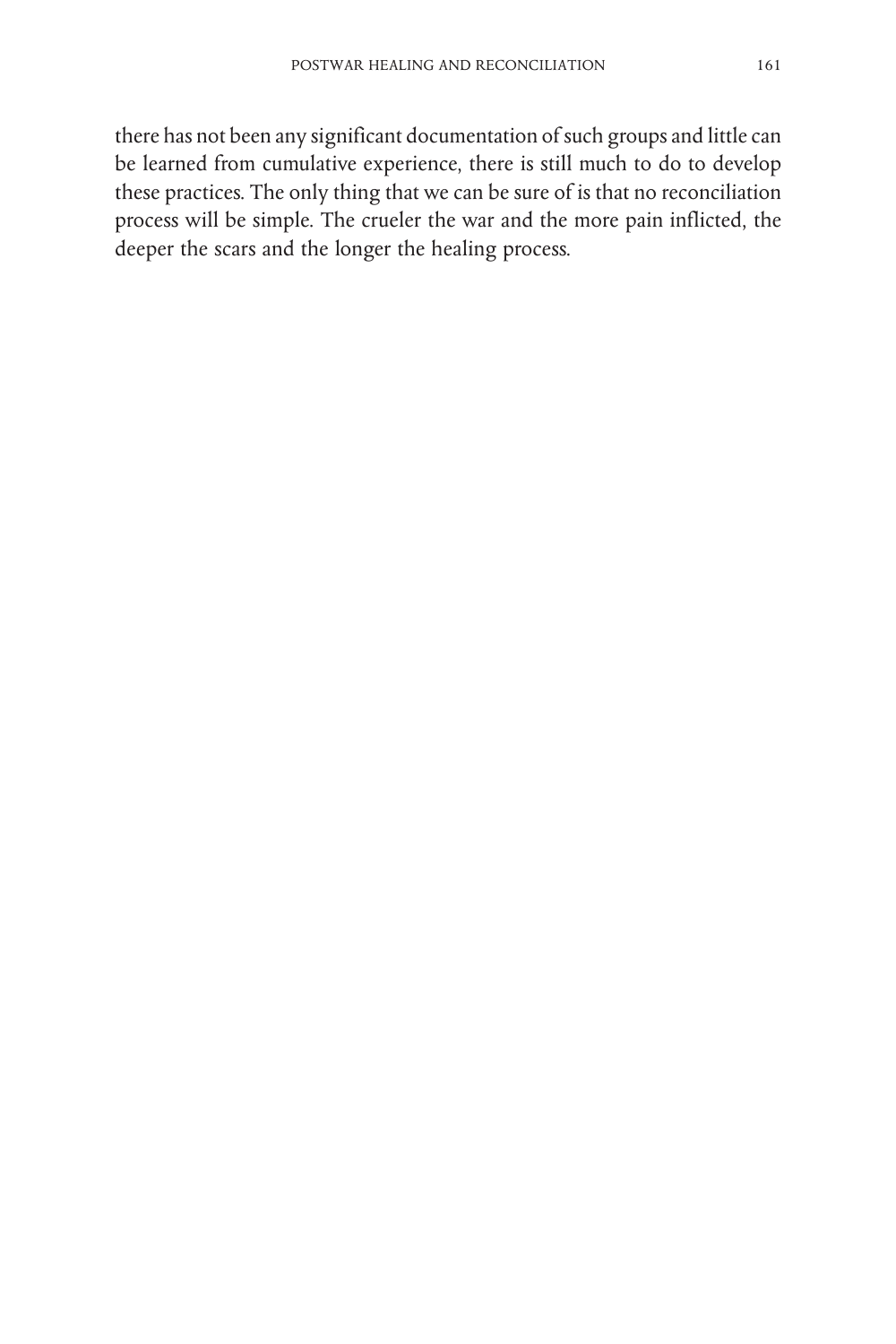there has not been any significant documentation of such groups and little can be learned from cumulative experience, there is still much to do to develop these practices. The only thing that we can be sure of is that no reconciliation process will be simple. The crueler the war and the more pain inflicted, the deeper the scars and the longer the healing process.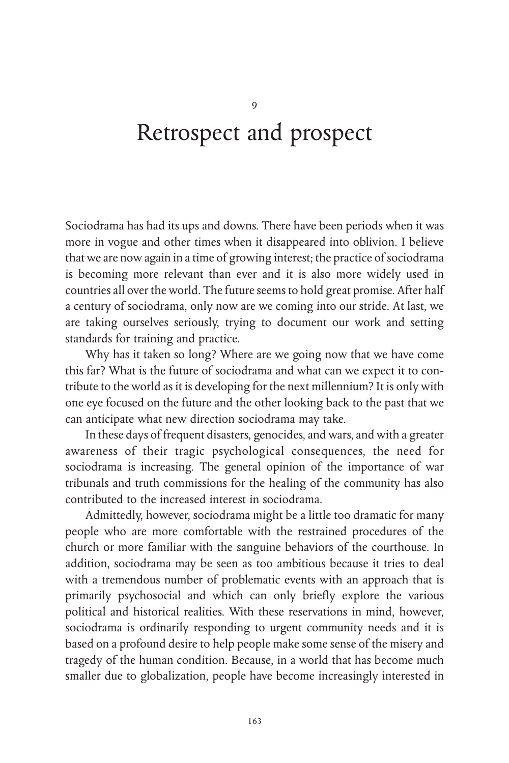# 9 Retrospect and prospect

Sociodrama has had its ups and downs. There have been periods when it was more in vogue and other times when it disappeared into oblivion. I believe that we are now again in a time of growing interest; the practice of sociodrama is becoming more relevant than ever and it is also more widely used in countries all over the world. The future seems to hold great promise. After half a century of sociodrama, only now are we coming into our stride. At last, we are taking ourselves seriously, trying to document our work and setting standards for training and practice.

Why has it taken so long? Where are we going now that we have come this far? What is the future of sociodrama and what can we expect it to contribute to the world as it is developing for the next millennium? It is only with one eye focused on the future and the other looking back to the past that we can anticipate what new direction sociodrama may take.

In these days of frequent disasters, genocides, and wars, and with a greater awareness of their tragic psychological consequences, the need for sociodrama is increasing. The general opinion of the importance of war tribunals and truth commissions for the healing of the community has also contributed to the increased interest in sociodrama.

Admittedly, however, sociodrama might be a little too dramatic for many people who are more comfortable with the restrained procedures of the church or more familiar with the sanguine behaviors of the courthouse. In addition, sociodrama may be seen as too ambitious because it tries to deal with a tremendous number of problematic events with an approach that is primarily psychosocial and which can only briefly explore the various political and historical realities. With these reservations in mind, however, sociodrama is ordinarily responding to urgent community needs and it is based on a profound desire to help people make some sense of the misery and tragedy of the human condition. Because, in a world that has become much smaller due to globalization, people have become increasingly interested in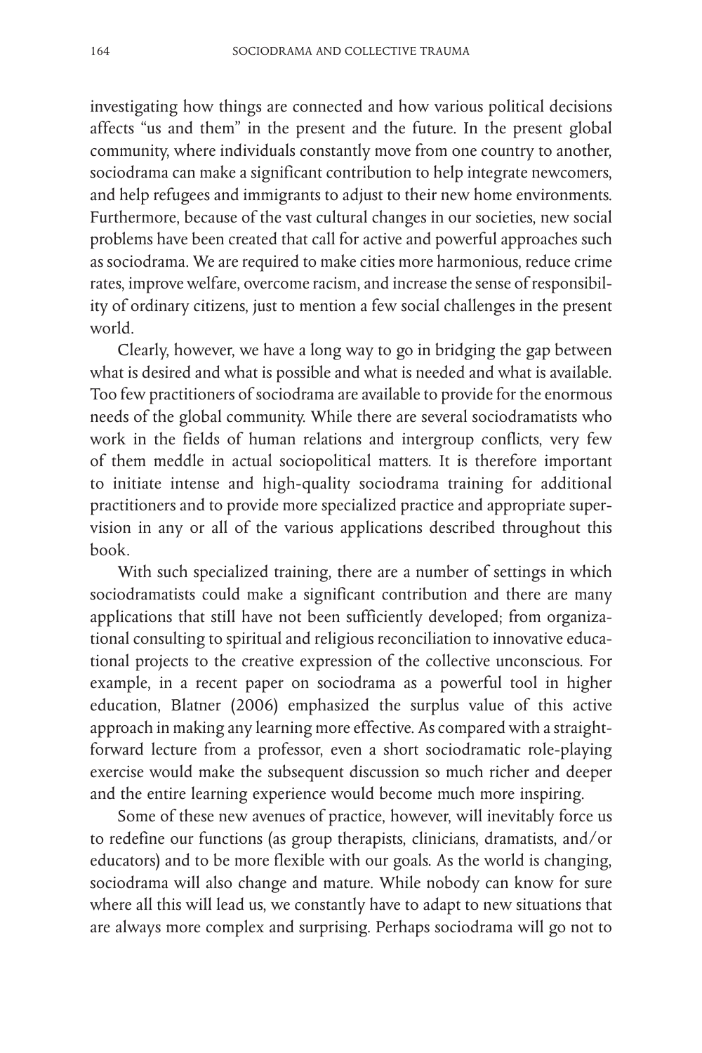investigating how things are connected and how various political decisions affects "us and them" in the present and the future. In the present global community, where individuals constantly move from one country to another, sociodrama can make a significant contribution to help integrate newcomers, and help refugees and immigrants to adjust to their new home environments. Furthermore, because of the vast cultural changes in our societies, new social problems have been created that call for active and powerful approaches such as sociodrama. We are required to make cities more harmonious, reduce crime rates, improve welfare, overcome racism, and increase the sense of responsibility of ordinary citizens, just to mention a few social challenges in the present world.

Clearly, however, we have a long way to go in bridging the gap between what is desired and what is possible and what is needed and what is available. Too few practitioners of sociodrama are available to provide for the enormous needs of the global community. While there are several sociodramatists who work in the fields of human relations and intergroup conflicts, very few of them meddle in actual sociopolitical matters. It is therefore important to initiate intense and high-quality sociodrama training for additional practitioners and to provide more specialized practice and appropriate supervision in any or all of the various applications described throughout this book.

With such specialized training, there are a number of settings in which sociodramatists could make a significant contribution and there are many applications that still have not been sufficiently developed; from organizational consulting to spiritual and religious reconciliation to innovative educational projects to the creative expression of the collective unconscious. For example, in a recent paper on sociodrama as a powerful tool in higher education, Blatner (2006) emphasized the surplus value of this active approach in making any learning more effective. As compared with a straightforward lecture from a professor, even a short sociodramatic role-playing exercise would make the subsequent discussion so much richer and deeper and the entire learning experience would become much more inspiring.

Some of these new avenues of practice, however, will inevitably force us to redefine our functions (as group therapists, clinicians, dramatists, and/or educators) and to be more flexible with our goals. As the world is changing, sociodrama will also change and mature. While nobody can know for sure where all this will lead us, we constantly have to adapt to new situations that are always more complex and surprising. Perhaps sociodrama will go not to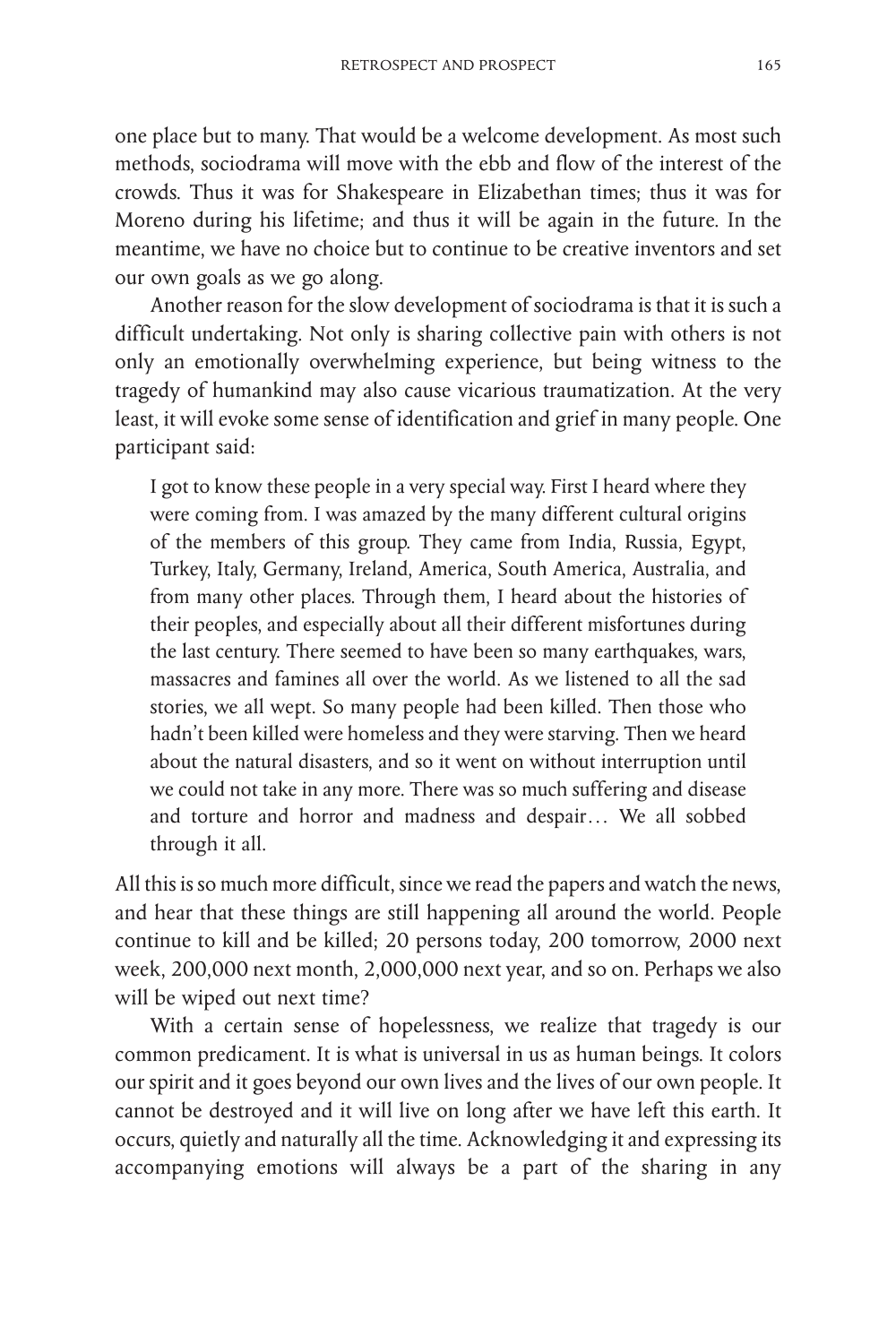one place but to many. That would be a welcome development. As most such methods, sociodrama will move with the ebb and flow of the interest of the crowds. Thus it was for Shakespeare in Elizabethan times; thus it was for Moreno during his lifetime; and thus it will be again in the future. In the meantime, we have no choice but to continue to be creative inventors and set our own goals as we go along.

Another reason for the slow development of sociodrama is that it is such a difficult undertaking. Not only is sharing collective pain with others is not only an emotionally overwhelming experience, but being witness to the tragedy of humankind may also cause vicarious traumatization. At the very least, it will evoke some sense of identification and grief in many people. One participant said:

> I got to know these people in a very special way. First I heard where they were coming from. I was amazed by the many different cultural origins of the members of this group. They came from India, Russia, Egypt, Turkey, Italy, Germany, Ireland, America, South America, Australia, and from many other places. Through them, I heard about the histories of their peoples, and especially about all their different misfortunes during the last century. There seemed to have been so many earthquakes, wars, massacres and famines all over the world. As we listened to all the sad stories, we all wept. So many people had been killed. Then those who hadn't been killed were homeless and they were starving. Then we heard about the natural disasters, and so it went on without interruption until we could not take in any more. There was so much suffering and disease and torture and horror and madness and despair… We all sobbed through it all.

All this is so much more difficult, since we read the papers and watch the news, and hear that these things are still happening all around the world. People continue to kill and be killed; 20 persons today, 200 tomorrow, 2000 next week, 200,000 next month, 2,000,000 next year, and so on. Perhaps we also will be wiped out next time?

With a certain sense of hopelessness, we realize that tragedy is our common predicament. It is what is universal in us as human beings. It colors our spirit and it goes beyond our own lives and the lives of our own people. It cannot be destroyed and it will live on long after we have left this earth. It occurs, quietly and naturally all the time. Acknowledging it and expressing its accompanying emotions will always be a part of the sharing in any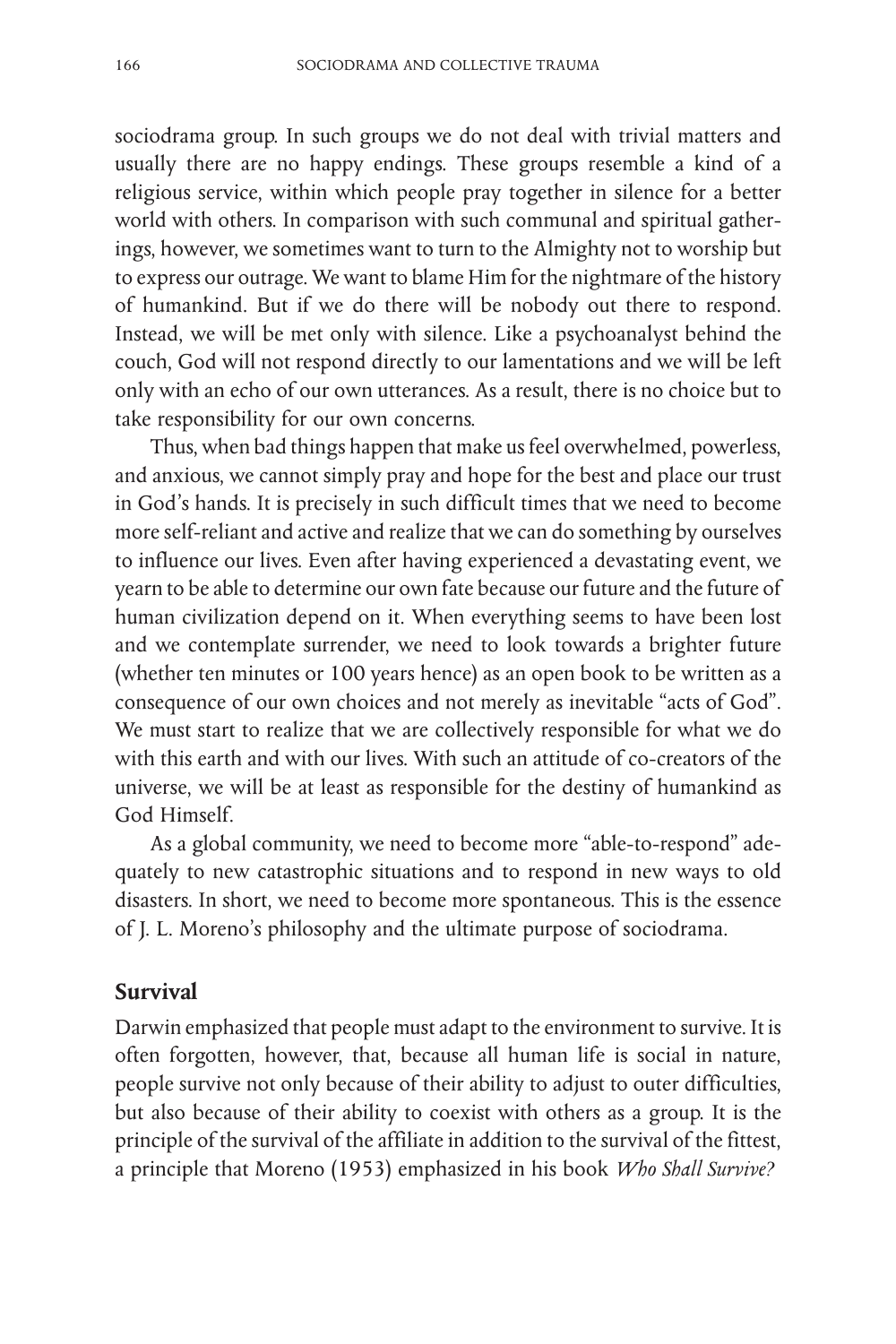sociodrama group. In such groups we do not deal with trivial matters and usually there are no happy endings. These groups resemble a kind of a religious service, within which people pray together in silence for a better world with others. In comparison with such communal and spiritual gatherings, however, we sometimes want to turn to the Almighty not to worship but to express our outrage. We want to blame Him for the nightmare of the history of humankind. But if we do there will be nobody out there to respond. Instead, we will be met only with silence. Like a psychoanalyst behind the couch, God will not respond directly to our lamentations and we will be left only with an echo of our own utterances. As a result, there is no choice but to take responsibility for our own concerns.

Thus, when bad things happen that make us feel overwhelmed, powerless, and anxious, we cannot simply pray and hope for the best and place our trust in God's hands. It is precisely in such difficult times that we need to become more self-reliant and active and realize that we can do something by ourselves to influence our lives. Even after having experienced a devastating event, we yearn to be able to determine our own fate because our future and the future of human civilization depend on it. When everything seems to have been lost and we contemplate surrender, we need to look towards a brighter future (whether ten minutes or 100 years hence) as an open book to be written as a consequence of our own choices and not merely as inevitable "acts of God". We must start to realize that we are collectively responsible for what we do with this earth and with our lives. With such an attitude of co-creators of the universe, we will be at least as responsible for the destiny of humankind as God Himself.

As a global community, we need to become more "able-to-respond" adequately to new catastrophic situations and to respond in new ways to old disasters. In short, we need to become more spontaneous. This is the essence of J. L. Moreno's philosophy and the ultimate purpose of sociodrama.

## Survival

Darwin emphasized that people must adapt to the environment to survive. It is often forgotten, however, that, because all human life is social in nature, people survive not only because of their ability to adjust to outer difficulties, but also because of their ability to coexist with others as a group. It is the principle of the survival of the affiliate in addition to the survival of the fittest, a principle that Moreno (1953) emphasized in his book *Who Shall Survive?*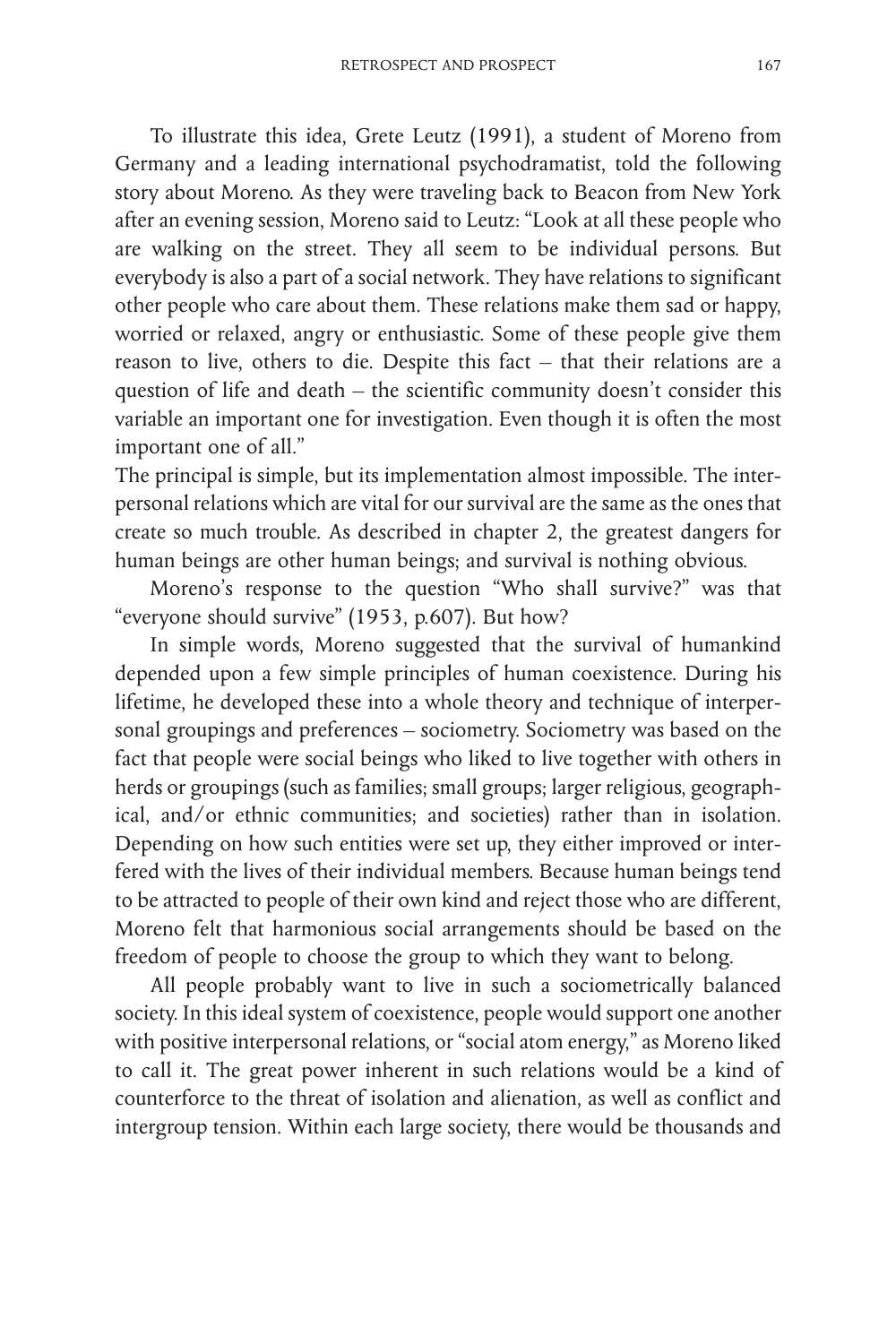To illustrate this idea, Grete Leutz (1991), a student of Moreno from Germany and a leading international psychodramatist, told the following story about Moreno. As they were traveling back to Beacon from New York after an evening session, Moreno said to Leutz: "Look at all these people who are walking on the street. They all seem to be individual persons. But everybody is also a part of a social network. They have relations to significant other people who care about them. These relations make them sad or happy, worried or relaxed, angry or enthusiastic. Some of these people give them reason to live, others to die. Despite this fact – that their relations are a question of life and death – the scientific community doesn't consider this variable an important one for investigation. Even though it is often the most important one of all."

The principal is simple, but its implementation almost impossible. The interpersonal relations which are vital for our survival are the same as the ones that create so much trouble. As described in chapter 2, the greatest dangers for human beings are other human beings; and survival is nothing obvious.

Moreno's response to the question "Who shall survive?" was that "everyone should survive" (1953, p.607). But how?

In simple words, Moreno suggested that the survival of humankind depended upon a few simple principles of human coexistence. During his lifetime, he developed these into a whole theory and technique of interpersonal groupings and preferences – sociometry. Sociometry was based on the fact that people were social beings who liked to live together with others in herds or groupings (such as families; small groups; larger religious, geographical, and/or ethnic communities; and societies) rather than in isolation. Depending on how such entities were set up, they either improved or interfered with the lives of their individual members. Because human beings tend to be attracted to people of their own kind and reject those who are different, Moreno felt that harmonious social arrangements should be based on the freedom of people to choose the group to which they want to belong.

All people probably want to live in such a sociometrically balanced society. In this ideal system of coexistence, people would support one another with positive interpersonal relations, or "social atom energy," as Moreno liked to call it. The great power inherent in such relations would be a kind of counterforce to the threat of isolation and alienation, as well as conflict and intergroup tension. Within each large society, there would be thousands and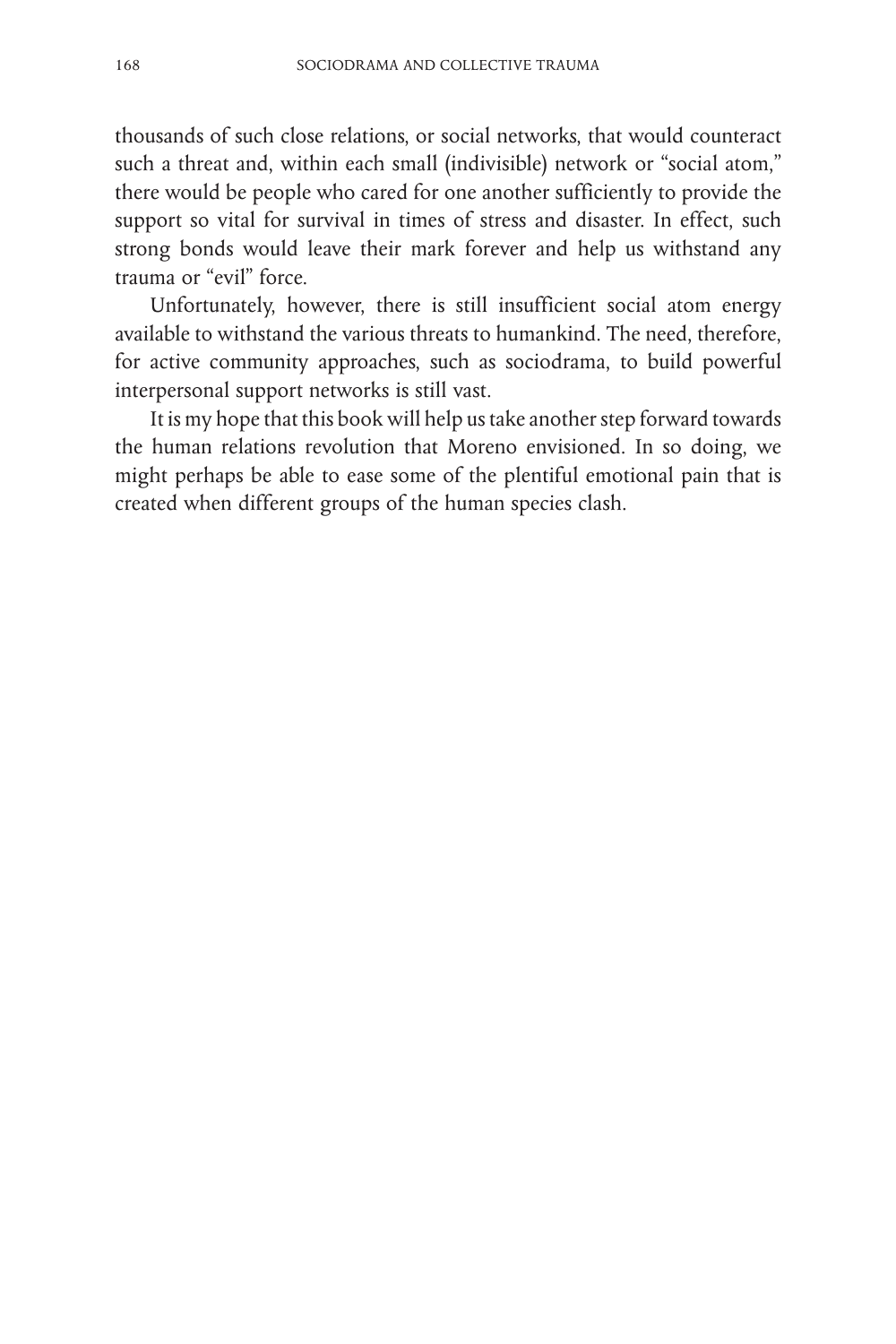thousands of such close relations, or social networks, that would counteract such a threat and, within each small (indivisible) network or "social atom," there would be people who cared for one another sufficiently to provide the support so vital for survival in times of stress and disaster. In effect, such strong bonds would leave their mark forever and help us withstand any trauma or "evil" force.

Unfortunately, however, there is still insufficient social atom energy available to withstand the various threats to humankind. The need, therefore, for active community approaches, such as sociodrama, to build powerful interpersonal support networks is still vast.

It is my hope that this book will help us take another step forward towards the human relations revolution that Moreno envisioned. In so doing, we might perhaps be able to ease some of the plentiful emotional pain that is created when different groups of the human species clash.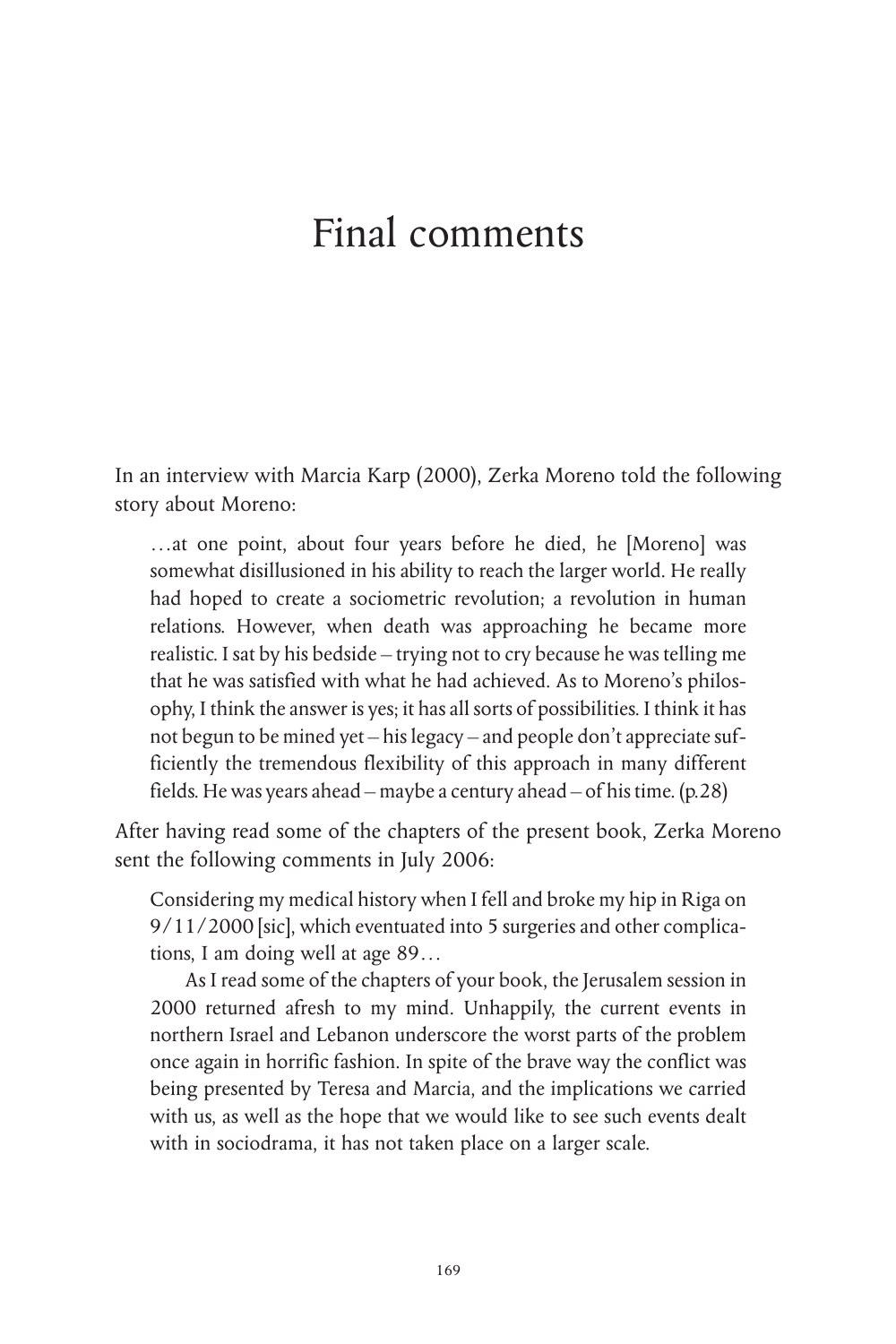# Final comments

In an interview with Marcia Karp (2000), Zerka Moreno told the following story about Moreno:

> …at one point, about four years before he died, he [Moreno] was somewhat disillusioned in his ability to reach the larger world. He really had hoped to create a sociometric revolution; a revolution in human relations. However, when death was approaching he became more realistic. I sat by his bedside – trying not to cry because he was telling me that he was satisfied with what he had achieved. As to Moreno's philosophy, I think the answer is yes; it has all sorts of possibilities. I think it has not begun to be mined yet – his legacy – and people don't appreciate sufficiently the tremendous flexibility of this approach in many different fields. He was years ahead – maybe a century ahead – of his time. (p.28)

After having read some of the chapters of the present book, Zerka Moreno sent the following comments in July 2006:

> Considering my medical history when I fell and broke my hip in Riga on 9/11/2000 [sic], which eventuated into 5 surgeries and other complications, I am doing well at age 89…
>
> As I read some of the chapters of your book, the Jerusalem session in 2000 returned afresh to my mind. Unhappily, the current events in northern Israel and Lebanon underscore the worst parts of the problem once again in horrific fashion. In spite of the brave way the conflict was being presented by Teresa and Marcia, and the implications we carried with us, as well as the hope that we would like to see such events dealt with in sociodrama, it has not taken place on a larger scale.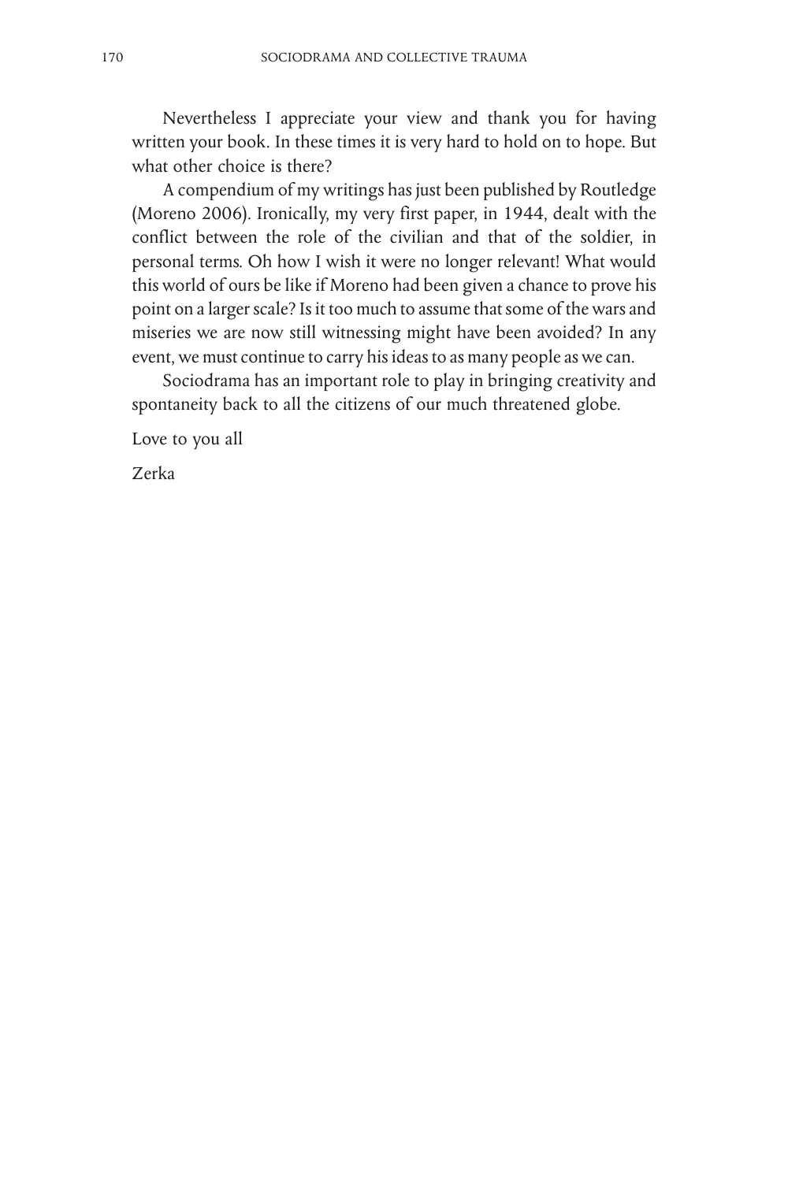Nevertheless I appreciate your view and thank you for having written your book. In these times it is very hard to hold on to hope. But what other choice is there?

A compendium of my writings has just been published by Routledge (Moreno 2006). Ironically, my very first paper, in 1944, dealt with the conflict between the role of the civilian and that of the soldier, in personal terms. Oh how I wish it were no longer relevant! What would this world of ours be like if Moreno had been given a chance to prove his point on a larger scale? Is it too much to assume that some of the wars and miseries we are now still witnessing might have been avoided? In any event, we must continue to carry his ideas to as many people as we can.

Sociodrama has an important role to play in bringing creativity and spontaneity back to all the citizens of our much threatened globe.

Love to you all

Zerka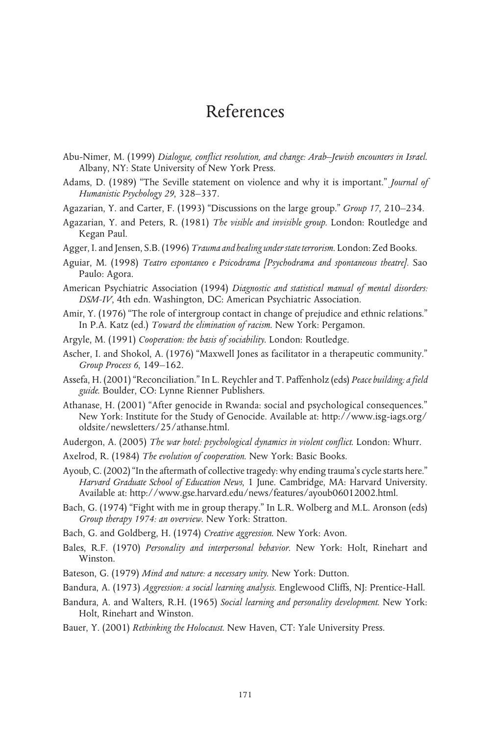# References

Abu-Nimer, M. (1999) *Dialogue, conflict resolution, and change: Arab–Jewish encounters in Israel.* Albany, NY: State University of New York Press.

Adams, D. (1989) "The Seville statement on violence and why it is important." *Journal of Humanistic Psychology 29*, 328–337.

Agazarian, Y. and Carter, F. (1993) "Discussions on the large group." *Group 17*, 210–234.

Agazarian, Y. and Peters, R. (1981) *The visible and invisible group.* London: Routledge and Kegan Paul.

Agger, I. and Jensen, S.B. (1996) *Trauma and healing under state terrorism.* London: Zed Books.

Aguiar, M. (1998) *Teatro espontaneo e Psicodrama [Psychodrama and spontaneous theatre].* Sao Paulo: Agora.

American Psychiatric Association (1994) *Diagnostic and statistical manual of mental disorders: DSM-IV*, 4th edn. Washington, DC: American Psychiatric Association.

Amir, Y. (1976) "The role of intergroup contact in change of prejudice and ethnic relations." In P.A. Katz (ed.) *Toward the elimination of racism.* New York: Pergamon.

Argyle, M. (1991) *Cooperation: the basis of sociability.* London: Routledge.

Ascher, I. and Shokol, A. (1976) "Maxwell Jones as facilitator in a therapeutic community." *Group Process 6*, 149–162.

Assefa, H. (2001) "Reconciliation." In L. Reychler and T. Paffenholz (eds) *Peace building: a field guide.* Boulder, CO: Lynne Rienner Publishers.

Athanase, H. (2001) "After genocide in Rwanda: social and psychological consequences." New York: Institute for the Study of Genocide. Available at: http://www.isg-iags.org/oldsite/newsletters/25/athanse.html.

Audergon, A. (2005) *The war hotel: psychological dynamics in violent conflict.* London: Whurr.

Axelrod, R. (1984) *The evolution of cooperation.* New York: Basic Books.

Ayoub, C. (2002) "In the aftermath of collective tragedy: why ending trauma's cycle starts here." *Harvard Graduate School of Education News*, 1 June. Cambridge, MA: Harvard University. Available at: http://www.gse.harvard.edu/news/features/ayoub06012002.html.

Bach, G. (1974) "Fight with me in group therapy." In L.R. Wolberg and M.L. Aronson (eds) *Group therapy 1974: an overview.* New York: Stratton.

Bach, G. and Goldberg, H. (1974) *Creative aggression.* New York: Avon.

Bales, R.F. (1970) *Personality and interpersonal behavior.* New York: Holt, Rinehart and Winston.

Bateson, G. (1979) *Mind and nature: a necessary unity.* New York: Dutton.

Bandura, A. (1973) *Aggression: a social learning analysis.* Englewood Cliffs, NJ: Prentice-Hall.

Bandura, A. and Walters, R.H. (1965) *Social learning and personality development.* New York: Holt, Rinehart and Winston.

Bauer, Y. (2001) *Rethinking the Holocaust.* New Haven, CT: Yale University Press.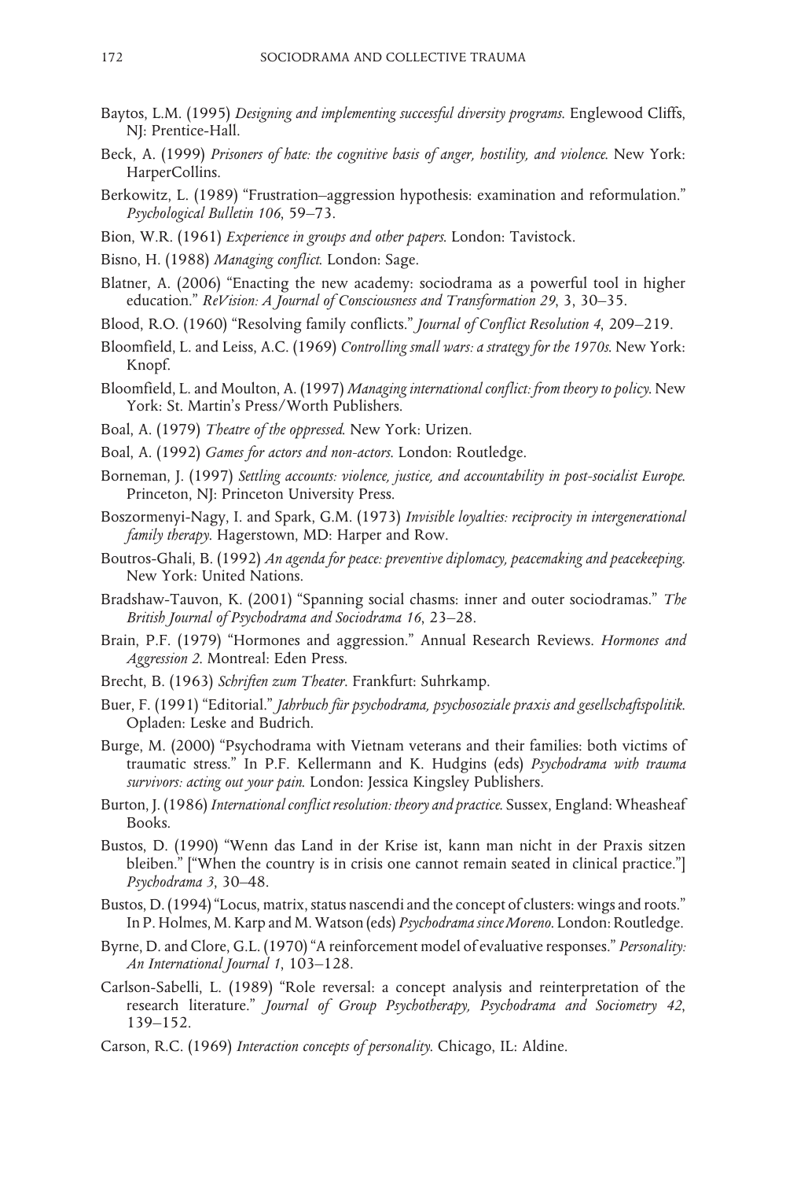Baytos, L.M. (1995) *Designing and implementing successful diversity programs*. Englewood Cliffs, NJ: Prentice-Hall.

Beck, A. (1999) *Prisoners of hate: the cognitive basis of anger, hostility, and violence*. New York: HarperCollins.

Berkowitz, L. (1989) "Frustration–aggression hypothesis: examination and reformulation." *Psychological Bulletin 106*, 59–73.

Bion, W.R. (1961) *Experience in groups and other papers*. London: Tavistock.

Bisno, H. (1988) *Managing conflict*. London: Sage.

Blatner, A. (2006) "Enacting the new academy: sociodrama as a powerful tool in higher education." *ReVision: A Journal of Consciousness and Transformation 29*, 3, 30–35.

Blood, R.O. (1960) "Resolving family conflicts." *Journal of Conflict Resolution 4*, 209–219.

Bloomfield, L. and Leiss, A.C. (1969) *Controlling small wars: a strategy for the 1970s*. New York: Knopf.

Bloomfield, L. and Moulton, A. (1997) *Managing international conflict: from theory to policy*. New York: St. Martin's Press/Worth Publishers.

Boal, A. (1979) *Theatre of the oppressed*. New York: Urizen.

Boal, A. (1992) *Games for actors and non-actors*. London: Routledge.

Borneman, J. (1997) *Settling accounts: violence, justice, and accountability in post-socialist Europe*. Princeton, NJ: Princeton University Press.

Boszormenyi-Nagy, I. and Spark, G.M. (1973) *Invisible loyalties: reciprocity in intergenerational family therapy*. Hagerstown, MD: Harper and Row.

Boutros-Ghali, B. (1992) *An agenda for peace: preventive diplomacy, peacemaking and peacekeeping*. New York: United Nations.

Bradshaw-Tauvon, K. (2001) "Spanning social chasms: inner and outer sociodramas." *The British Journal of Psychodrama and Sociodrama 16*, 23–28.

Brain, P.F. (1979) "Hormones and aggression." Annual Research Reviews. *Hormones and Aggression 2*. Montreal: Eden Press.

Brecht, B. (1963) *Schriften zum Theater*. Frankfurt: Suhrkamp.

Buer, F. (1991) "Editorial." *Jahrbuch für psychodrama, psychosoziale praxis and gesellschaftspolitik*. Opladen: Leske and Budrich.

Burge, M. (2000) "Psychodrama with Vietnam veterans and their families: both victims of traumatic stress." In P.F. Kellermann and K. Hudgins (eds) *Psychodrama with trauma survivors: acting out your pain*. London: Jessica Kingsley Publishers.

Burton, J. (1986) *International conflict resolution: theory and practice*. Sussex, England: Wheasheaf Books.

Bustos, D. (1990) "Wenn das Land in der Krise ist, kann man nicht in der Praxis sitzen bleiben." ["When the country is in crisis one cannot remain seated in clinical practice."] *Psychodrama 3*, 30–48.

Bustos, D. (1994) "Locus, matrix, status nascendi and the concept of clusters: wings and roots." In P. Holmes, M. Karp and M. Watson (eds) *Psychodrama since Moreno*. London: Routledge.

Byrne, D. and Clore, G.L. (1970) "A reinforcement model of evaluative responses." *Personality: An International Journal 1*, 103–128.

Carlson-Sabelli, L. (1989) "Role reversal: a concept analysis and reinterpretation of the research literature." *Journal of Group Psychotherapy, Psychodrama and Sociometry 42*, 139–152.

Carson, R.C. (1969) *Interaction concepts of personality*. Chicago, IL: Aldine.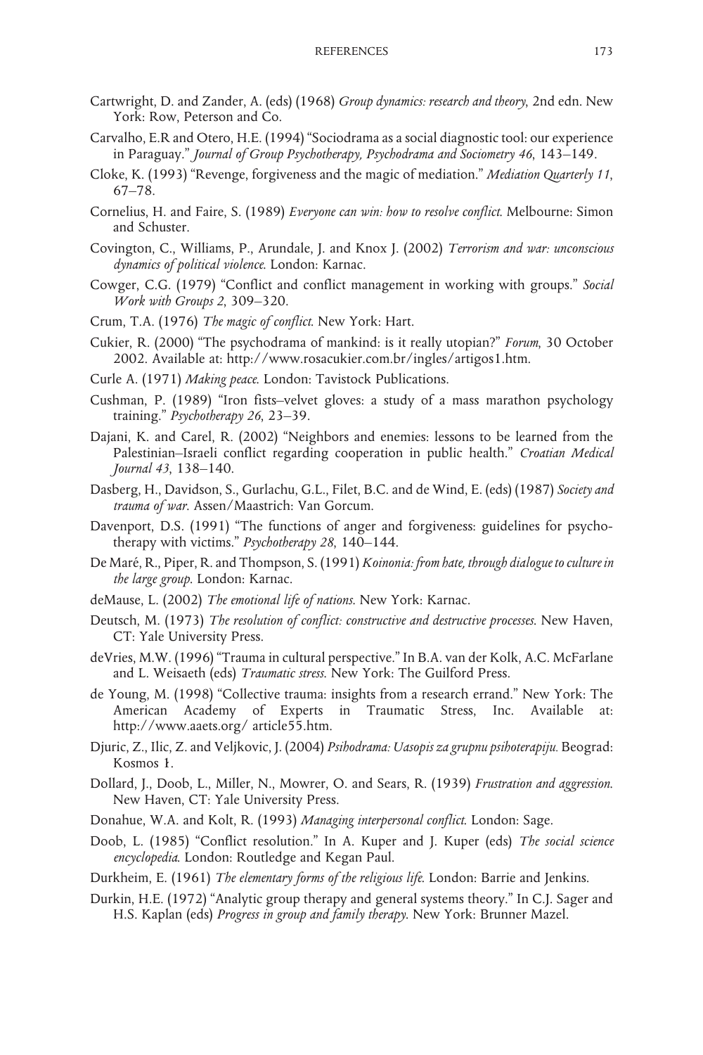Cartwright, D. and Zander, A. (eds) (1968) *Group dynamics: research and theory*, 2nd edn. New York: Row, Peterson and Co.

Carvalho, E.R and Otero, H.E. (1994) "Sociodrama as a social diagnostic tool: our experience in Paraguay." *Journal of Group Psychotherapy, Psychodrama and Sociometry 46*, 143–149.

Cloke, K. (1993) "Revenge, forgiveness and the magic of mediation." *Mediation Quarterly 11*, 67–78.

Cornelius, H. and Faire, S. (1989) *Everyone can win: how to resolve conflict.* Melbourne: Simon and Schuster.

Covington, C., Williams, P., Arundale, J. and Knox J. (2002) *Terrorism and war: unconscious dynamics of political violence.* London: Karnac.

Cowger, C.G. (1979) "Conflict and conflict management in working with groups." *Social Work with Groups 2*, 309–320.

Crum, T.A. (1976) *The magic of conflict.* New York: Hart.

Cukier, R. (2000) "The psychodrama of mankind: is it really utopian?" *Forum*, 30 October 2002. Available at: http://www.rosacukier.com.br/ingles/artigos1.htm.

Curle A. (1971) *Making peace.* London: Tavistock Publications.

Cushman, P. (1989) "Iron fists–velvet gloves: a study of a mass marathon psychology training." *Psychotherapy 26*, 23–39.

Dajani, K. and Carel, R. (2002) "Neighbors and enemies: lessons to be learned from the Palestinian–Israeli conflict regarding cooperation in public health." *Croatian Medical Journal 43*, 138–140.

Dasberg, H., Davidson, S., Gurlachu, G.L., Filet, B.C. and de Wind, E. (eds) (1987) *Society and trauma of war.* Assen/Maastrich: Van Gorcum.

Davenport, D.S. (1991) "The functions of anger and forgiveness: guidelines for psychotherapy with victims." *Psychotherapy 28*, 140–144.

De Maré, R., Piper, R. and Thompson, S. (1991) *Koinonia: from hate, through dialogue to culture in the large group.* London: Karnac.

deMause, L. (2002) *The emotional life of nations.* New York: Karnac.

Deutsch, M. (1973) *The resolution of conflict: constructive and destructive processes.* New Haven, CT: Yale University Press.

deVries, M.W. (1996) "Trauma in cultural perspective." In B.A. van der Kolk, A.C. McFarlane and L. Weisaeth (eds) *Traumatic stress.* New York: The Guilford Press.

de Young, M. (1998) "Collective trauma: insights from a research errand." New York: The American Academy of Experts in Traumatic Stress, Inc. Available at: http://www.aaets.org/ article55.htm.

Djuric, Z., Ilic, Z. and Veljkovic, J. (2004) *Psihodrama: Uasopis za grupnu psihoterapiju.* Beograd: Kosmos 1.

Dollard, J., Doob, L., Miller, N., Mowrer, O. and Sears, R. (1939) *Frustration and aggression.* New Haven, CT: Yale University Press.

Donahue, W.A. and Kolt, R. (1993) *Managing interpersonal conflict.* London: Sage.

Doob, L. (1985) "Conflict resolution." In A. Kuper and J. Kuper (eds) *The social science encyclopedia.* London: Routledge and Kegan Paul.

Durkheim, E. (1961) *The elementary forms of the religious life.* London: Barrie and Jenkins.

Durkin, H.E. (1972) "Analytic group therapy and general systems theory." In C.J. Sager and H.S. Kaplan (eds) *Progress in group and family therapy.* New York: Brunner Mazel.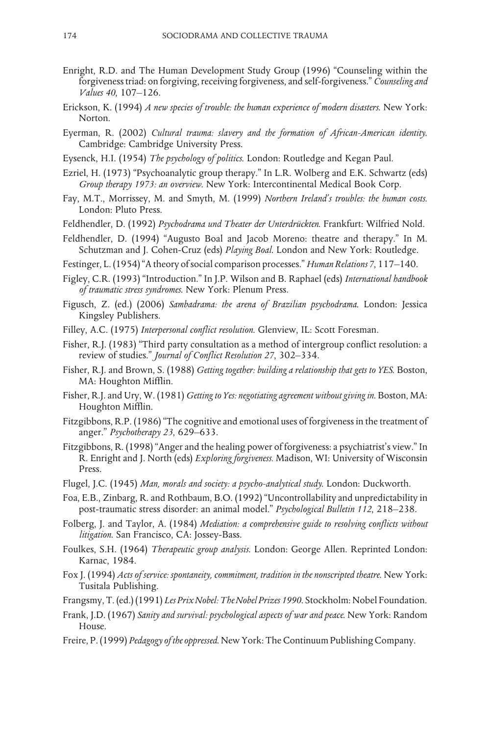Enright, R.D. and The Human Development Study Group (1996) "Counseling within the forgiveness triad: on forgiving, receiving forgiveness, and self-forgiveness." *Counseling and Values 40*, 107–126.

Erickson, K. (1994) *A new species of trouble: the human experience of modern disasters*. New York: Norton.

Eyerman, R. (2002) *Cultural trauma: slavery and the formation of African-American identity*. Cambridge: Cambridge University Press.

Eysenck, H.I. (1954) *The psychology of politics*. London: Routledge and Kegan Paul.

Ezriel, H. (1973) "Psychoanalytic group therapy." In L.R. Wolberg and E.K. Schwartz (eds) *Group therapy 1973: an overview*. New York: Intercontinental Medical Book Corp.

Fay, M.T., Morrissey, M. and Smyth, M. (1999) *Northern Ireland's troubles: the human costs*. London: Pluto Press.

Feldhendler, D. (1992) *Psychodrama und Theater der Unterdrückten*. Frankfurt: Wilfried Nold.

Feldhendler, D. (1994) "Augusto Boal and Jacob Moreno: theatre and therapy." In M. Schutzman and J. Cohen-Cruz (eds) *Playing Boal*. London and New York: Routledge.

Festinger, L. (1954) "A theory of social comparison processes." *Human Relations 7*, 117–140.

Figley, C.R. (1993) "Introduction." In J.P. Wilson and B. Raphael (eds) *International handbook of traumatic stress syndromes*. New York: Plenum Press.

Figusch, Z. (ed.) (2006) *Sambadrama: the arena of Brazilian psychodrama*. London: Jessica Kingsley Publishers.

Filley, A.C. (1975) *Interpersonal conflict resolution*. Glenview, IL: Scott Foresman.

Fisher, R.J. (1983) "Third party consultation as a method of intergroup conflict resolution: a review of studies." *Journal of Conflict Resolution 27*, 302–334.

Fisher, R.J. and Brown, S. (1988) *Getting together: building a relationship that gets to YES*. Boston, MA: Houghton Mifflin.

Fisher, R.J. and Ury, W. (1981) *Getting to Yes: negotiating agreement without giving in*. Boston, MA: Houghton Mifflin.

Fitzgibbons, R.P. (1986) "The cognitive and emotional uses of forgiveness in the treatment of anger." *Psychotherapy 23*, 629–633.

Fitzgibbons, R. (1998) "Anger and the healing power of forgiveness: a psychiatrist's view." In R. Enright and J. North (eds) *Exploring forgiveness*. Madison, WI: University of Wisconsin Press.

Flugel, J.C. (1945) *Man, morals and society: a psycho-analytical study*. London: Duckworth.

Foa, E.B., Zinbarg, R. and Rothbaum, B.O. (1992) "Uncontrollability and unpredictability in post-traumatic stress disorder: an animal model." *Psychological Bulletin 112*, 218–238.

Folberg, J. and Taylor, A. (1984) *Mediation: a comprehensive guide to resolving conflicts without litigation*. San Francisco, CA: Jossey-Bass.

Foulkes, S.H. (1964) *Therapeutic group analysis*. London: George Allen. Reprinted London: Karnac, 1984.

Fox J. (1994) *Acts of service: spontaneity, commitment, tradition in the nonscripted theatre*. New York: Tusitala Publishing.

Frangsmy, T. (ed.) (1991) *Les Prix Nobel: The Nobel Prizes 1990*. Stockholm: Nobel Foundation.

Frank, J.D. (1967) *Sanity and survival: psychological aspects of war and peace*. New York: Random House.

Freire, P. (1999) *Pedagogy of the oppressed*. New York: The Continuum Publishing Company.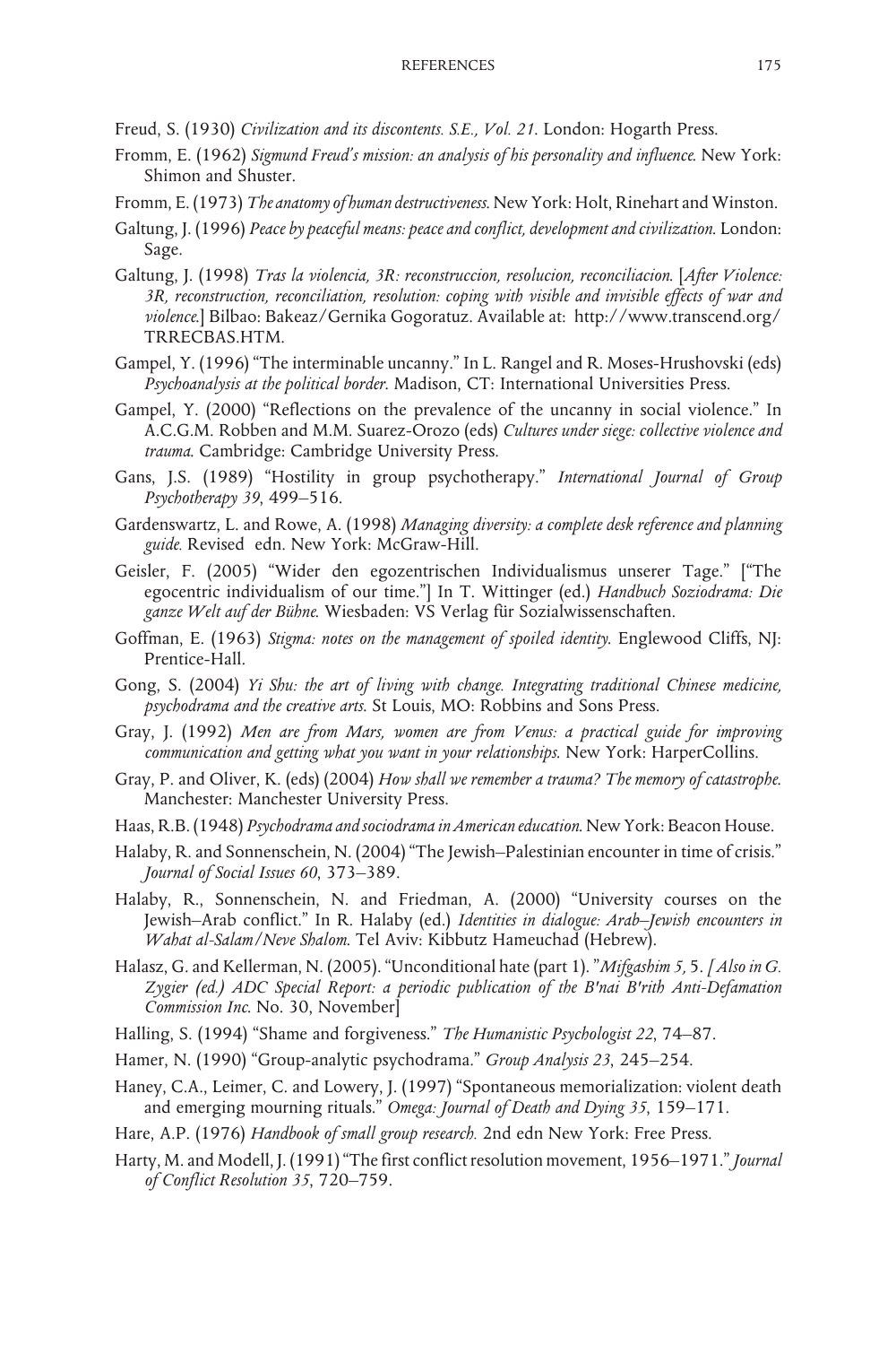Freud, S. (1930) *Civilization and its discontents. S.E., Vol. 21*. London: Hogarth Press.

Fromm, E. (1962) *Sigmund Freud's mission: an analysis of his personality and influence.* New York: Shimon and Shuster.

Fromm, E. (1973) *The anatomy of human destructiveness.* New York: Holt, Rinehart and Winston.

Galtung, J. (1996) *Peace by peaceful means: peace and conflict, development and civilization.* London: Sage.

Galtung, J. (1998) *Tras la violencia, 3R: reconstruccion, resolucion, reconciliacion.* [*After Violence: 3R, reconstruction, reconciliation, resolution: coping with visible and invisible effects of war and violence.*] Bilbao: Bakeaz/Gernika Gogoratuz. Available at: http://www.transcend.org/TRRECBAS.HTM.

Gampel, Y. (1996) "The interminable uncanny." In L. Rangel and R. Moses-Hrushovski (eds) *Psychoanalysis at the political border.* Madison, CT: International Universities Press.

Gampel, Y. (2000) "Reflections on the prevalence of the uncanny in social violence." In A.C.G.M. Robben and M.M. Suarez-Orozo (eds) *Cultures under siege: collective violence and trauma.* Cambridge: Cambridge University Press.

Gans, J.S. (1989) "Hostility in group psychotherapy." *International Journal of Group Psychotherapy 39*, 499–516.

Gardenswartz, L. and Rowe, A. (1998) *Managing diversity: a complete desk reference and planning guide.* Revised edn. New York: McGraw-Hill.

Geisler, F. (2005) "Wider den egozentrischen Individualismus unserer Tage." ["The egocentric individualism of our time."] In T. Wittinger (ed.) *Handbuch Soziodrama: Die ganze Welt auf der Bühne.* Wiesbaden: VS Verlag für Sozialwissenschaften.

Goffman, E. (1963) *Stigma: notes on the management of spoiled identity.* Englewood Cliffs, NJ: Prentice-Hall.

Gong, S. (2004) *Yi Shu: the art of living with change. Integrating traditional Chinese medicine, psychodrama and the creative arts.* St Louis, MO: Robbins and Sons Press.

Gray, J. (1992) *Men are from Mars, women are from Venus: a practical guide for improving communication and getting what you want in your relationships.* New York: HarperCollins.

Gray, P. and Oliver, K. (eds) (2004) *How shall we remember a trauma? The memory of catastrophe.* Manchester: Manchester University Press.

Haas, R.B. (1948) *Psychodrama and sociodrama in American education.* New York: Beacon House.

Halaby, R. and Sonnenschein, N. (2004) "The Jewish–Palestinian encounter in time of crisis." *Journal of Social Issues 60*, 373–389.

Halaby, R., Sonnenschein, N. and Friedman, A. (2000) "University courses on the Jewish–Arab conflict." In R. Halaby (ed.) *Identities in dialogue: Arab–Jewish encounters in Wahat al-Salam/Neve Shalom.* Tel Aviv: Kibbutz Hameuchad (Hebrew).

Halasz, G. and Kellerman, N. (2005). "Unconditional hate (part 1). "*Mifgashim 5,* 5. *[ Also in G. Zygier (ed.) ADC Special Report: a periodic publication of the B'nai B'rith Anti-Defamation Commission Inc.* No. 30, November]

Halling, S. (1994) "Shame and forgiveness." *The Humanistic Psychologist 22*, 74–87.

Hamer, N. (1990) "Group-analytic psychodrama." *Group Analysis 23*, 245–254.

Haney, C.A., Leimer, C. and Lowery, J. (1997) "Spontaneous memorialization: violent death and emerging mourning rituals." *Omega: Journal of Death and Dying 35*, 159–171.

Hare, A.P. (1976) *Handbook of small group research.* 2nd edn New York: Free Press.

Harty, M. and Modell, J. (1991) "The first conflict resolution movement, 1956–1971." *Journal of Conflict Resolution 35*, 720–759.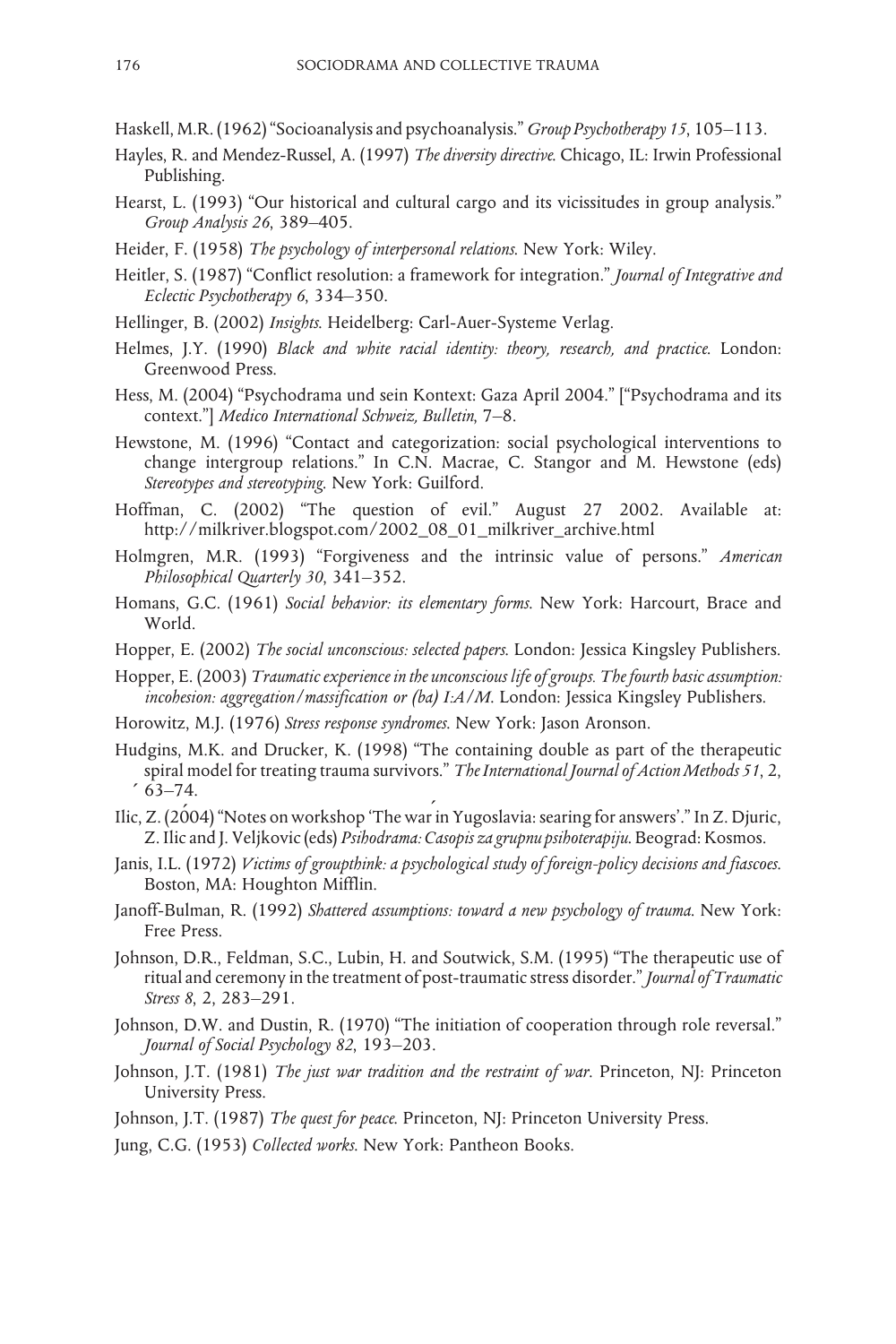Haskell, M.R. (1962) "Socioanalysis and psychoanalysis." *Group Psychotherapy 15*, 105–113.

Hayles, R. and Mendez-Russel, A. (1997) *The diversity directive.* Chicago, IL: Irwin Professional Publishing.

Hearst, L. (1993) "Our historical and cultural cargo and its vicissitudes in group analysis." *Group Analysis 26*, 389–405.

Heider, F. (1958) *The psychology of interpersonal relations.* New York: Wiley.

Heitler, S. (1987) "Conflict resolution: a framework for integration." *Journal of Integrative and Eclectic Psychotherapy 6*, 334–350.

Hellinger, B. (2002) *Insights.* Heidelberg: Carl-Auer-Systeme Verlag.

Helmes, J.Y. (1990) *Black and white racial identity: theory, research, and practice.* London: Greenwood Press.

Hess, M. (2004) "Psychodrama und sein Kontext: Gaza April 2004." ["Psychodrama and its context."] *Medico International Schweiz, Bulletin*, 7–8.

Hewstone, M. (1996) "Contact and categorization: social psychological interventions to change intergroup relations." In C.N. Macrae, C. Stangor and M. Hewstone (eds) *Stereotypes and stereotyping.* New York: Guilford.

Hoffman, C. (2002) "The question of evil." August 27 2002. Available at: http://milkriver.blogspot.com/2002_08_01_milkriver_archive.html

Holmgren, M.R. (1993) "Forgiveness and the intrinsic value of persons." *American Philosophical Quarterly 30*, 341–352.

Homans, G.C. (1961) *Social behavior: its elementary forms.* New York: Harcourt, Brace and World.

Hopper, E. (2002) *The social unconscious: selected papers.* London: Jessica Kingsley Publishers.

Hopper, E. (2003) *Traumatic experience in the unconscious life of groups. The fourth basic assumption: incohesion: aggregation/massification or (ba) I:A/M.* London: Jessica Kingsley Publishers.

Horowitz, M.J. (1976) *Stress response syndromes.* New York: Jason Aronson.

Hudgins, M.K. and Drucker, K. (1998) "The containing double as part of the therapeutic spiral model for treating trauma survivors." *The International Journal of Action Methods 51*, 2, 63–74.

Ilić, Z. (2004) "Notes on workshop 'The war in Yugoslavia: searing for answers'." In Z. Djuric, Z. Ilic and J. Veljkovic (eds) *Psihodrama: Casopis za grupnu psihoterapiju.* Beograd: Kosmos.

Janis, I.L. (1972) *Victims of groupthink: a psychological study of foreign-policy decisions and fiascoes.* Boston, MA: Houghton Mifflin.

Janoff-Bulman, R. (1992) *Shattered assumptions: toward a new psychology of trauma.* New York: Free Press.

Johnson, D.R., Feldman, S.C., Lubin, H. and Soutwick, S.M. (1995) "The therapeutic use of ritual and ceremony in the treatment of post-traumatic stress disorder." *Journal of Traumatic Stress 8*, 2, 283–291.

Johnson, D.W. and Dustin, R. (1970) "The initiation of cooperation through role reversal." *Journal of Social Psychology 82*, 193–203.

Johnson, J.T. (1981) *The just war tradition and the restraint of war.* Princeton, NJ: Princeton University Press.

Johnson, J.T. (1987) *The quest for peace.* Princeton, NJ: Princeton University Press.

Jung, C.G. (1953) *Collected works.* New York: Pantheon Books.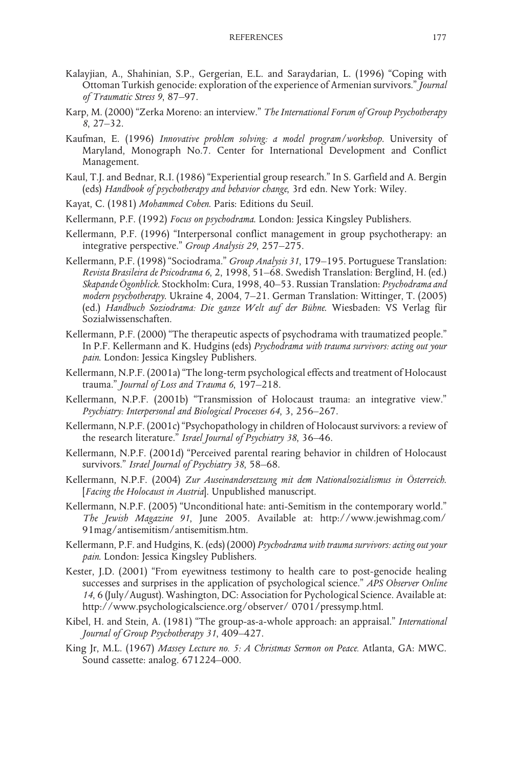Kalayjian, A., Shahinian, S.P., Gergerian, E.L. and Saraydarian, L. (1996) "Coping with Ottoman Turkish genocide: exploration of the experience of Armenian survivors." *Journal of Traumatic Stress 9*, 87–97.

Karp, M. (2000) "Zerka Moreno: an interview." *The International Forum of Group Psychotherapy 8*, 27–32.

Kaufman, E. (1996) *Innovative problem solving: a model program/workshop*. University of Maryland, Monograph No.7. Center for International Development and Conflict Management.

Kaul, T.J. and Bednar, R.I. (1986) "Experiential group research." In S. Garfield and A. Bergin (eds) *Handbook of psychotherapy and behavior change*, 3rd edn. New York: Wiley.

Kayat, C. (1981) *Mohammed Cohen*. Paris: Editions du Seuil.

Kellermann, P.F. (1992) *Focus on psychodrama*. London: Jessica Kingsley Publishers.

Kellermann, P.F. (1996) "Interpersonal conflict management in group psychotherapy: an integrative perspective." *Group Analysis 29*, 257–275.

Kellermann, P.F. (1998) "Sociodrama." *Group Analysis 31*, 179–195. Portuguese Translation: *Revista Brasileira de Psicodrama 6*, 2, 1998, 51–68. Swedish Translation: Berglind, H. (ed.) *Skapande Ögonblick*. Stockholm: Cura, 1998, 40–53. Russian Translation: *Psychodrama and modern psychotherapy*. Ukraine 4, 2004, 7–21. German Translation: Wittinger, T. (2005) (ed.) *Handbuch Soziodrama: Die ganze Welt auf der Bühne*. Wiesbaden: VS Verlag für Sozialwissenschaften.

Kellermann, P.F. (2000) "The therapeutic aspects of psychodrama with traumatized people." In P.F. Kellermann and K. Hudgins (eds) *Psychodrama with trauma survivors: acting out your pain*. London: Jessica Kingsley Publishers.

Kellermann, N.P.F. (2001a) "The long-term psychological effects and treatment of Holocaust trauma." *Journal of Loss and Trauma 6*, 197–218.

Kellermann, N.P.F. (2001b) "Transmission of Holocaust trauma: an integrative view." *Psychiatry: Interpersonal and Biological Processes 64*, 3, 256–267.

Kellermann, N.P.F. (2001c) "Psychopathology in children of Holocaust survivors: a review of the research literature." *Israel Journal of Psychiatry 38*, 36–46.

Kellermann, N.P.F. (2001d) "Perceived parental rearing behavior in children of Holocaust survivors." *Israel Journal of Psychiatry 38*, 58–68.

Kellermann, N.P.F. (2004) *Zur Auseinandersetzung mit dem Nationalsozialismus in Österreich*. [*Facing the Holocaust in Austria*]. Unpublished manuscript.

Kellermann, N.P.F. (2005) "Unconditional hate: anti-Semitism in the contemporary world." *The Jewish Magazine 91*, June 2005. Available at: http://www.jewishmag.com/91mag/antisemitism/antisemitism.htm.

Kellermann, P.F. and Hudgins, K. (eds) (2000) *Psychodrama with trauma survivors: acting out your pain*. London: Jessica Kingsley Publishers.

Kester, J.D. (2001) "From eyewitness testimony to health care to post-genocide healing successes and surprises in the application of psychological science." *APS Observer Online 14*, 6 (July/August). Washington, DC: Association for Pychological Science. Available at: http://www.psychologicalscience.org/observer/ 0701/pressymp.html.

Kibel, H. and Stein, A. (1981) "The group-as-a-whole approach: an appraisal." *International Journal of Group Psychotherapy 31*, 409–427.

King Jr, M.L. (1967) *Massey Lecture no. 5: A Christmas Sermon on Peace.* Atlanta, GA: MWC. Sound cassette: analog. 671224–000.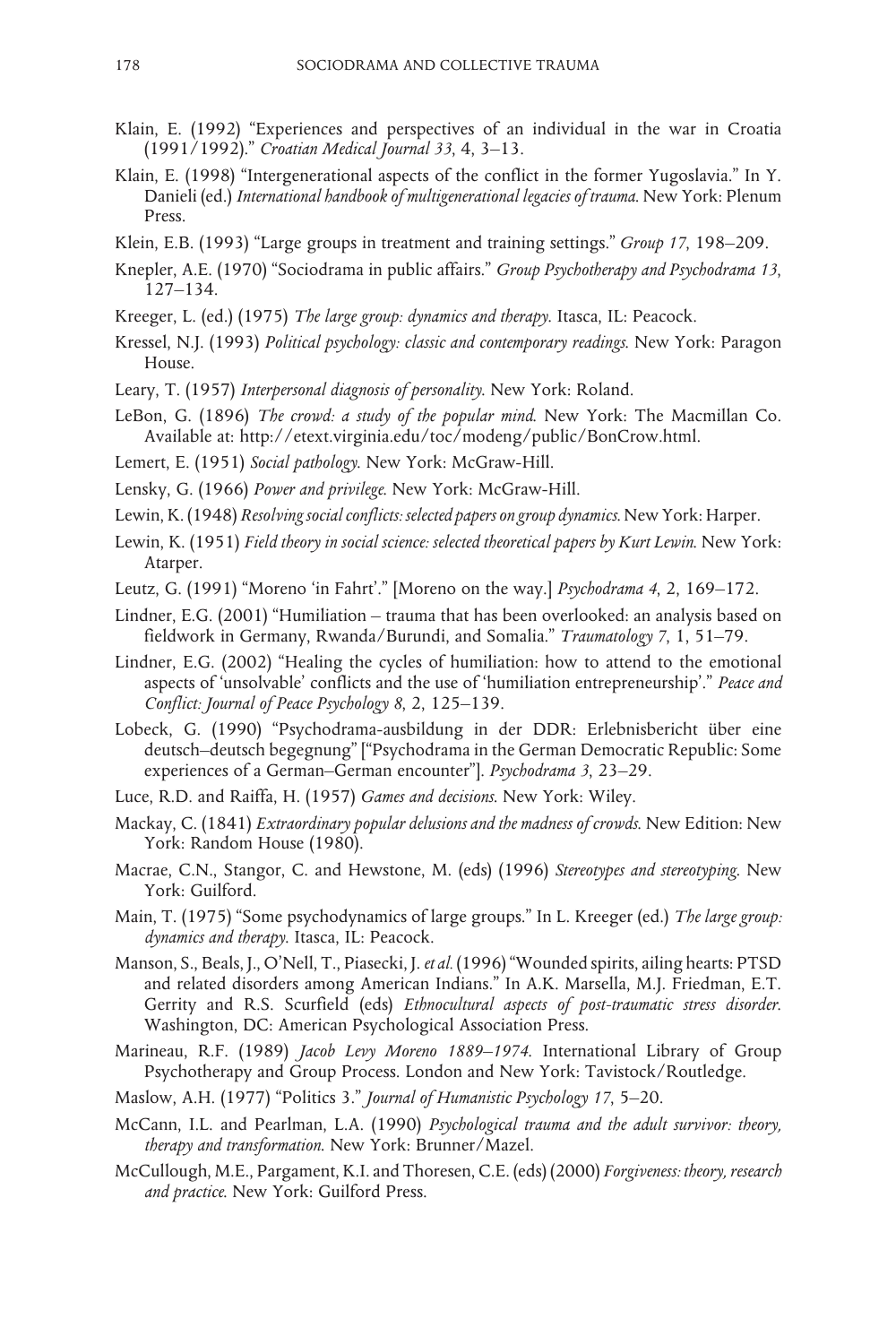Klain, E. (1992) "Experiences and perspectives of an individual in the war in Croatia (1991/1992)." *Croatian Medical Journal 33*, 4, 3–13.

Klain, E. (1998) "Intergenerational aspects of the conflict in the former Yugoslavia." In Y. Danieli (ed.) *International handbook of multigenerational legacies of trauma*. New York: Plenum Press.

Klein, E.B. (1993) "Large groups in treatment and training settings." *Group 17*, 198–209.

Knepler, A.E. (1970) "Sociodrama in public affairs." *Group Psychotherapy and Psychodrama 13*, 127–134.

Kreeger, L. (ed.) (1975) *The large group: dynamics and therapy*. Itasca, IL: Peacock.

Kressel, N.J. (1993) *Political psychology: classic and contemporary readings*. New York: Paragon House.

Leary, T. (1957) *Interpersonal diagnosis of personality*. New York: Roland.

LeBon, G. (1896) *The crowd: a study of the popular mind*. New York: The Macmillan Co. Available at: http://etext.virginia.edu/toc/modeng/public/BonCrow.html.

Lemert, E. (1951) *Social pathology*. New York: McGraw-Hill.

Lensky, G. (1966) *Power and privilege*. New York: McGraw-Hill.

Lewin, K. (1948) *Resolving social conflicts: selected papers on group dynamics*. New York: Harper.

Lewin, K. (1951) *Field theory in social science: selected theoretical papers by Kurt Lewin*. New York: Atarper.

Leutz, G. (1991) "Moreno 'in Fahrt'." [Moreno on the way.] *Psychodrama 4*, 2, 169–172.

Lindner, E.G. (2001) "Humiliation – trauma that has been overlooked: an analysis based on fieldwork in Germany, Rwanda/Burundi, and Somalia." *Traumatology 7*, 1, 51–79.

Lindner, E.G. (2002) "Healing the cycles of humiliation: how to attend to the emotional aspects of 'unsolvable' conflicts and the use of 'humiliation entrepreneurship'." *Peace and Conflict: Journal of Peace Psychology 8*, 2, 125–139.

Lobeck, G. (1990) "Psychodrama-ausbildung in der DDR: Erlebnisbericht über eine deutsch–deutsch begegnung" ["Psychodrama in the German Democratic Republic: Some experiences of a German–German encounter"]. *Psychodrama 3*, 23–29.

Luce, R.D. and Raiffa, H. (1957) *Games and decisions*. New York: Wiley.

Mackay, C. (1841) *Extraordinary popular delusions and the madness of crowds*. New Edition: New York: Random House (1980).

Macrae, C.N., Stangor, C. and Hewstone, M. (eds) (1996) *Stereotypes and stereotyping*. New York: Guilford.

Main, T. (1975) "Some psychodynamics of large groups." In L. Kreeger (ed.) *The large group: dynamics and therapy*. Itasca, IL: Peacock.

Manson, S., Beals, J., O'Nell, T., Piasecki, J. *et al.* (1996) "Wounded spirits, ailing hearts: PTSD and related disorders among American Indians." In A.K. Marsella, M.J. Friedman, E.T. Gerrity and R.S. Scurfield (eds) *Ethnocultural aspects of post-traumatic stress disorder*. Washington, DC: American Psychological Association Press.

Marineau, R.F. (1989) *Jacob Levy Moreno 1889–1974*. International Library of Group Psychotherapy and Group Process. London and New York: Tavistock/Routledge.

Maslow, A.H. (1977) "Politics 3." *Journal of Humanistic Psychology 17*, 5–20.

McCann, I.L. and Pearlman, L.A. (1990) *Psychological trauma and the adult survivor: theory, therapy and transformation*. New York: Brunner/Mazel.

McCullough, M.E., Pargament, K.I. and Thoresen, C.E. (eds) (2000) *Forgiveness: theory, research and practice*. New York: Guilford Press.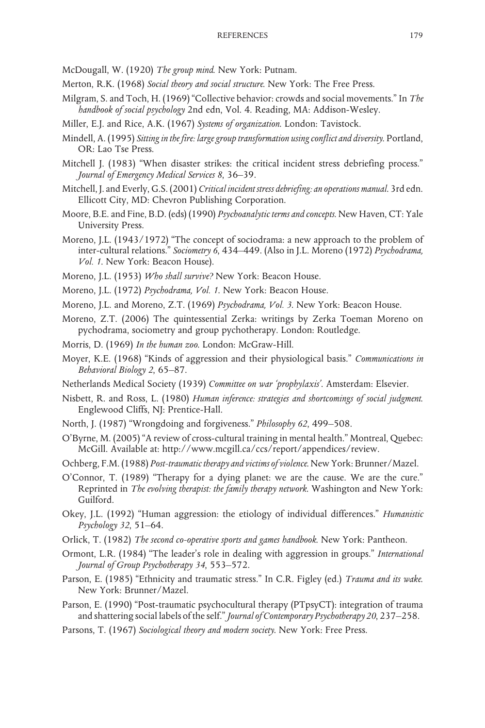McDougall, W. (1920) *The group mind.* New York: Putnam.

Merton, R.K. (1968) *Social theory and social structure.* New York: The Free Press.

Milgram, S. and Toch, H. (1969) "Collective behavior: crowds and social movements." In *The handbook of social psychology* 2nd edn, Vol. 4. Reading, MA: Addison-Wesley.

Miller, E.J. and Rice, A.K. (1967) *Systems of organization.* London: Tavistock.

Mindell, A. (1995) *Sitting in the fire: large group transformation using conflict and diversity.* Portland, OR: Lao Tse Press.

Mitchell J. (1983) "When disaster strikes: the critical incident stress debriefing process." *Journal of Emergency Medical Services 8*, 36–39.

Mitchell, J. and Everly, G.S. (2001) *Critical incident stress debriefing: an operations manual.* 3rd edn. Ellicott City, MD: Chevron Publishing Corporation.

Moore, B.E. and Fine, B.D. (eds) (1990) *Psychoanalytic terms and concepts.* New Haven, CT: Yale University Press.

Moreno, J.L. (1943/1972) "The concept of sociodrama: a new approach to the problem of inter-cultural relations." *Sociometry 6*, 434–449. (Also in J.L. Moreno (1972) *Psychodrama, Vol. 1.* New York: Beacon House).

Moreno, J.L. (1953) *Who shall survive?* New York: Beacon House.

Moreno, J.L. (1972) *Psychodrama, Vol. 1.* New York: Beacon House.

Moreno, J.L. and Moreno, Z.T. (1969) *Psychodrama, Vol. 3.* New York: Beacon House.

Moreno, Z.T. (2006) The quintessential Zerka: writings by Zerka Toeman Moreno on pychodrama, sociometry and group pychotherapy. London: Routledge.

Morris, D. (1969) *In the human zoo.* London: McGraw-Hill.

Moyer, K.E. (1968) "Kinds of aggression and their physiological basis." *Communications in Behavioral Biology 2*, 65–87.

Netherlands Medical Society (1939) *Committee on war 'prophylaxis'.* Amsterdam: Elsevier.

Nisbett, R. and Ross, L. (1980) *Human inference: strategies and shortcomings of social judgment.* Englewood Cliffs, NJ: Prentice-Hall.

North, J. (1987) "Wrongdoing and forgiveness." *Philosophy 62*, 499–508.

O'Byrne, M. (2005) "A review of cross-cultural training in mental health." Montreal, Quebec: McGill. Available at: http://www.mcgill.ca/ccs/report/appendices/review.

Ochberg, F.M. (1988) *Post-traumatic therapy and victims of violence.* New York: Brunner/Mazel.

O'Connor, T. (1989) "Therapy for a dying planet: we are the cause. We are the cure." Reprinted in *The evolving therapist: the family therapy network.* Washington and New York: Guilford.

Okey, J.L. (1992) "Human aggression: the etiology of individual differences." *Humanistic Psychology 32*, 51–64.

Orlick, T. (1982) *The second co-operative sports and games handbook.* New York: Pantheon.

Ormont, L.R. (1984) "The leader's role in dealing with aggression in groups." *International Journal of Group Psychotherapy 34*, 553–572.

Parson, E. (1985) "Ethnicity and traumatic stress." In C.R. Figley (ed.) *Trauma and its wake.* New York: Brunner/Mazel.

Parson, E. (1990) "Post-traumatic psychocultural therapy (PTpsyCT): integration of trauma and shattering social labels of the self." *Journal of Contemporary Psychotherapy 20*, 237–258.

Parsons, T. (1967) *Sociological theory and modern society.* New York: Free Press.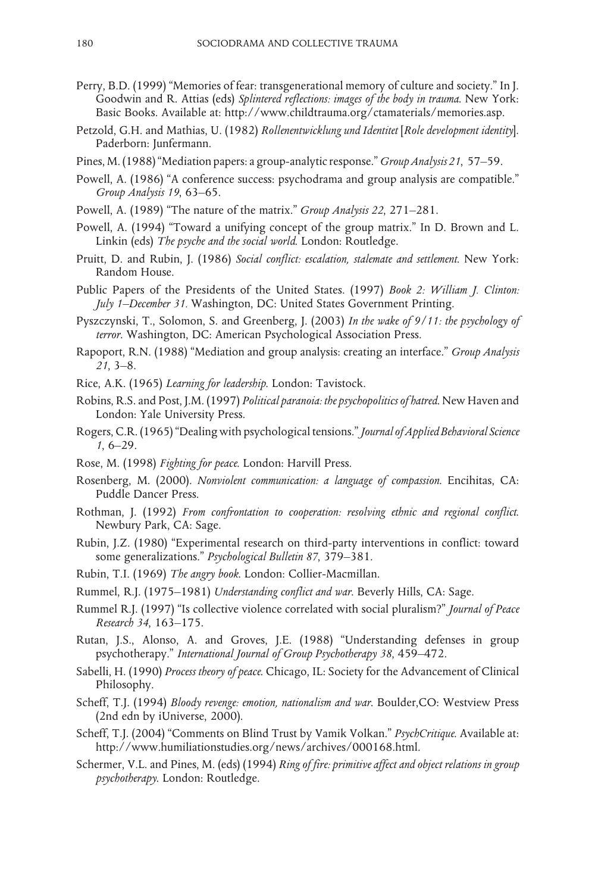Perry, B.D. (1999) "Memories of fear: transgenerational memory of culture and society." In J. Goodwin and R. Attias (eds) *Splintered reflections: images of the body in trauma*. New York: Basic Books. Available at: http://www.childtrauma.org/ctamaterials/memories.asp.

Petzold, G.H. and Mathias, U. (1982) *Rollenentwicklung und Identitet* [*Role development identity*]. Paderborn: Junfermann.

Pines, M. (1988) "Mediation papers: a group-analytic response." *Group Analysis 21*, 57–59.

Powell, A. (1986) "A conference success: psychodrama and group analysis are compatible." *Group Analysis 19*, 63–65.

Powell, A. (1989) "The nature of the matrix." *Group Analysis 22*, 271–281.

Powell, A. (1994) "Toward a unifying concept of the group matrix." In D. Brown and L. Linkin (eds) *The psyche and the social world*. London: Routledge.

Pruitt, D. and Rubin, J. (1986) *Social conflict: escalation, stalemate and settlement*. New York: Random House.

Public Papers of the Presidents of the United States. (1997) *Book 2: William J. Clinton: July 1–December 31.* Washington, DC: United States Government Printing.

Pyszczynski, T., Solomon, S. and Greenberg, J. (2003) *In the wake of 9/11: the psychology of terror*. Washington, DC: American Psychological Association Press.

Rapoport, R.N. (1988) "Mediation and group analysis: creating an interface." *Group Analysis 21*, 3–8.

Rice, A.K. (1965) *Learning for leadership*. London: Tavistock.

Robins, R.S. and Post, J.M. (1997) *Political paranoia: the psychopolitics of hatred*. New Haven and London: Yale University Press.

Rogers, C.R. (1965) "Dealing with psychological tensions." *Journal of Applied Behavioral Science 1*, 6–29.

Rose, M. (1998) *Fighting for peace*. London: Harvill Press.

Rosenberg, M. (2000). *Nonviolent communication: a language of compassion*. Encihitas, CA: Puddle Dancer Press.

Rothman, J. (1992) *From confrontation to cooperation: resolving ethnic and regional conflict.* Newbury Park, CA: Sage.

Rubin, J.Z. (1980) "Experimental research on third-party interventions in conflict: toward some generalizations." *Psychological Bulletin 87*, 379–381.

Rubin, T.I. (1969) *The angry book*. London: Collier-Macmillan.

Rummel, R.J. (1975–1981) *Understanding conflict and war*. Beverly Hills, CA: Sage.

Rummel R.J. (1997) "Is collective violence correlated with social pluralism?" *Journal of Peace Research 34*, 163–175.

Rutan, J.S., Alonso, A. and Groves, J.E. (1988) "Understanding defenses in group psychotherapy." *International Journal of Group Psychotherapy 38*, 459–472.

Sabelli, H. (1990) *Process theory of peace*. Chicago, IL: Society for the Advancement of Clinical Philosophy.

Scheff, T.J. (1994) *Bloody revenge: emotion, nationalism and war*. Boulder,CO: Westview Press (2nd edn by iUniverse, 2000).

Scheff, T.J. (2004) "Comments on Blind Trust by Vamik Volkan." *PsychCritique*. Available at: http://www.humiliationstudies.org/news/archives/000168.html.

Schermer, V.L. and Pines, M. (eds) (1994) *Ring of fire: primitive affect and object relations in group psychotherapy*. London: Routledge.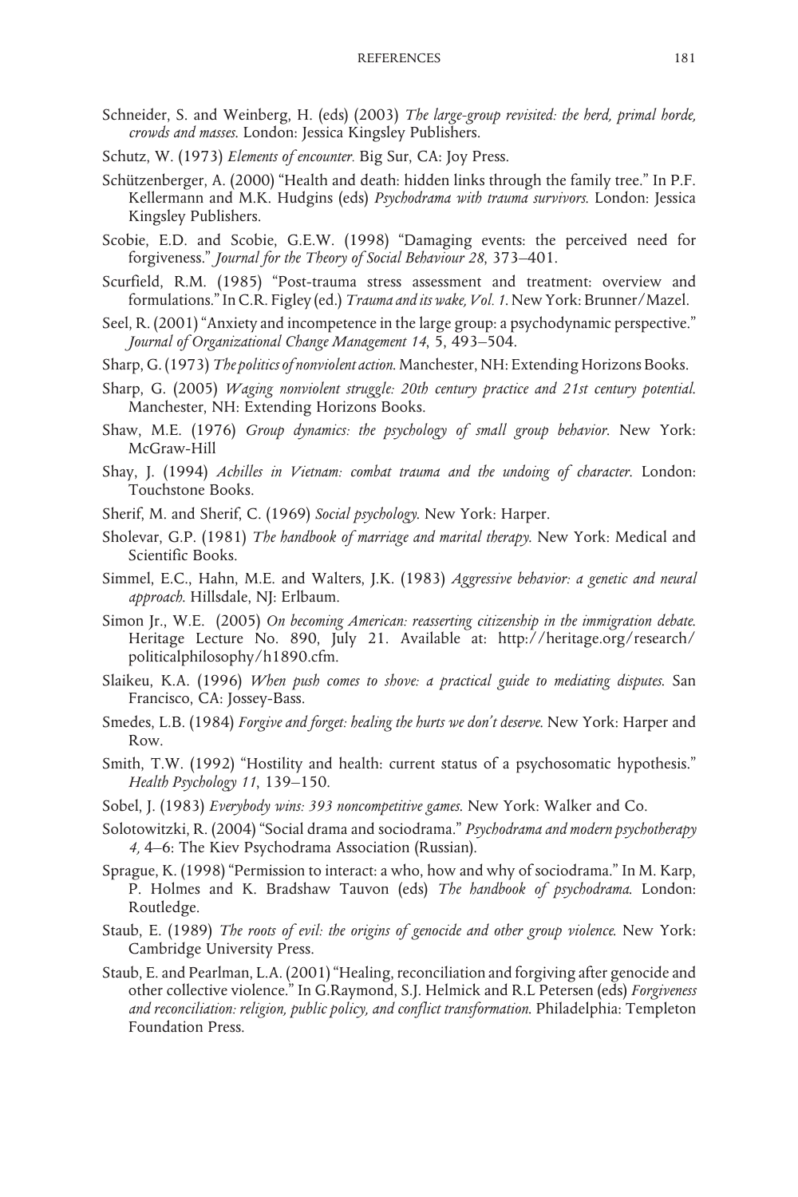Schneider, S. and Weinberg, H. (eds) (2003) *The large-group revisited: the herd, primal horde, crowds and masses*. London: Jessica Kingsley Publishers.

Schutz, W. (1973) *Elements of encounter.* Big Sur, CA: Joy Press.

Schützenberger, A. (2000) "Health and death: hidden links through the family tree." In P.F. Kellermann and M.K. Hudgins (eds) *Psychodrama with trauma survivors*. London: Jessica Kingsley Publishers.

Scobie, E.D. and Scobie, G.E.W. (1998) "Damaging events: the perceived need for forgiveness." *Journal for the Theory of Social Behaviour 28*, 373–401.

Scurfield, R.M. (1985) "Post-trauma stress assessment and treatment: overview and formulations." In C.R. Figley (ed.) *Trauma and its wake, Vol. 1*. New York: Brunner/Mazel.

Seel, R. (2001) "Anxiety and incompetence in the large group: a psychodynamic perspective." *Journal of Organizational Change Management 14*, 5, 493–504.

Sharp, G. (1973) *The politics of nonviolent action*. Manchester, NH: Extending Horizons Books.

Sharp, G. (2005) *Waging nonviolent struggle: 20th century practice and 21st century potential*. Manchester, NH: Extending Horizons Books.

Shaw, M.E. (1976) *Group dynamics: the psychology of small group behavior*. New York: McGraw-Hill

Shay, J. (1994) *Achilles in Vietnam: combat trauma and the undoing of character*. London: Touchstone Books.

Sherif, M. and Sherif, C. (1969) *Social psychology*. New York: Harper.

Sholevar, G.P. (1981) *The handbook of marriage and marital therapy*. New York: Medical and Scientific Books.

Simmel, E.C., Hahn, M.E. and Walters, J.K. (1983) *Aggressive behavior: a genetic and neural approach*. Hillsdale, NJ: Erlbaum.

Simon Jr., W.E. (2005) *On becoming American: reasserting citizenship in the immigration debate*. Heritage Lecture No. 890, July 21. Available at: http://heritage.org/research/politicalphilosophy/h1890.cfm.

Slaikeu, K.A. (1996) *When push comes to shove: a practical guide to mediating disputes*. San Francisco, CA: Jossey-Bass.

Smedes, L.B. (1984) *Forgive and forget: healing the hurts we don't deserve*. New York: Harper and Row.

Smith, T.W. (1992) "Hostility and health: current status of a psychosomatic hypothesis." *Health Psychology 11*, 139–150.

Sobel, J. (1983) *Everybody wins: 393 noncompetitive games*. New York: Walker and Co.

Solotowitzki, R. (2004) "Social drama and sociodrama." *Psychodrama and modern psychotherapy 4,* 4–6: The Kiev Psychodrama Association (Russian).

Sprague, K. (1998) "Permission to interact: a who, how and why of sociodrama." In M. Karp, P. Holmes and K. Bradshaw Tauvon (eds) *The handbook of psychodrama*. London: Routledge.

Staub, E. (1989) *The roots of evil: the origins of genocide and other group violence*. New York: Cambridge University Press.

Staub, E. and Pearlman, L.A. (2001) "Healing, reconciliation and forgiving after genocide and other collective violence." In G.Raymond, S.J. Helmick and R.L Petersen (eds) *Forgiveness and reconciliation: religion, public policy, and conflict transformation*. Philadelphia: Templeton Foundation Press.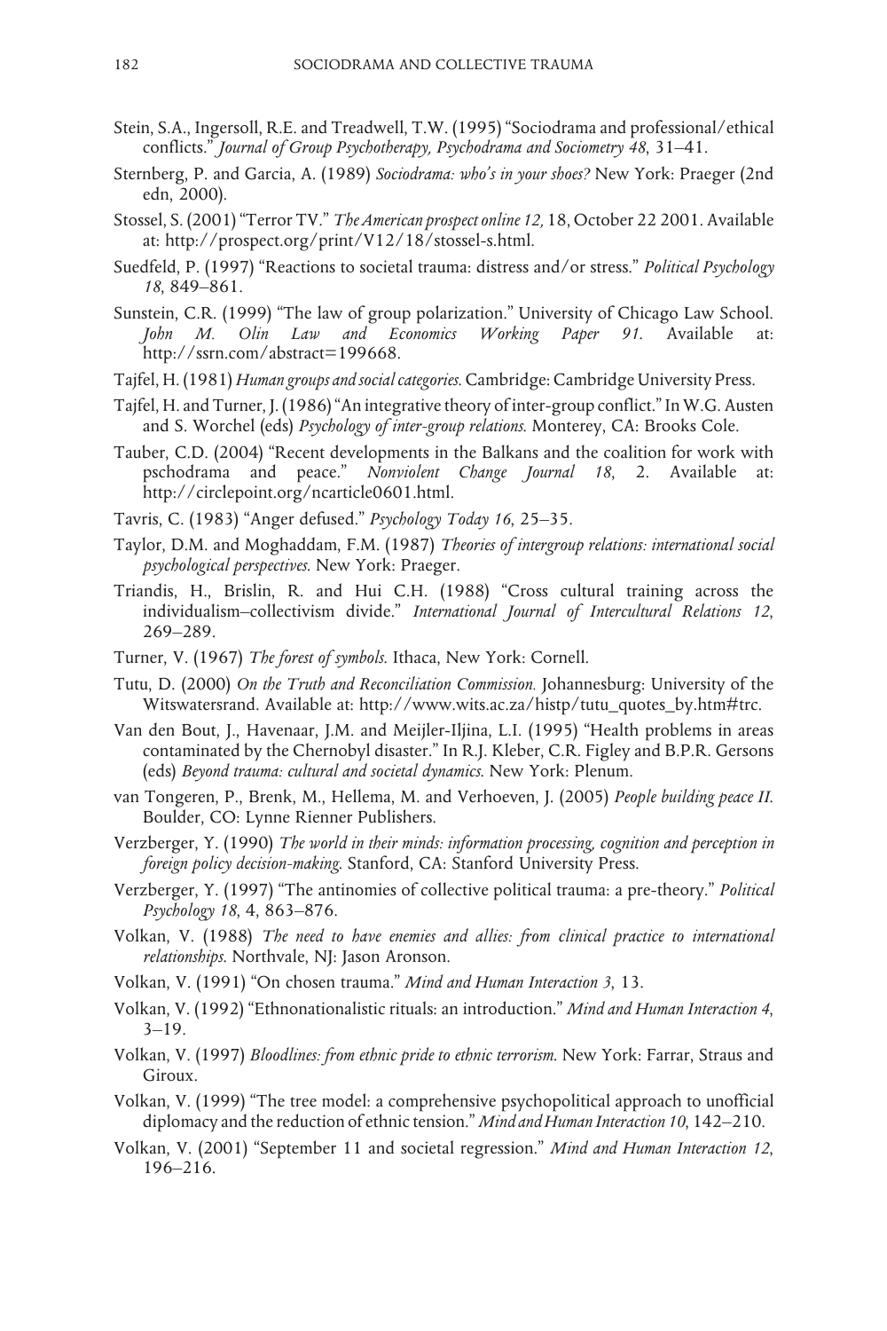Stein, S.A., Ingersoll, R.E. and Treadwell, T.W. (1995) "Sociodrama and professional/ethical conflicts." *Journal of Group Psychotherapy, Psychodrama and Sociometry 48*, 31–41.

Sternberg, P. and Garcia, A. (1989) *Sociodrama: who's in your shoes?* New York: Praeger (2nd edn, 2000).

Stossel, S. (2001) "Terror TV." *The American prospect online 12,* 18, October 22 2001. Available at: http://prospect.org/print/V12/18/stossel-s.html.

Suedfeld, P. (1997) "Reactions to societal trauma: distress and/or stress." *Political Psychology 18*, 849–861.

Sunstein, C.R. (1999) "The law of group polarization." University of Chicago Law School. *John M. Olin Law and Economics Working Paper 91.* Available at: http://ssrn.com/abstract=199668.

Tajfel, H. (1981) *Human groups and social categories.* Cambridge: Cambridge University Press.

Tajfel, H. and Turner, J. (1986) "An integrative theory of inter-group conflict." In W.G. Austen and S. Worchel (eds) *Psychology of inter-group relations.* Monterey, CA: Brooks Cole.

Tauber, C.D. (2004) "Recent developments in the Balkans and the coalition for work with pschodrama and peace." *Nonviolent Change Journal 18*, 2. Available at: http://circlepoint.org/ncarticle0601.html.

Tavris, C. (1983) "Anger defused." *Psychology Today 16*, 25–35.

Taylor, D.M. and Moghaddam, F.M. (1987) *Theories of intergroup relations: international social psychological perspectives.* New York: Praeger.

Triandis, H., Brislin, R. and Hui C.H. (1988) "Cross cultural training across the individualism–collectivism divide." *International Journal of Intercultural Relations 12*, 269–289.

Turner, V. (1967) *The forest of symbols.* Ithaca, New York: Cornell.

Tutu, D. (2000) *On the Truth and Reconciliation Commission.* Johannesburg: University of the Witswatersrand. Available at: http://www.wits.ac.za/histp/tutu_quotes_by.htm#trc.

Van den Bout, J., Havenaar, J.M. and Meijler-Iljina, L.I. (1995) "Health problems in areas contaminated by the Chernobyl disaster." In R.J. Kleber, C.R. Figley and B.P.R. Gersons (eds) *Beyond trauma: cultural and societal dynamics.* New York: Plenum.

van Tongeren, P., Brenk, M., Hellema, M. and Verhoeven, J. (2005) *People building peace II.* Boulder, CO: Lynne Rienner Publishers.

Verzberger, Y. (1990) *The world in their minds: information processing, cognition and perception in foreign policy decision-making.* Stanford, CA: Stanford University Press.

Verzberger, Y. (1997) "The antinomies of collective political trauma: a pre-theory." *Political Psychology 18*, 4, 863–876.

Volkan, V. (1988) *The need to have enemies and allies: from clinical practice to international relationships.* Northvale, NJ: Jason Aronson.

Volkan, V. (1991) "On chosen trauma." *Mind and Human Interaction 3*, 13.

Volkan, V. (1992) "Ethnonationalistic rituals: an introduction." *Mind and Human Interaction 4*, 3–19.

Volkan, V. (1997) *Bloodlines: from ethnic pride to ethnic terrorism.* New York: Farrar, Straus and Giroux.

Volkan, V. (1999) "The tree model: a comprehensive psychopolitical approach to unofficial diplomacy and the reduction of ethnic tension." *Mind and Human Interaction 10*, 142–210.

Volkan, V. (2001) "September 11 and societal regression." *Mind and Human Interaction 12*, 196–216.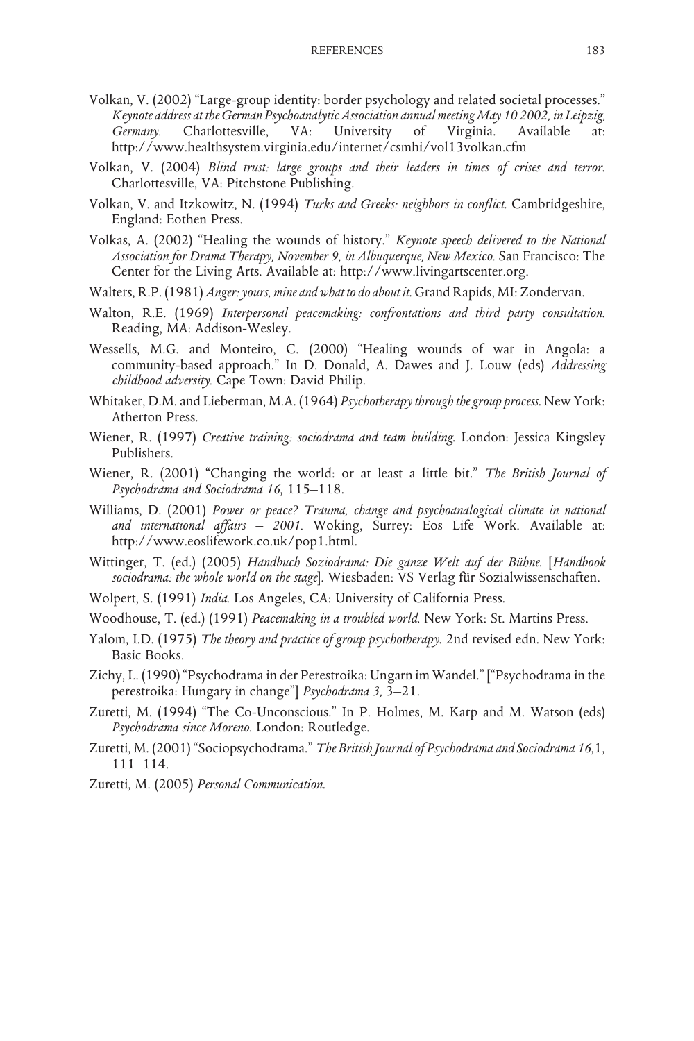Volkan, V. (2002) "Large-group identity: border psychology and related societal processes." *Keynote address at the German Psychoanalytic Association annual meeting May 10 2002, in Leipzig, Germany.* Charlottesville, VA: University of Virginia. Available at: http://www.healthsystem.virginia.edu/internet/csmhi/vol13volkan.cfm

Volkan, V. (2004) *Blind trust: large groups and their leaders in times of crises and terror.* Charlottesville, VA: Pitchstone Publishing.

Volkan, V. and Itzkowitz, N. (1994) *Turks and Greeks: neighbors in conflict.* Cambridgeshire, England: Eothen Press.

Volkas, A. (2002) "Healing the wounds of history." *Keynote speech delivered to the National Association for Drama Therapy, November 9, in Albuquerque, New Mexico.* San Francisco: The Center for the Living Arts. Available at: http://www.livingartscenter.org.

Walters, R.P. (1981) *Anger: yours, mine and what to do about it.* Grand Rapids, MI: Zondervan.

Walton, R.E. (1969) *Interpersonal peacemaking: confrontations and third party consultation.* Reading, MA: Addison-Wesley.

Wessells, M.G. and Monteiro, C. (2000) "Healing wounds of war in Angola: a community-based approach." In D. Donald, A. Dawes and J. Louw (eds) *Addressing childhood adversity.* Cape Town: David Philip.

Whitaker, D.M. and Lieberman, M.A. (1964) *Psychotherapy through the group process.* New York: Atherton Press.

Wiener, R. (1997) *Creative training: sociodrama and team building.* London: Jessica Kingsley Publishers.

Wiener, R. (2001) "Changing the world: or at least a little bit." *The British Journal of Psychodrama and Sociodrama 16*, 115–118.

Williams, D. (2001) *Power or peace? Trauma, change and psychoanalogical climate in national and international affairs – 2001.* Woking, Surrey: Eos Life Work. Available at: http://www.eoslifework.co.uk/pop1.html.

Wittinger, T. (ed.) (2005) *Handbuch Soziodrama: Die ganze Welt auf der Bühne.* [*Handbook sociodrama: the whole world on the stage*]. Wiesbaden: VS Verlag für Sozialwissenschaften.

Wolpert, S. (1991) *India.* Los Angeles, CA: University of California Press.

Woodhouse, T. (ed.) (1991) *Peacemaking in a troubled world.* New York: St. Martins Press.

Yalom, I.D. (1975) *The theory and practice of group psychotherapy.* 2nd revised edn. New York: Basic Books.

Zichy, L. (1990) "Psychodrama in der Perestroika: Ungarn im Wandel." ["Psychodrama in the perestroika: Hungary in change"] *Psychodrama 3,* 3–21.

Zuretti, M. (1994) "The Co-Unconscious." In P. Holmes, M. Karp and M. Watson (eds) *Psychodrama since Moreno.* London: Routledge.

Zuretti, M. (2001) "Sociopsychodrama." *The British Journal of Psychodrama and Sociodrama 16*,1, 111–114.

Zuretti, M. (2005) *Personal Communication.*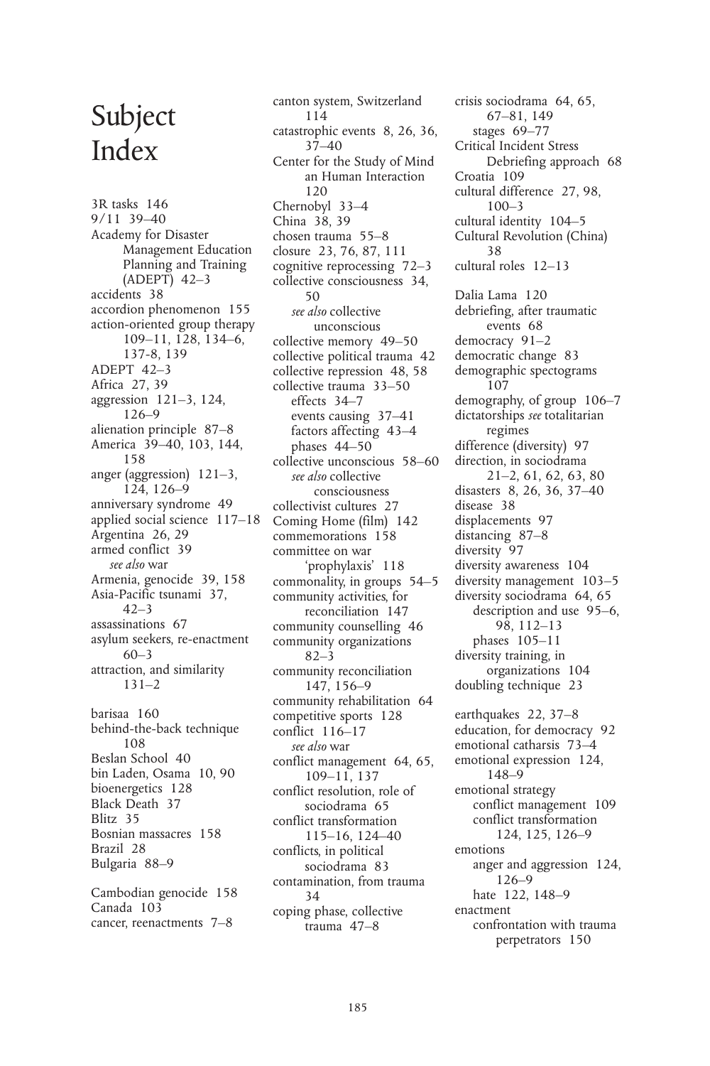# Subject Index

3R tasks 146
9/11 39–40
Academy for Disaster Management Education Planning and Training (ADEPT) 42–3
accidents 38
accordion phenomenon 155
action-oriented group therapy 109–11, 128, 134–6, 137-8, 139
ADEPT 42–3
Africa 27, 39
aggression 121–3, 124, 126–9
alienation principle 87–8
America 39–40, 103, 144, 158
anger (aggression) 121–3, 124, 126–9
anniversary syndrome 49
applied social science 117–18
Argentina 26, 29
armed conflict 39
  *see also* war
Armenia, genocide 39, 158
Asia-Pacific tsunami 37, 42–3
assassinations 67
asylum seekers, re-enactment 60–3
attraction, and similarity 131–2

barisaa 160
behind-the-back technique 108
Beslan School 40
bin Laden, Osama 10, 90
bioenergetics 128
Black Death 37
Blitz 35
Bosnian massacres 158
Brazil 28
Bulgaria 88–9

Cambodian genocide 158
Canada 103
cancer, reenactments 7–8
canton system, Switzerland 114
catastrophic events 8, 26, 36, 37–40
Center for the Study of Mind an Human Interaction 120
Chernobyl 33–4
China 38, 39
chosen trauma 55–8
closure 23, 76, 87, 111
cognitive reprocessing 72–3
collective consciousness 34, 50
  *see also* collective unconscious
collective memory 49–50
collective political trauma 42
collective repression 48, 58
collective trauma 33–50
  effects 34–7
  events causing 37–41
  factors affecting 43–4
  phases 44–50
collective unconscious 58–60
  *see also* collective consciousness
collectivist cultures 27
Coming Home (film) 142
commemorations 158
committee on war 'prophylaxis' 118
commonality, in groups 54–5
community activities, for reconciliation 147
community counselling 46
community organizations 82–3
community reconciliation 147, 156–9
community rehabilitation 64
competitive sports 128
conflict 116–17
  *see also* war
conflict management 64, 65, 109–11, 137
conflict resolution, role of sociodrama 65
conflict transformation 115–16, 124–40
conflicts, in political sociodrama 83
contamination, from trauma 34
coping phase, collective trauma 47–8
crisis sociodrama 64, 65, 67–81, 149
  stages 69–77
Critical Incident Stress Debriefing approach 68
Croatia 109
cultural difference 27, 98, 100–3
cultural identity 104–5
Cultural Revolution (China) 38
cultural roles 12–13

Dalia Lama 120
debriefing, after traumatic events 68
democracy 91–2
democratic change 83
demographic spectograms 107
demography, of group 106–7
dictatorships *see* totalitarian regimes
difference (diversity) 97
direction, in sociodrama 21–2, 61, 62, 63, 80
disasters 8, 26, 36, 37–40
disease 38
displacements 97
distancing 87–8
diversity 97
diversity awareness 104
diversity management 103–5
diversity sociodrama 64, 65
  description and use 95–6, 98, 112–13
  phases 105–11
diversity training, in organizations 104
doubling technique 23

earthquakes 22, 37–8
education, for democracy 92
emotional catharsis 73–4
emotional expression 124, 148–9
emotional strategy
  conflict management 109
  conflict transformation 124, 125, 126–9
emotions
  anger and aggression 124, 126–9
  hate 122, 148–9
enactment
  confrontation with trauma perpetrators 150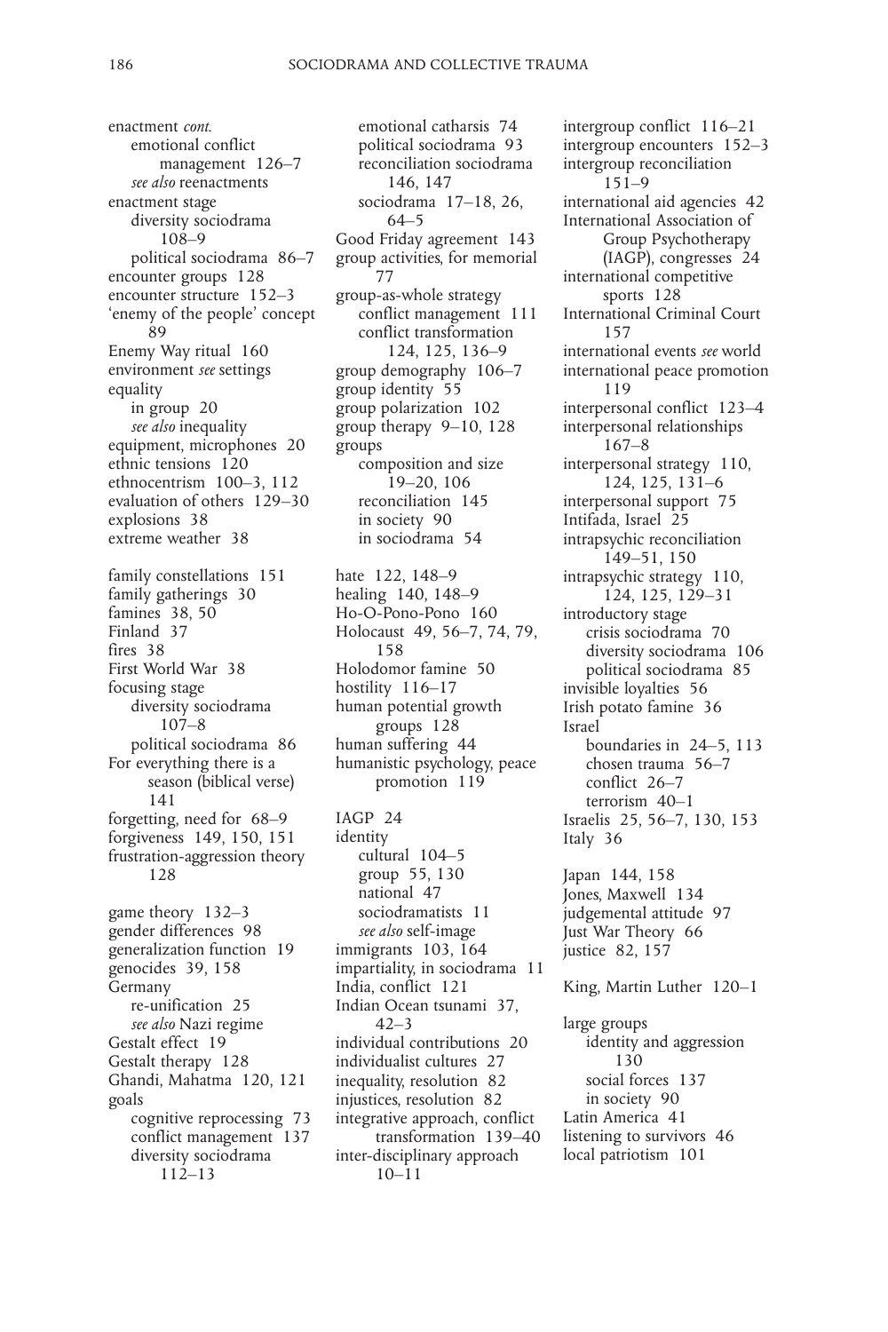enactment *cont.*
  emotional conflict management 126–7
  *see also* reenactments
enactment stage
  diversity sociodrama 108–9
  political sociodrama 86–7
encounter groups 128
encounter structure 152–3
'enemy of the people' concept 89
Enemy Way ritual 160
environment *see* settings
equality
  in group 20
  *see also* inequality
equipment, microphones 20
ethnic tensions 120
ethnocentrism 100–3, 112
evaluation of others 129–30
explosions 38
extreme weather 38

family constellations 151
family gatherings 30
famines 38, 50
Finland 37
fires 38
First World War 38
focusing stage
  diversity sociodrama 107–8
  political sociodrama 86
For everything there is a season (biblical verse) 141
forgetting, need for 68–9
forgiveness 149, 150, 151
frustration-aggression theory 128

game theory 132–3
gender differences 98
generalization function 19
genocides 39, 158
Germany
  re-unification 25
  *see also* Nazi regime
Gestalt effect 19
Gestalt therapy 128
Ghandi, Mahatma 120, 121
goals
  cognitive reprocessing 73
  conflict management 137
  diversity sociodrama 112–13
  emotional catharsis 74
  political sociodrama 93
  reconciliation sociodrama 146, 147
  sociodrama 17–18, 26, 64–5
Good Friday agreement 143
group activities, for memorial 77
group-as-whole strategy
  conflict management 111
  conflict transformation 124, 125, 136–9
group demography 106–7
group identity 55
group polarization 102
group therapy 9–10, 128
groups
  composition and size 19–20, 106
  reconciliation 145
  in society 90
  in sociodrama 54

hate 122, 148–9
healing 140, 148–9
Ho-O-Pono-Pono 160
Holocaust 49, 56–7, 74, 79, 158
Holodomor famine 50
hostility 116–17
human potential growth groups 128
human suffering 44
humanistic psychology, peace promotion 119

IAGP 24
identity
  cultural 104–5
  group 55, 130
  national 47
  sociodramatists 11
  *see also* self-image
immigrants 103, 164
impartiality, in sociodrama 11
India, conflict 121
Indian Ocean tsunami 37, 42–3
individual contributions 20
individualist cultures 27
inequality, resolution 82
injustices, resolution 82
integrative approach, conflict transformation 139–40
inter-disciplinary approach 10–11
intergroup conflict 116–21
intergroup encounters 152–3
intergroup reconciliation 151–9
international aid agencies 42
International Association of Group Psychotherapy (IAGP), congresses 24
international competitive sports 128
International Criminal Court 157
international events *see* world
international peace promotion 119
interpersonal conflict 123–4
interpersonal relationships 167–8
interpersonal strategy 110, 124, 125, 131–6
interpersonal support 75
Intifada, Israel 25
intrapsychic reconciliation 149–51, 150
intrapsychic strategy 110, 124, 125, 129–31
introductory stage
  crisis sociodrama 70
  diversity sociodrama 106
  political sociodrama 85
invisible loyalties 56
Irish potato famine 36
Israel
  boundaries in 24–5, 113
  chosen trauma 56–7
  conflict 26–7
  terrorism 40–1
Israelis 25, 56–7, 130, 153
Italy 36

Japan 144, 158
Jones, Maxwell 134
judgemental attitude 97
Just War Theory 66
justice 82, 157

King, Martin Luther 120–1

large groups
  identity and aggression 130
  social forces 137
  in society 90
Latin America 41
listening to survivors 46
local patriotism 101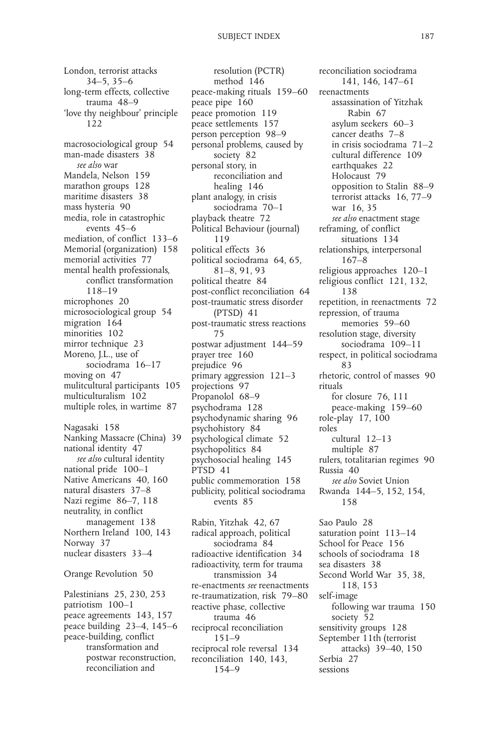London, terrorist attacks 34–5, 35–6
long-term effects, collective trauma 48–9
'love thy neighbour' principle 122

macrosociological group 54
man-made disasters 38
  *see also* war
Mandela, Nelson 159
marathon groups 128
maritime disasters 38
mass hysteria 90
media, role in catastrophic events 45–6
mediation, of conflict 133–6
Memorial (organization) 158
memorial activities 77
mental health professionals, conflict transformation 118–19
microphones 20
microsociological group 54
migration 164
minorities 102
mirror technique 23
Moreno, J.L., use of sociodrama 16–17
moving on 47
mulitcultural participants 105
multiculturalism 102
multiple roles, in wartime 87

Nagasaki 158
Nanking Massacre (China) 39
national identity 47
  *see also* cultural identity
national pride 100–1
Native Americans 40, 160
natural disasters 37–8
Nazi regime 86–7, 118
neutrality, in conflict management 138
Northern Ireland 100, 143
Norway 37
nuclear disasters 33–4

Orange Revolution 50

Palestinians 25, 230, 253
patriotism 100–1
peace agreements 143, 157
peace building 23–4, 145–6
peace-building, conflict transformation and postwar reconstruction, reconciliation and resolution (PCTR) method 146
peace-making rituals 159–60
peace pipe 160
peace promotion 119
peace settlements 157
person perception 98–9
personal problems, caused by society 82
personal story, in reconciliation and healing 146
plant analogy, in crisis sociodrama 70–1
playback theatre 72
Political Behaviour (journal) 119
political effects 36
political sociodrama 64, 65, 81–8, 91, 93
political theatre 84
post-conflict reconciliation 64
post-traumatic stress disorder (PTSD) 41
post-traumatic stress reactions 75
postwar adjustment 144–59
prayer tree 160
prejudice 96
primary aggression 121–3
projections 97
Propanolol 68–9
psychodrama 128
psychodynamic sharing 96
psychohistory 84
psychological climate 52
psychopolitics 84
psychosocial healing 145
PTSD 41
public commemoration 158
publicity, political sociodrama events 85

Rabin, Yitzhak 42, 67
radical approach, political sociodrama 84
radioactive identification 34
radioactivity, term for trauma transmission 34
re-enactments *see* reenactments
re-traumatization, risk 79–80
reactive phase, collective trauma 46
reciprocal reconciliation 151–9
reciprocal role reversal 134
reconciliation 140, 143, 154–9
reconciliation sociodrama 141, 146, 147–61
reenactments
  assassination of Yitzhak Rabin 67
  asylum seekers 60–3
  cancer deaths 7–8
  in crisis sociodrama 71–2
  cultural difference 109
  earthquakes 22
  Holocaust 79
  opposition to Stalin 88–9
  terrorist attacks 16, 77–9
  war 16, 35
  *see also* enactment stage
reframing, of conflict situations 134
relationships, interpersonal 167–8
religious approaches 120–1
religious conflict 121, 132, 138
repetition, in reenactments 72
repression, of trauma memories 59–60
resolution stage, diversity sociodrama 109–11
respect, in political sociodrama 83
rhetoric, control of masses 90
rituals
  for closure 76, 111
  peace-making 159–60
role-play 17, 100
roles
  cultural 12–13
  multiple 87
rulers, totalitarian regimes 90
Russia 40
  *see also* Soviet Union
Rwanda 144–5, 152, 154, 158

Sao Paulo 28
saturation point 113–14
School for Peace 156
schools of sociodrama 18
sea disasters 38
Second World War 35, 38, 118, 153
self-image
  following war trauma 150
  society 52
sensitivity groups 128
September 11th (terrorist attacks) 39–40, 150
Serbia 27
sessions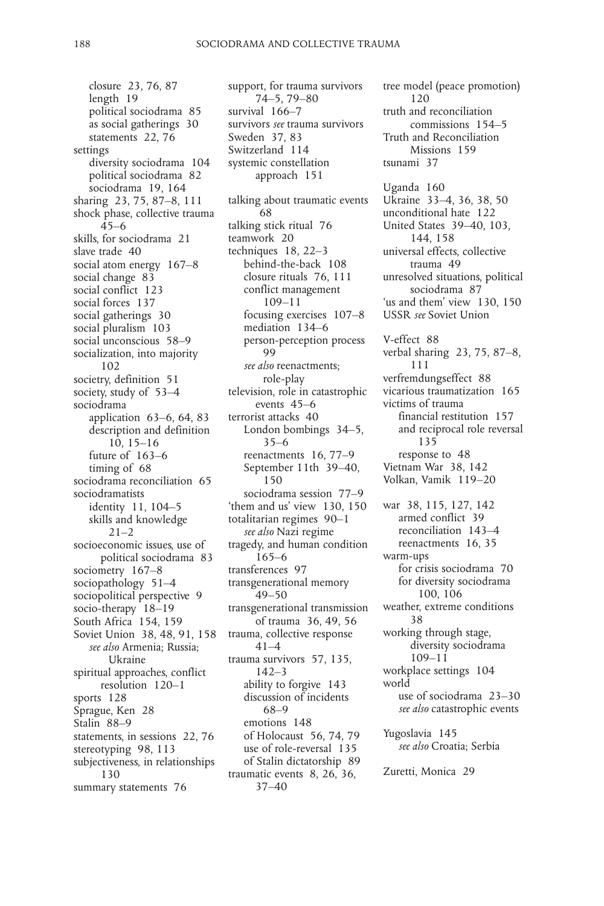closure 23, 76, 87
  length 19
  political sociodrama 85
  as social gatherings 30
  statements 22, 76
settings
  diversity sociodrama 104
  political sociodrama 82
  sociodrama 19, 164
sharing 23, 75, 87–8, 111
shock phase, collective trauma 45–6
skills, for sociodrama 21
slave trade 40
social atom energy 167–8
social change 83
social conflict 123
social forces 137
social gatherings 30
social pluralism 103
social unconscious 58–9
socialization, into majority 102
societry, definition 51
society, study of 53–4
sociodrama
  application 63–6, 64, 83
  description and definition 10, 15–16
  future of 163–6
  timing of 68
sociodrama reconciliation 65
sociodramatists
  identity 11, 104–5
  skills and knowledge 21–2
socioeconomic issues, use of political sociodrama 83
sociometry 167–8
sociopathology 51–4
sociopolitical perspective 9
socio-therapy 18–19
South Africa 154, 159
Soviet Union 38, 48, 91, 158
  *see also* Armenia; Russia; Ukraine
spiritual approaches, conflict resolution 120–1
sports 128
Sprague, Ken 28
Stalin 88–9
statements, in sessions 22, 76
stereotyping 98, 113
subjectiveness, in relationships 130
summary statements 76
support, for trauma survivors 74–5, 79–80
survival 166–7
survivors *see* trauma survivors
Sweden 37, 83
Switzerland 114
systemic constellation approach 151

talking about traumatic events 68
talking stick ritual 76
teamwork 20
techniques 18, 22–3
  behind-the-back 108
  closure rituals 76, 111
  conflict management 109–11
  focusing exercises 107–8
  mediation 134–6
  person-perception process 99
  *see also* reenactments; role-play
television, role in catastrophic events 45–6
terrorist attacks 40
  London bombings 34–5, 35–6
  reenactments 16, 77–9
  September 11th 39–40, 150
  sociodrama session 77–9
'them and us' view 130, 150
totalitarian regimes 90–1
  *see also* Nazi regime
tragedy, and human condition 165–6
transferences 97
transgenerational memory 49–50
transgenerational transmission of trauma 36, 49, 56
trauma, collective response 41–4
trauma survivors 57, 135, 142–3
  ability to forgive 143
  discussion of incidents 68–9
  emotions 148
  of Holocaust 56, 74, 79
  use of role-reversal 135
  of Stalin dictatorship 89
traumatic events 8, 26, 36, 37–40
tree model (peace promotion) 120
truth and reconciliation commissions 154–5
Truth and Reconciliation Missions 159
tsunami 37

Uganda 160
Ukraine 33–4, 36, 38, 50
unconditional hate 122
United States 39–40, 103, 144, 158
universal effects, collective trauma 49
unresolved situations, political sociodrama 87
'us and them' view 130, 150
USSR *see* Soviet Union

V-effect 88
verbal sharing 23, 75, 87–8, 111
verfremdungseffect 88
vicarious traumatization 165
victims of trauma
  financial restitution 157
  and reciprocal role reversal 135
  response to 48
Vietnam War 38, 142
Volkan, Vamik 119–20

war 38, 115, 127, 142
  armed conflict 39
  reconciliation 143–4
  reenactments 16, 35
warm-ups
  for crisis sociodrama 70
  for diversity sociodrama 100, 106
weather, extreme conditions 38
working through stage, diversity sociodrama 109–11
workplace settings 104
world
  use of sociodrama 23–30
  *see also* catastrophic events

Yugoslavia 145
  *see also* Croatia; Serbia

Zuretti, Monica 29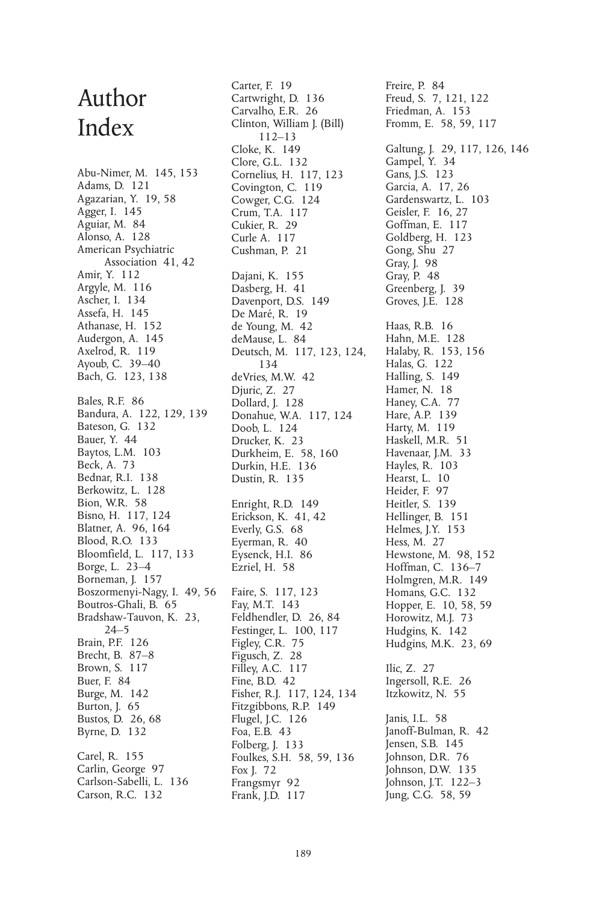# Author Index

Abu-Nimer, M. 145, 153
Adams, D. 121
Agazarian, Y. 19, 58
Agger, I. 145
Aguiar, M. 84
Alonso, A. 128
American Psychiatric Association 41, 42
Amir, Y. 112
Argyle, M. 116
Ascher, I. 134
Assefa, H. 145
Athanase, H. 152
Audergon, A. 145
Axelrod, R. 119
Ayoub, C. 39–40
Bach, G. 123, 138

Bales, R.F. 86
Bandura, A. 122, 129, 139
Bateson, G. 132
Bauer, Y. 44
Baytos, L.M. 103
Beck, A. 73
Bednar, R.I. 138
Berkowitz, L. 128
Bion, W.R. 58
Bisno, H. 117, 124
Blatner, A. 96, 164
Blood, R.O. 133
Bloomfield, L. 117, 133
Borge, L. 23–4
Borneman, J. 157
Boszormenyi-Nagy, I. 49, 56
Boutros-Ghali, B. 65
Bradshaw-Tauvon, K. 23, 24–5
Brain, P.F. 126
Brecht, B. 87–8
Brown, S. 117
Buer, F. 84
Burge, M. 142
Burton, J. 65
Bustos, D. 26, 68
Byrne, D. 132

Carel, R. 155
Carlin, George 97
Carlson-Sabelli, L. 136
Carson, R.C. 132
Carter, F. 19
Cartwright, D. 136
Carvalho, E.R. 26
Clinton, William J. (Bill) 112–13
Cloke, K. 149
Clore, G.L. 132
Cornelius, H. 117, 123
Covington, C. 119
Cowger, C.G. 124
Crum, T.A. 117
Cukier, R. 29
Curle A. 117
Cushman, P. 21

Dajani, K. 155
Dasberg, H. 41
Davenport, D.S. 149
De Maré, R. 19
de Young, M. 42
deMause, L. 84
Deutsch, M. 117, 123, 124, 134
deVries, M.W. 42
Djuric, Z. 27
Dollard, J. 128
Donahue, W.A. 117, 124
Doob, L. 124
Drucker, K. 23
Durkheim, E. 58, 160
Durkin, H.E. 136
Dustin, R. 135

Enright, R.D. 149
Erickson, K. 41, 42
Everly, G.S. 68
Eyerman, R. 40
Eysenck, H.I. 86
Ezriel, H. 58

Faire, S. 117, 123
Fay, M.T. 143
Feldhendler, D. 26, 84
Festinger, L. 100, 117
Figley, C.R. 75
Figusch, Z. 28
Filley, A.C. 117
Fine, B.D. 42
Fisher, R.J. 117, 124, 134
Fitzgibbons, R.P. 149
Flugel, J.C. 126
Foa, E.B. 43
Folberg, J. 133
Foulkes, S.H. 58, 59, 136
Fox J. 72
Frangsmyr 92
Frank, J.D. 117
Freire, P. 84
Freud, S. 7, 121, 122
Friedman, A. 153
Fromm, E. 58, 59, 117

Galtung, J. 29, 117, 126, 146
Gampel, Y. 34
Gans, J.S. 123
Garcia, A. 17, 26
Gardenswartz, L. 103
Geisler, F. 16, 27
Goffman, E. 117
Goldberg, H. 123
Gong, Shu 27
Gray, J. 98
Gray, P. 48
Greenberg, J. 39
Groves, J.E. 128

Haas, R.B. 16
Hahn, M.E. 128
Halaby, R. 153, 156
Halas, G. 122
Halling, S. 149
Hamer, N. 18
Haney, C.A. 77
Hare, A.P. 139
Harty, M. 119
Haskell, M.R. 51
Havenaar, J.M. 33
Hayles, R. 103
Hearst, L. 10
Heider, F. 97
Heitler, S. 139
Hellinger, B. 151
Helmes, J.Y. 153
Hess, M. 27
Hewstone, M. 98, 152
Hoffman, C. 136–7
Holmgren, M.R. 149
Homans, G.C. 132
Hopper, E. 10, 58, 59
Horowitz, M.J. 73
Hudgins, K. 142
Hudgins, M.K. 23, 69

Ilic, Z. 27
Ingersoll, R.E. 26
Itzkowitz, N. 55

Janis, I.L. 58
Janoff-Bulman, R. 42
Jensen, S.B. 145
Johnson, D.R. 76
Johnson, D.W. 135
Johnson, J.T. 122–3
Jung, C.G. 58, 59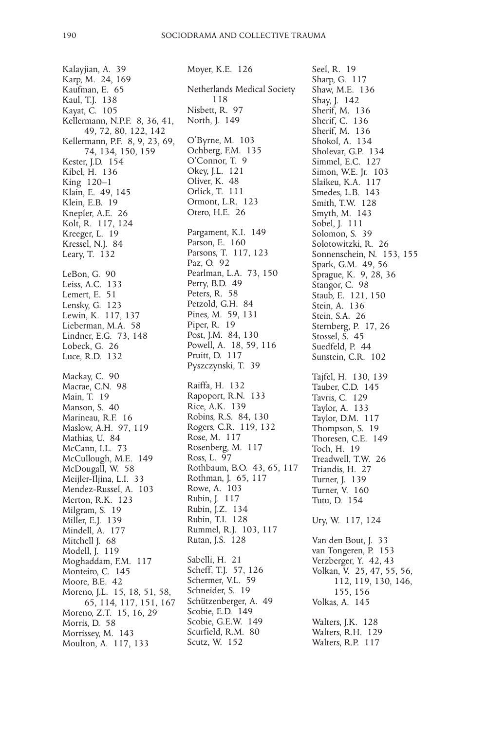Kalayjian, A. 39
Karp, M. 24, 169
Kaufman, E. 65
Kaul, T.J. 138
Kayat, C. 105
Kellermann, N.P.F. 8, 36, 41, 49, 72, 80, 122, 142
Kellermann, P.F. 8, 9, 23, 69, 74, 134, 150, 159
Kester, J.D. 154
Kibel, H. 136
King 120–1
Klain, E. 49, 145
Klein, E.B. 19
Knepler, A.E. 26
Kolt, R. 117, 124
Kreeger, L. 19
Kressel, N.J. 84
Leary, T. 132

LeBon, G. 90
Leiss, A.C. 133
Lemert, E. 51
Lensky, G. 123
Lewin, K. 117, 137
Lieberman, M.A. 58
Lindner, E.G. 73, 148
Lobeck, G. 26
Luce, R.D. 132

Mackay, C. 90
Macrae, C.N. 98
Main, T. 19
Manson, S. 40
Marineau, R.F. 16
Maslow, A.H. 97, 119
Mathias, U. 84
McCann, I.L. 73
McCullough, M.E. 149
McDougall, W. 58
Meijler-Iljina, L.I. 33
Mendez-Russel, A. 103
Merton, R.K. 123
Milgram, S. 19
Miller, E.J. 139
Mindell, A. 177
Mitchell J. 68
Modell, J. 119
Moghaddam, F.M. 117
Monteiro, C. 145
Moore, B.E. 42
Moreno, J.L. 15, 18, 51, 58, 65, 114, 117, 151, 167
Moreno, Z.T. 15, 16, 29
Morris, D. 58
Morrissey, M. 143
Moulton, A. 117, 133

Moyer, K.E. 126

Netherlands Medical Society 118
Nisbett, R. 97
North, J. 149

O'Byrne, M. 103
Ochberg, F.M. 135
O'Connor, T. 9
Okey, J.L. 121
Oliver, K. 48
Orlick, T. 111
Ormont, L.R. 123
Otero, H.E. 26

Pargament, K.I. 149
Parson, E. 160
Parsons, T. 117, 123
Paz, O. 92
Pearlman, L.A. 73, 150
Perry, B.D. 49
Peters, R. 58
Petzold, G.H. 84
Pines, M. 59, 131
Piper, R. 19
Post, J.M. 84, 130
Powell, A. 18, 59, 116
Pruitt, D. 117
Pyszczynski, T. 39

Raiffa, H. 132
Rapoport, R.N. 133
Rice, A.K. 139
Robins, R.S. 84, 130
Rogers, C.R. 119, 132
Rose, M. 117
Rosenberg, M. 117
Ross, L. 97
Rothbaum, B.O. 43, 65, 117
Rothman, J. 65, 117
Rowe, A. 103
Rubin, J. 117
Rubin, J.Z. 134
Rubin, T.I. 128
Rummel, R.J. 103, 117
Rutan, J.S. 128

Sabelli, H. 21
Scheff, T.J. 57, 126
Schermer, V.L. 59
Schneider, S. 19
Schützenberger, A. 49
Scobie, E.D. 149
Scobie, G.E.W. 149
Scurfield, R.M. 80
Scutz, W. 152

Seel, R. 19
Sharp, G. 117
Shaw, M.E. 136
Shay, J. 142
Sherif, M. 136
Sherif, C. 136
Sherif, M. 136
Shokol, A. 134
Sholevar, G.P. 134
Simmel, E.C. 127
Simon, W.E. Jr. 103
Slaikeu, K.A. 117
Smedes, L.B. 143
Smith, T.W. 128
Smyth, M. 143
Sobel, J. 111
Solomon, S. 39
Solotowitzki, R. 26
Sonnenschein, N. 153, 155
Spark, G.M. 49, 56
Sprague, K. 9, 28, 36
Stangor, C. 98
Staub, E. 121, 150
Stein, A. 136
Stein, S.A. 26
Sternberg, P. 17, 26
Stossel, S. 45
Suedfeld, P. 44
Sunstein, C.R. 102

Tajfel, H. 130, 139
Tauber, C.D. 145
Tavris, C. 129
Taylor, A. 133
Taylor, D.M. 117
Thompson, S. 19
Thoresen, C.E. 149
Toch, H. 19
Treadwell, T.W. 26
Triandis, H. 27
Turner, J. 139
Turner, V. 160
Tutu, D. 154

Ury, W. 117, 124

Van den Bout, J. 33
van Tongeren, P. 153
Verzberger, Y. 42, 43
Volkan, V. 25, 47, 55, 56, 112, 119, 130, 146, 155, 156
Volkas, A. 145

Walters, J.K. 128
Walters, R.H. 129
Walters, R.P. 117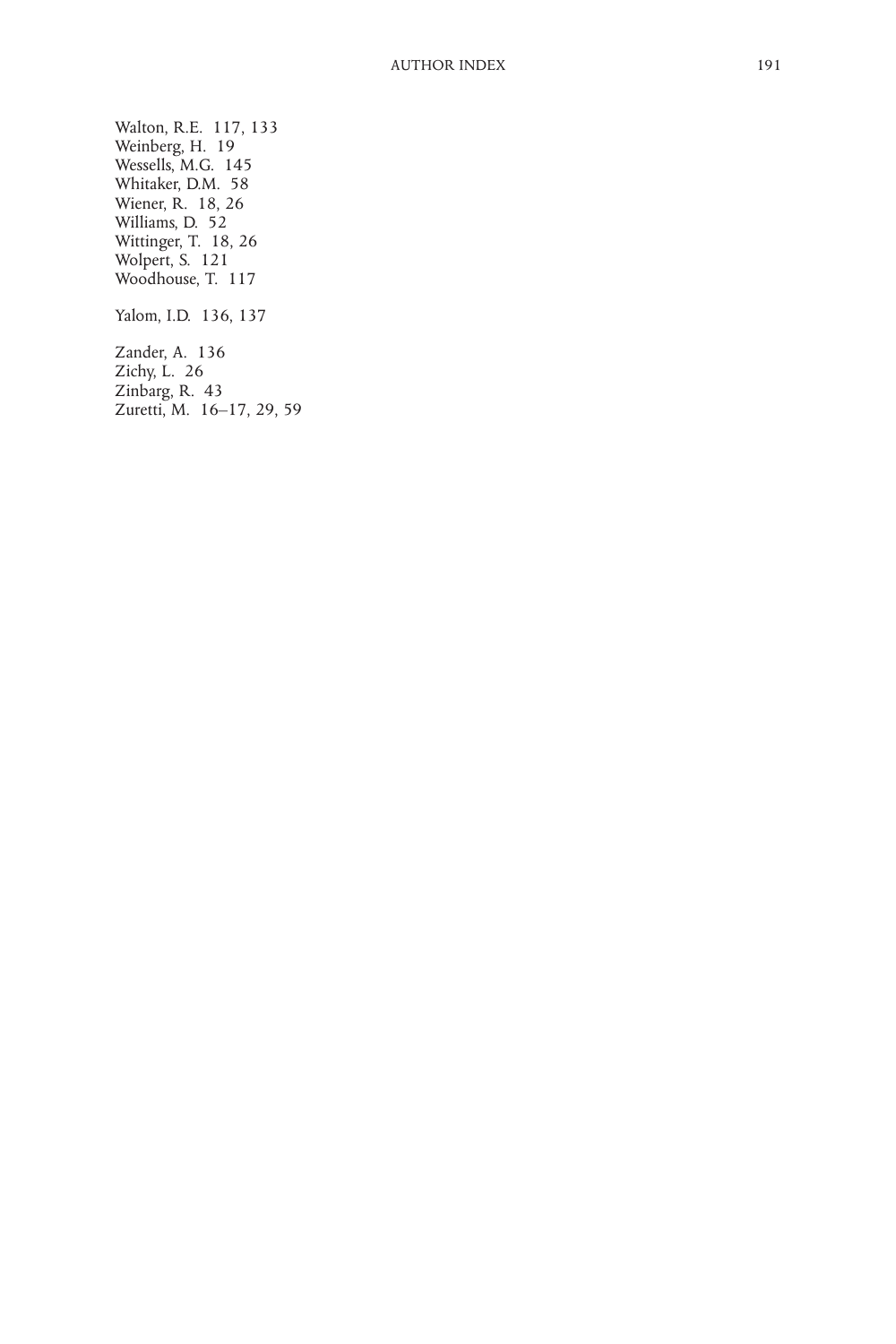Walton, R.E. 117, 133
Weinberg, H. 19
Wessells, M.G. 145
Whitaker, D.M. 58
Wiener, R. 18, 26
Williams, D. 52
Wittinger, T. 18, 26
Wolpert, S. 121
Woodhouse, T. 117

Yalom, I.D. 136, 137

Zander, A. 136
Zichy, L. 26
Zinbarg, R. 43
Zuretti, M. 16–17, 29, 59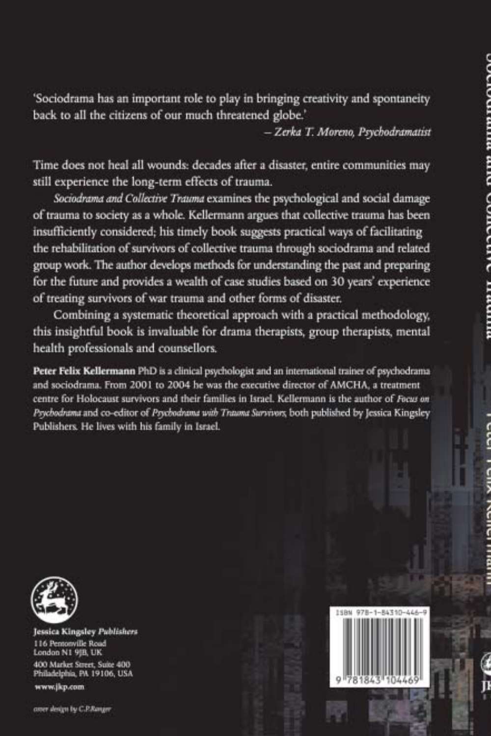'Sociodrama has an important role to play in bringing creativity and spontaneity back to all the citizens of our much threatened globe.'

*– Zerka T. Moreno, Psychodramatist*

Time does not heal all wounds: decades after a disaster, entire communities may still experience the long-term effects of trauma.

*Sociodrama and Collective Trauma* examines the psychological and social damage of trauma to society as a whole. Kellermann argues that collective trauma has been insufficiently considered; his timely book suggests practical ways of facilitating the rehabilitation of survivors of collective trauma through sociodrama and related group work. The author develops methods for understanding the past and preparing for the future and provides a wealth of case studies based on 30 years' experience of treating survivors of war trauma and other forms of disaster.

Combining a systematic theoretical approach with a practical methodology, this insightful book is invaluable for drama therapists, group therapists, mental health professionals and counsellors.

**Peter Felix Kellermann** PhD is a clinical psychologist and an international trainer of psychodrama and sociodrama. From 2001 to 2004 he was the executive director of AMCHA, a treatment centre for Holocaust survivors and their families in Israel. Kellermann is the author of *Focus on Psychodrama* and co-editor of *Psychodrama with Trauma Survivors*, both published by Jessica Kingsley Publishers. He lives with his family in Israel.

Sociodrama and Collective Trauma

Peter Felix Kellermann

**Jessica Kingsley *Publishers***
116 Pentonville Road
London N1 9JB, UK
400 Market Street, Suite 400
Philadelphia, PA 19106, USA
www.jkp.com

*cover design by C.P.Ranger*

ISBN 978-1-84310-446-9

9 781843 104469

JKP